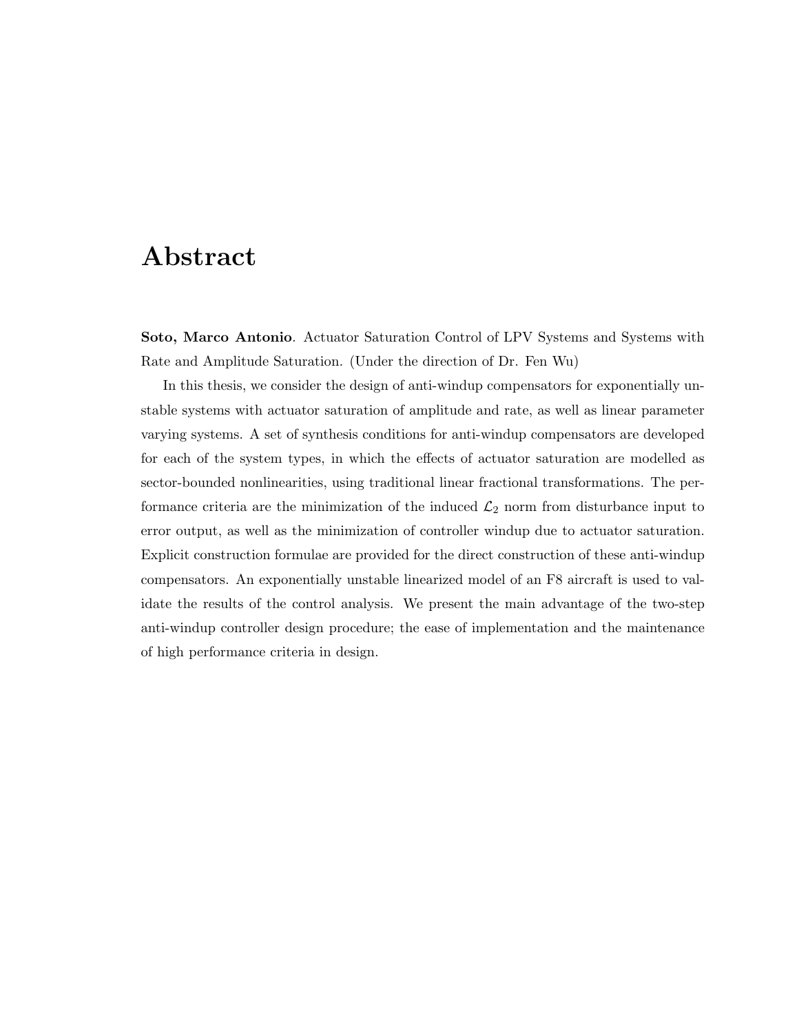# Abstract

**Soto, Marco Antonio**. Actuator Saturation Control of LPV Systems and Systems with Rate and Amplitude Saturation. (Under the direction of Dr. Fen Wu)

In this thesis, we consider the design of anti-windup compensators for exponentially unstable systems with actuator saturation of amplitude and rate, as well as linear parameter varying systems. A set of synthesis conditions for anti-windup compensators are developed for each of the system types, in which the effects of actuator saturation are modelled as sector-bounded nonlinearities, using traditional linear fractional transformations. The performance criteria are the minimization of the induced $\mathcal{L}_2$ norm from disturbance input to error output, as well as the minimization of controller windup due to actuator saturation. Explicit construction formulae are provided for the direct construction of these anti-windup compensators. An exponentially unstable linearized model of an F8 aircraft is used to validate the results of the control analysis. We present the main advantage of the two-step anti-windup controller design procedure; the ease of implementation and the maintenance of high performance criteria in design.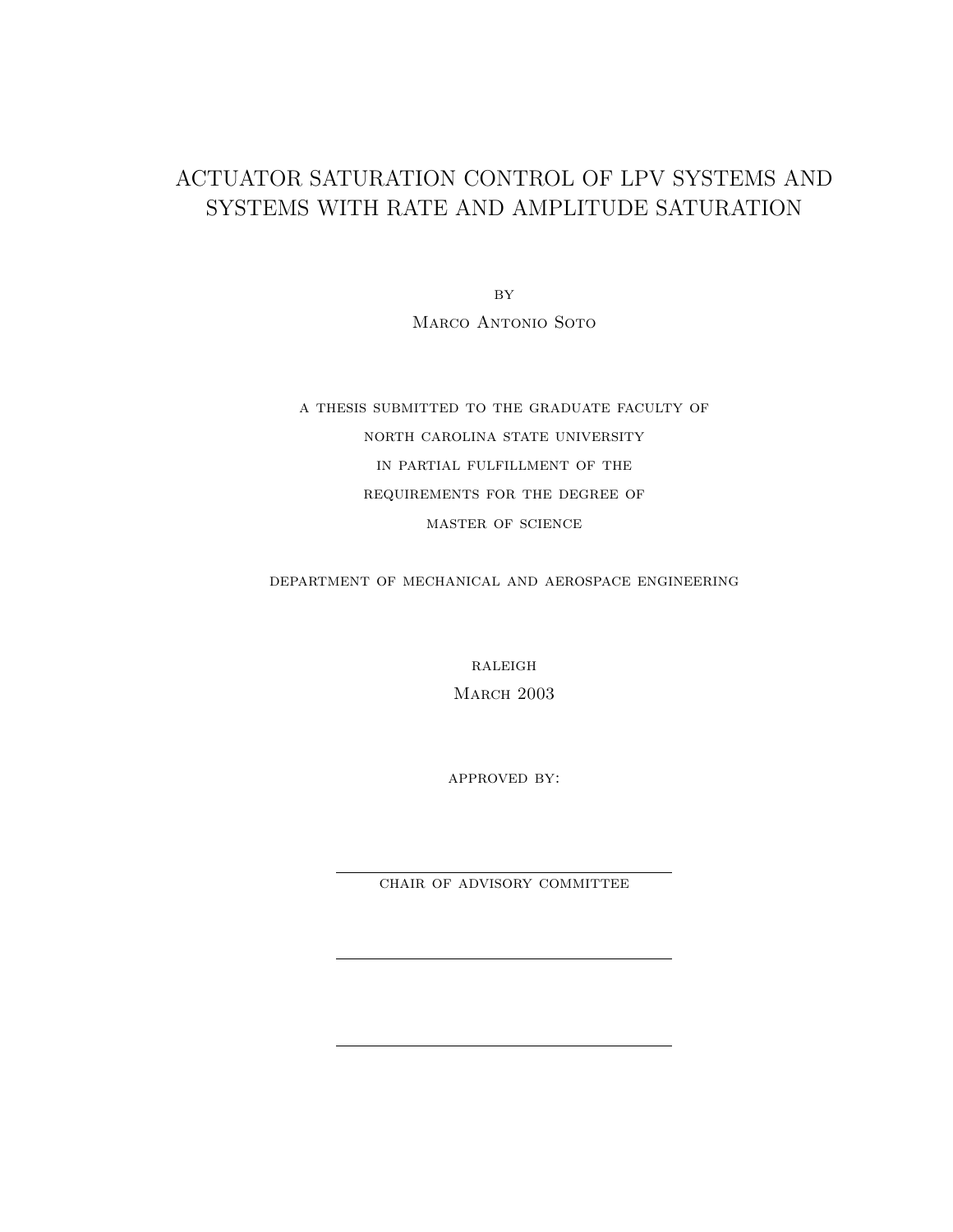# ACTUATOR SATURATION CONTROL OF LPV SYSTEMS AND SYSTEMS WITH RATE AND AMPLITUDE SATURATION

BY

MARCO ANTONIO SOTO

A THESIS SUBMITTED TO THE GRADUATE FACULTY OF

NORTH CAROLINA STATE UNIVERSITY

IN PARTIAL FULFILLMENT OF THE

REQUIREMENTS FOR THE DEGREE OF

MASTER OF SCIENCE

DEPARTMENT OF MECHANICAL AND AEROSPACE ENGINEERING

RALEIGH

MARCH 2003

APPROVED BY:

CHAIR OF ADVISORY COMMITTEE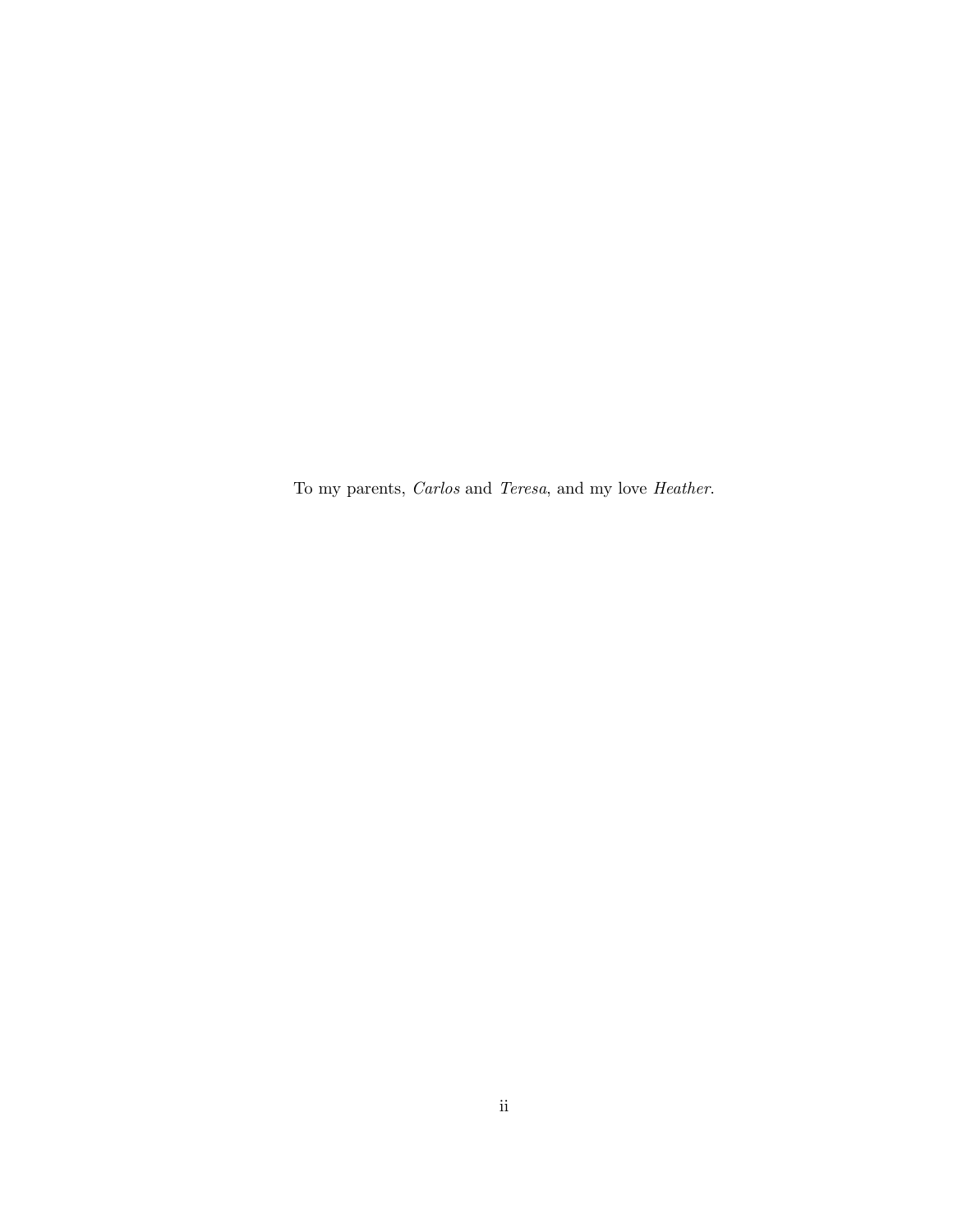To my parents, *Carlos* and *Teresa*, and my love *Heather*.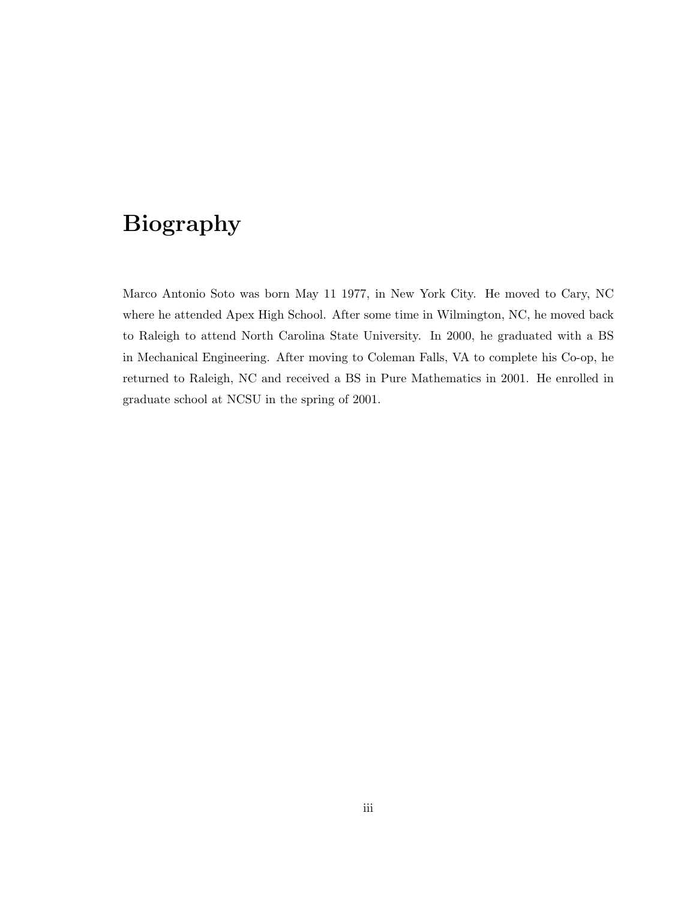# Biography

Marco Antonio Soto was born May 11 1977, in New York City. He moved to Cary, NC where he attended Apex High School. After some time in Wilmington, NC, he moved back to Raleigh to attend North Carolina State University. In 2000, he graduated with a BS in Mechanical Engineering. After moving to Coleman Falls, VA to complete his Co-op, he returned to Raleigh, NC and received a BS in Pure Mathematics in 2001. He enrolled in graduate school at NCSU in the spring of 2001.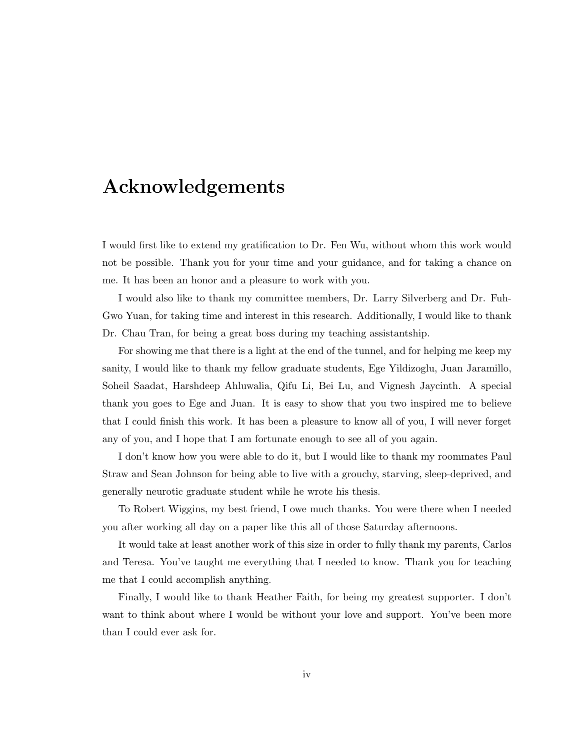# Acknowledgements

I would first like to extend my gratification to Dr. Fen Wu, without whom this work would not be possible. Thank you for your time and your guidance, and for taking a chance on me. It has been an honor and a pleasure to work with you.

I would also like to thank my committee members, Dr. Larry Silverberg and Dr. Fuh-Gwo Yuan, for taking time and interest in this research. Additionally, I would like to thank Dr. Chau Tran, for being a great boss during my teaching assistantship.

For showing me that there is a light at the end of the tunnel, and for helping me keep my sanity, I would like to thank my fellow graduate students, Ege Yildizoglu, Juan Jaramillo, Soheil Saadat, Harshdeep Ahluwalia, Qifu Li, Bei Lu, and Vignesh Jaycinth. A special thank you goes to Ege and Juan. It is easy to show that you two inspired me to believe that I could finish this work. It has been a pleasure to know all of you, I will never forget any of you, and I hope that I am fortunate enough to see all of you again.

I don't know how you were able to do it, but I would like to thank my roommates Paul Straw and Sean Johnson for being able to live with a grouchy, starving, sleep-deprived, and generally neurotic graduate student while he wrote his thesis.

To Robert Wiggins, my best friend, I owe much thanks. You were there when I needed you after working all day on a paper like this all of those Saturday afternoons.

It would take at least another work of this size in order to fully thank my parents, Carlos and Teresa. You've taught me everything that I needed to know. Thank you for teaching me that I could accomplish anything.

Finally, I would like to thank Heather Faith, for being my greatest supporter. I don't want to think about where I would be without your love and support. You've been more than I could ever ask for.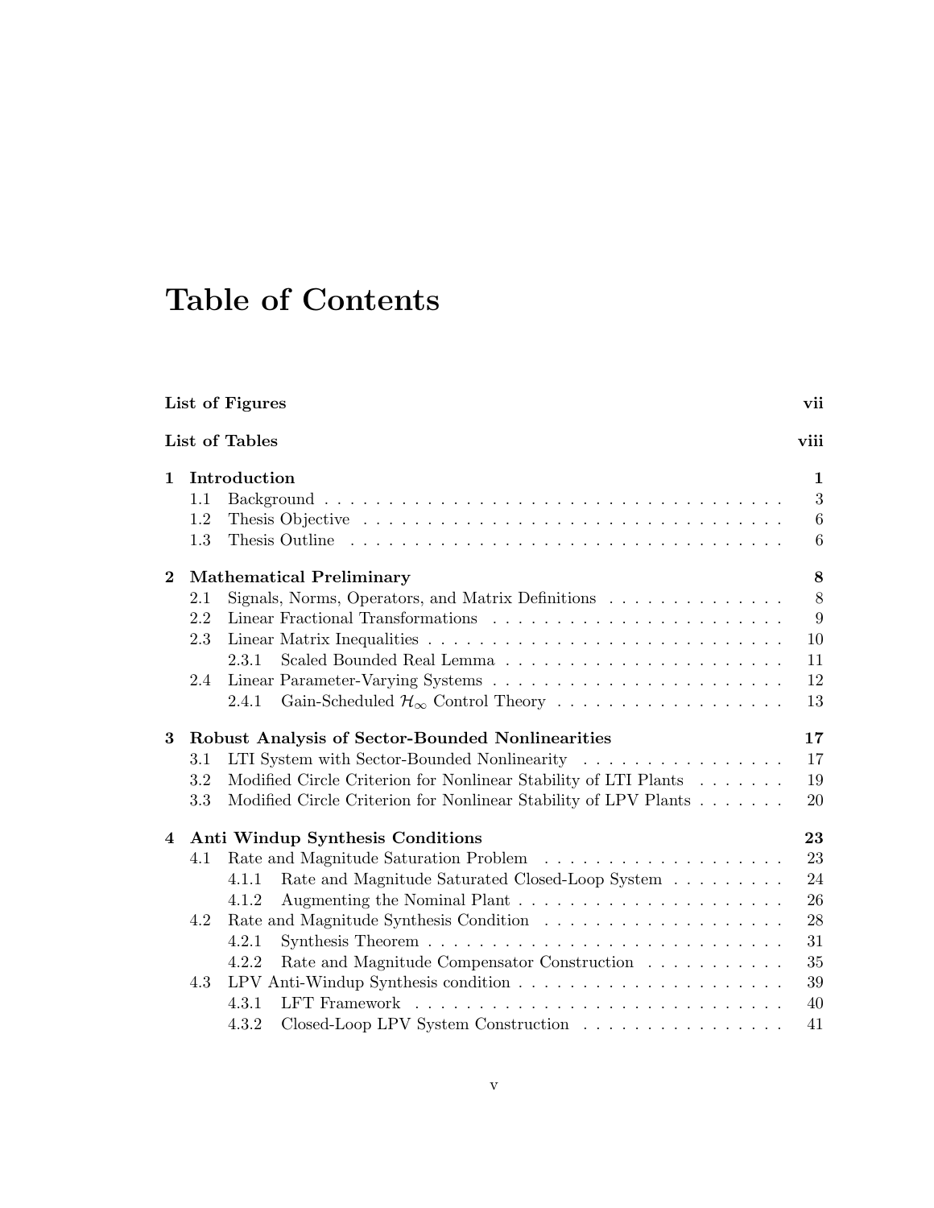# Table of Contents

**List of Figures** **vii**

**List of Tables** **viii**

**1 Introduction** **1**

- 1.1 Background . . . . . . . . . . . . . . . . . . . . . . . . . . . . . . . . . . . . 3
- 1.2 Thesis Objective . . . . . . . . . . . . . . . . . . . . . . . . . . . . . . . . . 6
- 1.3 Thesis Outline . . . . . . . . . . . . . . . . . . . . . . . . . . . . . . . . . . 6

**2 Mathematical Preliminary** **8**

- 2.1 Signals, Norms, Operators, and Matrix Definitions . . . . . . . . . . . . . . 8
- 2.2 Linear Fractional Transformations . . . . . . . . . . . . . . . . . . . . . . . 9
- 2.3 Linear Matrix Inequalities . . . . . . . . . . . . . . . . . . . . . . . . . . . 10
  - 2.3.1 Scaled Bounded Real Lemma . . . . . . . . . . . . . . . . . . . . . . 11
- 2.4 Linear Parameter-Varying Systems . . . . . . . . . . . . . . . . . . . . . . . 12
  - 2.4.1 Gain-Scheduled $\mathcal{H}_\infty$ Control Theory . . . . . . . . . . . . . . . . . . 13

**3 Robust Analysis of Sector-Bounded Nonlinearities** **17**

- 3.1 LTI System with Sector-Bounded Nonlinearity . . . . . . . . . . . . . . . . 17
- 3.2 Modified Circle Criterion for Nonlinear Stability of LTI Plants . . . . . . . 19
- 3.3 Modified Circle Criterion for Nonlinear Stability of LPV Plants . . . . . . . 20

**4 Anti Windup Synthesis Conditions** **23**

- 4.1 Rate and Magnitude Saturation Problem . . . . . . . . . . . . . . . . . . . 23
  - 4.1.1 Rate and Magnitude Saturated Closed-Loop System . . . . . . . . . 24
  - 4.1.2 Augmenting the Nominal Plant . . . . . . . . . . . . . . . . . . . . . 26
- 4.2 Rate and Magnitude Synthesis Condition . . . . . . . . . . . . . . . . . . . 28
  - 4.2.1 Synthesis Theorem . . . . . . . . . . . . . . . . . . . . . . . . . . . . 31
  - 4.2.2 Rate and Magnitude Compensator Construction . . . . . . . . . . . 35
- 4.3 LPV Anti-Windup Synthesis condition . . . . . . . . . . . . . . . . . . . . . 39
  - 4.3.1 LFT Framework . . . . . . . . . . . . . . . . . . . . . . . . . . . . . 40
  - 4.3.2 Closed-Loop LPV System Construction . . . . . . . . . . . . . . . . 41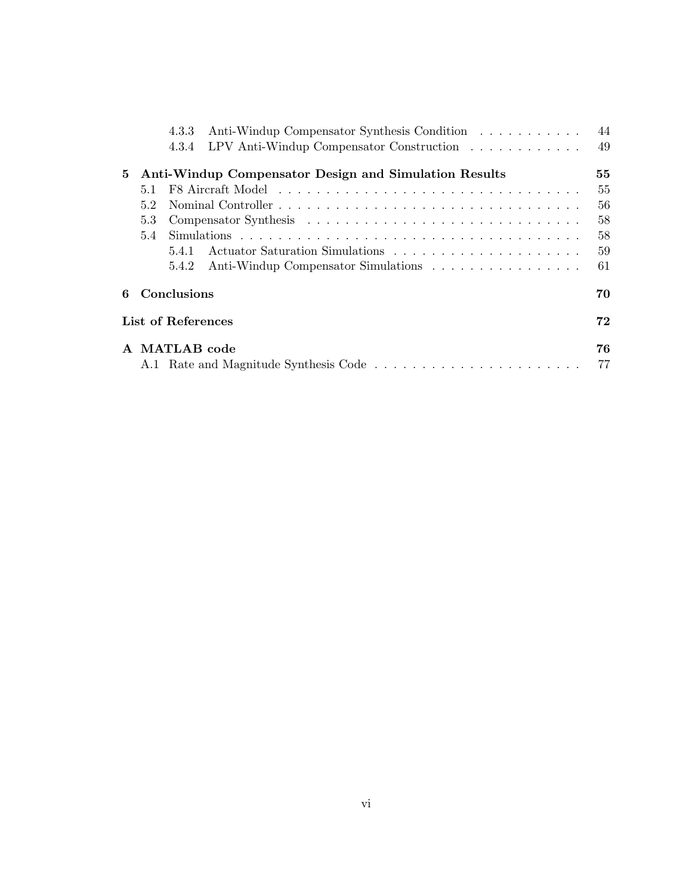4.3.3 Anti-Windup Compensator Synthesis Condition . . . . . . . . . . . 44
4.3.4 LPV Anti-Windup Compensator Construction . . . . . . . . . . . . 49

**5 Anti-Windup Compensator Design and Simulation Results 55**

5.1 F8 Aircraft Model . . . . . . . . . . . . . . . . . . . . . . . . . . . . . . . . 55
5.2 Nominal Controller . . . . . . . . . . . . . . . . . . . . . . . . . . . . . . . . 56
5.3 Compensator Synthesis . . . . . . . . . . . . . . . . . . . . . . . . . . . . . 58
5.4 Simulations . . . . . . . . . . . . . . . . . . . . . . . . . . . . . . . . . . . . 58
5.4.1 Actuator Saturation Simulations . . . . . . . . . . . . . . . . . . . . 59
5.4.2 Anti-Windup Compensator Simulations . . . . . . . . . . . . . . . . 61

**6 Conclusions 70**

**List of References 72**

**A MATLAB code 76**

A.1 Rate and Magnitude Synthesis Code . . . . . . . . . . . . . . . . . . . . . . 77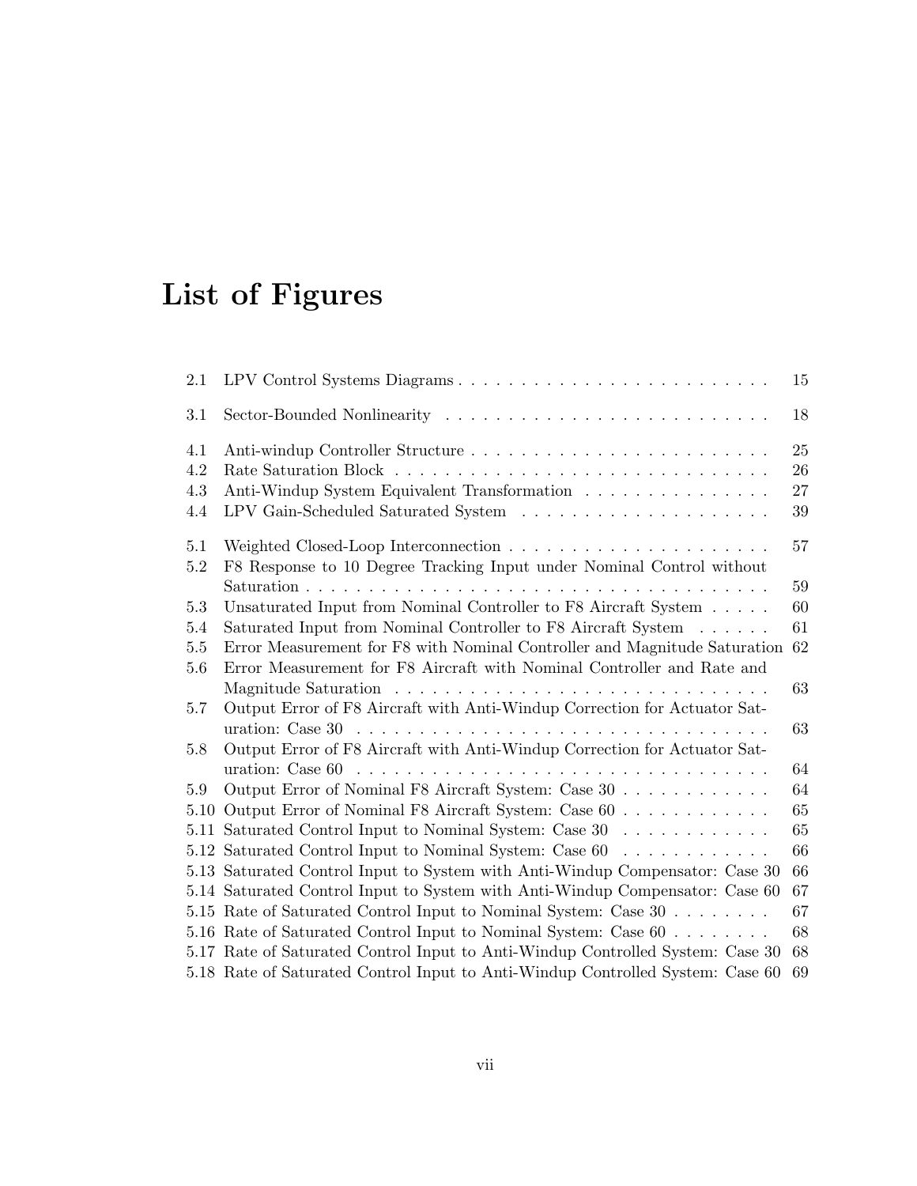# List of Figures

| | | |
|---|---|---|
| 2.1 | LPV Control Systems Diagrams | 15 |
| 3.1 | Sector-Bounded Nonlinearity | 18 |
| 4.1 | Anti-windup Controller Structure | 25 |
| 4.2 | Rate Saturation Block | 26 |
| 4.3 | Anti-Windup System Equivalent Transformation | 27 |
| 4.4 | LPV Gain-Scheduled Saturated System | 39 |
| 5.1 | Weighted Closed-Loop Interconnection | 57 |
| 5.2 | F8 Response to 10 Degree Tracking Input under Nominal Control without Saturation | 59 |
| 5.3 | Unsaturated Input from Nominal Controller to F8 Aircraft System | 60 |
| 5.4 | Saturated Input from Nominal Controller to F8 Aircraft System | 61 |
| 5.5 | Error Measurement for F8 with Nominal Controller and Magnitude Saturation | 62 |
| 5.6 | Error Measurement for F8 Aircraft with Nominal Controller and Rate and Magnitude Saturation | 63 |
| 5.7 | Output Error of F8 Aircraft with Anti-Windup Correction for Actuator Saturation: Case 30 | 63 |
| 5.8 | Output Error of F8 Aircraft with Anti-Windup Correction for Actuator Saturation: Case 60 | 64 |
| 5.9 | Output Error of Nominal F8 Aircraft System: Case 30 | 64 |
| 5.10 | Output Error of Nominal F8 Aircraft System: Case 60 | 65 |
| 5.11 | Saturated Control Input to Nominal System: Case 30 | 65 |
| 5.12 | Saturated Control Input to Nominal System: Case 60 | 66 |
| 5.13 | Saturated Control Input to System with Anti-Windup Compensator: Case 30 | 66 |
| 5.14 | Saturated Control Input to System with Anti-Windup Compensator: Case 60 | 67 |
| 5.15 | Rate of Saturated Control Input to Nominal System: Case 30 | 67 |
| 5.16 | Rate of Saturated Control Input to Nominal System: Case 60 | 68 |
| 5.17 | Rate of Saturated Control Input to Anti-Windup Controlled System: Case 30 | 68 |
| 5.18 | Rate of Saturated Control Input to Anti-Windup Controlled System: Case 60 | 69 |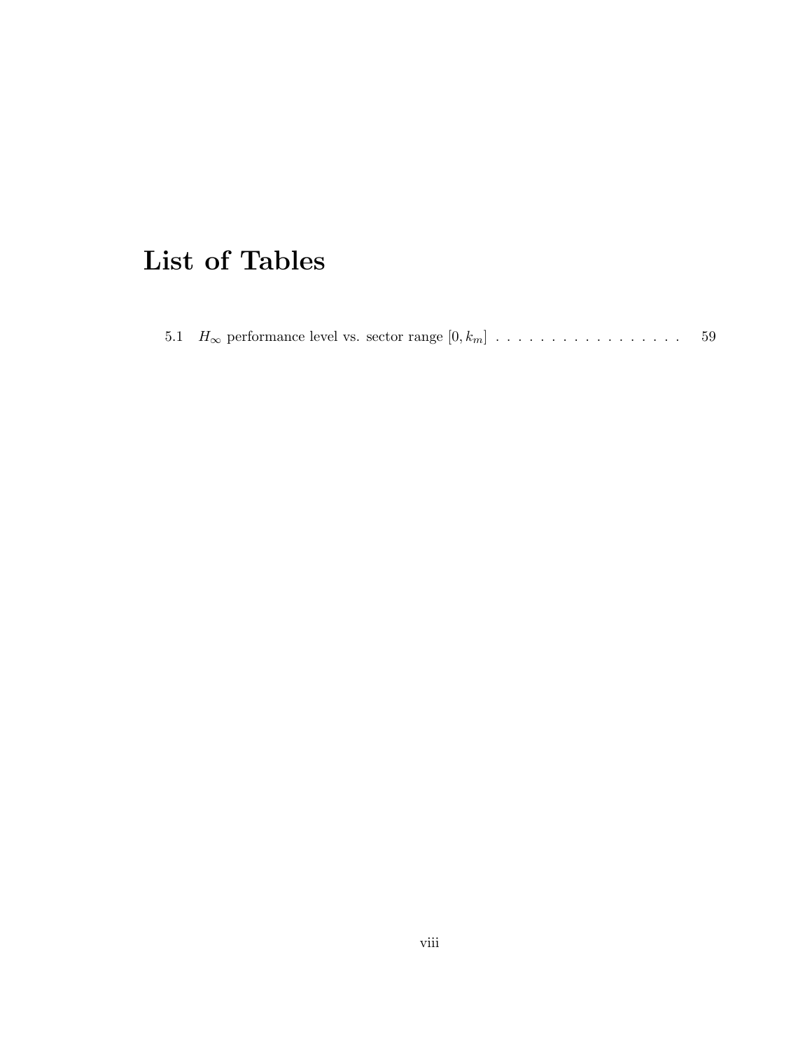# List of Tables

5.1 $H_\infty$ performance level vs. sector range $[0, k_m]$ . . . . . . . . . . . . . . . . . . 59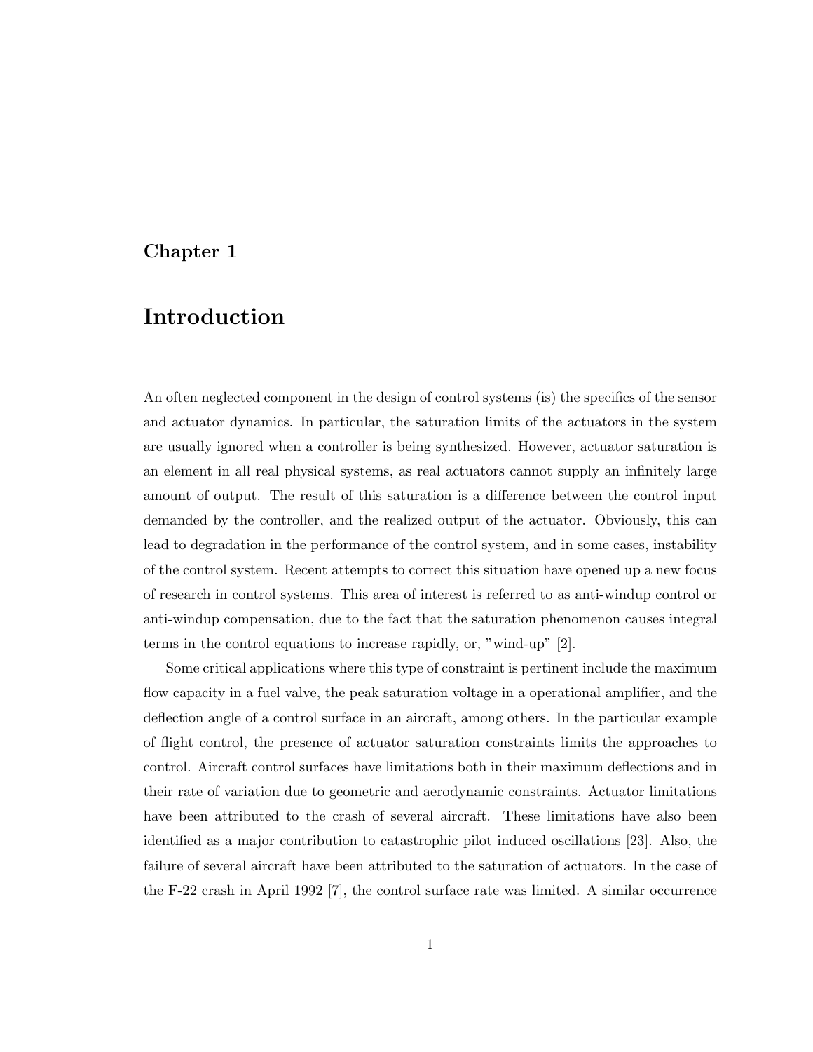# Chapter 1

# Introduction

An often neglected component in the design of control systems (is) the specifics of the sensor and actuator dynamics. In particular, the saturation limits of the actuators in the system are usually ignored when a controller is being synthesized. However, actuator saturation is an element in all real physical systems, as real actuators cannot supply an infinitely large amount of output. The result of this saturation is a difference between the control input demanded by the controller, and the realized output of the actuator. Obviously, this can lead to degradation in the performance of the control system, and in some cases, instability of the control system. Recent attempts to correct this situation have opened up a new focus of research in control systems. This area of interest is referred to as anti-windup control or anti-windup compensation, due to the fact that the saturation phenomenon causes integral terms in the control equations to increase rapidly, or, "wind-up" [2].

Some critical applications where this type of constraint is pertinent include the maximum flow capacity in a fuel valve, the peak saturation voltage in a operational amplifier, and the deflection angle of a control surface in an aircraft, among others. In the particular example of flight control, the presence of actuator saturation constraints limits the approaches to control. Aircraft control surfaces have limitations both in their maximum deflections and in their rate of variation due to geometric and aerodynamic constraints. Actuator limitations have been attributed to the crash of several aircraft. These limitations have also been identified as a major contribution to catastrophic pilot induced oscillations [23]. Also, the failure of several aircraft have been attributed to the saturation of actuators. In the case of the F-22 crash in April 1992 [7], the control surface rate was limited. A similar occurrence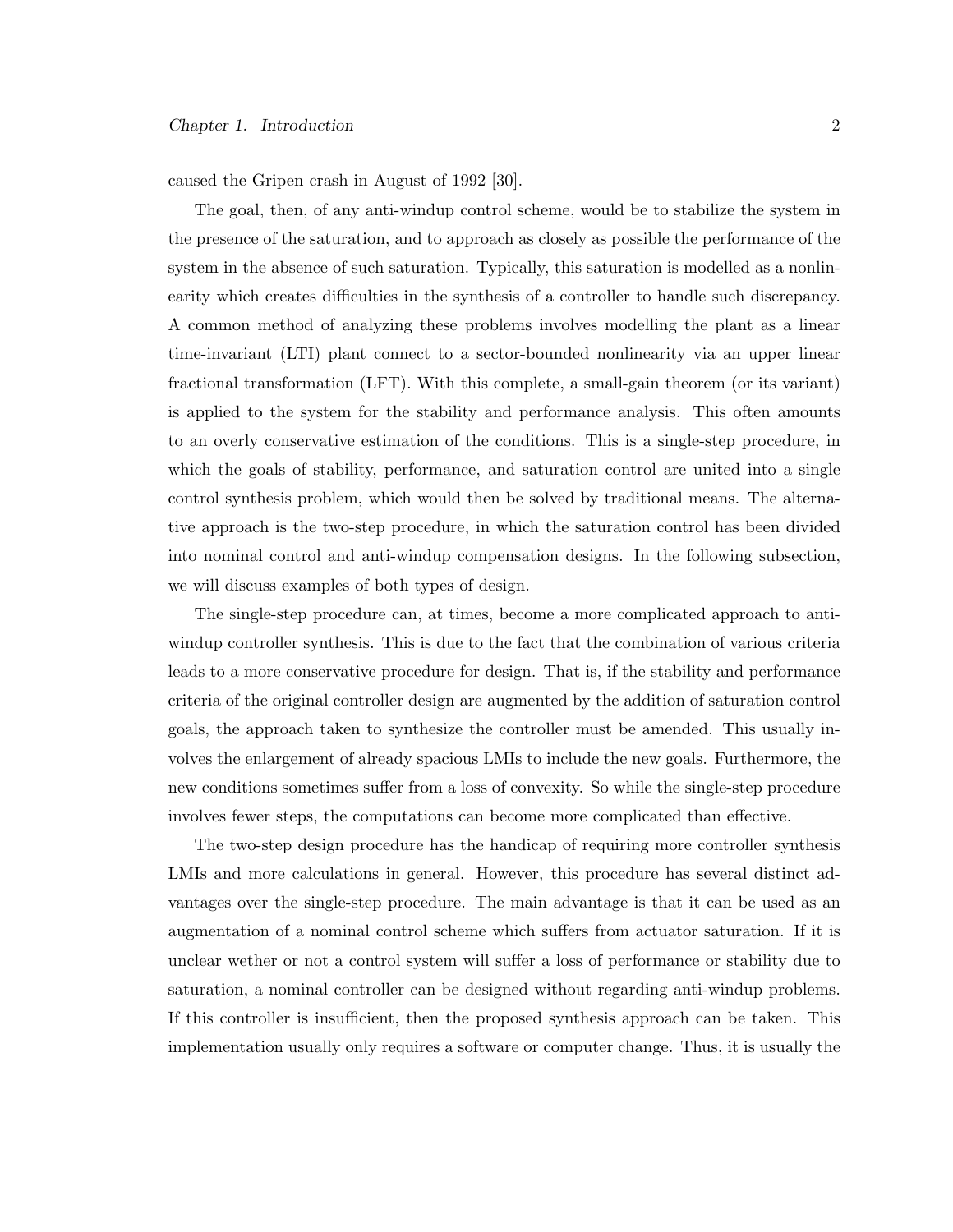caused the Gripen crash in August of 1992 [30].

The goal, then, of any anti-windup control scheme, would be to stabilize the system in the presence of the saturation, and to approach as closely as possible the performance of the system in the absence of such saturation. Typically, this saturation is modelled as a nonlinearity which creates difficulties in the synthesis of a controller to handle such discrepancy. A common method of analyzing these problems involves modelling the plant as a linear time-invariant (LTI) plant connect to a sector-bounded nonlinearity via an upper linear fractional transformation (LFT). With this complete, a small-gain theorem (or its variant) is applied to the system for the stability and performance analysis. This often amounts to an overly conservative estimation of the conditions. This is a single-step procedure, in which the goals of stability, performance, and saturation control are united into a single control synthesis problem, which would then be solved by traditional means. The alternative approach is the two-step procedure, in which the saturation control has been divided into nominal control and anti-windup compensation designs. In the following subsection, we will discuss examples of both types of design.

The single-step procedure can, at times, become a more complicated approach to anti-windup controller synthesis. This is due to the fact that the combination of various criteria leads to a more conservative procedure for design. That is, if the stability and performance criteria of the original controller design are augmented by the addition of saturation control goals, the approach taken to synthesize the controller must be amended. This usually involves the enlargement of already spacious LMIs to include the new goals. Furthermore, the new conditions sometimes suffer from a loss of convexity. So while the single-step procedure involves fewer steps, the computations can become more complicated than effective.

The two-step design procedure has the handicap of requiring more controller synthesis LMIs and more calculations in general. However, this procedure has several distinct advantages over the single-step procedure. The main advantage is that it can be used as an augmentation of a nominal control scheme which suffers from actuator saturation. If it is unclear wether or not a control system will suffer a loss of performance or stability due to saturation, a nominal controller can be designed without regarding anti-windup problems. If this controller is insufficient, then the proposed synthesis approach can be taken. This implementation usually only requires a software or computer change. Thus, it is usually the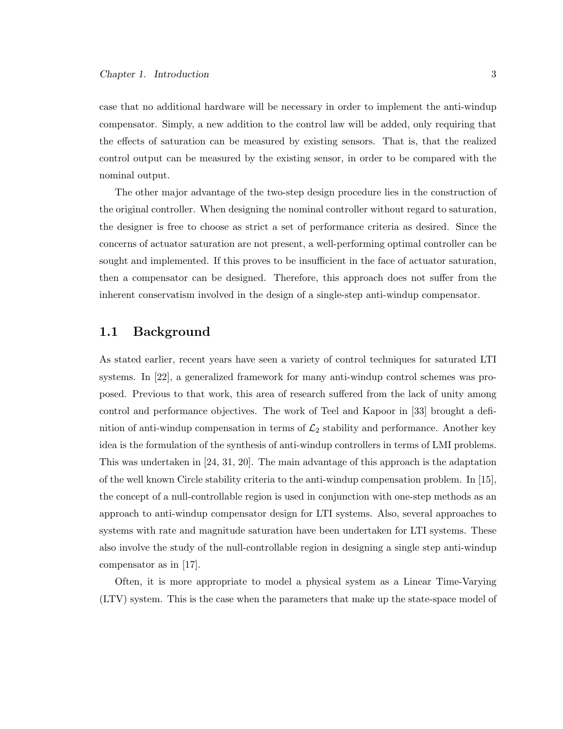case that no additional hardware will be necessary in order to implement the anti-windup compensator. Simply, a new addition to the control law will be added, only requiring that the effects of saturation can be measured by existing sensors. That is, that the realized control output can be measured by the existing sensor, in order to be compared with the nominal output.

The other major advantage of the two-step design procedure lies in the construction of the original controller. When designing the nominal controller without regard to saturation, the designer is free to choose as strict a set of performance criteria as desired. Since the concerns of actuator saturation are not present, a well-performing optimal controller can be sought and implemented. If this proves to be insufficient in the face of actuator saturation, then a compensator can be designed. Therefore, this approach does not suffer from the inherent conservatism involved in the design of a single-step anti-windup compensator.

## 1.1 Background

As stated earlier, recent years have seen a variety of control techniques for saturated LTI systems. In [22], a generalized framework for many anti-windup control schemes was proposed. Previous to that work, this area of research suffered from the lack of unity among control and performance objectives. The work of Teel and Kapoor in [33] brought a definition of anti-windup compensation in terms of $\mathcal{L}_2$ stability and performance. Another key idea is the formulation of the synthesis of anti-windup controllers in terms of LMI problems. This was undertaken in [24, 31, 20]. The main advantage of this approach is the adaptation of the well known Circle stability criteria to the anti-windup compensation problem. In [15], the concept of a null-controllable region is used in conjunction with one-step methods as an approach to anti-windup compensator design for LTI systems. Also, several approaches to systems with rate and magnitude saturation have been undertaken for LTI systems. These also involve the study of the null-controllable region in designing a single step anti-windup compensator as in [17].

Often, it is more appropriate to model a physical system as a Linear Time-Varying (LTV) system. This is the case when the parameters that make up the state-space model of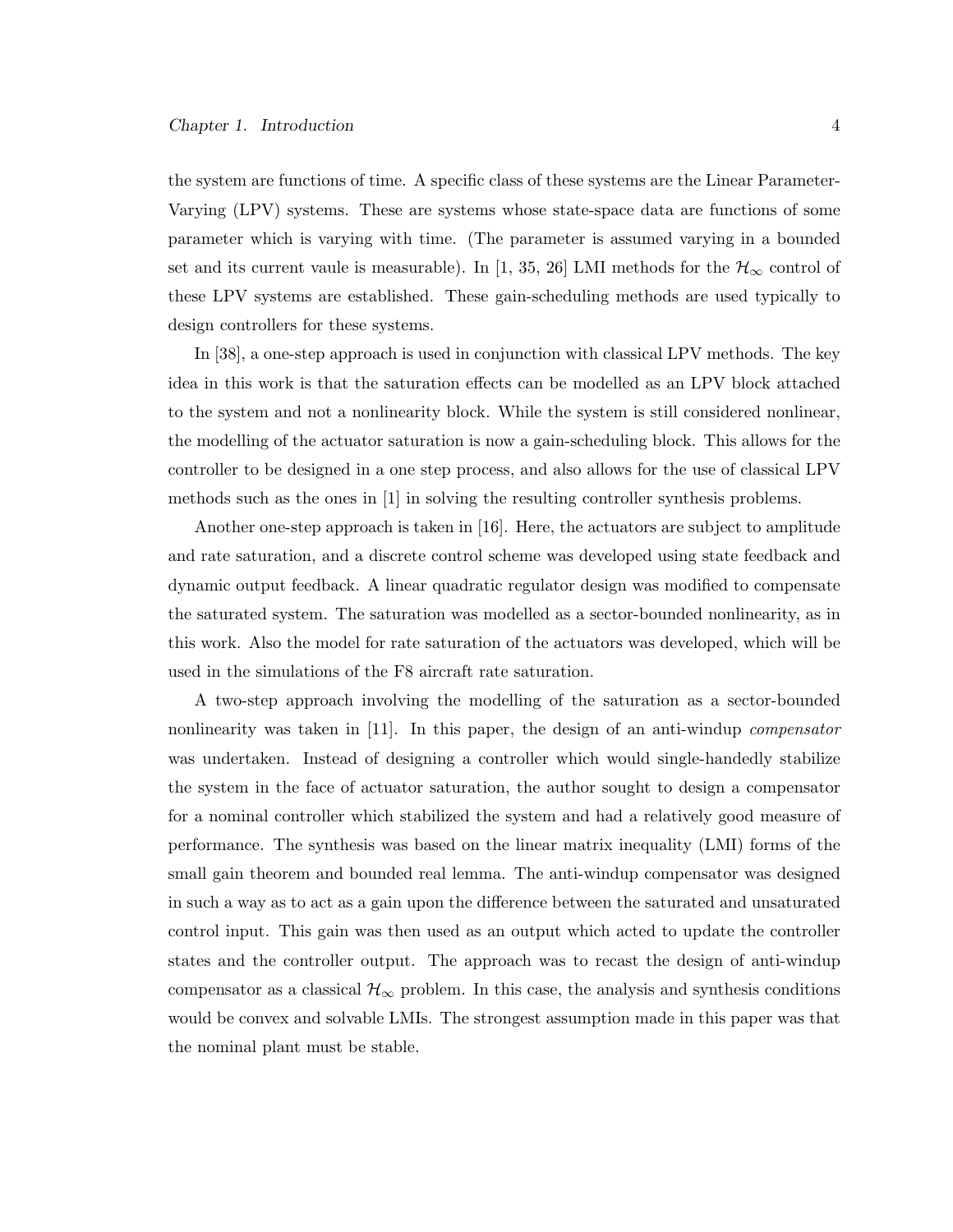the system are functions of time. A specific class of these systems are the Linear Parameter-Varying (LPV) systems. These are systems whose state-space data are functions of some parameter which is varying with time. (The parameter is assumed varying in a bounded set and its current vaule is measurable). In [1, 35, 26] LMI methods for the $\mathcal{H}_\infty$ control of these LPV systems are established. These gain-scheduling methods are used typically to design controllers for these systems.

In [38], a one-step approach is used in conjunction with classical LPV methods. The key idea in this work is that the saturation effects can be modelled as an LPV block attached to the system and not a nonlinearity block. While the system is still considered nonlinear, the modelling of the actuator saturation is now a gain-scheduling block. This allows for the controller to be designed in a one step process, and also allows for the use of classical LPV methods such as the ones in [1] in solving the resulting controller synthesis problems.

Another one-step approach is taken in [16]. Here, the actuators are subject to amplitude and rate saturation, and a discrete control scheme was developed using state feedback and dynamic output feedback. A linear quadratic regulator design was modified to compensate the saturated system. The saturation was modelled as a sector-bounded nonlinearity, as in this work. Also the model for rate saturation of the actuators was developed, which will be used in the simulations of the F8 aircraft rate saturation.

A two-step approach involving the modelling of the saturation as a sector-bounded nonlinearity was taken in [11]. In this paper, the design of an anti-windup *compensator* was undertaken. Instead of designing a controller which would single-handedly stabilize the system in the face of actuator saturation, the author sought to design a compensator for a nominal controller which stabilized the system and had a relatively good measure of performance. The synthesis was based on the linear matrix inequality (LMI) forms of the small gain theorem and bounded real lemma. The anti-windup compensator was designed in such a way as to act as a gain upon the difference between the saturated and unsaturated control input. This gain was then used as an output which acted to update the controller states and the controller output. The approach was to recast the design of anti-windup compensator as a classical $\mathcal{H}_\infty$ problem. In this case, the analysis and synthesis conditions would be convex and solvable LMIs. The strongest assumption made in this paper was that the nominal plant must be stable.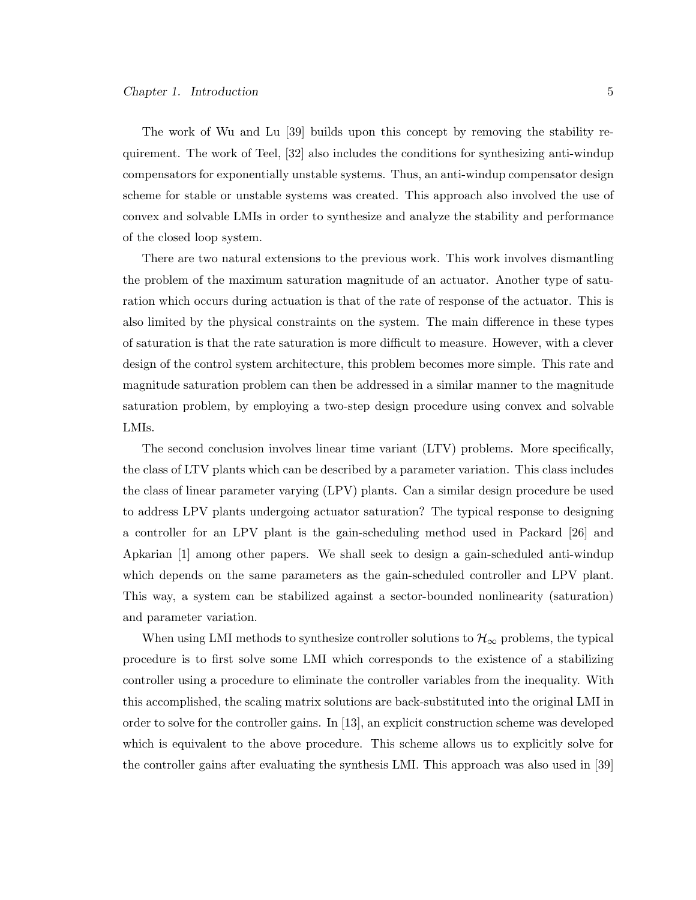The work of Wu and Lu [39] builds upon this concept by removing the stability requirement. The work of Teel, [32] also includes the conditions for synthesizing anti-windup compensators for exponentially unstable systems. Thus, an anti-windup compensator design scheme for stable or unstable systems was created. This approach also involved the use of convex and solvable LMIs in order to synthesize and analyze the stability and performance of the closed loop system.

There are two natural extensions to the previous work. This work involves dismantling the problem of the maximum saturation magnitude of an actuator. Another type of saturation which occurs during actuation is that of the rate of response of the actuator. This is also limited by the physical constraints on the system. The main difference in these types of saturation is that the rate saturation is more difficult to measure. However, with a clever design of the control system architecture, this problem becomes more simple. This rate and magnitude saturation problem can then be addressed in a similar manner to the magnitude saturation problem, by employing a two-step design procedure using convex and solvable LMIs.

The second conclusion involves linear time variant (LTV) problems. More specifically, the class of LTV plants which can be described by a parameter variation. This class includes the class of linear parameter varying (LPV) plants. Can a similar design procedure be used to address LPV plants undergoing actuator saturation? The typical response to designing a controller for an LPV plant is the gain-scheduling method used in Packard [26] and Apkarian [1] among other papers. We shall seek to design a gain-scheduled anti-windup which depends on the same parameters as the gain-scheduled controller and LPV plant. This way, a system can be stabilized against a sector-bounded nonlinearity (saturation) and parameter variation.

When using LMI methods to synthesize controller solutions to $\mathcal{H}_\infty$ problems, the typical procedure is to first solve some LMI which corresponds to the existence of a stabilizing controller using a procedure to eliminate the controller variables from the inequality. With this accomplished, the scaling matrix solutions are back-substituted into the original LMI in order to solve for the controller gains. In [13], an explicit construction scheme was developed which is equivalent to the above procedure. This scheme allows us to explicitly solve for the controller gains after evaluating the synthesis LMI. This approach was also used in [39]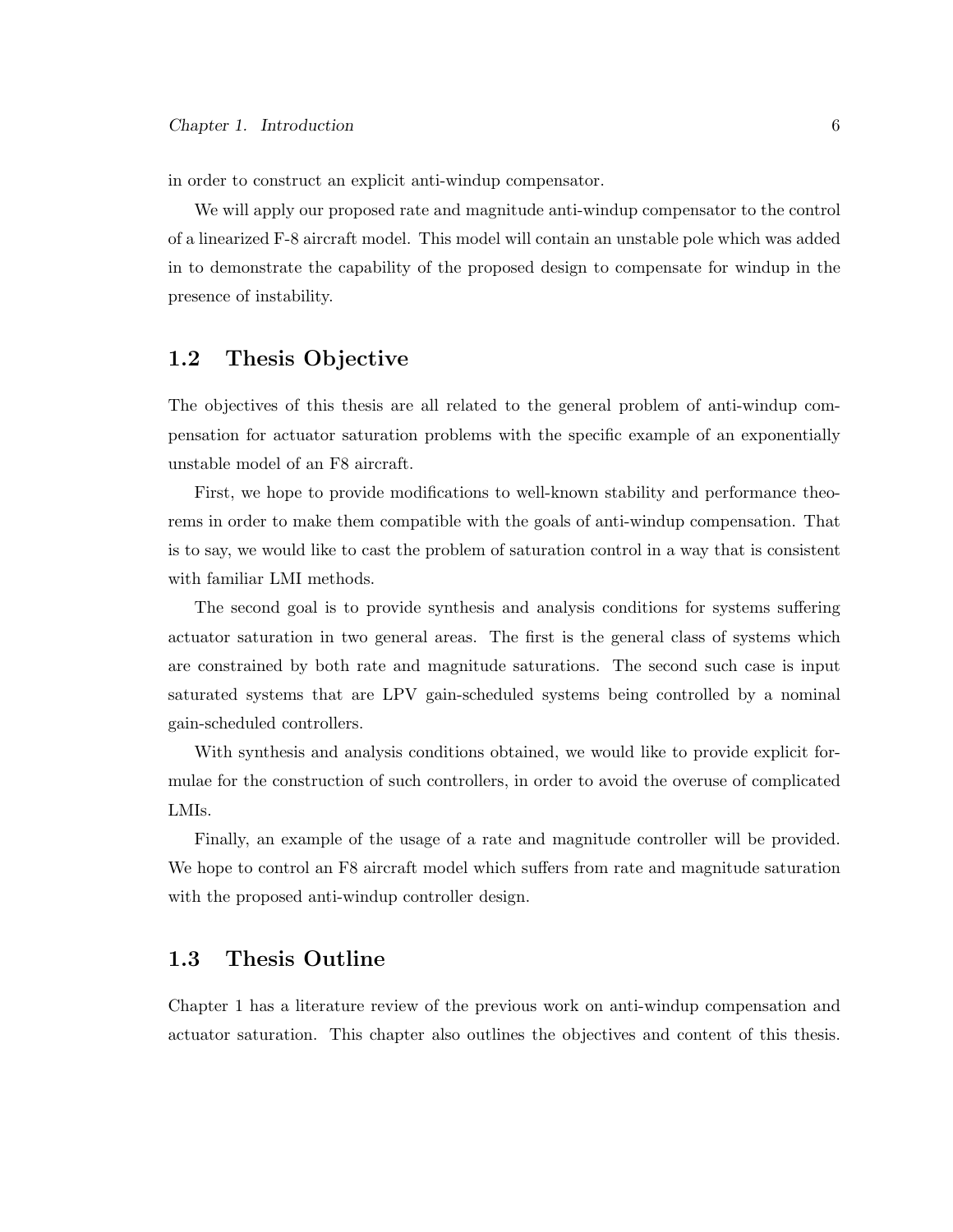in order to construct an explicit anti-windup compensator.

We will apply our proposed rate and magnitude anti-windup compensator to the control of a linearized F-8 aircraft model. This model will contain an unstable pole which was added in to demonstrate the capability of the proposed design to compensate for windup in the presence of instability.

## 1.2 Thesis Objective

The objectives of this thesis are all related to the general problem of anti-windup compensation for actuator saturation problems with the specific example of an exponentially unstable model of an F8 aircraft.

First, we hope to provide modifications to well-known stability and performance theorems in order to make them compatible with the goals of anti-windup compensation. That is to say, we would like to cast the problem of saturation control in a way that is consistent with familiar LMI methods.

The second goal is to provide synthesis and analysis conditions for systems suffering actuator saturation in two general areas. The first is the general class of systems which are constrained by both rate and magnitude saturations. The second such case is input saturated systems that are LPV gain-scheduled systems being controlled by a nominal gain-scheduled controllers.

With synthesis and analysis conditions obtained, we would like to provide explicit formulae for the construction of such controllers, in order to avoid the overuse of complicated LMIs.

Finally, an example of the usage of a rate and magnitude controller will be provided. We hope to control an F8 aircraft model which suffers from rate and magnitude saturation with the proposed anti-windup controller design.

## 1.3 Thesis Outline

Chapter 1 has a literature review of the previous work on anti-windup compensation and actuator saturation. This chapter also outlines the objectives and content of this thesis.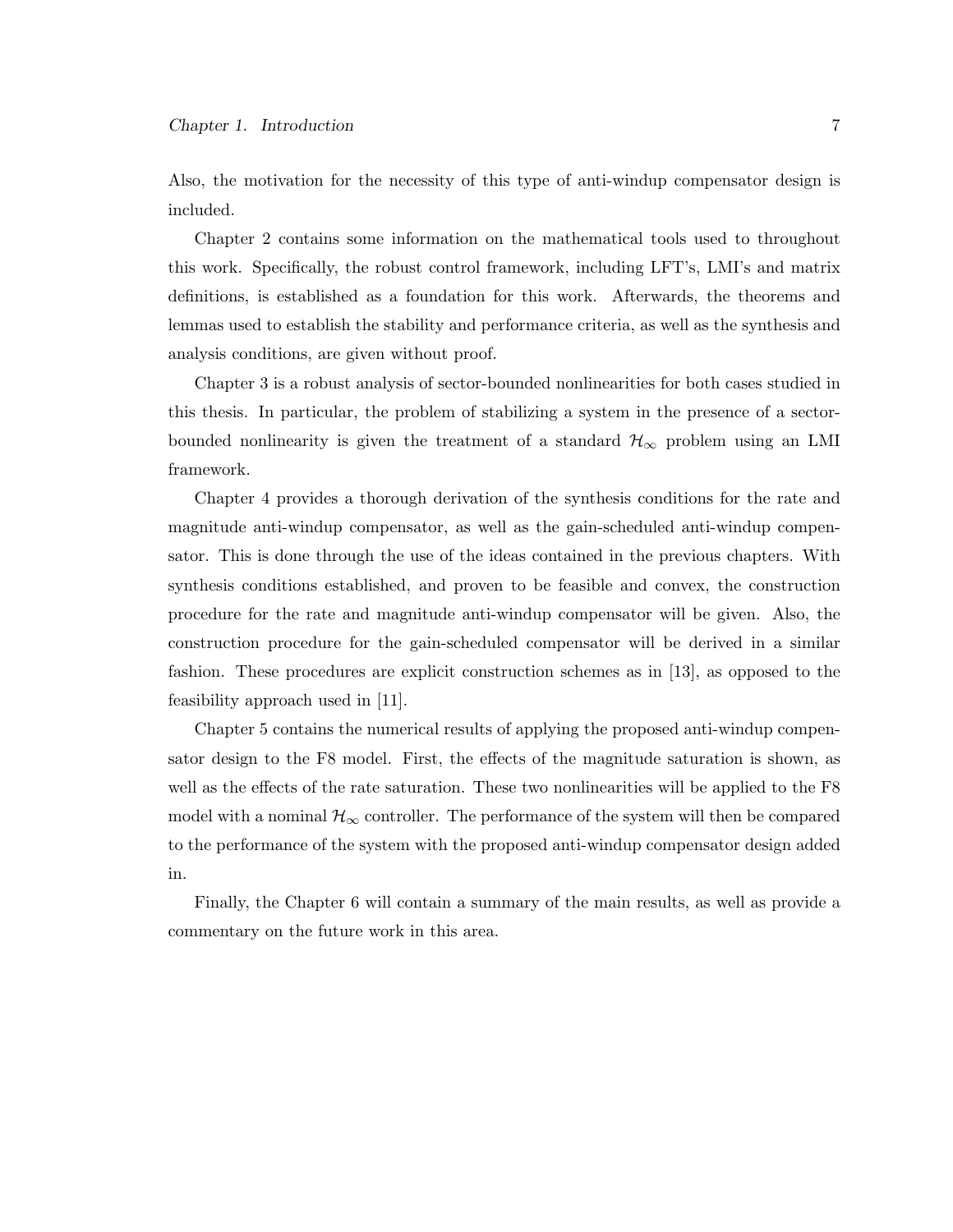Also, the motivation for the necessity of this type of anti-windup compensator design is included.

Chapter 2 contains some information on the mathematical tools used to throughout this work. Specifically, the robust control framework, including LFT's, LMI's and matrix definitions, is established as a foundation for this work. Afterwards, the theorems and lemmas used to establish the stability and performance criteria, as well as the synthesis and analysis conditions, are given without proof.

Chapter 3 is a robust analysis of sector-bounded nonlinearities for both cases studied in this thesis. In particular, the problem of stabilizing a system in the presence of a sector-bounded nonlinearity is given the treatment of a standard $\mathcal{H}_\infty$ problem using an LMI framework.

Chapter 4 provides a thorough derivation of the synthesis conditions for the rate and magnitude anti-windup compensator, as well as the gain-scheduled anti-windup compensator. This is done through the use of the ideas contained in the previous chapters. With synthesis conditions established, and proven to be feasible and convex, the construction procedure for the rate and magnitude anti-windup compensator will be given. Also, the construction procedure for the gain-scheduled compensator will be derived in a similar fashion. These procedures are explicit construction schemes as in [13], as opposed to the feasibility approach used in [11].

Chapter 5 contains the numerical results of applying the proposed anti-windup compensator design to the F8 model. First, the effects of the magnitude saturation is shown, as well as the effects of the rate saturation. These two nonlinearities will be applied to the F8 model with a nominal $\mathcal{H}_\infty$ controller. The performance of the system will then be compared to the performance of the system with the proposed anti-windup compensator design added in.

Finally, the Chapter 6 will contain a summary of the main results, as well as provide a commentary on the future work in this area.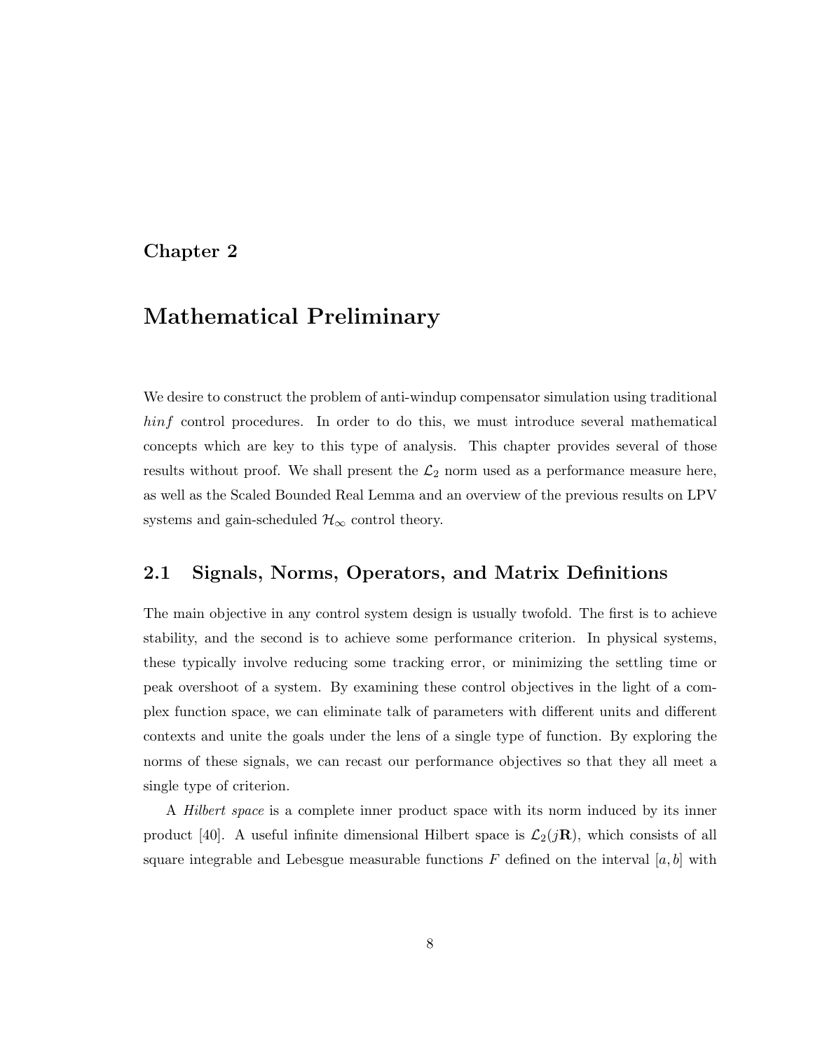# Chapter 2

# Mathematical Preliminary

We desire to construct the problem of anti-windup compensator simulation using traditional *hinf* control procedures. In order to do this, we must introduce several mathematical concepts which are key to this type of analysis. This chapter provides several of those results without proof. We shall present the $\mathcal{L}_2$ norm used as a performance measure here, as well as the Scaled Bounded Real Lemma and an overview of the previous results on LPV systems and gain-scheduled $\mathcal{H}_\infty$ control theory.

## 2.1 Signals, Norms, Operators, and Matrix Definitions

The main objective in any control system design is usually twofold. The first is to achieve stability, and the second is to achieve some performance criterion. In physical systems, these typically involve reducing some tracking error, or minimizing the settling time or peak overshoot of a system. By examining these control objectives in the light of a complex function space, we can eliminate talk of parameters with different units and different contexts and unite the goals under the lens of a single type of function. By exploring the norms of these signals, we can recast our performance objectives so that they all meet a single type of criterion.

A *Hilbert space* is a complete inner product space with its norm induced by its inner product [40]. A useful infinite dimensional Hilbert space is $\mathcal{L}_2(j\mathbf{R})$, which consists of all square integrable and Lebesgue measurable functions $F$ defined on the interval $[a, b]$ with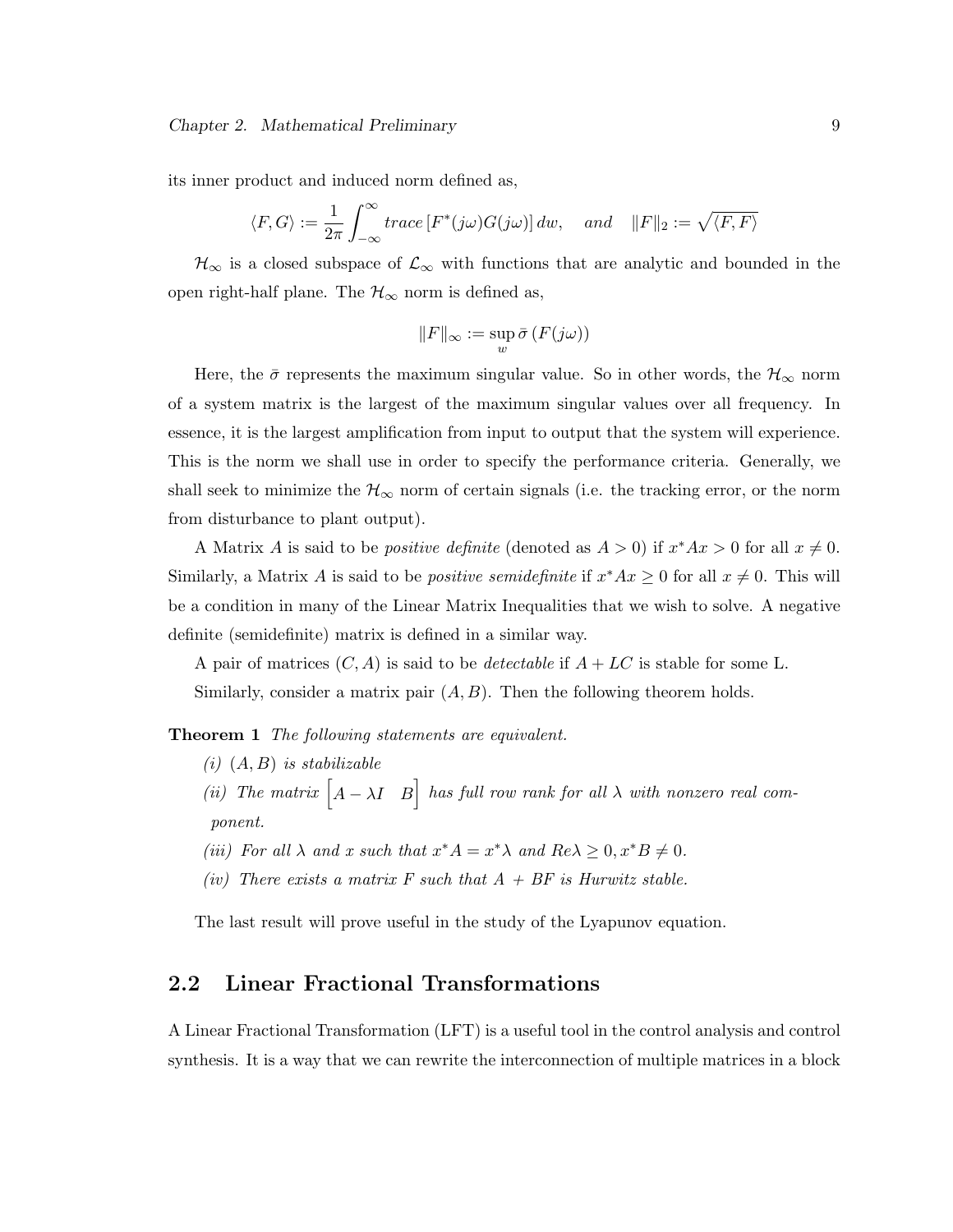its inner product and induced norm defined as,

$$\langle F, G \rangle := \frac{1}{2\pi} \int_{-\infty}^{\infty} trace\left[F^*(j\omega)G(j\omega)\right] dw, \quad and \quad \|F\|_2 := \sqrt{\langle F, F \rangle}$$

$\mathcal{H}_\infty$ is a closed subspace of $\mathcal{L}_\infty$ with functions that are analytic and bounded in the open right-half plane. The $\mathcal{H}_\infty$ norm is defined as,

$$\|F\|_\infty := \sup_w \bar{\sigma}\left(F(j\omega)\right)$$

Here, the $\bar{\sigma}$ represents the maximum singular value. So in other words, the $\mathcal{H}_\infty$ norm of a system matrix is the largest of the maximum singular values over all frequency. In essence, it is the largest amplification from input to output that the system will experience. This is the norm we shall use in order to specify the performance criteria. Generally, we shall seek to minimize the $\mathcal{H}_\infty$ norm of certain signals (i.e. the tracking error, or the norm from disturbance to plant output).

A Matrix $A$ is said to be *positive definite* (denoted as $A > 0$) if $x^*Ax > 0$ for all $x \neq 0$. Similarly, a Matrix $A$ is said to be *positive semidefinite* if $x^*Ax \geq 0$ for all $x \neq 0$. This will be a condition in many of the Linear Matrix Inequalities that we wish to solve. A negative definite (semidefinite) matrix is defined in a similar way.

A pair of matrices $(C, A)$ is said to be *detectable* if $A + LC$ is stable for some L.

Similarly, consider a matrix pair $(A, B)$. Then the following theorem holds.

**Theorem 1** *The following statements are equivalent.*

*(i)* $(A, B)$ *is stabilizable*

*(ii) The matrix* $\begin{bmatrix} A - \lambda I & B \end{bmatrix}$ *has full row rank for all* $\lambda$ *with nonzero real component.*

*(iii) For all* $\lambda$ *and* $x$ *such that* $x^*A = x^*\lambda$ *and* $Re\lambda \geq 0, x^*B \neq 0$.

*(iv) There exists a matrix* $F$ *such that* $A + BF$ *is Hurwitz stable.*

The last result will prove useful in the study of the Lyapunov equation.

## 2.2 Linear Fractional Transformations

A Linear Fractional Transformation (LFT) is a useful tool in the control analysis and control synthesis. It is a way that we can rewrite the interconnection of multiple matrices in a block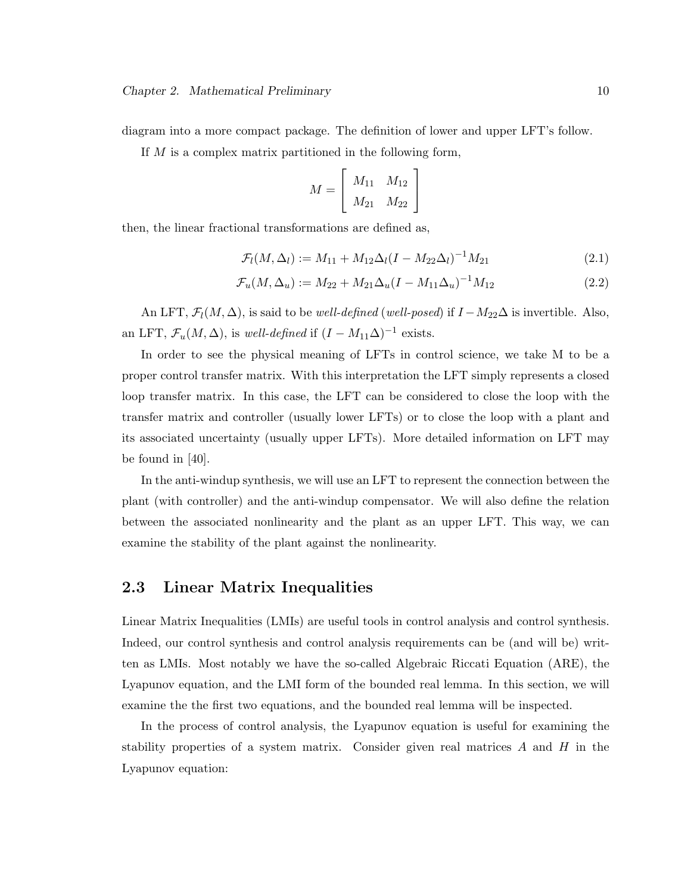diagram into a more compact package. The definition of lower and upper LFT's follow.

If $M$ is a complex matrix partitioned in the following form,

$$M = \begin{bmatrix} M_{11} & M_{12} \\ M_{21} & M_{22} \end{bmatrix}$$

then, the linear fractional transformations are defined as,

$$\mathcal{F}_l(M, \Delta_l) := M_{11} + M_{12}\Delta_l(I - M_{22}\Delta_l)^{-1}M_{21} \tag{2.1}$$

$$\mathcal{F}_u(M, \Delta_u) := M_{22} + M_{21}\Delta_u(I - M_{11}\Delta_u)^{-1}M_{12} \tag{2.2}$$

An LFT, $\mathcal{F}_l(M, \Delta)$, is said to be *well-defined* (*well-posed*) if $I - M_{22}\Delta$ is invertible. Also, an LFT, $\mathcal{F}_u(M, \Delta)$, is *well-defined* if $(I - M_{11}\Delta)^{-1}$ exists.

In order to see the physical meaning of LFTs in control science, we take M to be a proper control transfer matrix. With this interpretation the LFT simply represents a closed loop transfer matrix. In this case, the LFT can be considered to close the loop with the transfer matrix and controller (usually lower LFTs) or to close the loop with a plant and its associated uncertainty (usually upper LFTs). More detailed information on LFT may be found in [40].

In the anti-windup synthesis, we will use an LFT to represent the connection between the plant (with controller) and the anti-windup compensator. We will also define the relation between the associated nonlinearity and the plant as an upper LFT. This way, we can examine the stability of the plant against the nonlinearity.

## 2.3 Linear Matrix Inequalities

Linear Matrix Inequalities (LMIs) are useful tools in control analysis and control synthesis. Indeed, our control synthesis and control analysis requirements can be (and will be) written as LMIs. Most notably we have the so-called Algebraic Riccati Equation (ARE), the Lyapunov equation, and the LMI form of the bounded real lemma. In this section, we will examine the the first two equations, and the bounded real lemma will be inspected.

In the process of control analysis, the Lyapunov equation is useful for examining the stability properties of a system matrix. Consider given real matrices $A$ and $H$ in the Lyapunov equation: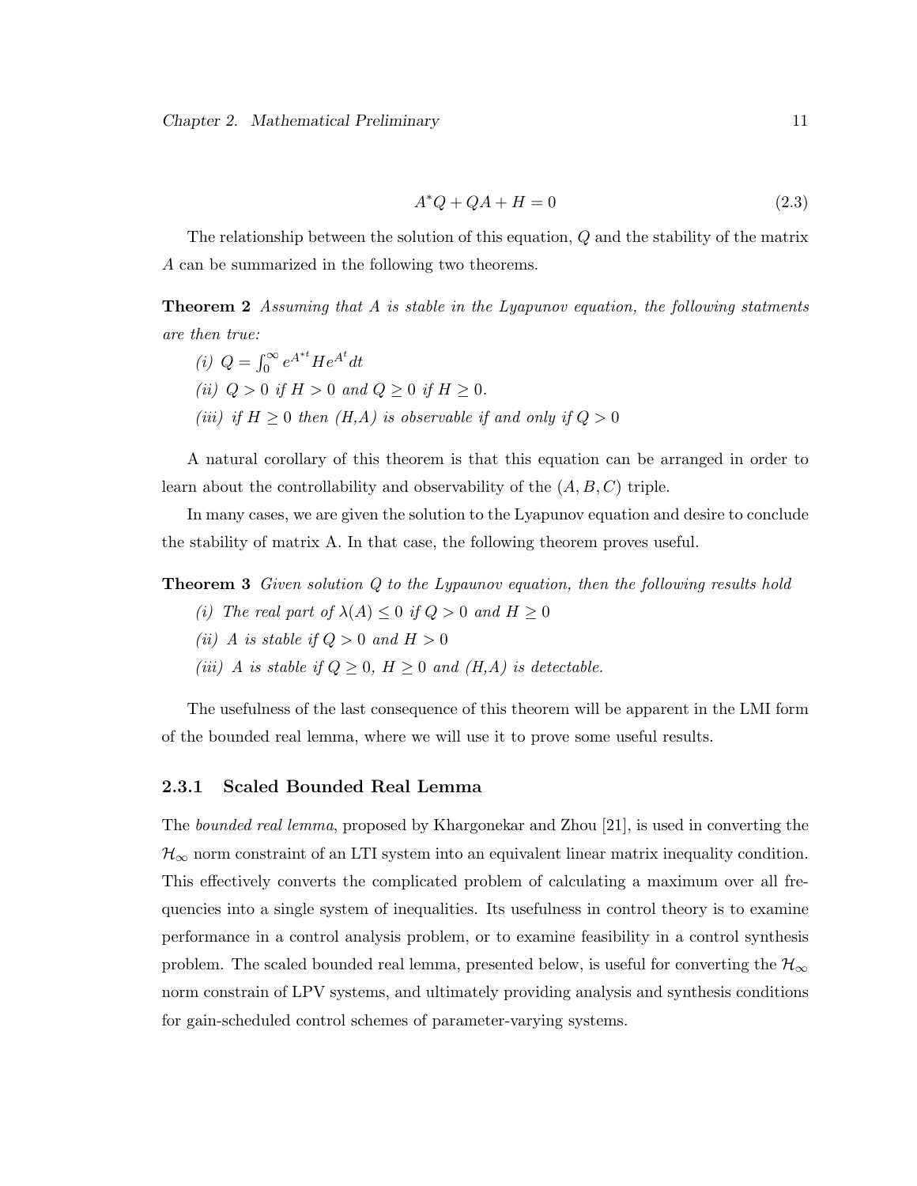$$A^*Q + QA + H = 0 \tag{2.3}$$

The relationship between the solution of this equation, $Q$ and the stability of the matrix $A$ can be summarized in the following two theorems.

**Theorem 2** *Assuming that A is stable in the Lyapunov equation, the following statments are then true:*

*(i)* $Q = \int_0^\infty e^{A^{*t}} H e^{A^t} dt$

*(ii)* $Q > 0$ *if* $H > 0$ *and* $Q \geq 0$ *if* $H \geq 0$.

*(iii) if* $H \geq 0$ *then (H,A) is observable if and only if* $Q > 0$

A natural corollary of this theorem is that this equation can be arranged in order to learn about the controllability and observability of the $(A, B, C)$ triple.

In many cases, we are given the solution to the Lyapunov equation and desire to conclude the stability of matrix A. In that case, the following theorem proves useful.

**Theorem 3** *Given solution Q to the Lypaunov equation, then the following results hold*

*(i) The real part of* $\lambda(A) \leq 0$ *if* $Q > 0$ *and* $H \geq 0$

*(ii) A is stable if* $Q > 0$ *and* $H > 0$

*(iii) A is stable if* $Q \geq 0$, $H \geq 0$ *and (H,A) is detectable.*

The usefulness of the last consequence of this theorem will be apparent in the LMI form of the bounded real lemma, where we will use it to prove some useful results.

### 2.3.1 Scaled Bounded Real Lemma

The *bounded real lemma*, proposed by Khargonekar and Zhou [21], is used in converting the $\mathcal{H}_\infty$ norm constraint of an LTI system into an equivalent linear matrix inequality condition. This effectively converts the complicated problem of calculating a maximum over all frequencies into a single system of inequalities. Its usefulness in control theory is to examine performance in a control analysis problem, or to examine feasibility in a control synthesis problem. The scaled bounded real lemma, presented below, is useful for converting the $\mathcal{H}_\infty$ norm constrain of LPV systems, and ultimately providing analysis and synthesis conditions for gain-scheduled control schemes of parameter-varying systems.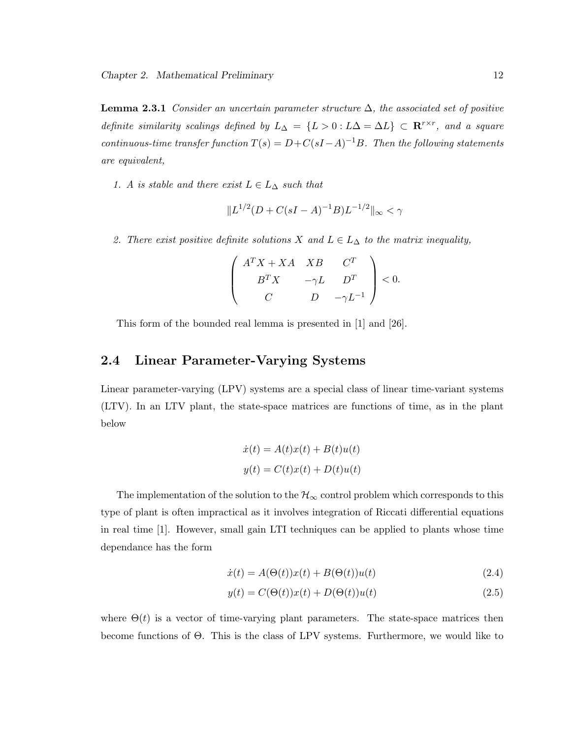**Lemma 2.3.1** *Consider an uncertain parameter structure $\Delta$, the associated set of positive definite similarity scalings defined by $L_\Delta = \{L > 0 : L\Delta = \Delta L\} \subset \mathbf{R}^{r\times r}$, and a square continuous-time transfer function $T(s) = D + C(sI - A)^{-1}B$. Then the following statements are equivalent,*

1. *$A$ is stable and there exist $L \in L_\Delta$ such that*

$$\|L^{1/2}(D + C(sI - A)^{-1}B)L^{-1/2}\|_\infty < \gamma$$

2. *There exist positive definite solutions $X$ and $L \in L_\Delta$ to the matrix inequality,*

$$\begin{pmatrix} A^TX + XA & XB & C^T \\ B^TX & -\gamma L & D^T \\ C & D & -\gamma L^{-1} \end{pmatrix} < 0.$$

This form of the bounded real lemma is presented in [1] and [26].

## 2.4 Linear Parameter-Varying Systems

Linear parameter-varying (LPV) systems are a special class of linear time-variant systems (LTV). In an LTV plant, the state-space matrices are functions of time, as in the plant below

$$\dot{x}(t) = A(t)x(t) + B(t)u(t)$$
$$y(t) = C(t)x(t) + D(t)u(t)$$

The implementation of the solution to the $\mathcal{H}_\infty$ control problem which corresponds to this type of plant is often impractical as it involves integration of Riccati differential equations in real time [1]. However, small gain LTI techniques can be applied to plants whose time dependance has the form

$$\dot{x}(t) = A(\Theta(t))x(t) + B(\Theta(t))u(t) \tag{2.4}$$

$$y(t) = C(\Theta(t))x(t) + D(\Theta(t))u(t) \tag{2.5}$$

where $\Theta(t)$ is a vector of time-varying plant parameters. The state-space matrices then become functions of $\Theta$. This is the class of LPV systems. Furthermore, we would like to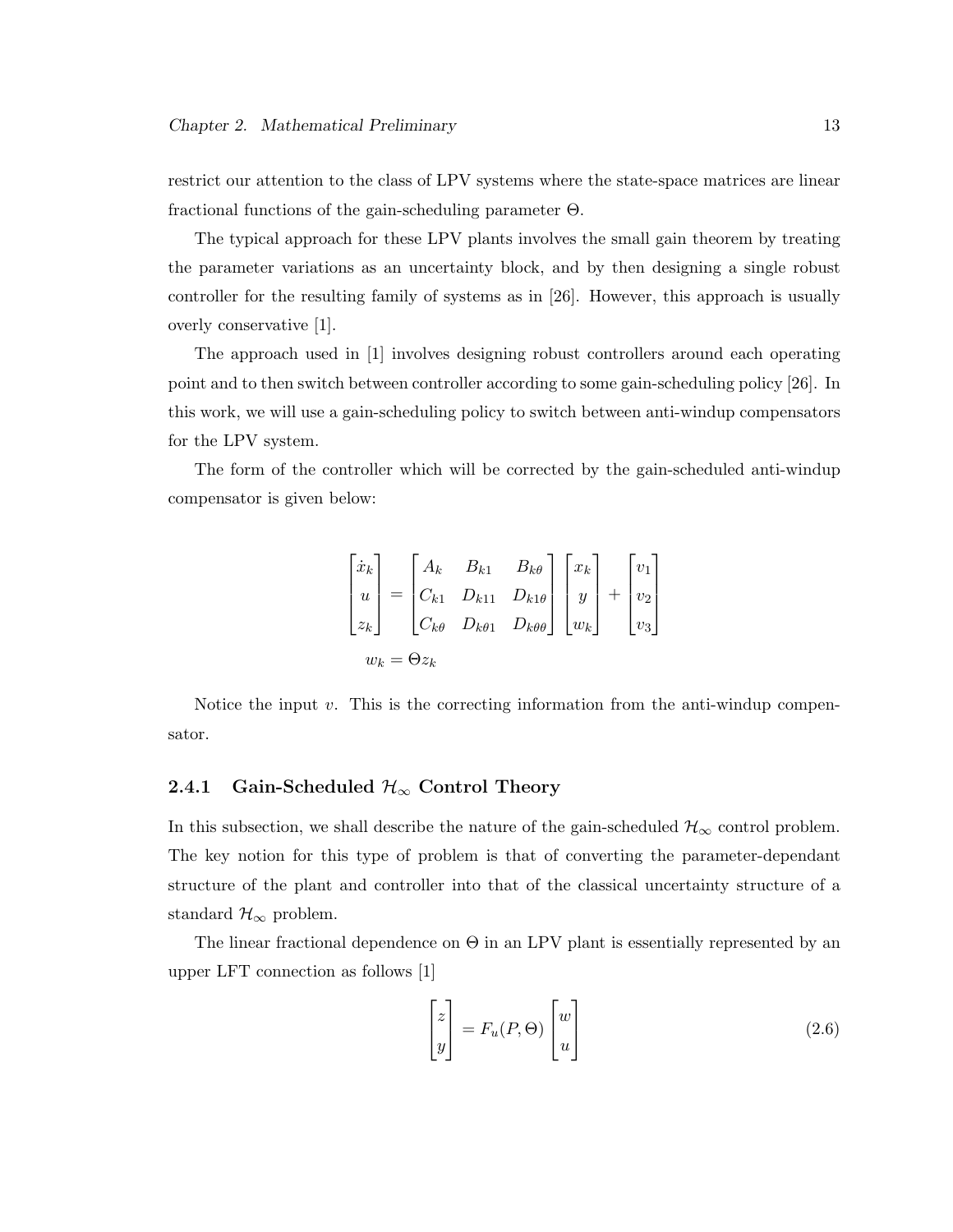restrict our attention to the class of LPV systems where the state-space matrices are linear fractional functions of the gain-scheduling parameter $\Theta$.

The typical approach for these LPV plants involves the small gain theorem by treating the parameter variations as an uncertainty block, and by then designing a single robust controller for the resulting family of systems as in [26]. However, this approach is usually overly conservative [1].

The approach used in [1] involves designing robust controllers around each operating point and to then switch between controller according to some gain-scheduling policy [26]. In this work, we will use a gain-scheduling policy to switch between anti-windup compensators for the LPV system.

The form of the controller which will be corrected by the gain-scheduled anti-windup compensator is given below:

$$\begin{bmatrix} \dot{x}_k \\ u \\ z_k \end{bmatrix} = \begin{bmatrix} A_k & B_{k1} & B_{k\theta} \\ C_{k1} & D_{k11} & D_{k1\theta} \\ C_{k\theta} & D_{k\theta 1} & D_{k\theta\theta} \end{bmatrix} \begin{bmatrix} x_k \\ y \\ w_k \end{bmatrix} + \begin{bmatrix} v_1 \\ v_2 \\ v_3 \end{bmatrix}$$

$$w_k = \Theta z_k$$

Notice the input $v$. This is the correcting information from the anti-windup compensator.

### 2.4.1 Gain-Scheduled $\mathcal{H}_\infty$ Control Theory

In this subsection, we shall describe the nature of the gain-scheduled $\mathcal{H}_\infty$ control problem. The key notion for this type of problem is that of converting the parameter-dependant structure of the plant and controller into that of the classical uncertainty structure of a standard $\mathcal{H}_\infty$ problem.

The linear fractional dependence on $\Theta$ in an LPV plant is essentially represented by an upper LFT connection as follows [1]

$$\begin{bmatrix} z \\ y \end{bmatrix} = F_u(P, \Theta) \begin{bmatrix} w \\ u \end{bmatrix} \tag{2.6}$$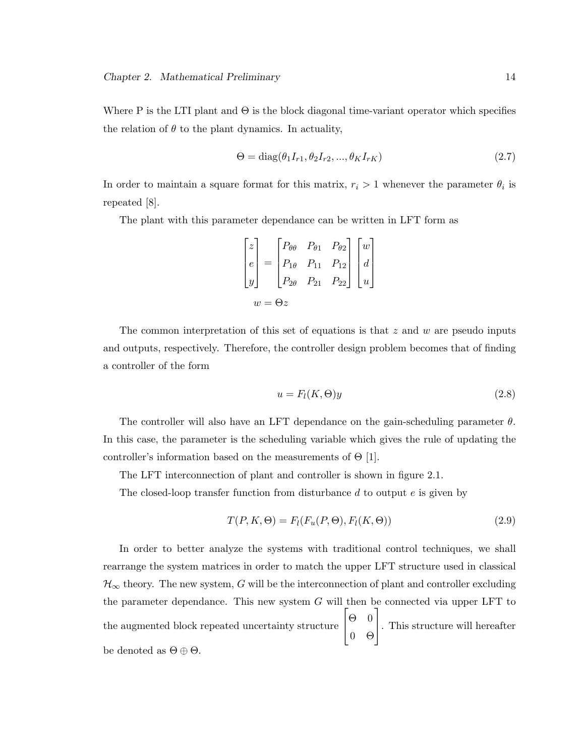Where P is the LTI plant and $\Theta$ is the block diagonal time-variant operator which specifies the relation of $\theta$ to the plant dynamics. In actuality,

$$\Theta = \text{diag}(\theta_1 I_{r1}, \theta_2 I_{r2}, ..., \theta_K I_{rK}) \tag{2.7}$$

In order to maintain a square format for this matrix, $r_i > 1$ whenever the parameter $\theta_i$ is repeated [8].

The plant with this parameter dependance can be written in LFT form as

$$\begin{bmatrix} z \\ e \\ y \end{bmatrix} = \begin{bmatrix} P_{\theta\theta} & P_{\theta 1} & P_{\theta 2} \\ P_{1\theta} & P_{11} & P_{12} \\ P_{2\theta} & P_{21} & P_{22} \end{bmatrix} \begin{bmatrix} w \\ d \\ u \end{bmatrix}$$

$$w = \Theta z$$

The common interpretation of this set of equations is that $z$ and $w$ are pseudo inputs and outputs, respectively. Therefore, the controller design problem becomes that of finding a controller of the form

$$u = F_l(K, \Theta)y \tag{2.8}$$

The controller will also have an LFT dependance on the gain-scheduling parameter $\theta$. In this case, the parameter is the scheduling variable which gives the rule of updating the controller's information based on the measurements of $\Theta$ [1].

The LFT interconnection of plant and controller is shown in figure 2.1.

The closed-loop transfer function from disturbance $d$ to output $e$ is given by

$$T(P, K, \Theta) = F_l(F_u(P, \Theta), F_l(K, \Theta)) \tag{2.9}$$

In order to better analyze the systems with traditional control techniques, we shall rearrange the system matrices in order to match the upper LFT structure used in classical $\mathcal{H}_\infty$ theory. The new system, $G$ will be the interconnection of plant and controller excluding the parameter dependance. This new system $G$ will then be connected via upper LFT to the augmented block repeated uncertainty structure $\begin{bmatrix} \Theta & 0 \\ 0 & \Theta \end{bmatrix}$. This structure will hereafter be denoted as $\Theta \oplus \Theta$.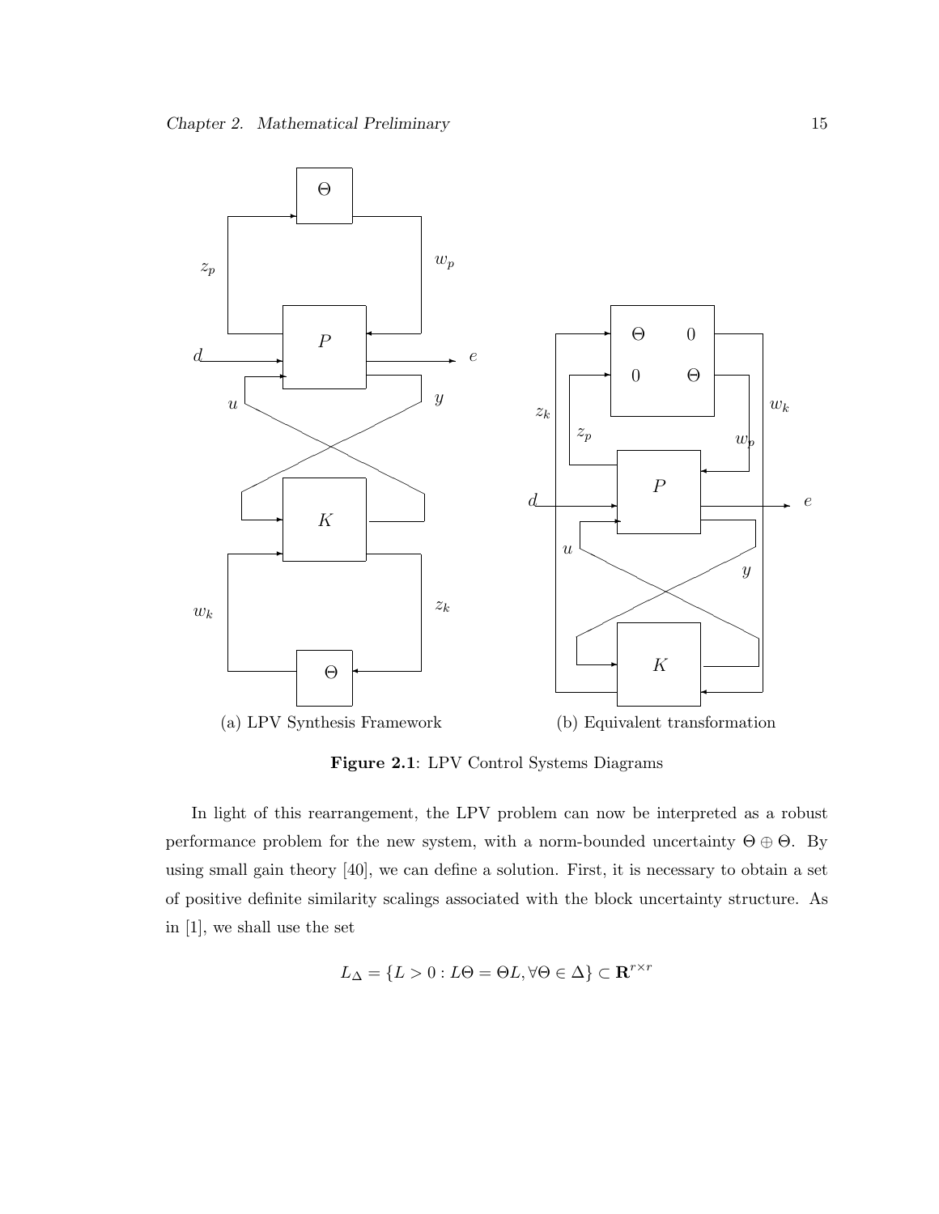(a) LPV Synthesis Framework

(b) Equivalent transformation

**Figure 2.1**: LPV Control Systems Diagrams

In light of this rearrangement, the LPV problem can now be interpreted as a robust performance problem for the new system, with a norm-bounded uncertainty $\Theta \oplus \Theta$. By using small gain theory [40], we can define a solution. First, it is necessary to obtain a set of positive definite similarity scalings associated with the block uncertainty structure. As in [1], we shall use the set

$$L_{\Delta} = \{L > 0 : L\Theta = \Theta L, \forall \Theta \in \Delta\} \subset \mathbf{R}^{r \times r}$$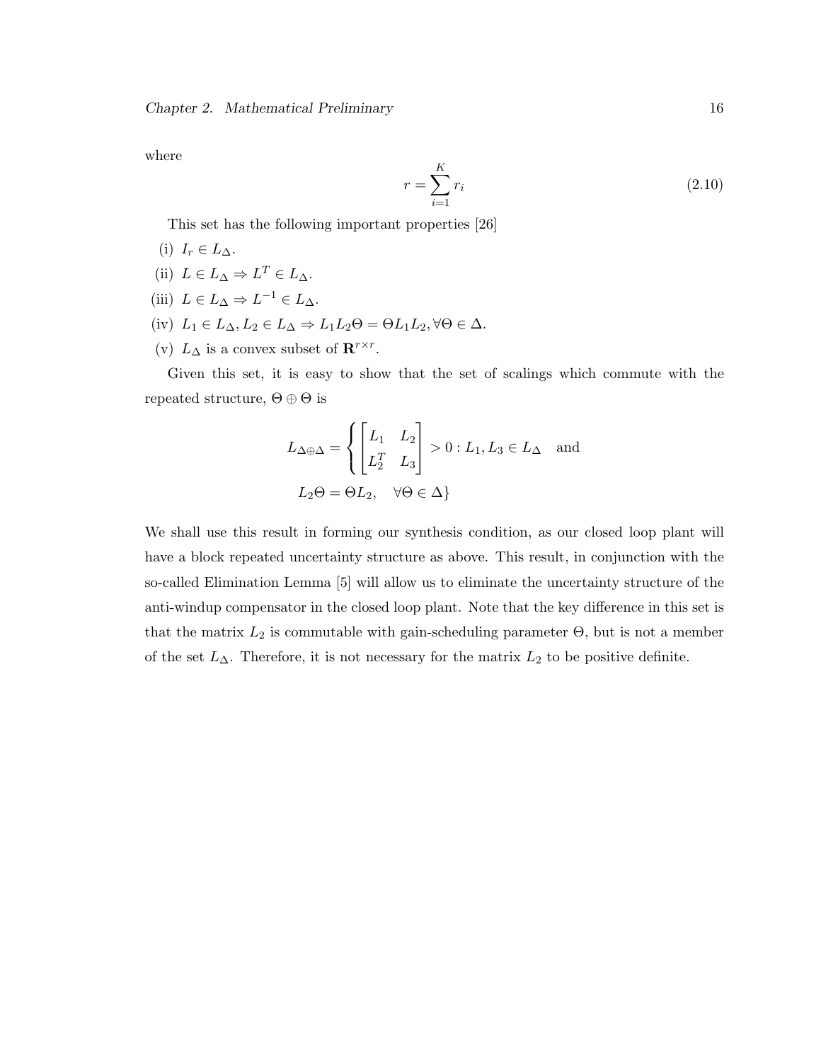where

$$r = \sum_{i=1}^{K} r_i \tag{2.10}$$

This set has the following important properties [26]

(i) $I_r \in L_\Delta$.

(ii) $L \in L_\Delta \Rightarrow L^T \in L_\Delta$.

(iii) $L \in L_\Delta \Rightarrow L^{-1} \in L_\Delta$.

(iv) $L_1 \in L_\Delta, L_2 \in L_\Delta \Rightarrow L_1 L_2 \Theta = \Theta L_1 L_2, \forall \Theta \in \Delta$.

(v) $L_\Delta$ is a convex subset of $\mathbf{R}^{r \times r}$.

Given this set, it is easy to show that the set of scalings which commute with the repeated structure, $\Theta \oplus \Theta$ is

$$L_{\Delta \oplus \Delta} = \left\{ \begin{bmatrix} L_1 & L_2 \\ L_2^T & L_3 \end{bmatrix} > 0 : L_1, L_3 \in L_\Delta \quad \text{and} \right.$$
$$\left. L_2 \Theta = \Theta L_2, \quad \forall \Theta \in \Delta \right\}$$

We shall use this result in forming our synthesis condition, as our closed loop plant will have a block repeated uncertainty structure as above. This result, in conjunction with the so-called Elimination Lemma [5] will allow us to eliminate the uncertainty structure of the anti-windup compensator in the closed loop plant. Note that the key difference in this set is that the matrix $L_2$ is commutable with gain-scheduling parameter $\Theta$, but is not a member of the set $L_\Delta$. Therefore, it is not necessary for the matrix $L_2$ to be positive definite.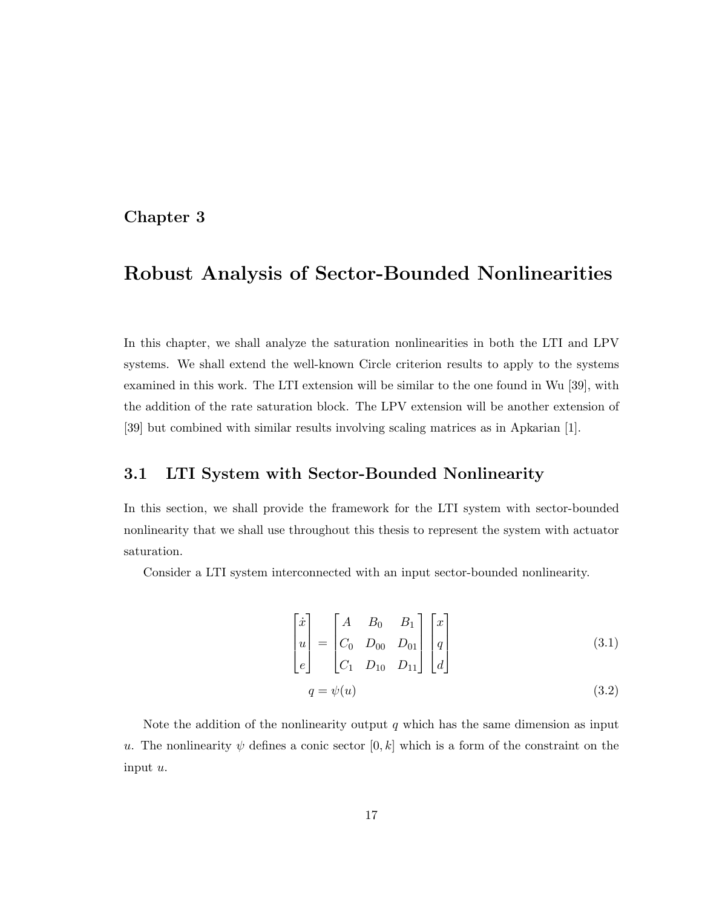# Chapter 3

# Robust Analysis of Sector-Bounded Nonlinearities

In this chapter, we shall analyze the saturation nonlinearities in both the LTI and LPV systems. We shall extend the well-known Circle criterion results to apply to the systems examined in this work. The LTI extension will be similar to the one found in Wu [39], with the addition of the rate saturation block. The LPV extension will be another extension of [39] but combined with similar results involving scaling matrices as in Apkarian [1].

## 3.1 LTI System with Sector-Bounded Nonlinearity

In this section, we shall provide the framework for the LTI system with sector-bounded nonlinearity that we shall use throughout this thesis to represent the system with actuator saturation.

Consider a LTI system interconnected with an input sector-bounded nonlinearity.

$$\begin{bmatrix} \dot{x} \\ u \\ e \end{bmatrix} = \begin{bmatrix} A & B_0 & B_1 \\ C_0 & D_{00} & D_{01} \\ C_1 & D_{10} & D_{11} \end{bmatrix} \begin{bmatrix} x \\ q \\ d \end{bmatrix} \tag{3.1}$$

$$q = \psi(u) \tag{3.2}$$

Note the addition of the nonlinearity output $q$ which has the same dimension as input $u$. The nonlinearity $\psi$ defines a conic sector $[0, k]$ which is a form of the constraint on the input $u$.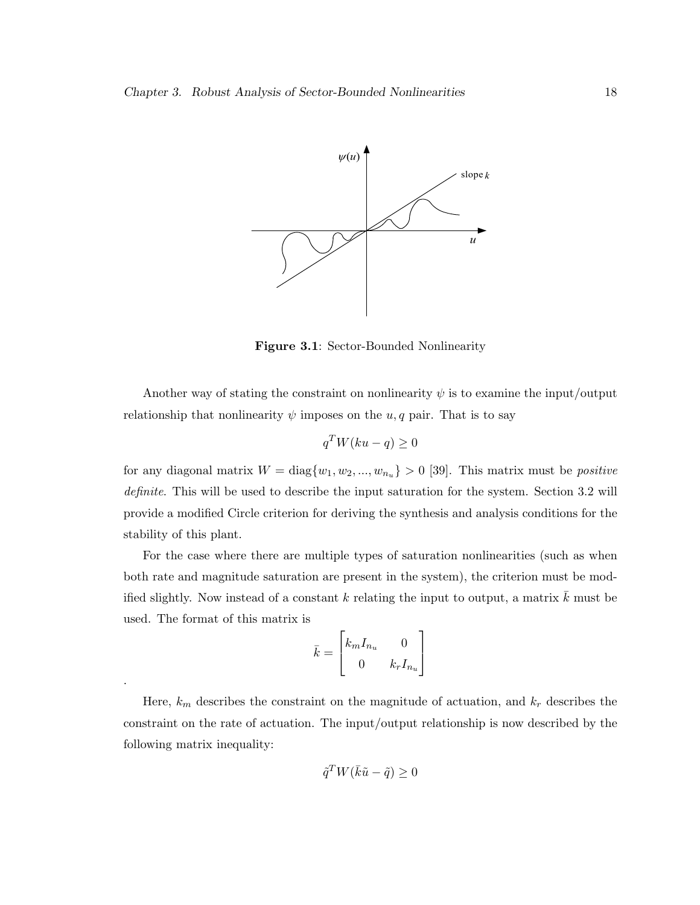**Figure 3.1**: Sector-Bounded Nonlinearity

Another way of stating the constraint on nonlinearity $\psi$ is to examine the input/output relationship that nonlinearity $\psi$ imposes on the $u, q$ pair. That is to say

$$q^T W(ku - q) \geq 0$$

for any diagonal matrix $W = \text{diag}\{w_1, w_2, ..., w_{n_u}\} > 0$ [39]. This matrix must be *positive definite*. This will be used to describe the input saturation for the system. Section 3.2 will provide a modified Circle criterion for deriving the synthesis and analysis conditions for the stability of this plant.

For the case where there are multiple types of saturation nonlinearities (such as when both rate and magnitude saturation are present in the system), the criterion must be modified slightly. Now instead of a constant $k$ relating the input to output, a matrix $\bar{k}$ must be used. The format of this matrix is

$$\bar{k} = \begin{bmatrix} k_m I_{n_u} & 0 \\ 0 & k_r I_{n_u} \end{bmatrix}$$

.

Here, $k_m$ describes the constraint on the magnitude of actuation, and $k_r$ describes the constraint on the rate of actuation. The input/output relationship is now described by the following matrix inequality:

$$\tilde{q}^T W(\bar{k}\tilde{u} - \tilde{q}) \geq 0$$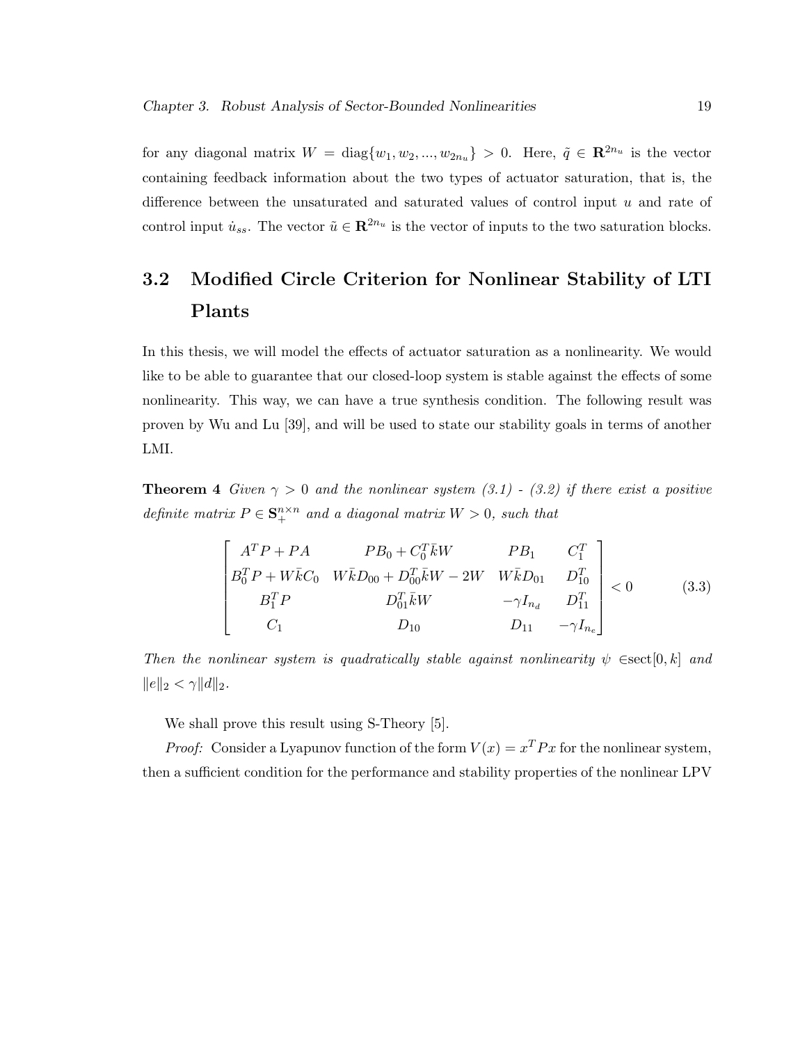for any diagonal matrix $W = \text{diag}\{w_1, w_2, ..., w_{2n_u}\} > 0$. Here, $\tilde{q} \in \mathbf{R}^{2n_u}$ is the vector containing feedback information about the two types of actuator saturation, that is, the difference between the unsaturated and saturated values of control input $u$ and rate of control input $\dot{u}_{ss}$. The vector $\tilde{u} \in \mathbf{R}^{2n_u}$ is the vector of inputs to the two saturation blocks.

## 3.2 Modified Circle Criterion for Nonlinear Stability of LTI Plants

In this thesis, we will model the effects of actuator saturation as a nonlinearity. We would like to be able to guarantee that our closed-loop system is stable against the effects of some nonlinearity. This way, we can have a true synthesis condition. The following result was proven by Wu and Lu [39], and will be used to state our stability goals in terms of another LMI.

**Theorem 4** *Given $\gamma > 0$ and the nonlinear system (3.1) - (3.2) if there exist a positive definite matrix $P \in \mathbf{S}_+^{n\times n}$ and a diagonal matrix $W > 0$, such that*

$$\begin{bmatrix} A^TP + PA & PB_0 + C_0^T\bar{k}W & PB_1 & C_1^T \\ B_0^TP + W\bar{k}C_0 & W\bar{k}D_{00} + D_{00}^T\bar{k}W - 2W & W\bar{k}D_{01} & D_{10}^T \\ B_1^TP & D_{01}^T\bar{k}W & -\gamma I_{n_d} & D_{11}^T \\ C_1 & D_{10} & D_{11} & -\gamma I_{n_e} \end{bmatrix} < 0 \tag{3.3}$$

*Then the nonlinear system is quadratically stable against nonlinearity $\psi \in$sect$[0, k]$ and $\|e\|_2 < \gamma\|d\|_2$.*

We shall prove this result using S-Theory [5].

*Proof:* Consider a Lyapunov function of the form $V(x) = x^TPx$ for the nonlinear system, then a sufficient condition for the performance and stability properties of the nonlinear LPV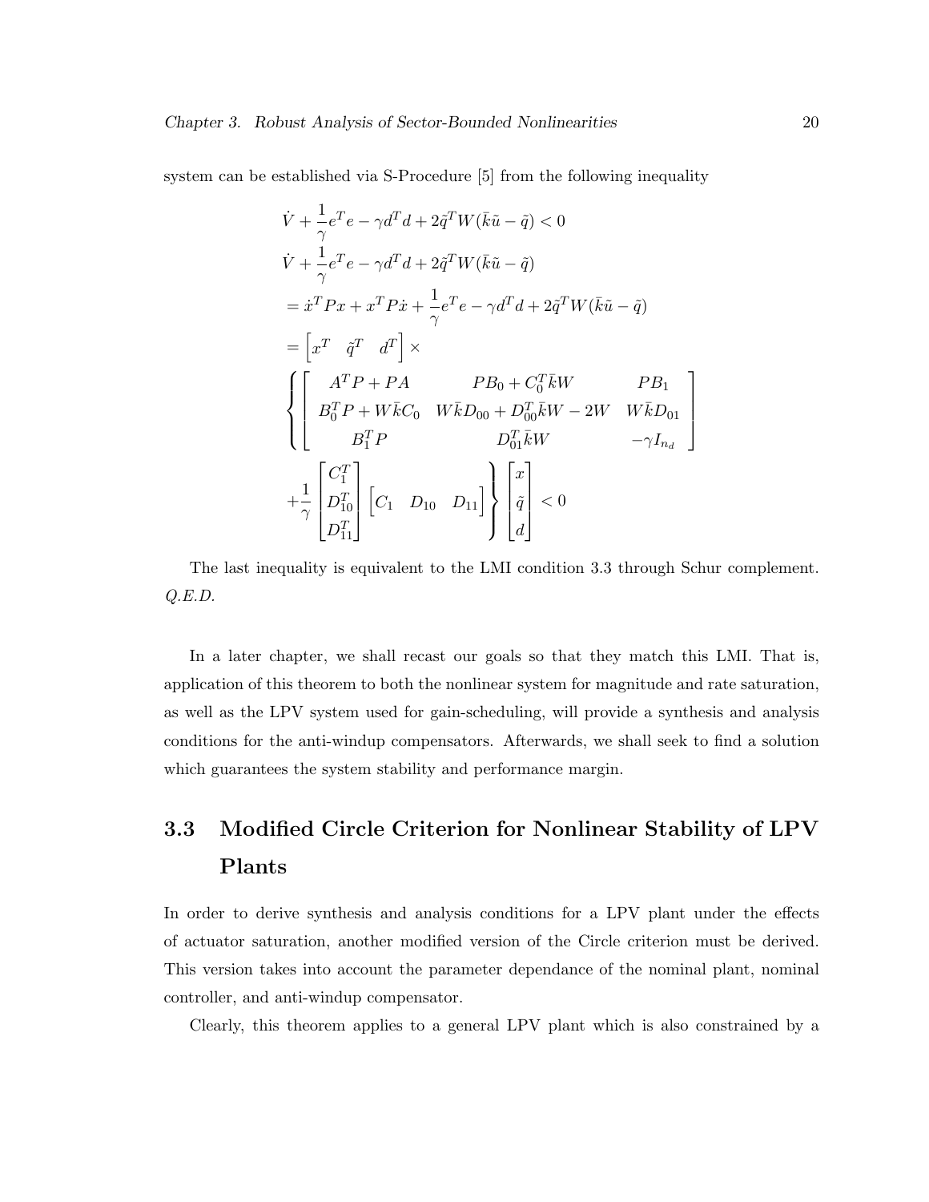system can be established via S-Procedure [5] from the following inequality

$$
\begin{aligned}
&\dot{V} + \frac{1}{\gamma} e^T e - \gamma d^T d + 2\tilde{q}^T W(\bar{k}\tilde{u} - \tilde{q}) < 0 \\
&\dot{V} + \frac{1}{\gamma} e^T e - \gamma d^T d + 2\tilde{q}^T W(\bar{k}\tilde{u} - \tilde{q}) \\
&= \dot{x}^T P x + x^T P \dot{x} + \frac{1}{\gamma} e^T e - \gamma d^T d + 2\tilde{q}^T W(\bar{k}\tilde{u} - \tilde{q}) \\
&= \begin{bmatrix} x^T & \tilde{q}^T & d^T \end{bmatrix} \times \\
&\left\{ \begin{bmatrix} A^T P + PA & PB_0 + C_0^T \bar{k} W & PB_1 \\ B_0^T P + W\bar{k} C_0 & W\bar{k} D_{00} + D_{00}^T \bar{k} W - 2W & W\bar{k} D_{01} \\ B_1^T P & D_{01}^T \bar{k} W & -\gamma I_{n_d} \end{bmatrix} \right. \\
&\left. + \frac{1}{\gamma} \begin{bmatrix} C_1^T \\ D_{10}^T \\ D_{11}^T \end{bmatrix} \begin{bmatrix} C_1 & D_{10} & D_{11} \end{bmatrix} \right\} \begin{bmatrix} x \\ \tilde{q} \\ d \end{bmatrix} < 0
\end{aligned}
$$

The last inequality is equivalent to the LMI condition 3.3 through Schur complement. *Q.E.D.*

In a later chapter, we shall recast our goals so that they match this LMI. That is, application of this theorem to both the nonlinear system for magnitude and rate saturation, as well as the LPV system used for gain-scheduling, will provide a synthesis and analysis conditions for the anti-windup compensators. Afterwards, we shall seek to find a solution which guarantees the system stability and performance margin.

## 3.3 Modified Circle Criterion for Nonlinear Stability of LPV Plants

In order to derive synthesis and analysis conditions for a LPV plant under the effects of actuator saturation, another modified version of the Circle criterion must be derived. This version takes into account the parameter dependance of the nominal plant, nominal controller, and anti-windup compensator.

Clearly, this theorem applies to a general LPV plant which is also constrained by a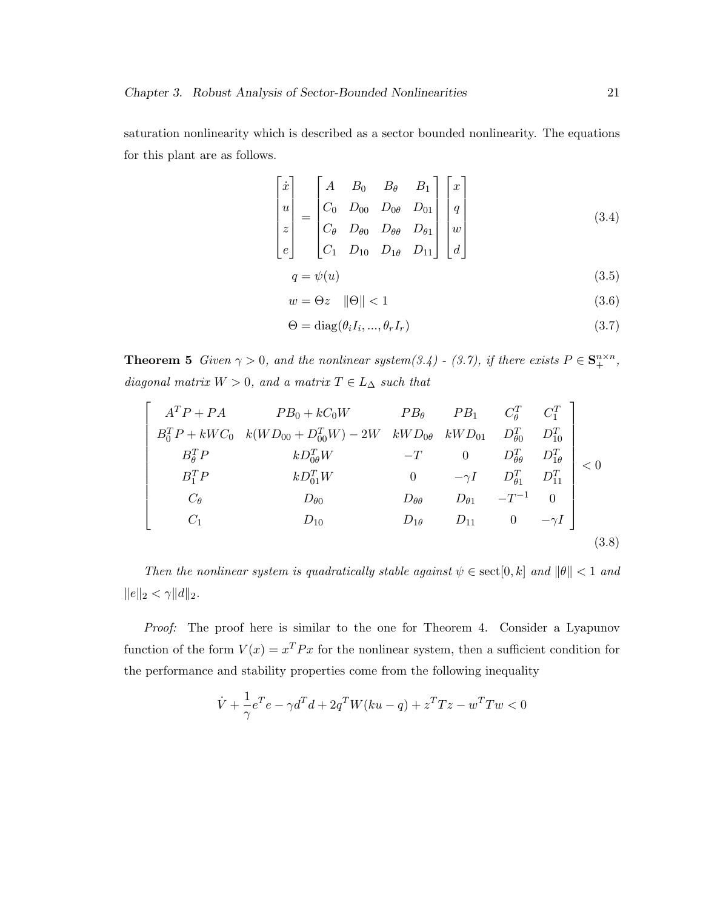saturation nonlinearity which is described as a sector bounded nonlinearity. The equations for this plant are as follows.

$$\begin{bmatrix} \dot{x} \\ u \\ z \\ e \end{bmatrix} = \begin{bmatrix} A & B_0 & B_\theta & B_1 \\ C_0 & D_{00} & D_{0\theta} & D_{01} \\ C_\theta & D_{\theta 0} & D_{\theta\theta} & D_{\theta 1} \\ C_1 & D_{10} & D_{1\theta} & D_{11} \end{bmatrix} \begin{bmatrix} x \\ q \\ w \\ d \end{bmatrix} \tag{3.4}$$

$$q = \psi(u) \tag{3.5}$$

$$w = \Theta z \quad \|\Theta\| < 1 \tag{3.6}$$

$$\Theta = \mathrm{diag}(\theta_i I_i, ..., \theta_r I_r) \tag{3.7}$$

**Theorem 5** *Given $\gamma > 0$, and the nonlinear system(3.4) - (3.7), if there exists $P \in \mathbf{S}_+^{n\times n}$, diagonal matrix $W > 0$, and a matrix $T \in L_\Delta$ such that*

$$\begin{bmatrix} A^T P + PA & PB_0 + kC_0 W & PB_\theta & PB_1 & C_\theta^T & C_1^T \\ B_0^T P + kWC_0 & k(WD_{00} + D_{00}^T W) - 2W & kWD_{0\theta} & kWD_{01} & D_{\theta 0}^T & D_{10}^T \\ B_\theta^T P & kD_{0\theta}^T W & -T & 0 & D_{\theta\theta}^T & D_{1\theta}^T \\ B_1^T P & kD_{01}^T W & 0 & -\gamma I & D_{\theta 1}^T & D_{11}^T \\ C_\theta & D_{\theta 0} & D_{\theta\theta} & D_{\theta 1} & -T^{-1} & 0 \\ C_1 & D_{10} & D_{1\theta} & D_{11} & 0 & -\gamma I \end{bmatrix} < 0 \tag{3.8}$$

*Then the nonlinear system is quadratically stable against $\psi \in \mathrm{sect}[0, k]$ and $\|\theta\| < 1$ and $\|e\|_2 < \gamma \|d\|_2$.*

*Proof:* The proof here is similar to the one for Theorem 4. Consider a Lyapunov function of the form $V(x) = x^T P x$ for the nonlinear system, then a sufficient condition for the performance and stability properties come from the following inequality

$$\dot{V} + \frac{1}{\gamma} e^T e - \gamma d^T d + 2q^T W(ku - q) + z^T T z - w^T T w < 0$$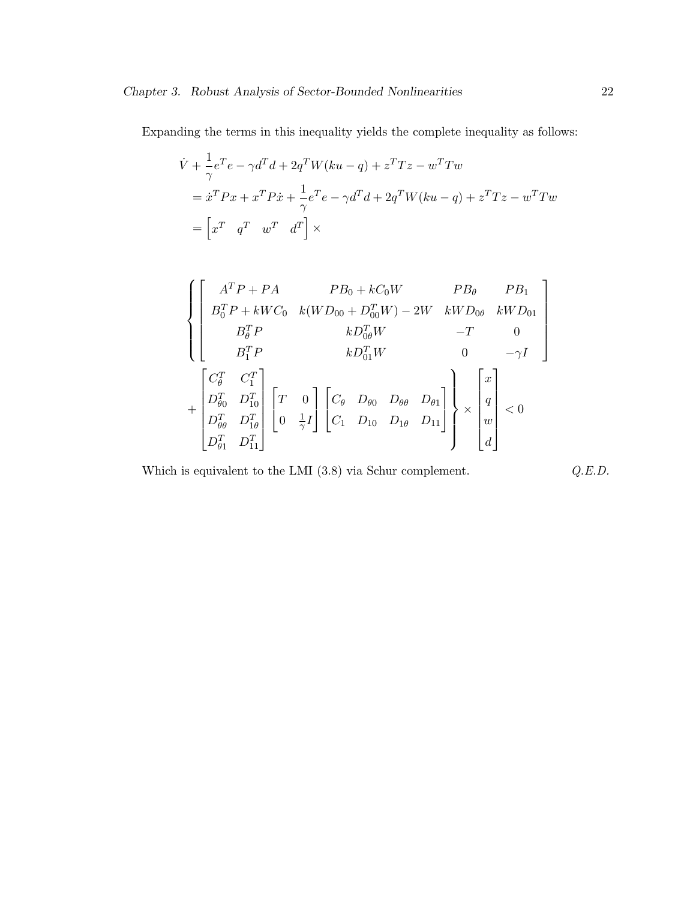Expanding the terms in this inequality yields the complete inequality as follows:

$$
\begin{aligned}
&\dot{V} + \frac{1}{\gamma}e^T e - \gamma d^T d + 2q^T W(ku - q) + z^T T z - w^T T w \\
&= \dot{x}^T P x + x^T P \dot{x} + \frac{1}{\gamma}e^T e - \gamma d^T d + 2q^T W(ku - q) + z^T T z - w^T T w \\
&= \begin{bmatrix} x^T & q^T & w^T & d^T \end{bmatrix} \times
\end{aligned}
$$

$$
\left\{ \begin{bmatrix} A^T P + PA & PB_0 + kC_0 W & PB_\theta & PB_1 \\ B_0^T P + kWC_0 & k(WD_{00} + D_{00}^T W) - 2W & kWD_{0\theta} & kWD_{01} \\ B_\theta^T P & kD_{0\theta}^T W & -T & 0 \\ B_1^T P & kD_{01}^T W & 0 & -\gamma I \end{bmatrix} \right.
$$

$$
\left. + \begin{bmatrix} C_\theta^T & C_1^T \\ D_{\theta 0}^T & D_{10}^T \\ D_{\theta\theta}^T & D_{1\theta}^T \\ D_{\theta 1}^T & D_{11}^T \end{bmatrix} \begin{bmatrix} T & 0 \\ 0 & \frac{1}{\gamma} I \end{bmatrix} \begin{bmatrix} C_\theta & D_{\theta 0} & D_{\theta\theta} & D_{\theta 1} \\ C_1 & D_{10} & D_{1\theta} & D_{11} \end{bmatrix} \right\} \times \begin{bmatrix} x \\ q \\ w \\ d \end{bmatrix} < 0
$$

Which is equivalent to the LMI (3.8) via Schur complement. *Q.E.D.*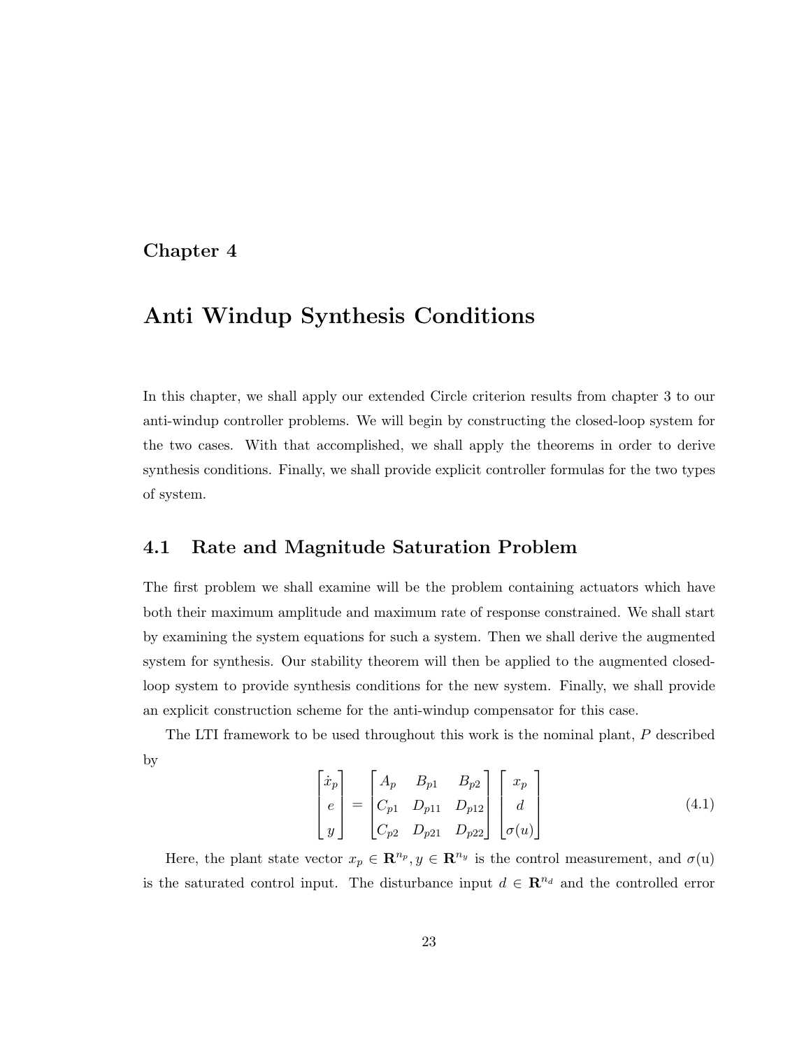# Chapter 4

# Anti Windup Synthesis Conditions

In this chapter, we shall apply our extended Circle criterion results from chapter 3 to our anti-windup controller problems. We will begin by constructing the closed-loop system for the two cases. With that accomplished, we shall apply the theorems in order to derive synthesis conditions. Finally, we shall provide explicit controller formulas for the two types of system.

## 4.1 Rate and Magnitude Saturation Problem

The first problem we shall examine will be the problem containing actuators which have both their maximum amplitude and maximum rate of response constrained. We shall start by examining the system equations for such a system. Then we shall derive the augmented system for synthesis. Our stability theorem will then be applied to the augmented closed-loop system to provide synthesis conditions for the new system. Finally, we shall provide an explicit construction scheme for the anti-windup compensator for this case.

The LTI framework to be used throughout this work is the nominal plant, $P$ described by

$$\begin{bmatrix} \dot{x}_p \\ e \\ y \end{bmatrix} = \begin{bmatrix} A_p & B_{p1} & B_{p2} \\ C_{p1} & D_{p11} & D_{p12} \\ C_{p2} & D_{p21} & D_{p22} \end{bmatrix} \begin{bmatrix} x_p \\ d \\ \sigma(u) \end{bmatrix} \tag{4.1}$$

Here, the plant state vector $x_p \in \mathbf{R}^{n_p}, y \in \mathbf{R}^{n_y}$ is the control measurement, and $\sigma$(u) is the saturated control input. The disturbance input $d \in \mathbf{R}^{n_d}$ and the controlled error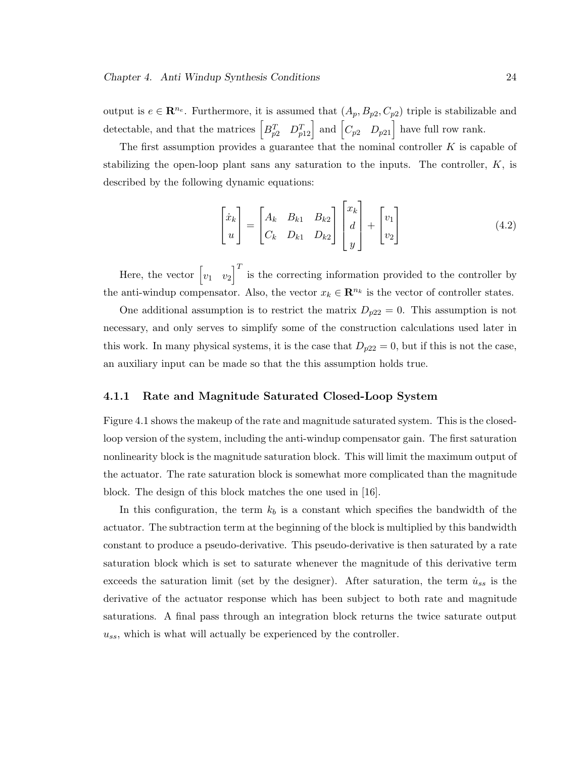output is $e \in \mathbf{R}^{n_e}$. Furthermore, it is assumed that $(A_p, B_{p2}, C_{p2})$ triple is stabilizable and detectable, and that the matrices $\begin{bmatrix} B_{p2}^T & D_{p12}^T \end{bmatrix}$ and $\begin{bmatrix} C_{p2} & D_{p21} \end{bmatrix}$ have full row rank.

The first assumption provides a guarantee that the nominal controller $K$ is capable of stabilizing the open-loop plant sans any saturation to the inputs. The controller, $K$, is described by the following dynamic equations:

$$\begin{bmatrix} \dot{x}_k \\ u \end{bmatrix} = \begin{bmatrix} A_k & B_{k1} & B_{k2} \\ C_k & D_{k1} & D_{k2} \end{bmatrix} \begin{bmatrix} x_k \\ d \\ y \end{bmatrix} + \begin{bmatrix} v_1 \\ v_2 \end{bmatrix} \tag{4.2}$$

Here, the vector $\begin{bmatrix} v_1 & v_2 \end{bmatrix}^T$ is the correcting information provided to the controller by the anti-windup compensator. Also, the vector $x_k \in \mathbf{R}^{n_k}$ is the vector of controller states.

One additional assumption is to restrict the matrix $D_{p22} = 0$. This assumption is not necessary, and only serves to simplify some of the construction calculations used later in this work. In many physical systems, it is the case that $D_{p22} = 0$, but if this is not the case, an auxiliary input can be made so that the this assumption holds true.

### 4.1.1 Rate and Magnitude Saturated Closed-Loop System

Figure 4.1 shows the makeup of the rate and magnitude saturated system. This is the closed-loop version of the system, including the anti-windup compensator gain. The first saturation nonlinearity block is the magnitude saturation block. This will limit the maximum output of the actuator. The rate saturation block is somewhat more complicated than the magnitude block. The design of this block matches the one used in [16].

In this configuration, the term $k_b$ is a constant which specifies the bandwidth of the actuator. The subtraction term at the beginning of the block is multiplied by this bandwidth constant to produce a pseudo-derivative. This pseudo-derivative is then saturated by a rate saturation block which is set to saturate whenever the magnitude of this derivative term exceeds the saturation limit (set by the designer). After saturation, the term $\dot{u}_{ss}$ is the derivative of the actuator response which has been subject to both rate and magnitude saturations. A final pass through an integration block returns the twice saturate output $u_{ss}$, which is what will actually be experienced by the controller.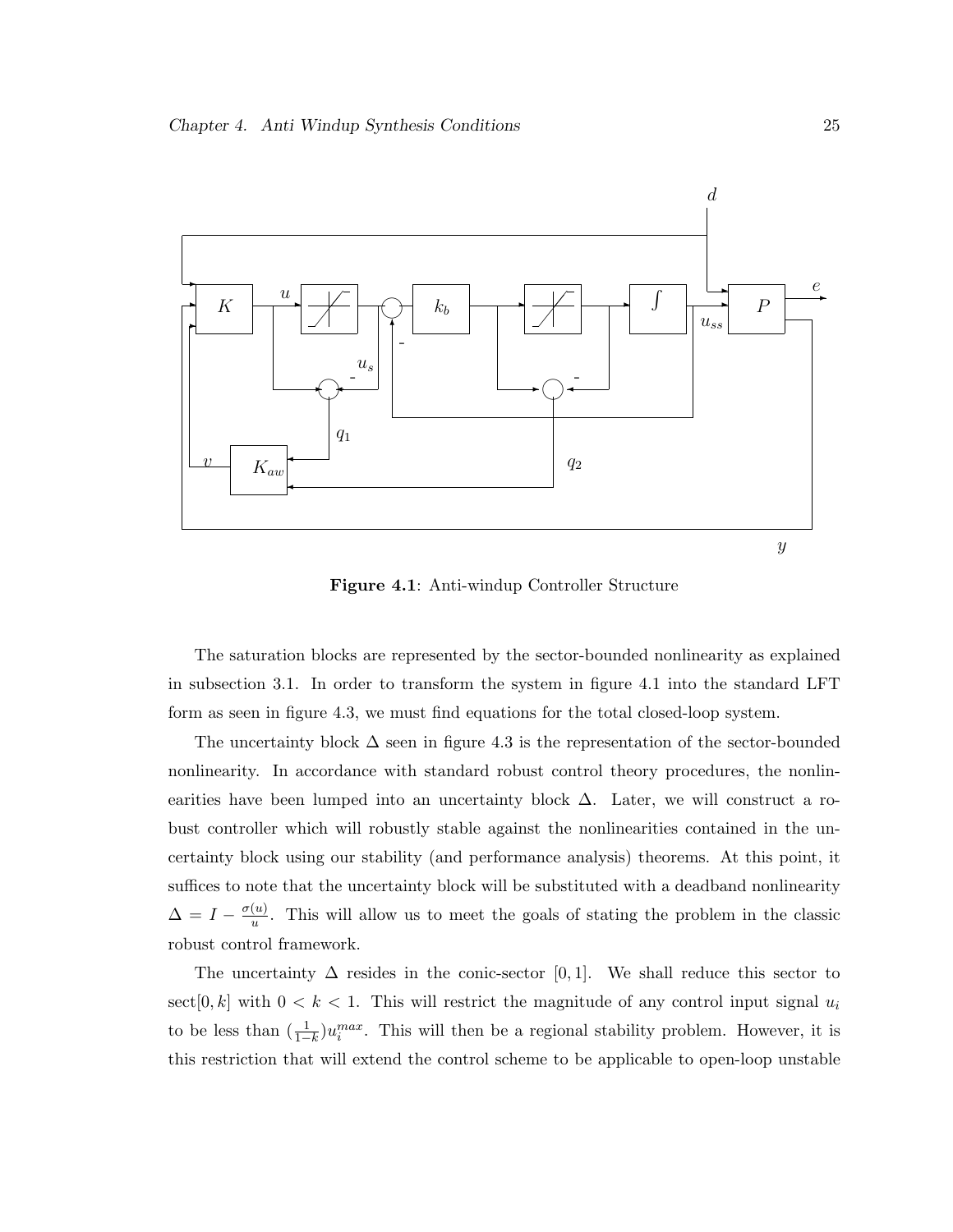**Figure 4.1**: Anti-windup Controller Structure

The saturation blocks are represented by the sector-bounded nonlinearity as explained in subsection 3.1. In order to transform the system in figure 4.1 into the standard LFT form as seen in figure 4.3, we must find equations for the total closed-loop system.

The uncertainty block $\Delta$ seen in figure 4.3 is the representation of the sector-bounded nonlinearity. In accordance with standard robust control theory procedures, the nonlinearities have been lumped into an uncertainty block $\Delta$. Later, we will construct a robust controller which will robustly stable against the nonlinearities contained in the uncertainty block using our stability (and performance analysis) theorems. At this point, it suffices to note that the uncertainty block will be substituted with a deadband nonlinearity $\Delta = I - \frac{\sigma(u)}{u}$. This will allow us to meet the goals of stating the problem in the classic robust control framework.

The uncertainty $\Delta$ resides in the conic-sector $[0, 1]$. We shall reduce this sector to sect$[0, k]$ with $0 < k < 1$. This will restrict the magnitude of any control input signal $u_i$ to be less than $(\frac{1}{1-k})u_i^{max}$. This will then be a regional stability problem. However, it is this restriction that will extend the control scheme to be applicable to open-loop unstable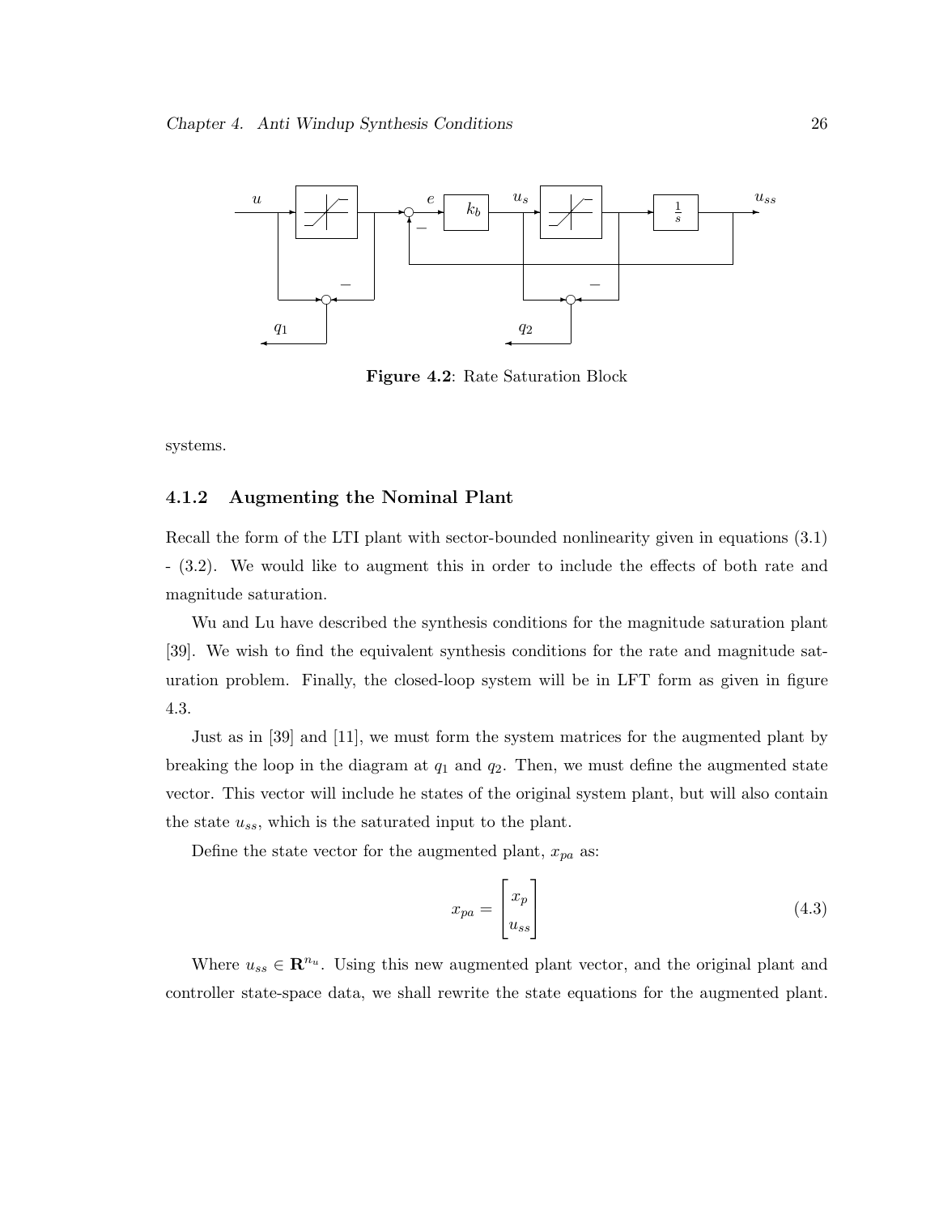**Figure 4.2**: Rate Saturation Block

systems.

### 4.1.2 Augmenting the Nominal Plant

Recall the form of the LTI plant with sector-bounded nonlinearity given in equations (3.1) - (3.2). We would like to augment this in order to include the effects of both rate and magnitude saturation.

Wu and Lu have described the synthesis conditions for the magnitude saturation plant [39]. We wish to find the equivalent synthesis conditions for the rate and magnitude saturation problem. Finally, the closed-loop system will be in LFT form as given in figure 4.3.

Just as in [39] and [11], we must form the system matrices for the augmented plant by breaking the loop in the diagram at $q_1$ and $q_2$. Then, we must define the augmented state vector. This vector will include he states of the original system plant, but will also contain the state $u_{ss}$, which is the saturated input to the plant.

Define the state vector for the augmented plant, $x_{pa}$ as:

$$x_{pa} = \begin{bmatrix} x_p \\ u_{ss} \end{bmatrix} \tag{4.3}$$

Where $u_{ss} \in \mathbf{R}^{n_u}$. Using this new augmented plant vector, and the original plant and controller state-space data, we shall rewrite the state equations for the augmented plant.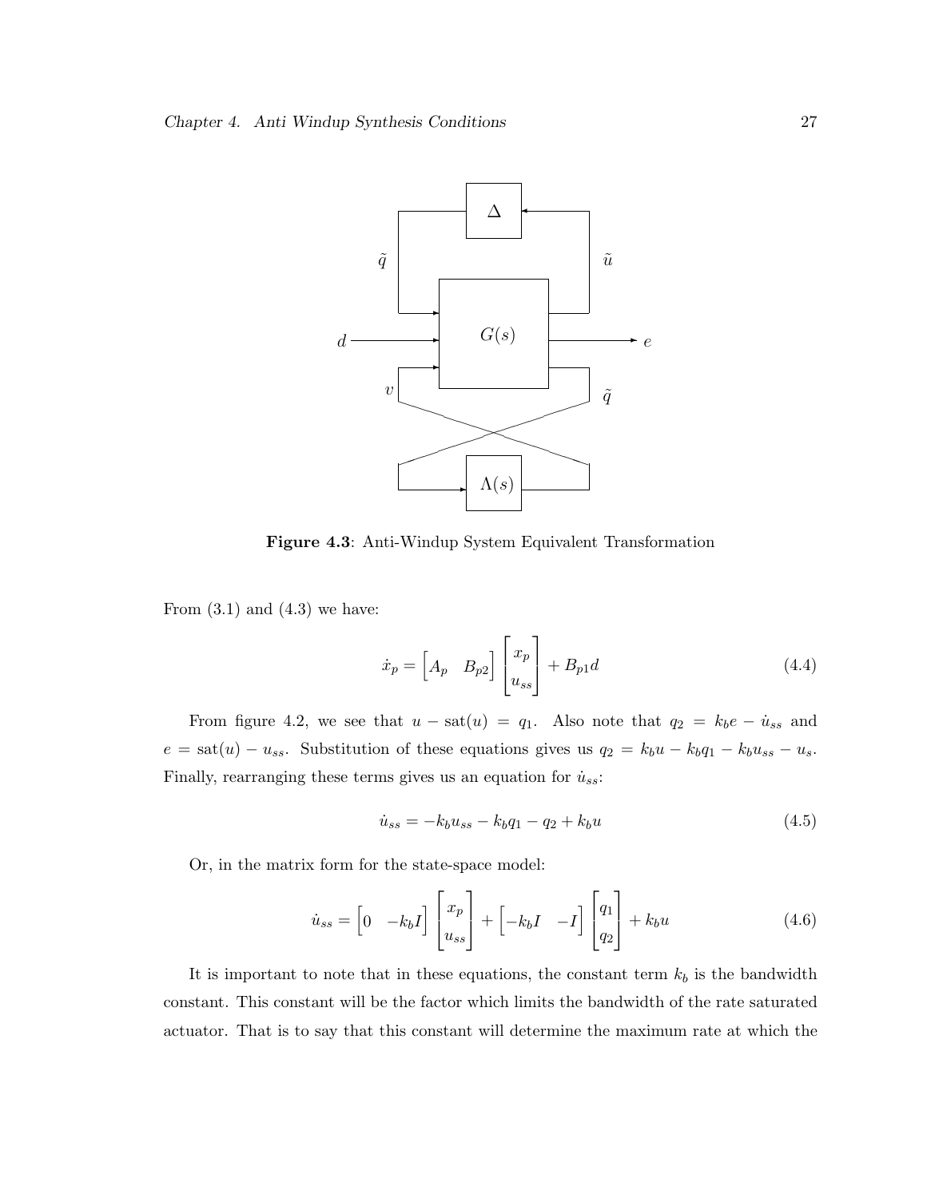**Figure 4.3**: Anti-Windup System Equivalent Transformation

From (3.1) and (4.3) we have:

$$\dot{x}_p = \begin{bmatrix} A_p & B_{p2} \end{bmatrix} \begin{bmatrix} x_p \\ u_{ss} \end{bmatrix} + B_{p1} d \tag{4.4}$$

From figure 4.2, we see that $u - \text{sat}(u) = q_1$. Also note that $q_2 = k_b e - \dot{u}_{ss}$ and $e = \text{sat}(u) - u_{ss}$. Substitution of these equations gives us $q_2 = k_b u - k_b q_1 - k_b u_{ss} - u_s$. Finally, rearranging these terms gives us an equation for $\dot{u}_{ss}$:

$$\dot{u}_{ss} = -k_b u_{ss} - k_b q_1 - q_2 + k_b u \tag{4.5}$$

Or, in the matrix form for the state-space model:

$$\dot{u}_{ss} = \begin{bmatrix} 0 & -k_b I \end{bmatrix} \begin{bmatrix} x_p \\ u_{ss} \end{bmatrix} + \begin{bmatrix} -k_b I & -I \end{bmatrix} \begin{bmatrix} q_1 \\ q_2 \end{bmatrix} + k_b u \tag{4.6}$$

It is important to note that in these equations, the constant term $k_b$ is the bandwidth constant. This constant will be the factor which limits the bandwidth of the rate saturated actuator. That is to say that this constant will determine the maximum rate at which the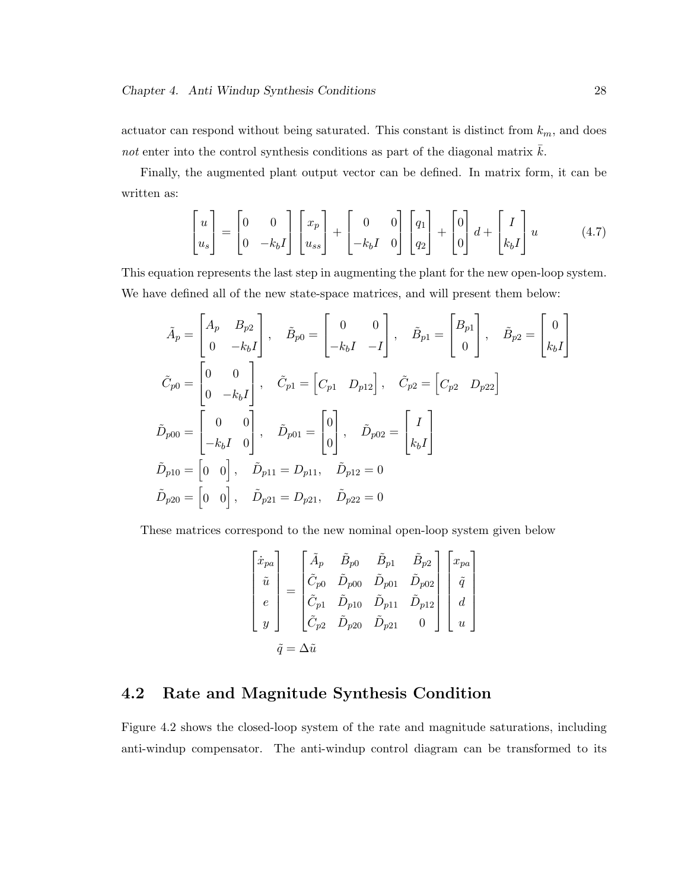actuator can respond without being saturated. This constant is distinct from $k_m$, and does *not* enter into the control synthesis conditions as part of the diagonal matrix $\bar{k}$.

Finally, the augmented plant output vector can be defined. In matrix form, it can be written as:

$$\begin{bmatrix} u \\ u_s \end{bmatrix} = \begin{bmatrix} 0 & 0 \\ 0 & -k_b I \end{bmatrix} \begin{bmatrix} x_p \\ u_{ss} \end{bmatrix} + \begin{bmatrix} 0 & 0 \\ -k_b I & 0 \end{bmatrix} \begin{bmatrix} q_1 \\ q_2 \end{bmatrix} + \begin{bmatrix} 0 \\ 0 \end{bmatrix} d + \begin{bmatrix} I \\ k_b I \end{bmatrix} u \tag{4.7}$$

This equation represents the last step in augmenting the plant for the new open-loop system. We have defined all of the new state-space matrices, and will present them below:

$$\tilde{A}_p = \begin{bmatrix} A_p & B_{p2} \\ 0 & -k_b I \end{bmatrix}, \quad \tilde{B}_{p0} = \begin{bmatrix} 0 & 0 \\ -k_b I & -I \end{bmatrix}, \quad \tilde{B}_{p1} = \begin{bmatrix} B_{p1} \\ 0 \end{bmatrix}, \quad \tilde{B}_{p2} = \begin{bmatrix} 0 \\ k_b I \end{bmatrix}$$

$$\tilde{C}_{p0} = \begin{bmatrix} 0 & 0 \\ 0 & -k_b I \end{bmatrix}, \quad \tilde{C}_{p1} = \begin{bmatrix} C_{p1} & D_{p12} \end{bmatrix}, \quad \tilde{C}_{p2} = \begin{bmatrix} C_{p2} & D_{p22} \end{bmatrix}$$

$$\tilde{D}_{p00} = \begin{bmatrix} 0 & 0 \\ -k_b I & 0 \end{bmatrix}, \quad \tilde{D}_{p01} = \begin{bmatrix} 0 \\ 0 \end{bmatrix}, \quad \tilde{D}_{p02} = \begin{bmatrix} I \\ k_b I \end{bmatrix}$$

$$\tilde{D}_{p10} = \begin{bmatrix} 0 & 0 \end{bmatrix}, \quad \tilde{D}_{p11} = D_{p11}, \quad \tilde{D}_{p12} = 0$$

$$\tilde{D}_{p20} = \begin{bmatrix} 0 & 0 \end{bmatrix}, \quad \tilde{D}_{p21} = D_{p21}, \quad \tilde{D}_{p22} = 0$$

These matrices correspond to the new nominal open-loop system given below

$$\begin{bmatrix} \dot{x}_{pa} \\ \tilde{u} \\ e \\ y \end{bmatrix} = \begin{bmatrix} \tilde{A}_p & \tilde{B}_{p0} & \tilde{B}_{p1} & \tilde{B}_{p2} \\ \tilde{C}_{p0} & \tilde{D}_{p00} & \tilde{D}_{p01} & \tilde{D}_{p02} \\ \tilde{C}_{p1} & \tilde{D}_{p10} & \tilde{D}_{p11} & \tilde{D}_{p12} \\ \tilde{C}_{p2} & \tilde{D}_{p20} & \tilde{D}_{p21} & 0 \end{bmatrix} \begin{bmatrix} x_{pa} \\ \tilde{q} \\ d \\ u \end{bmatrix}$$

$$\tilde{q} = \Delta \tilde{u}$$

## 4.2 Rate and Magnitude Synthesis Condition

Figure 4.2 shows the closed-loop system of the rate and magnitude saturations, including anti-windup compensator. The anti-windup control diagram can be transformed to its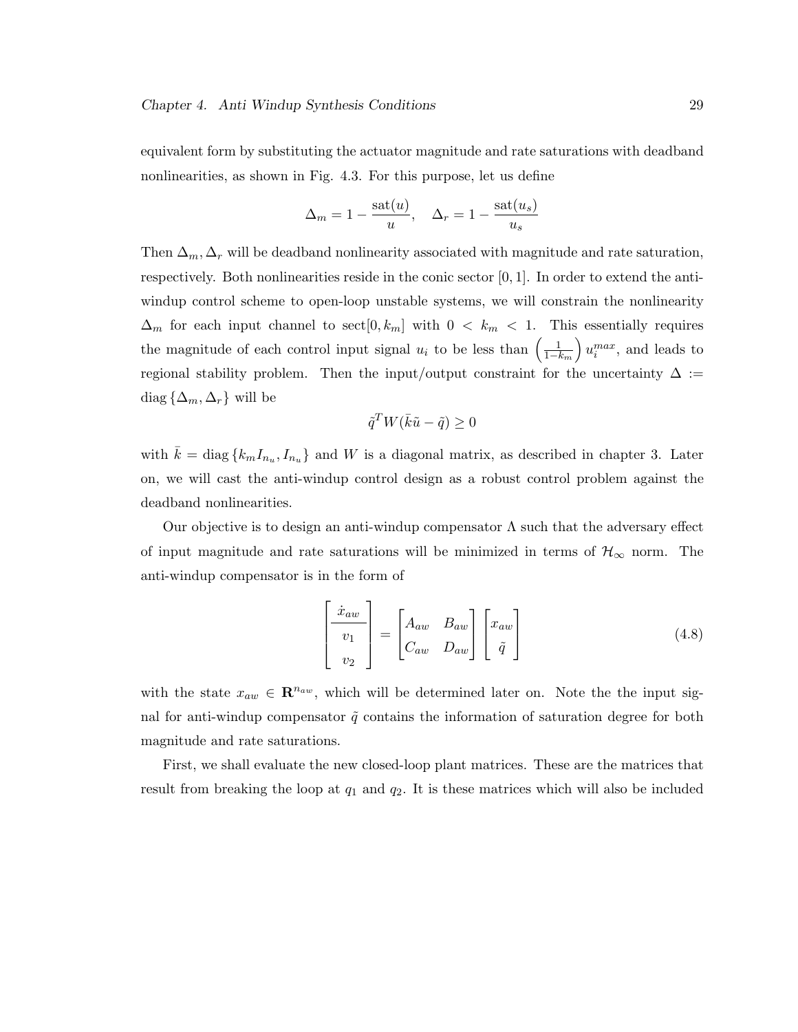equivalent form by substituting the actuator magnitude and rate saturations with deadband nonlinearities, as shown in Fig. 4.3. For this purpose, let us define

$$\Delta_m = 1 - \frac{\text{sat}(u)}{u}, \quad \Delta_r = 1 - \frac{\text{sat}(u_s)}{u_s}$$

Then $\Delta_m, \Delta_r$ will be deadband nonlinearity associated with magnitude and rate saturation, respectively. Both nonlinearities reside in the conic sector $[0, 1]$. In order to extend the anti-windup control scheme to open-loop unstable systems, we will constrain the nonlinearity $\Delta_m$ for each input channel to sect$[0, k_m]$ with $0 < k_m < 1$. This essentially requires the magnitude of each control input signal $u_i$ to be less than $\left(\frac{1}{1-k_m}\right) u_i^{max}$, and leads to regional stability problem. Then the input/output constraint for the uncertainty $\Delta := \text{diag}\{\Delta_m, \Delta_r\}$ will be

$$\tilde{q}^T W(\bar{k}\tilde{u} - \tilde{q}) \geq 0$$

with $\bar{k} = \text{diag}\{k_m I_{n_u}, I_{n_u}\}$ and $W$ is a diagonal matrix, as described in chapter 3. Later on, we will cast the anti-windup control design as a robust control problem against the deadband nonlinearities.

Our objective is to design an anti-windup compensator $\Lambda$ such that the adversary effect of input magnitude and rate saturations will be minimized in terms of $\mathcal{H}_\infty$ norm. The anti-windup compensator is in the form of

$$\begin{bmatrix} \dot{x}_{aw} \\ \hline v_1 \\ v_2 \end{bmatrix} = \begin{bmatrix} A_{aw} & B_{aw} \\ C_{aw} & D_{aw} \end{bmatrix} \begin{bmatrix} x_{aw} \\ \tilde{q} \end{bmatrix} \tag{4.8}$$

with the state $x_{aw} \in \mathbf{R}^{n_{aw}}$, which will be determined later on. Note the the input signal for anti-windup compensator $\tilde{q}$ contains the information of saturation degree for both magnitude and rate saturations.

First, we shall evaluate the new closed-loop plant matrices. These are the matrices that result from breaking the loop at $q_1$ and $q_2$. It is these matrices which will also be included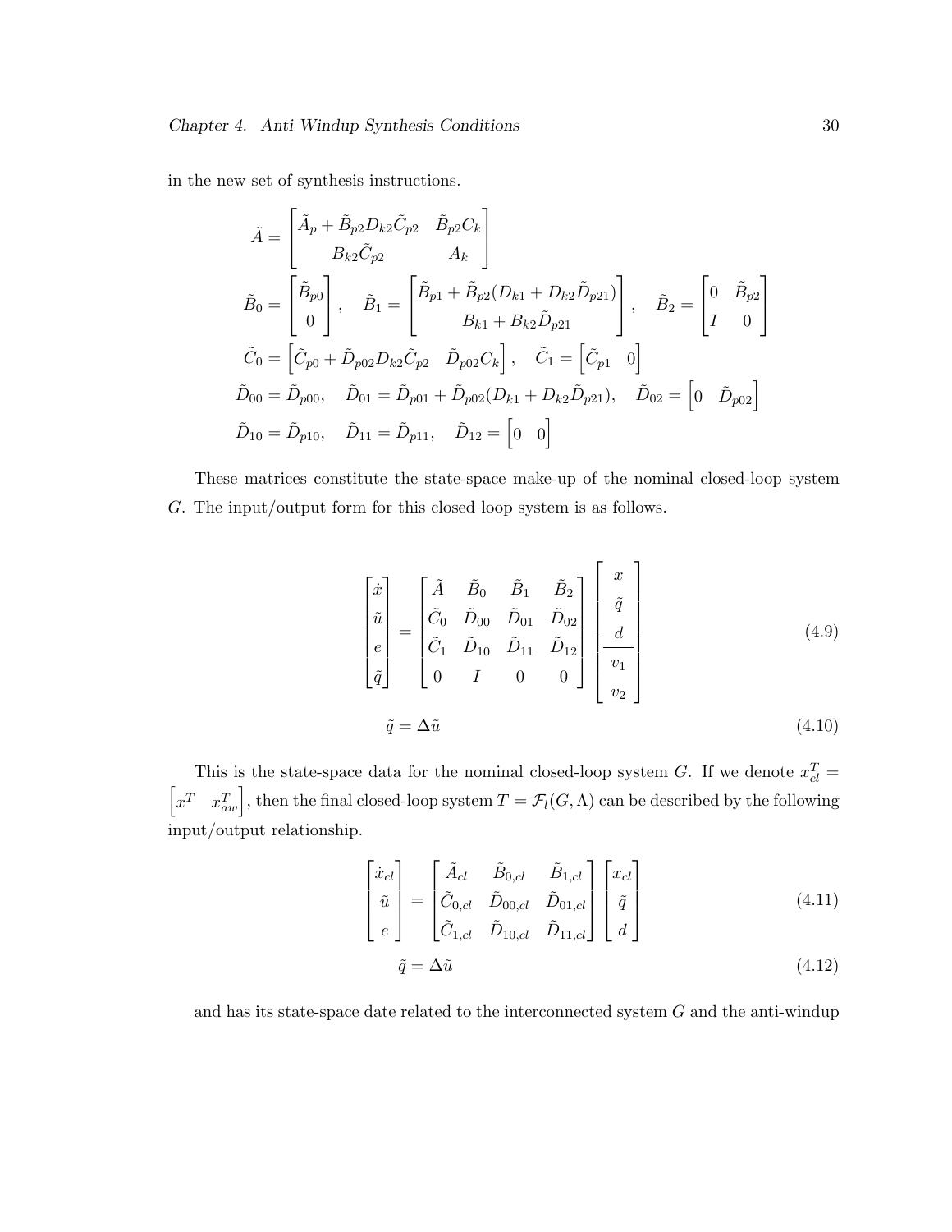in the new set of synthesis instructions.

$$\tilde{A} = \begin{bmatrix} \tilde{A}_p + \tilde{B}_{p2} D_{k2} \tilde{C}_{p2} & \tilde{B}_{p2} C_k \\ B_{k2} \tilde{C}_{p2} & A_k \end{bmatrix}$$

$$\tilde{B}_0 = \begin{bmatrix} \tilde{B}_{p0} \\ 0 \end{bmatrix}, \quad \tilde{B}_1 = \begin{bmatrix} \tilde{B}_{p1} + \tilde{B}_{p2}(D_{k1} + D_{k2}\tilde{D}_{p21}) \\ B_{k1} + B_{k2}\tilde{D}_{p21} \end{bmatrix}, \quad \tilde{B}_2 = \begin{bmatrix} 0 & \tilde{B}_{p2} \\ I & 0 \end{bmatrix}$$

$$\tilde{C}_0 = \begin{bmatrix} \tilde{C}_{p0} + \tilde{D}_{p02} D_{k2} \tilde{C}_{p2} & \tilde{D}_{p02} C_k \end{bmatrix}, \quad \tilde{C}_1 = \begin{bmatrix} \tilde{C}_{p1} & 0 \end{bmatrix}$$

$$\tilde{D}_{00} = \tilde{D}_{p00}, \quad \tilde{D}_{01} = \tilde{D}_{p01} + \tilde{D}_{p02}(D_{k1} + D_{k2}\tilde{D}_{p21}), \quad \tilde{D}_{02} = \begin{bmatrix} 0 & \tilde{D}_{p02} \end{bmatrix}$$

$$\tilde{D}_{10} = \tilde{D}_{p10}, \quad \tilde{D}_{11} = \tilde{D}_{p11}, \quad \tilde{D}_{12} = \begin{bmatrix} 0 & 0 \end{bmatrix}$$

These matrices constitute the state-space make-up of the nominal closed-loop system $G$. The input/output form for this closed loop system is as follows.

$$\begin{bmatrix} \dot{x} \\ \tilde{u} \\ e \\ \tilde{q} \end{bmatrix} = \begin{bmatrix} \tilde{A} & \tilde{B}_0 & \tilde{B}_1 & \tilde{B}_2 \\ \tilde{C}_0 & \tilde{D}_{00} & \tilde{D}_{01} & \tilde{D}_{02} \\ \tilde{C}_1 & \tilde{D}_{10} & \tilde{D}_{11} & \tilde{D}_{12} \\ 0 & I & 0 & 0 \end{bmatrix} \begin{bmatrix} x \\ \tilde{q} \\ d \\ \hline v_1 \\ v_2 \end{bmatrix} \tag{4.9}$$

$$\tilde{q} = \Delta \tilde{u} \tag{4.10}$$

This is the state-space data for the nominal closed-loop system $G$. If we denote $x_{cl}^T = \begin{bmatrix} x^T & x_{aw}^T \end{bmatrix}$, then the final closed-loop system $T = \mathcal{F}_l(G, \Lambda)$ can be described by the following input/output relationship.

$$\begin{bmatrix} \dot{x}_{cl} \\ \tilde{u} \\ e \end{bmatrix} = \begin{bmatrix} \tilde{A}_{cl} & \tilde{B}_{0,cl} & \tilde{B}_{1,cl} \\ \tilde{C}_{0,cl} & \tilde{D}_{00,cl} & \tilde{D}_{01,cl} \\ \tilde{C}_{1,cl} & \tilde{D}_{10,cl} & \tilde{D}_{11,cl} \end{bmatrix} \begin{bmatrix} x_{cl} \\ \tilde{q} \\ d \end{bmatrix} \tag{4.11}$$

$$\tilde{q} = \Delta \tilde{u} \tag{4.12}$$

and has its state-space date related to the interconnected system $G$ and the anti-windup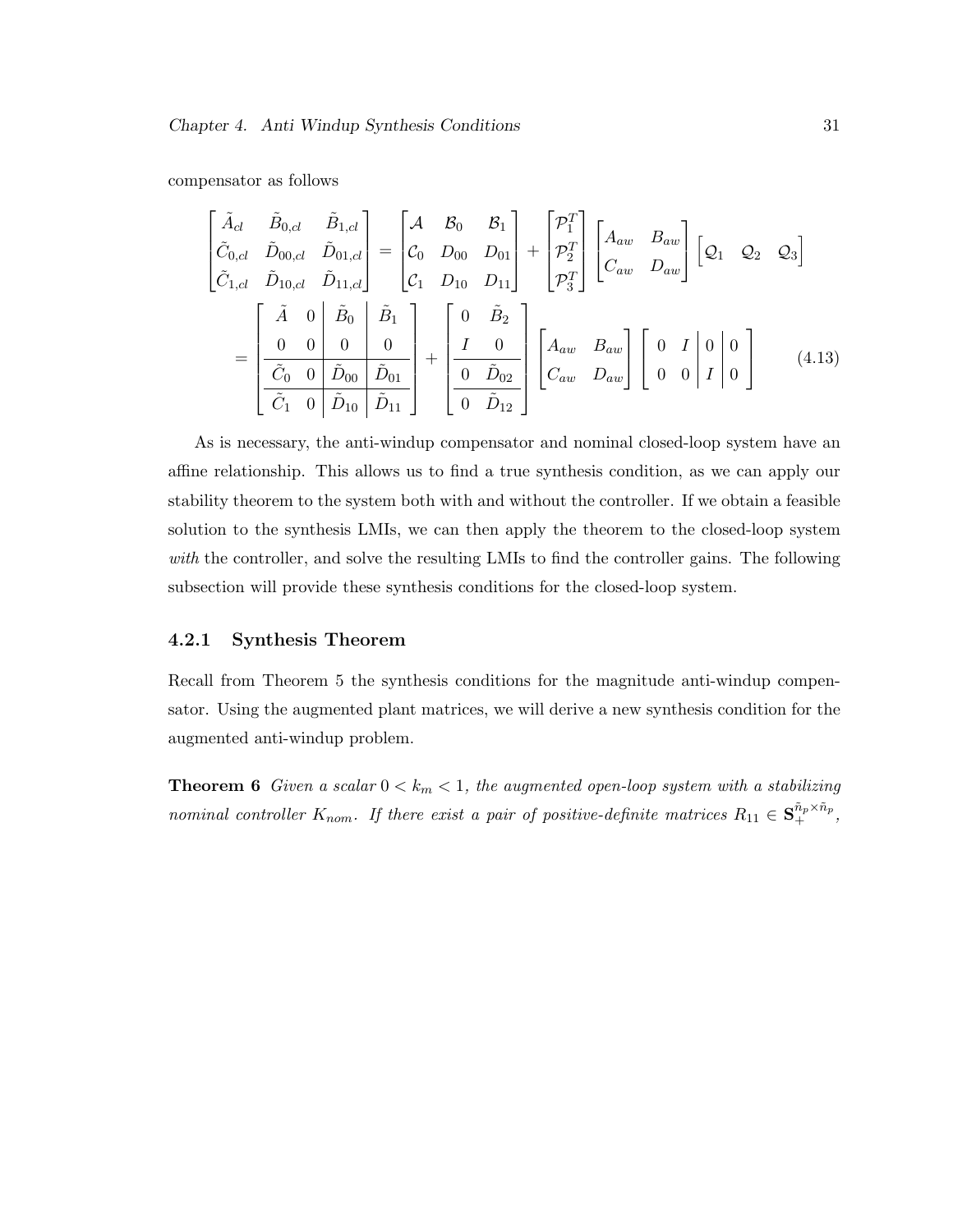compensator as follows

$$
\begin{bmatrix} \tilde{A}_{cl} & \tilde{B}_{0,cl} & \tilde{B}_{1,cl} \\ \tilde{C}_{0,cl} & \tilde{D}_{00,cl} & \tilde{D}_{01,cl} \\ \tilde{C}_{1,cl} & \tilde{D}_{10,cl} & \tilde{D}_{11,cl} \end{bmatrix} = \begin{bmatrix} \mathcal{A} & \mathcal{B}_0 & \mathcal{B}_1 \\ \mathcal{C}_0 & D_{00} & D_{01} \\ \mathcal{C}_1 & D_{10} & D_{11} \end{bmatrix} + \begin{bmatrix} \mathcal{P}_1^T \\ \mathcal{P}_2^T \\ \mathcal{P}_3^T \end{bmatrix} \begin{bmatrix} A_{aw} & B_{aw} \\ C_{aw} & D_{aw} \end{bmatrix} \begin{bmatrix} \mathcal{Q}_1 & \mathcal{Q}_2 & \mathcal{Q}_3 \end{bmatrix}
$$

$$
= \left[\begin{array}{cc|c|c} \tilde{A} & 0 & \tilde{B}_0 & \tilde{B}_1 \\ 0 & 0 & 0 & 0 \\ \hline \tilde{C}_0 & 0 & \tilde{D}_{00} & \tilde{D}_{01} \\ \hline \tilde{C}_1 & 0 & \tilde{D}_{10} & \tilde{D}_{11} \end{array}\right] + \left[\begin{array}{cc} 0 & \tilde{B}_2 \\ I & 0 \\ \hline 0 & \tilde{D}_{02} \\ \hline 0 & \tilde{D}_{12} \end{array}\right] \begin{bmatrix} A_{aw} & B_{aw} \\ C_{aw} & D_{aw} \end{bmatrix} \left[\begin{array}{cc|c|c} 0 & I & 0 & 0 \\ 0 & 0 & I & 0 \end{array}\right] \tag{4.13}
$$

As is necessary, the anti-windup compensator and nominal closed-loop system have an affine relationship. This allows us to find a true synthesis condition, as we can apply our stability theorem to the system both with and without the controller. If we obtain a feasible solution to the synthesis LMIs, we can then apply the theorem to the closed-loop system *with* the controller, and solve the resulting LMIs to find the controller gains. The following subsection will provide these synthesis conditions for the closed-loop system.

### 4.2.1 Synthesis Theorem

Recall from Theorem 5 the synthesis conditions for the magnitude anti-windup compensator. Using the augmented plant matrices, we will derive a new synthesis condition for the augmented anti-windup problem.

**Theorem 6** *Given a scalar $0 < k_m < 1$, the augmented open-loop system with a stabilizing nominal controller $K_{nom}$. If there exist a pair of positive-definite matrices $R_{11} \in \mathbf{S}_+^{\tilde{n}_p \times \tilde{n}_p}$,*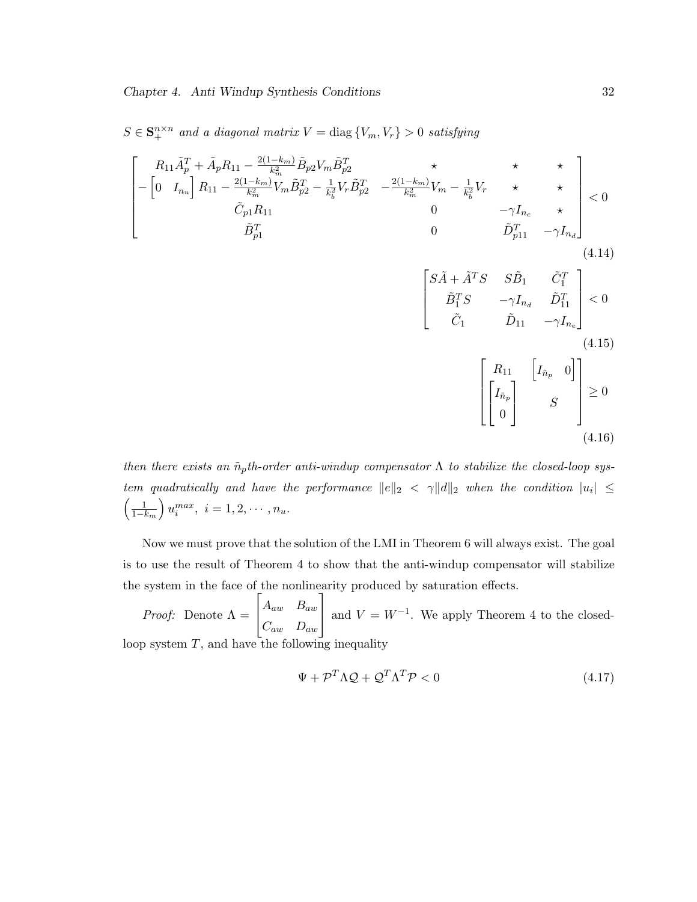*$S \in \mathbf{S}_+^{n\times n}$ and a diagonal matrix $V = \mathrm{diag}\{V_m, V_r\} > 0$ satisfying*

$$\begin{bmatrix} R_{11}\tilde{A}_p^T + \tilde{A}_p R_{11} - \frac{2(1-k_m)}{k_m^2}\tilde{B}_{p2}V_m\tilde{B}_{p2}^T & \star & \star & \star \\ -\begin{bmatrix} 0 & I_{n_u}\end{bmatrix} R_{11} - \frac{2(1-k_m)}{k_m^2}V_m\tilde{B}_{p2}^T - \frac{1}{k_b^2}V_r\tilde{B}_{p2}^T & -\frac{2(1-k_m)}{k_m^2}V_m - \frac{1}{k_b^2}V_r & \star & \star \\ \tilde{C}_{p1}R_{11} & 0 & -\gamma I_{n_e} & \star \\ \tilde{B}_{p1}^T & 0 & \tilde{D}_{p11}^T & -\gamma I_{n_d} \end{bmatrix} < 0 \tag{4.14}$$

$$\begin{bmatrix} S\tilde{A} + \tilde{A}^T S & S\tilde{B}_1 & \tilde{C}_1^T \\ \tilde{B}_1^T S & -\gamma I_{n_d} & \tilde{D}_{11}^T \\ \tilde{C}_1 & \tilde{D}_{11} & -\gamma I_{n_e} \end{bmatrix} < 0 \tag{4.15}$$

$$\begin{bmatrix} R_{11} & \begin{bmatrix} I_{\tilde{n}_p} & 0 \end{bmatrix} \\ \begin{bmatrix} I_{\tilde{n}_p} \\ 0 \end{bmatrix} & S \end{bmatrix} \geq 0 \tag{4.16}$$

*then there exists an $\tilde{n}_p$th-order anti-windup compensator $\Lambda$ to stabilize the closed-loop system quadratically and have the performance $\|e\|_2 < \gamma\|d\|_2$ when the condition $|u_i| \leq \left(\frac{1}{1-k_m}\right)u_i^{max},\ i = 1, 2, \cdots, n_u$.*

Now we must prove that the solution of the LMI in Theorem 6 will always exist. The goal is to use the result of Theorem 4 to show that the anti-windup compensator will stabilize the system in the face of the nonlinearity produced by saturation effects.

*Proof:* Denote $\Lambda = \begin{bmatrix} A_{aw} & B_{aw} \\ C_{aw} & D_{aw} \end{bmatrix}$ and $V = W^{-1}$. We apply Theorem 4 to the closed-loop system $T$, and have the following inequality

$$\Psi + \mathcal{P}^T\Lambda\mathcal{Q} + \mathcal{Q}^T\Lambda^T\mathcal{P} < 0 \tag{4.17}$$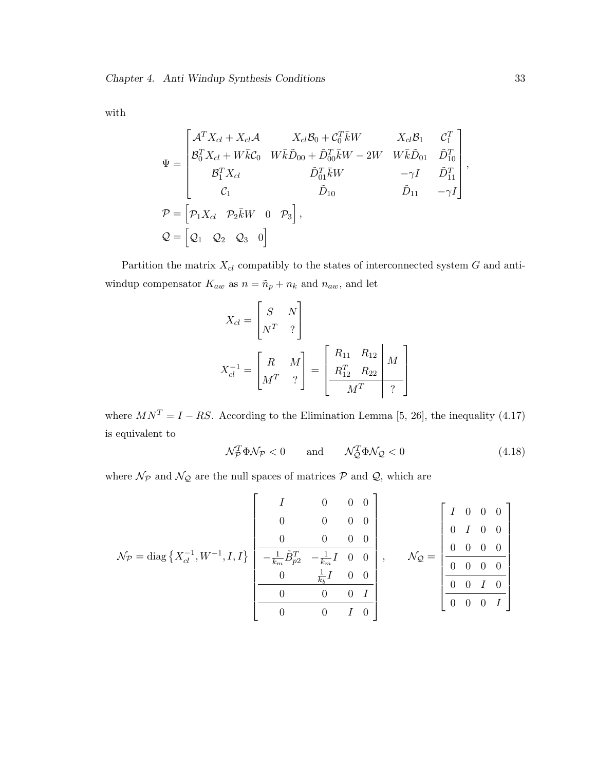with

$$
\Psi = \begin{bmatrix} \mathcal{A}^T X_{cl} + X_{cl}\mathcal{A} & X_{cl}\mathcal{B}_0 + \mathcal{C}_0^T \bar{k} W & X_{cl}\mathcal{B}_1 & \mathcal{C}_1^T \\ \mathcal{B}_0^T X_{cl} + W\bar{k}\mathcal{C}_0 & W\bar{k}\tilde{D}_{00} + \tilde{D}_{00}^T \bar{k} W - 2W & W\bar{k}\tilde{D}_{01} & \tilde{D}_{10}^T \\ \mathcal{B}_1^T X_{cl} & \tilde{D}_{01}^T \bar{k} W & -\gamma I & \tilde{D}_{11}^T \\ \mathcal{C}_1 & \tilde{D}_{10} & \tilde{D}_{11} & -\gamma I \end{bmatrix},
$$

$$
\mathcal{P} = \begin{bmatrix} \mathcal{P}_1 X_{cl} & \mathcal{P}_2 \bar{k} W & 0 & \mathcal{P}_3 \end{bmatrix},
$$

$$
\mathcal{Q} = \begin{bmatrix} \mathcal{Q}_1 & \mathcal{Q}_2 & \mathcal{Q}_3 & 0 \end{bmatrix}
$$

Partition the matrix $X_{cl}$ compatibly to the states of interconnected system $G$ and anti-windup compensator $K_{aw}$ as $n = \tilde{n}_p + n_k$ and $n_{aw}$, and let

$$
X_{cl} = \begin{bmatrix} S & N \\ N^T & ? \end{bmatrix}
$$

$$
X_{cl}^{-1} = \begin{bmatrix} R & M \\ M^T & ? \end{bmatrix} = \left[\begin{array}{cc|c} R_{11} & R_{12} & \multirow{2}{*}{$M$} \\ R_{12}^T & R_{22} & \\ \hline \multicolumn{2}{c|}{M^T} & ? \end{array}\right]
$$

where $MN^T = I - RS$. According to the Elimination Lemma [5, 26], the inequality (4.17) is equivalent to

$$
\mathcal{N}_{\mathcal{P}}^T \Phi \mathcal{N}_{\mathcal{P}} < 0 \qquad \text{and} \qquad \mathcal{N}_{\mathcal{Q}}^T \Phi \mathcal{N}_{\mathcal{Q}} < 0 \tag{4.18}
$$

where $\mathcal{N}_{\mathcal{P}}$ and $\mathcal{N}_{\mathcal{Q}}$ are the null spaces of matrices $\mathcal{P}$ and $\mathcal{Q}$, which are

$$
\mathcal{N}_{\mathcal{P}} = \operatorname{diag}\left\{X_{cl}^{-1}, W^{-1}, I, I\right\} \left[\begin{array}{cccc} I & 0 & 0 & 0 \\ 0 & 0 & 0 & 0 \\ 0 & 0 & 0 & 0 \\ \hline -\frac{1}{k_m}\tilde{B}_{p2}^T & -\frac{1}{k_m} I & 0 & 0 \\ 0 & \frac{1}{k_b} I & 0 & 0 \\ \hline 0 & 0 & 0 & I \\ \hline 0 & 0 & I & 0 \end{array}\right], \qquad \mathcal{N}_{\mathcal{Q}} = \left[\begin{array}{cccc} I & 0 & 0 & 0 \\ 0 & I & 0 & 0 \\ 0 & 0 & 0 & 0 \\ \hline 0 & 0 & 0 & 0 \\ \hline 0 & 0 & I & 0 \\ \hline 0 & 0 & 0 & I \end{array}\right]
$$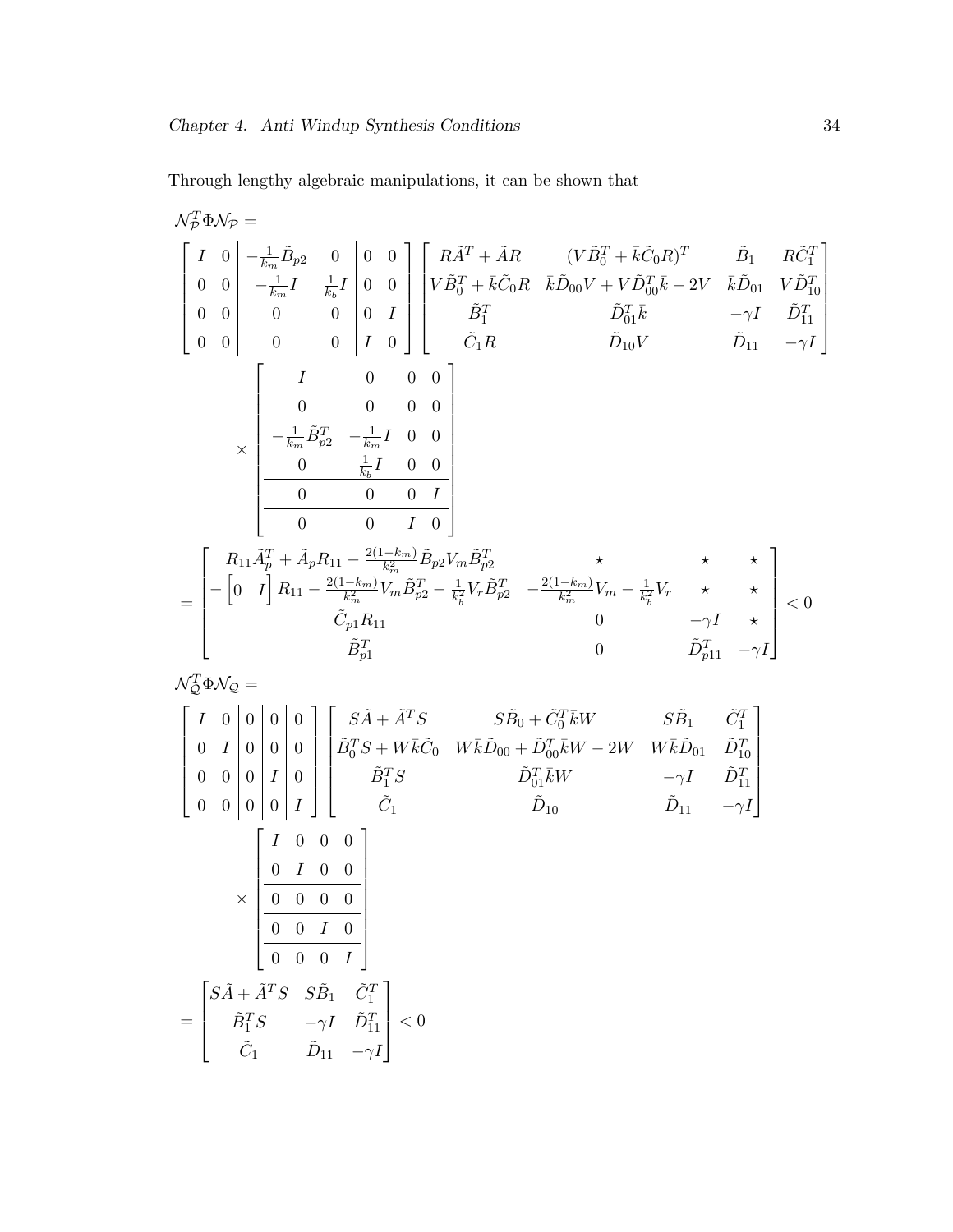Through lengthy algebraic manipulations, it can be shown that

$$
\mathcal{N}_{\mathcal{P}}^T \Phi \mathcal{N}_{\mathcal{P}} =
$$

$$
\left[\begin{array}{cc|cc|c|c} I & 0 & -\frac{1}{k_m}\tilde{B}_{p2} & 0 & 0 & 0 \\ 0 & 0 & -\frac{1}{k_m}I & \frac{1}{k_b}I & 0 & 0 \\ 0 & 0 & 0 & 0 & 0 & I \\ 0 & 0 & 0 & 0 & I & 0 \end{array}\right]
\begin{bmatrix} R\tilde{A}^T + \tilde{A}R & (V\tilde{B}_0^T + \bar{k}\tilde{C}_0 R)^T & \tilde{B}_1 & R\tilde{C}_1^T \\ V\tilde{B}_0^T + \bar{k}\tilde{C}_0 R & \bar{k}\tilde{D}_{00}V + V\tilde{D}_{00}^T\bar{k} - 2V & \bar{k}\tilde{D}_{01} & V\tilde{D}_{10}^T \\ \tilde{B}_1^T & \tilde{D}_{01}^T\bar{k} & -\gamma I & \tilde{D}_{11}^T \\ \tilde{C}_1 R & \tilde{D}_{10}V & \tilde{D}_{11} & -\gamma I \end{bmatrix}
$$

$$
\times \left[\begin{array}{cccc} I & 0 & 0 & 0 \\ 0 & 0 & 0 & 0 \\ \hline -\frac{1}{k_m}\tilde{B}_{p2}^T & -\frac{1}{k_m}I & 0 & 0 \\ 0 & \frac{1}{k_b}I & 0 & 0 \\ \hline 0 & 0 & 0 & I \\ \hline 0 & 0 & I & 0 \end{array}\right]
$$

$$
= \begin{bmatrix} R_{11}\tilde{A}_p^T + \tilde{A}_p R_{11} - \frac{2(1-k_m)}{k_m^2}\tilde{B}_{p2}V_m\tilde{B}_{p2}^T & \star & \star & \star \\ -\begin{bmatrix} 0 & I \end{bmatrix} R_{11} - \frac{2(1-k_m)}{k_m^2}V_m\tilde{B}_{p2}^T - \frac{1}{k_b^2}V_r\tilde{B}_{p2}^T & -\frac{2(1-k_m)}{k_m^2}V_m - \frac{1}{k_b^2}V_r & \star & \star \\ \tilde{C}_{p1}R_{11} & 0 & -\gamma I & \star \\ \tilde{B}_{p1}^T & 0 & \tilde{D}_{p11}^T & -\gamma I \end{bmatrix} < 0
$$

$$
\mathcal{N}_{\mathcal{Q}}^T \Phi \mathcal{N}_{\mathcal{Q}} =
$$

$$
\left[\begin{array}{cc|c|c|c} I & 0 & 0 & 0 & 0 \\ 0 & I & 0 & 0 & 0 \\ 0 & 0 & 0 & I & 0 \\ 0 & 0 & 0 & 0 & I \end{array}\right]
\begin{bmatrix} S\tilde{A} + \tilde{A}^T S & S\tilde{B}_0 + \tilde{C}_0^T\bar{k}W & S\tilde{B}_1 & \tilde{C}_1^T \\ \tilde{B}_0^T S + W\bar{k}\tilde{C}_0 & W\bar{k}\tilde{D}_{00} + \tilde{D}_{00}^T\bar{k}W - 2W & W\bar{k}\tilde{D}_{01} & \tilde{D}_{10}^T \\ \tilde{B}_1^T S & \tilde{D}_{01}^T\bar{k}W & -\gamma I & \tilde{D}_{11}^T \\ \tilde{C}_1 & \tilde{D}_{10} & \tilde{D}_{11} & -\gamma I \end{bmatrix}
$$

$$
\times \left[\begin{array}{cccc} I & 0 & 0 & 0 \\ 0 & I & 0 & 0 \\ \hline 0 & 0 & 0 & 0 \\ \hline 0 & 0 & I & 0 \\ \hline 0 & 0 & 0 & I \end{array}\right]
$$

$$
= \begin{bmatrix} S\tilde{A} + \tilde{A}^T S & S\tilde{B}_1 & \tilde{C}_1^T \\ \tilde{B}_1^T S & -\gamma I & \tilde{D}_{11}^T \\ \tilde{C}_1 & \tilde{D}_{11} & -\gamma I \end{bmatrix} < 0
$$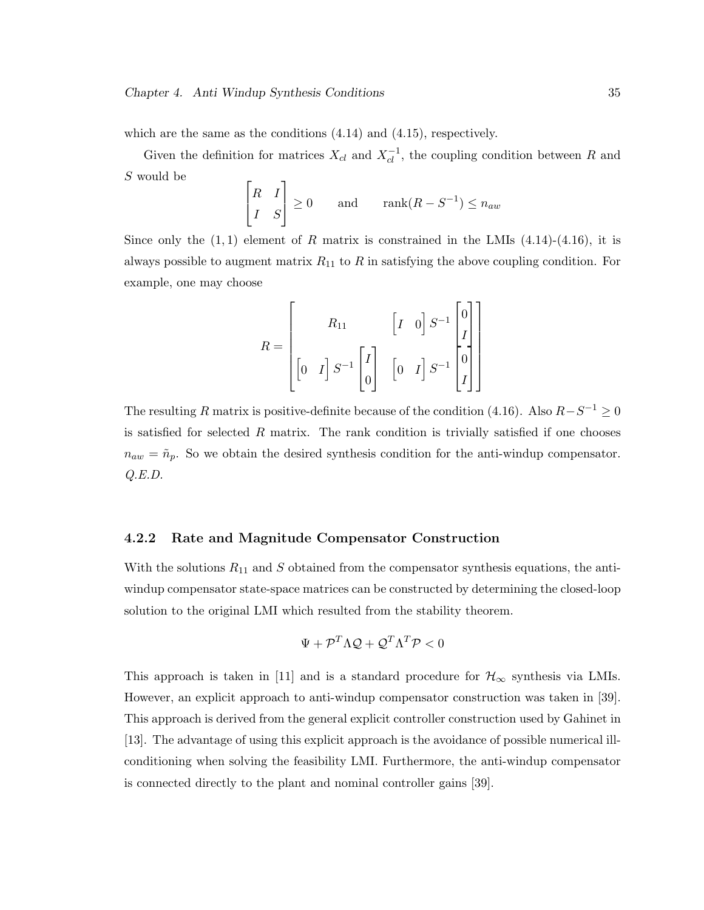which are the same as the conditions (4.14) and (4.15), respectively.

Given the definition for matrices $X_{cl}$ and $X_{cl}^{-1}$, the coupling condition between $R$ and $S$ would be

$$\begin{bmatrix} R & I \\ I & S \end{bmatrix} \geq 0 \qquad \text{and} \qquad \text{rank}(R - S^{-1}) \leq n_{aw}$$

Since only the $(1, 1)$ element of $R$ matrix is constrained in the LMIs (4.14)-(4.16), it is always possible to augment matrix $R_{11}$ to $R$ in satisfying the above coupling condition. For example, one may choose

$$R = \begin{bmatrix} R_{11} & \begin{bmatrix} I & 0 \end{bmatrix} S^{-1} \begin{bmatrix} 0 \\ I \end{bmatrix} \\ \begin{bmatrix} 0 & I \end{bmatrix} S^{-1} \begin{bmatrix} I \\ 0 \end{bmatrix} & \begin{bmatrix} 0 & I \end{bmatrix} S^{-1} \begin{bmatrix} 0 \\ I \end{bmatrix} \end{bmatrix}$$

The resulting $R$ matrix is positive-definite because of the condition (4.16). Also $R - S^{-1} \geq 0$ is satisfied for selected $R$ matrix. The rank condition is trivially satisfied if one chooses $n_{aw} = \tilde{n}_p$. So we obtain the desired synthesis condition for the anti-windup compensator. *Q.E.D.*

### 4.2.2 Rate and Magnitude Compensator Construction

With the solutions $R_{11}$ and $S$ obtained from the compensator synthesis equations, the anti-windup compensator state-space matrices can be constructed by determining the closed-loop solution to the original LMI which resulted from the stability theorem.

$$\Psi + \mathcal{P}^T \Lambda \mathcal{Q} + \mathcal{Q}^T \Lambda^T \mathcal{P} < 0$$

This approach is taken in [11] and is a standard procedure for $\mathcal{H}_\infty$ synthesis via LMIs. However, an explicit approach to anti-windup compensator construction was taken in [39]. This approach is derived from the general explicit controller construction used by Gahinet in [13]. The advantage of using this explicit approach is the avoidance of possible numerical ill-conditioning when solving the feasibility LMI. Furthermore, the anti-windup compensator is connected directly to the plant and nominal controller gains [39].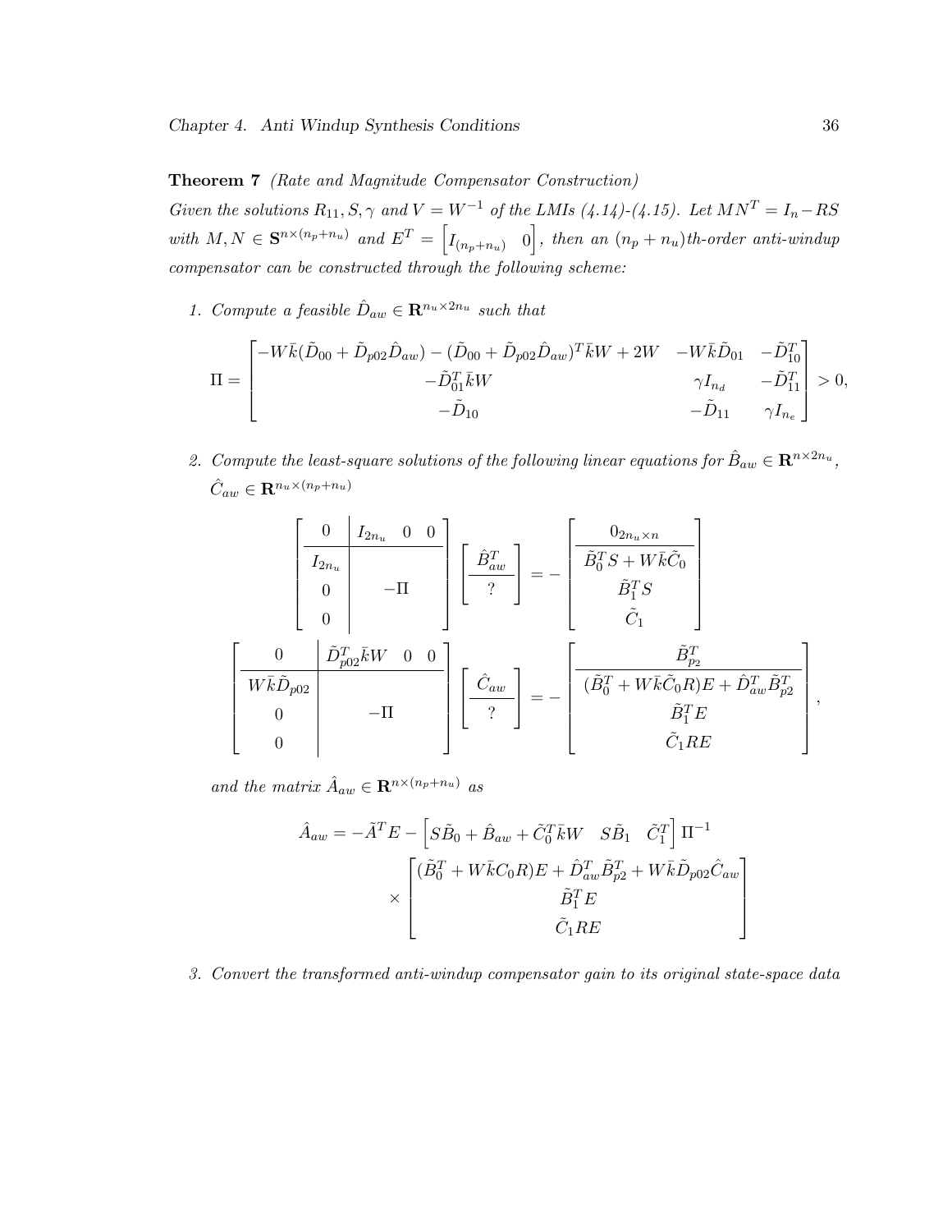**Theorem 7** *(Rate and Magnitude Compensator Construction)*
*Given the solutions $R_{11}, S, \gamma$ and $V = W^{-1}$ of the LMIs (4.14)-(4.15). Let $MN^T = I_n - RS$ with $M, N \in \mathbf{S}^{n\times(n_p+n_u)}$ and $E^T = \begin{bmatrix} I_{(n_p+n_u)} & 0 \end{bmatrix}$, then an $(n_p+n_u)$th-order anti-windup compensator can be constructed through the following scheme:*

1. *Compute a feasible $\hat{D}_{aw} \in \mathbf{R}^{n_u\times 2n_u}$ such that*

$$
\Pi = \begin{bmatrix} -W\bar{k}(\tilde{D}_{00} + \tilde{D}_{p02}\hat{D}_{aw}) - (\tilde{D}_{00} + \tilde{D}_{p02}\hat{D}_{aw})^T\bar{k}W + 2W & -W\bar{k}\tilde{D}_{01} & -\tilde{D}_{10}^T \\ -\tilde{D}_{01}^T\bar{k}W & \gamma I_{n_d} & -\tilde{D}_{11}^T \\ -\tilde{D}_{10} & -\tilde{D}_{11} & \gamma I_{n_e} \end{bmatrix} > 0,
$$

2. *Compute the least-square solutions of the following linear equations for $\hat{B}_{aw} \in \mathbf{R}^{n\times 2n_u}$, $\hat{C}_{aw} \in \mathbf{R}^{n_u\times(n_p+n_u)}$*

$$
\left[\begin{array}{c|ccc} 0 & I_{2n_u} & 0 & 0 \\ \hline I_{2n_u} & & & \\ 0 & & -\Pi & \\ 0 & & & \end{array}\right] \left[\begin{array}{c} \hat{B}_{aw}^T \\ \hline ? \end{array}\right] = -\left[\begin{array}{c} 0_{2n_u\times n} \\ \hline \tilde{B}_0^T S + W\bar{k}\tilde{C}_0 \\ \tilde{B}_1^T S \\ \tilde{C}_1 \end{array}\right]
$$

$$
\left[\begin{array}{c|ccc} 0 & \tilde{D}_{p02}^T\bar{k}W & 0 & 0 \\ \hline W\bar{k}\tilde{D}_{p02} & & & \\ 0 & & -\Pi & \\ 0 & & & \end{array}\right] \left[\begin{array}{c} \hat{C}_{aw} \\ \hline ? \end{array}\right] = -\left[\begin{array}{c} \tilde{B}_{p_2}^T \\ \hline (\tilde{B}_0^T + W\bar{k}\tilde{C}_0 R)E + \hat{D}_{aw}^T\tilde{B}_{p2}^T \\ \tilde{B}_1^T E \\ \tilde{C}_1 RE \end{array}\right],
$$

*and the matrix $\hat{A}_{aw} \in \mathbf{R}^{n\times(n_p+n_u)}$ as*

$$
\hat{A}_{aw} = -\tilde{A}^T E - \begin{bmatrix} S\tilde{B}_0 + \hat{B}_{aw} + \tilde{C}_0^T\bar{k}W & S\tilde{B}_1 & \tilde{C}_1^T \end{bmatrix} \Pi^{-1} \times \begin{bmatrix} (\tilde{B}_0^T + W\bar{k}C_0 R)E + \hat{D}_{aw}^T\tilde{B}_{p2}^T + W\bar{k}\tilde{D}_{p02}\hat{C}_{aw} \\ \tilde{B}_1^T E \\ \tilde{C}_1 RE \end{bmatrix}
$$

3. *Convert the transformed anti-windup compensator gain to its original state-space data*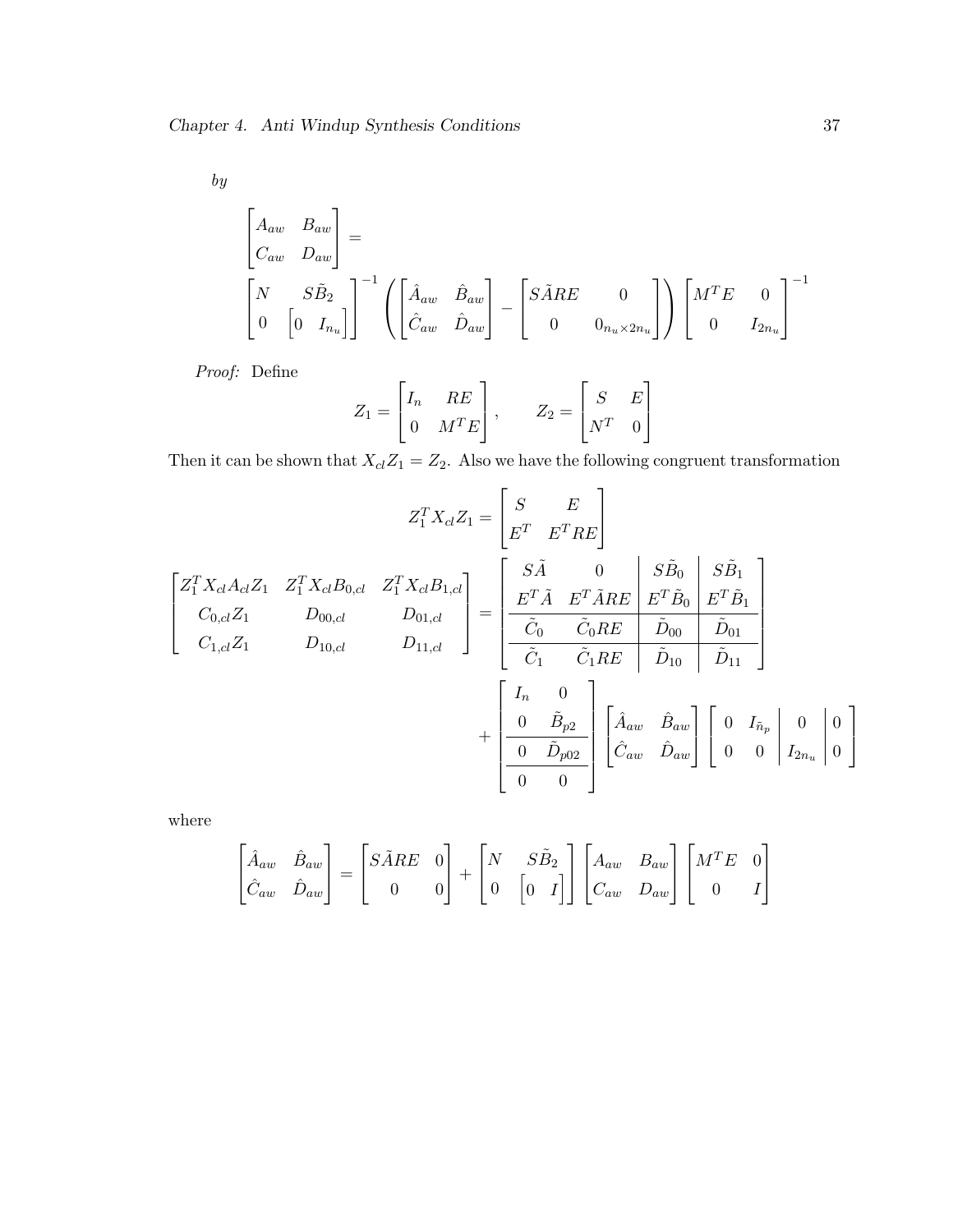*by*

$$
\begin{bmatrix} A_{aw} & B_{aw} \\ C_{aw} & D_{aw} \end{bmatrix} =
$$

$$
\begin{bmatrix} N & S\tilde{B}_2 \\ 0 & \begin{bmatrix} 0 & I_{n_u} \end{bmatrix} \end{bmatrix}^{-1} \left( \begin{bmatrix} \hat{A}_{aw} & \hat{B}_{aw} \\ \hat{C}_{aw} & \hat{D}_{aw} \end{bmatrix} - \begin{bmatrix} S\tilde{A}RE & 0 \\ 0 & 0_{n_u \times 2n_u} \end{bmatrix} \right) \begin{bmatrix} M^T E & 0 \\ 0 & I_{2n_u} \end{bmatrix}^{-1}
$$

*Proof:* Define

$$
Z_1 = \begin{bmatrix} I_n & RE \\ 0 & M^T E \end{bmatrix}, \qquad Z_2 = \begin{bmatrix} S & E \\ N^T & 0 \end{bmatrix}
$$

Then it can be shown that $X_{cl} Z_1 = Z_2$. Also we have the following congruent transformation

$$
Z_1^T X_{cl} Z_1 = \begin{bmatrix} S & E \\ E^T & E^T RE \end{bmatrix}
$$

$$
\begin{bmatrix} Z_1^T X_{cl} A_{cl} Z_1 & Z_1^T X_{cl} B_{0,cl} & Z_1^T X_{cl} B_{1,cl} \\ C_{0,cl} Z_1 & D_{00,cl} & D_{01,cl} \\ C_{1,cl} Z_1 & D_{10,cl} & D_{11,cl} \end{bmatrix} = \left[ \begin{array}{cc|c|c} S\tilde{A} & 0 & S\tilde{B}_0 & S\tilde{B}_1 \\ E^T \tilde{A} & E^T \tilde{A} RE & E^T \tilde{B}_0 & E^T \tilde{B}_1 \\ \hline \tilde{C}_0 & \tilde{C}_0 RE & \tilde{D}_{00} & \tilde{D}_{01} \\ \hline \tilde{C}_1 & \tilde{C}_1 RE & \tilde{D}_{10} & \tilde{D}_{11} \end{array} \right]
$$

$$
+ \left[ \begin{array}{cc} I_n & 0 \\ 0 & \tilde{B}_{p2} \\ \hline 0 & \tilde{D}_{p02} \\ \hline 0 & 0 \end{array} \right] \begin{bmatrix} \hat{A}_{aw} & \hat{B}_{aw} \\ \hat{C}_{aw} & \hat{D}_{aw} \end{bmatrix} \left[ \begin{array}{cc|c|c} 0 & I_{\tilde{n}_p} & 0 & 0 \\ 0 & 0 & I_{2n_u} & 0 \end{array} \right]
$$

where

$$
\begin{bmatrix} \hat{A}_{aw} & \hat{B}_{aw} \\ \hat{C}_{aw} & \hat{D}_{aw} \end{bmatrix} = \begin{bmatrix} S\tilde{A}RE & 0 \\ 0 & 0 \end{bmatrix} + \begin{bmatrix} N & S\tilde{B}_2 \\ 0 & \begin{bmatrix} 0 & I \end{bmatrix} \end{bmatrix} \begin{bmatrix} A_{aw} & B_{aw} \\ C_{aw} & D_{aw} \end{bmatrix} \begin{bmatrix} M^T E & 0 \\ 0 & I \end{bmatrix}
$$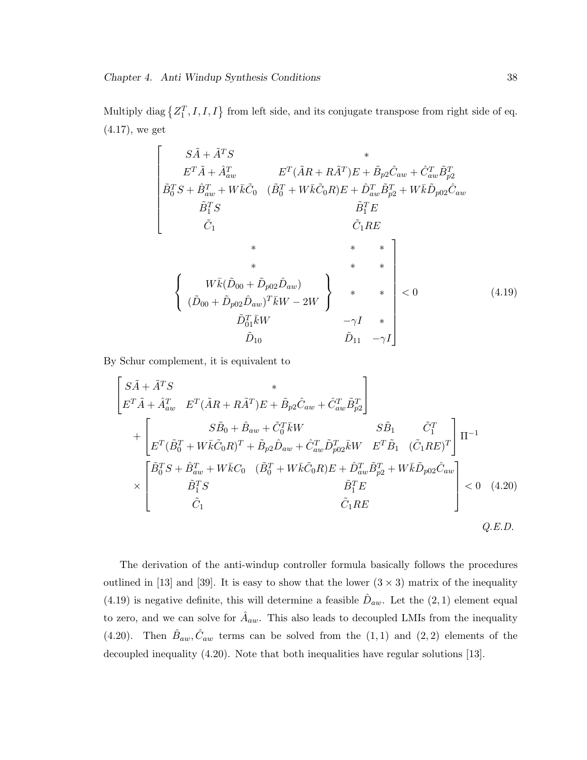Multiply diag $\left\{Z_1^T, I, I, I\right\}$ from left side, and its conjugate transpose from right side of eq. (4.17), we get

$$
\begin{bmatrix}
S\tilde{A} + \tilde{A}^T S & * & * & * & * \\
E^T\tilde{A} + \hat{A}_{aw}^T & E^T(\tilde{A}R + R\tilde{A}^T)E + \tilde{B}_{p2}\hat{C}_{aw} + \hat{C}_{aw}^T\tilde{B}_{p2}^T & * & * & * \\
\tilde{B}_0^T S + \hat{B}_{aw}^T + W\bar{k}\tilde{C}_0 & (\tilde{B}_0^T + W\bar{k}\tilde{C}_0 R)E + \hat{D}_{aw}^T\tilde{B}_{p2}^T + W\bar{k}\tilde{D}_{p02}\hat{C}_{aw} & \left\{ \begin{array}{c} W\bar{k}(\tilde{D}_{00} + \tilde{D}_{p02}\hat{D}_{aw}) \\ (\tilde{D}_{00} + \tilde{D}_{p02}\hat{D}_{aw})^T\bar{k}W - 2W \end{array} \right\} & * & * \\
\tilde{B}_1^T S & \tilde{B}_1^T E & \tilde{D}_{01}^T\bar{k}W & -\gamma I & * \\
\tilde{C}_1 & \tilde{C}_1 RE & \tilde{D}_{10} & \tilde{D}_{11} & -\gamma I
\end{bmatrix} < 0 \quad (4.19)
$$

By Schur complement, it is equivalent to

$$
\begin{bmatrix}
S\tilde{A} + \tilde{A}^T S & * \\
E^T\tilde{A} + \hat{A}_{aw}^T & E^T(\tilde{A}R + R\tilde{A}^T)E + \tilde{B}_{p2}\hat{C}_{aw} + \hat{C}_{aw}^T\tilde{B}_{p2}^T
\end{bmatrix}
+ \begin{bmatrix}
S\tilde{B}_0 + \hat{B}_{aw} + \tilde{C}_0^T\bar{k}W & S\tilde{B}_1 & \tilde{C}_1^T \\
E^T(\tilde{B}_0^T + W\bar{k}\tilde{C}_0 R)^T + \tilde{B}_{p2}\hat{D}_{aw} + \hat{C}_{aw}^T\tilde{D}_{p02}^T\bar{k}W & E^T\tilde{B}_1 & (\tilde{C}_1 RE)^T
\end{bmatrix} \Pi^{-1}
\times \begin{bmatrix}
\tilde{B}_0^T S + \hat{B}_{aw}^T + W\bar{k}C_0 & (\tilde{B}_0^T + W\bar{k}\tilde{C}_0 R)E + \hat{D}_{aw}^T\tilde{B}_{p2}^T + W\bar{k}\tilde{D}_{p02}\hat{C}_{aw} \\
\tilde{B}_1^T S & \tilde{B}_1^T E \\
\tilde{C}_1 & \tilde{C}_1 RE
\end{bmatrix} < 0 \quad (4.20)
$$

*Q.E.D.*

The derivation of the anti-windup controller formula basically follows the procedures outlined in [13] and [39]. It is easy to show that the lower $(3 \times 3)$ matrix of the inequality (4.19) is negative definite, this will determine a feasible $\hat{D}_{aw}$. Let the $(2,1)$ element equal to zero, and we can solve for $\hat{A}_{aw}$. This also leads to decoupled LMIs from the inequality (4.20). Then $\hat{B}_{aw}, \hat{C}_{aw}$ terms can be solved from the $(1,1)$ and $(2,2)$ elements of the decoupled inequality (4.20). Note that both inequalities have regular solutions [13].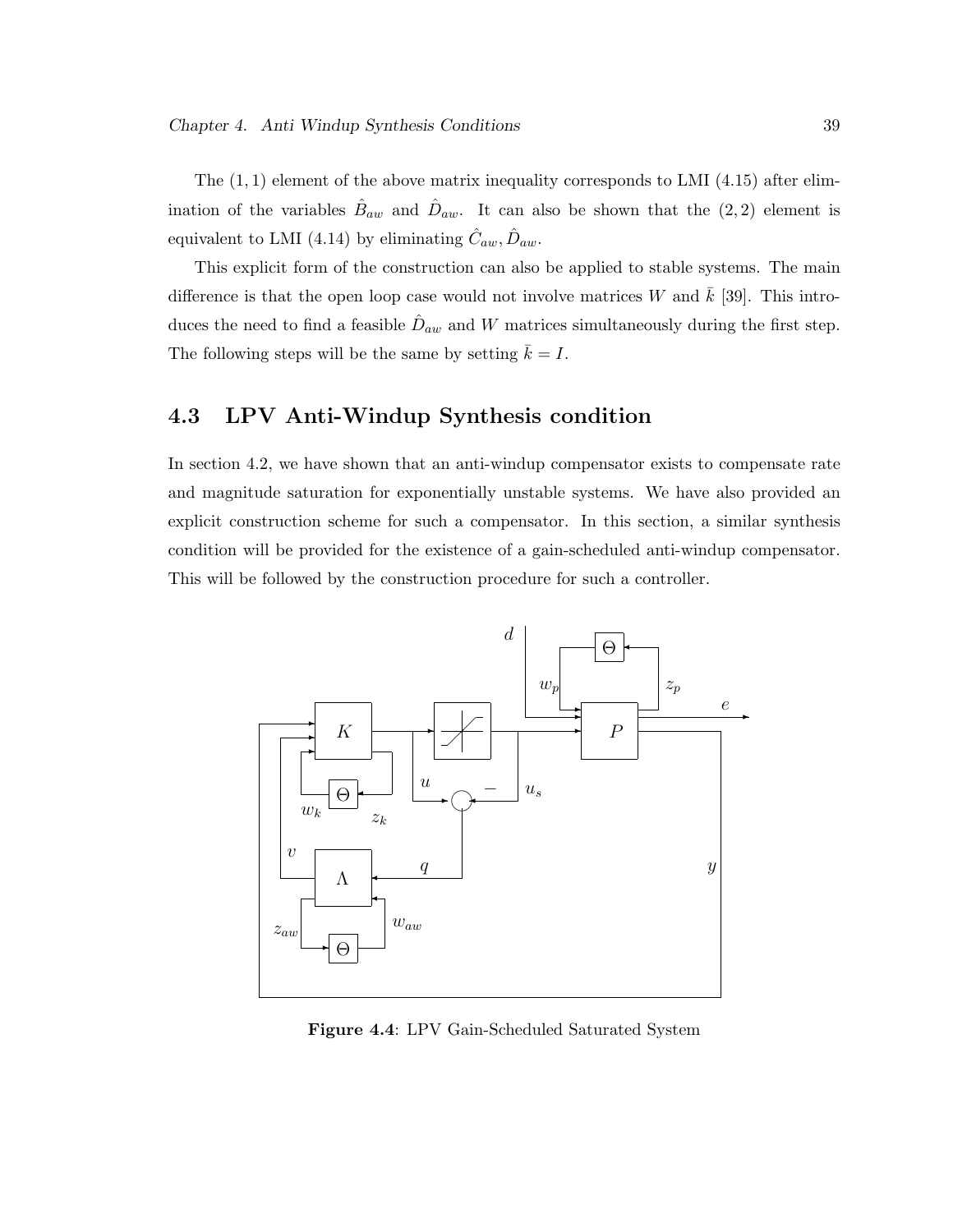The $(1,1)$ element of the above matrix inequality corresponds to LMI (4.15) after elimination of the variables $\hat{B}_{aw}$ and $\hat{D}_{aw}$. It can also be shown that the $(2,2)$ element is equivalent to LMI (4.14) by eliminating $\hat{C}_{aw}, \hat{D}_{aw}$.

This explicit form of the construction can also be applied to stable systems. The main difference is that the open loop case would not involve matrices $W$ and $\bar{k}$ [39]. This introduces the need to find a feasible $\hat{D}_{aw}$ and $W$ matrices simultaneously during the first step. The following steps will be the same by setting $\bar{k} = I$.

## 4.3 LPV Anti-Windup Synthesis condition

In section 4.2, we have shown that an anti-windup compensator exists to compensate rate and magnitude saturation for exponentially unstable systems. We have also provided an explicit construction scheme for such a compensator. In this section, a similar synthesis condition will be provided for the existence of a gain-scheduled anti-windup compensator. This will be followed by the construction procedure for such a controller.

**Figure 4.4**: LPV Gain-Scheduled Saturated System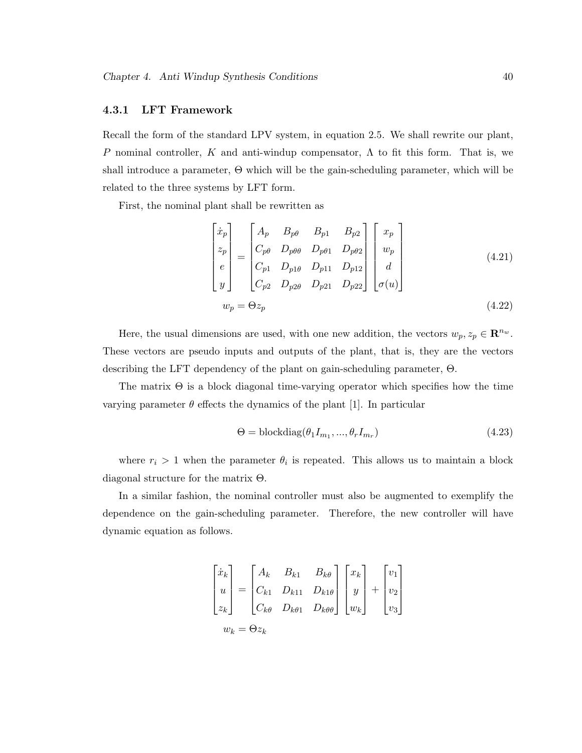### 4.3.1 LFT Framework

Recall the form of the standard LPV system, in equation 2.5. We shall rewrite our plant, $P$ nominal controller, $K$ and anti-windup compensator, $\Lambda$ to fit this form. That is, we shall introduce a parameter, $\Theta$ which will be the gain-scheduling parameter, which will be related to the three systems by LFT form.

First, the nominal plant shall be rewritten as

$$
\begin{bmatrix} \dot{x}_p \\ z_p \\ e \\ y \end{bmatrix} = \begin{bmatrix} A_p & B_{p\theta} & B_{p1} & B_{p2} \\ C_{p\theta} & D_{p\theta\theta} & D_{p\theta 1} & D_{p\theta 2} \\ C_{p1} & D_{p1\theta} & D_{p11} & D_{p12} \\ C_{p2} & D_{p2\theta} & D_{p21} & D_{p22} \end{bmatrix} \begin{bmatrix} x_p \\ w_p \\ d \\ \sigma(u) \end{bmatrix} \tag{4.21}
$$

$$
w_p = \Theta z_p \tag{4.22}
$$

Here, the usual dimensions are used, with one new addition, the vectors $w_p, z_p \in \mathbf{R}^{n_w}$. These vectors are pseudo inputs and outputs of the plant, that is, they are the vectors describing the LFT dependency of the plant on gain-scheduling parameter, $\Theta$.

The matrix $\Theta$ is a block diagonal time-varying operator which specifies how the time varying parameter $\theta$ effects the dynamics of the plant [1]. In particular

$$
\Theta = \text{blockdiag}(\theta_1 I_{m_1}, ..., \theta_r I_{m_r}) \tag{4.23}
$$

where $r_i > 1$ when the parameter $\theta_i$ is repeated. This allows us to maintain a block diagonal structure for the matrix $\Theta$.

In a similar fashion, the nominal controller must also be augmented to exemplify the dependence on the gain-scheduling parameter. Therefore, the new controller will have dynamic equation as follows.

$$
\begin{bmatrix} \dot{x}_k \\ u \\ z_k \end{bmatrix} = \begin{bmatrix} A_k & B_{k1} & B_{k\theta} \\ C_{k1} & D_{k11} & D_{k1\theta} \\ C_{k\theta} & D_{k\theta 1} & D_{k\theta\theta} \end{bmatrix} \begin{bmatrix} x_k \\ y \\ w_k \end{bmatrix} + \begin{bmatrix} v_1 \\ v_2 \\ v_3 \end{bmatrix}
$$

$$
w_k = \Theta z_k
$$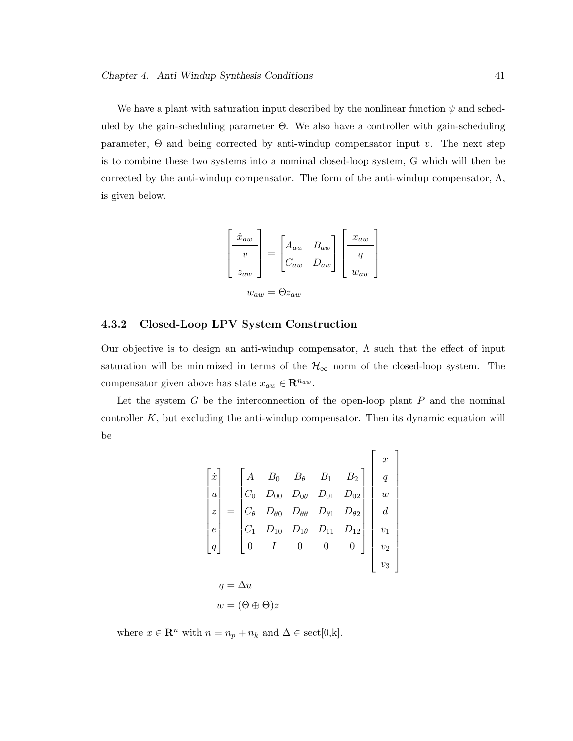We have a plant with saturation input described by the nonlinear function $\psi$ and scheduled by the gain-scheduling parameter $\Theta$. We also have a controller with gain-scheduling parameter, $\Theta$ and being corrected by anti-windup compensator input $v$. The next step is to combine these two systems into a nominal closed-loop system, G which will then be corrected by the anti-windup compensator. The form of the anti-windup compensator, $\Lambda$, is given below.

$$
\begin{bmatrix} \dot{x}_{aw} \\ \hline v \\ z_{aw} \end{bmatrix} = \begin{bmatrix} A_{aw} & B_{aw} \\ C_{aw} & D_{aw} \end{bmatrix} \begin{bmatrix} x_{aw} \\ \hline q \\ w_{aw} \end{bmatrix}
$$

$$
w_{aw} = \Theta z_{aw}
$$

### 4.3.2 Closed-Loop LPV System Construction

Our objective is to design an anti-windup compensator, $\Lambda$ such that the effect of input saturation will be minimized in terms of the $\mathcal{H}_\infty$ norm of the closed-loop system. The compensator given above has state $x_{aw} \in \mathbf{R}^{n_{aw}}$.

Let the system $G$ be the interconnection of the open-loop plant $P$ and the nominal controller $K$, but excluding the anti-windup compensator. Then its dynamic equation will be

$$
\begin{bmatrix} \dot{x} \\ u \\ z \\ e \\ q \end{bmatrix} = \begin{bmatrix} A & B_0 & B_\theta & B_1 & B_2 \\ C_0 & D_{00} & D_{0\theta} & D_{01} & D_{02} \\ C_\theta & D_{\theta 0} & D_{\theta\theta} & D_{\theta 1} & D_{\theta 2} \\ C_1 & D_{10} & D_{1\theta} & D_{11} & D_{12} \\ 0 & I & 0 & 0 & 0 \end{bmatrix} \begin{bmatrix} x \\ q \\ w \\ d \\ \hline v_1 \\ v_2 \\ v_3 \end{bmatrix}
$$

$$
q = \Delta u
$$

$$
w = (\Theta \oplus \Theta) z
$$

where $x \in \mathbf{R}^n$ with $n = n_p + n_k$ and $\Delta \in$ sect[0,k].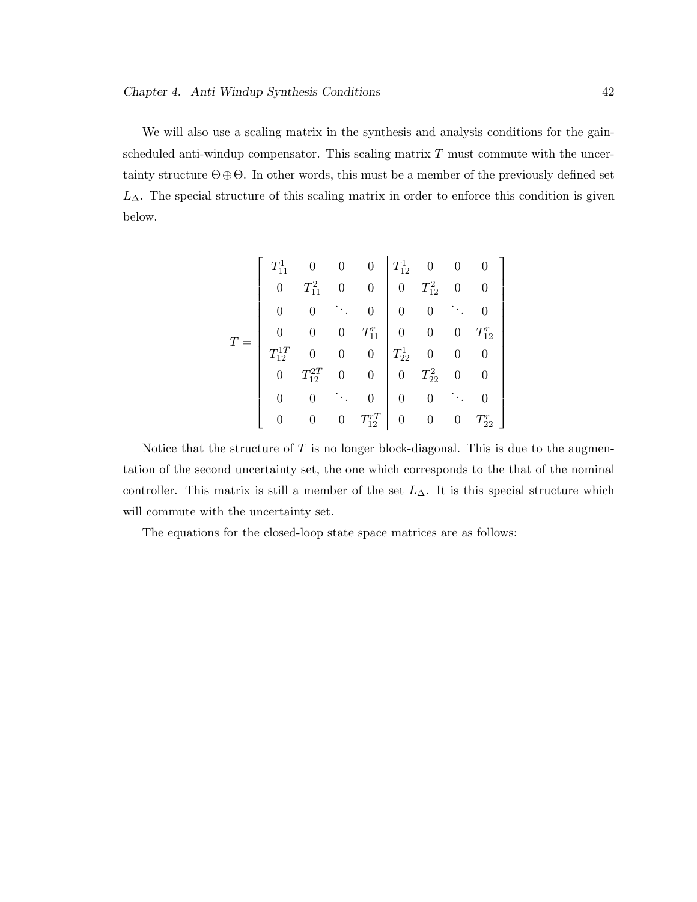We will also use a scaling matrix in the synthesis and analysis conditions for the gain-scheduled anti-windup compensator. This scaling matrix $T$ must commute with the uncertainty structure $\Theta \oplus \Theta$. In other words, this must be a member of the previously defined set $L_\Delta$. The special structure of this scaling matrix in order to enforce this condition is given below.

$$
T = \left[\begin{array}{cccc|cccc}
T_{11}^1 & 0 & 0 & 0 & T_{12}^1 & 0 & 0 & 0 \\
0 & T_{11}^2 & 0 & 0 & 0 & T_{12}^2 & 0 & 0 \\
0 & 0 & \ddots & 0 & 0 & 0 & \ddots & 0 \\
0 & 0 & 0 & T_{11}^r & 0 & 0 & 0 & T_{12}^r \\
\hline
T_{12}^{1T} & 0 & 0 & 0 & T_{22}^1 & 0 & 0 & 0 \\
0 & T_{12}^{2T} & 0 & 0 & 0 & T_{22}^2 & 0 & 0 \\
0 & 0 & \ddots & 0 & 0 & 0 & \ddots & 0 \\
0 & 0 & 0 & T_{12}^{rT} & 0 & 0 & 0 & T_{22}^r
\end{array}\right]
$$

Notice that the structure of $T$ is no longer block-diagonal. This is due to the augmentation of the second uncertainty set, the one which corresponds to the that of the nominal controller. This matrix is still a member of the set $L_\Delta$. It is this special structure which will commute with the uncertainty set.

The equations for the closed-loop state space matrices are as follows: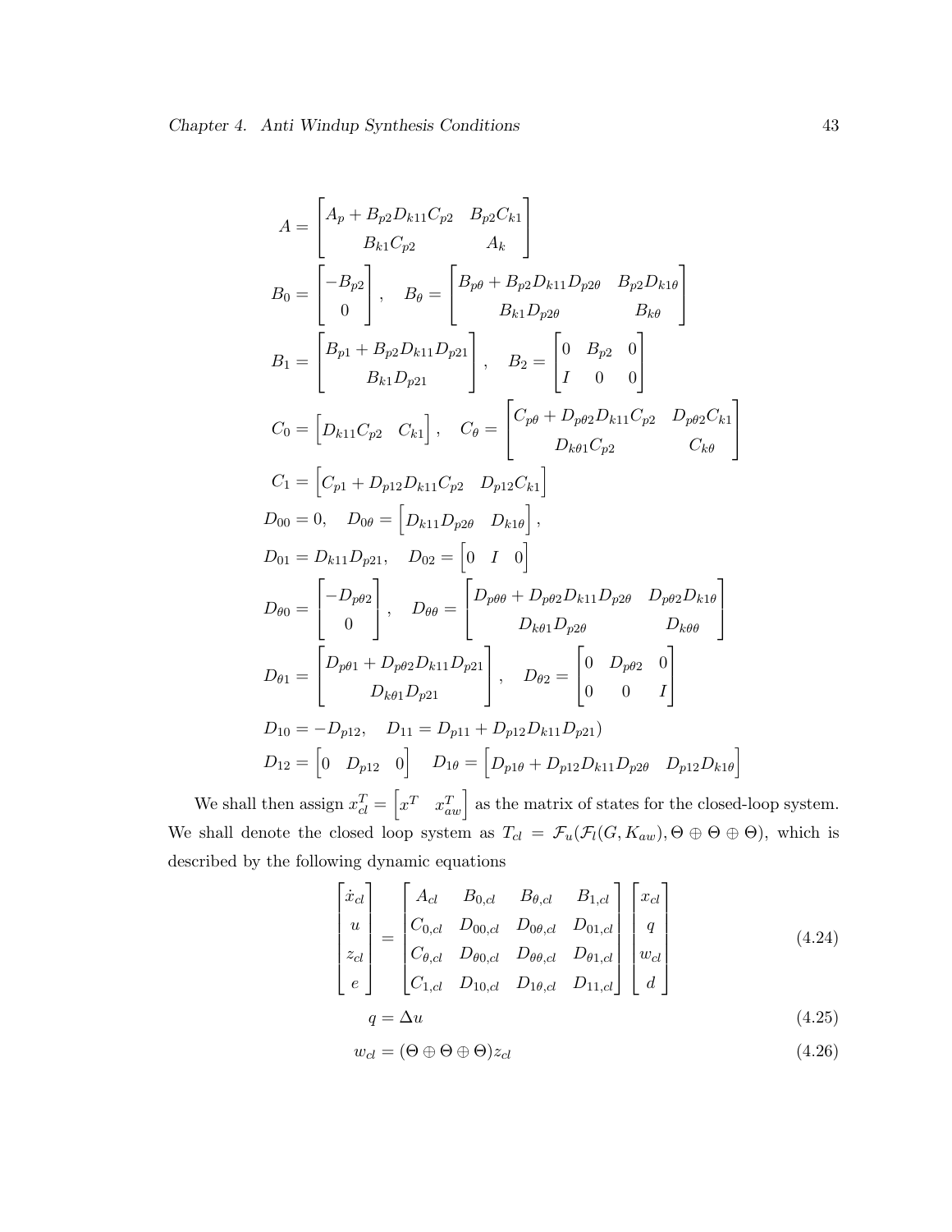$$A = \begin{bmatrix} A_p + B_{p2}D_{k11}C_{p2} & B_{p2}C_{k1} \\ B_{k1}C_{p2} & A_k \end{bmatrix}$$

$$B_0 = \begin{bmatrix} -B_{p2} \\ 0 \end{bmatrix}, \quad B_\theta = \begin{bmatrix} B_{p\theta} + B_{p2}D_{k11}D_{p2\theta} & B_{p2}D_{k1\theta} \\ B_{k1}D_{p2\theta} & B_{k\theta} \end{bmatrix}$$

$$B_1 = \begin{bmatrix} B_{p1} + B_{p2}D_{k11}D_{p21} \\ B_{k1}D_{p21} \end{bmatrix}, \quad B_2 = \begin{bmatrix} 0 & B_{p2} & 0 \\ I & 0 & 0 \end{bmatrix}$$

$$C_0 = \begin{bmatrix} D_{k11}C_{p2} & C_{k1} \end{bmatrix}, \quad C_\theta = \begin{bmatrix} C_{p\theta} + D_{p\theta2}D_{k11}C_{p2} & D_{p\theta2}C_{k1} \\ D_{k\theta1}C_{p2} & C_{k\theta} \end{bmatrix}$$

$$C_1 = \begin{bmatrix} C_{p1} + D_{p12}D_{k11}C_{p2} & D_{p12}C_{k1} \end{bmatrix}$$

$$D_{00} = 0, \quad D_{0\theta} = \begin{bmatrix} D_{k11}D_{p2\theta} & D_{k1\theta} \end{bmatrix},$$

$$D_{01} = D_{k11}D_{p21}, \quad D_{02} = \begin{bmatrix} 0 & I & 0 \end{bmatrix}$$

$$D_{\theta0} = \begin{bmatrix} -D_{p\theta2} \\ 0 \end{bmatrix}, \quad D_{\theta\theta} = \begin{bmatrix} D_{p\theta\theta} + D_{p\theta2}D_{k11}D_{p2\theta} & D_{p\theta2}D_{k1\theta} \\ D_{k\theta1}D_{p2\theta} & D_{k\theta\theta} \end{bmatrix}$$

$$D_{\theta1} = \begin{bmatrix} D_{p\theta1} + D_{p\theta2}D_{k11}D_{p21} \\ D_{k\theta1}D_{p21} \end{bmatrix}, \quad D_{\theta2} = \begin{bmatrix} 0 & D_{p\theta2} & 0 \\ 0 & 0 & I \end{bmatrix}$$

$$D_{10} = -D_{p12}, \quad D_{11} = D_{p11} + D_{p12}D_{k11}D_{p21})$$

$$D_{12} = \begin{bmatrix} 0 & D_{p12} & 0 \end{bmatrix} \quad D_{1\theta} = \begin{bmatrix} D_{p1\theta} + D_{p12}D_{k11}D_{p2\theta} & D_{p12}D_{k1\theta} \end{bmatrix}$$

We shall then assign $x_{cl}^T = \begin{bmatrix} x^T & x_{aw}^T \end{bmatrix}$ as the matrix of states for the closed-loop system. We shall denote the closed loop system as $T_{cl} = \mathcal{F}_u(\mathcal{F}_l(G, K_{aw}), \Theta \oplus \Theta \oplus \Theta)$, which is described by the following dynamic equations

$$\begin{bmatrix} \dot{x}_{cl} \\ u \\ z_{cl} \\ e \end{bmatrix} = \begin{bmatrix} A_{cl} & B_{0,cl} & B_{\theta,cl} & B_{1,cl} \\ C_{0,cl} & D_{00,cl} & D_{0\theta,cl} & D_{01,cl} \\ C_{\theta,cl} & D_{\theta0,cl} & D_{\theta\theta,cl} & D_{\theta1,cl} \\ C_{1,cl} & D_{10,cl} & D_{1\theta,cl} & D_{11,cl} \end{bmatrix} \begin{bmatrix} x_{cl} \\ q \\ w_{cl} \\ d \end{bmatrix} \tag{4.24}$$

$$q = \Delta u \tag{4.25}$$

$$w_{cl} = (\Theta \oplus \Theta \oplus \Theta) z_{cl} \tag{4.26}$$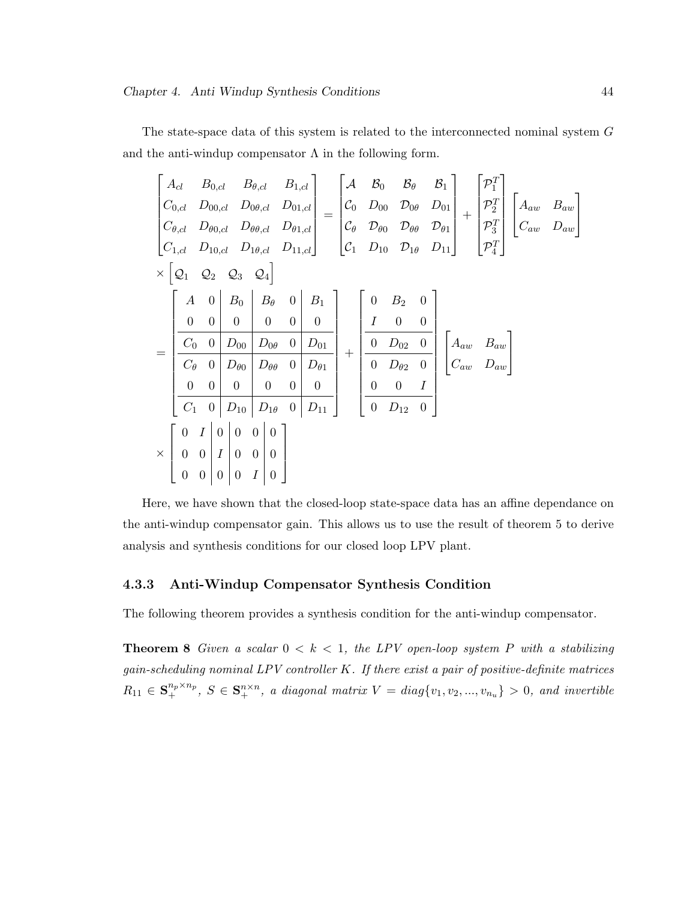The state-space data of this system is related to the interconnected nominal system $G$ and the anti-windup compensator $\Lambda$ in the following form.

$$
\begin{bmatrix} A_{cl} & B_{0,cl} & B_{\theta,cl} & B_{1,cl} \\ C_{0,cl} & D_{00,cl} & D_{0\theta,cl} & D_{01,cl} \\ C_{\theta,cl} & D_{\theta 0,cl} & D_{\theta\theta,cl} & D_{\theta 1,cl} \\ C_{1,cl} & D_{10,cl} & D_{1\theta,cl} & D_{11,cl} \end{bmatrix} = \begin{bmatrix} \mathcal{A} & \mathcal{B}_0 & \mathcal{B}_\theta & \mathcal{B}_1 \\ \mathcal{C}_0 & D_{00} & \mathcal{D}_{0\theta} & D_{01} \\ \mathcal{C}_\theta & \mathcal{D}_{\theta 0} & \mathcal{D}_{\theta\theta} & \mathcal{D}_{\theta 1} \\ \mathcal{C}_1 & D_{10} & \mathcal{D}_{1\theta} & D_{11} \end{bmatrix} + \begin{bmatrix} \mathcal{P}_1^T \\ \mathcal{P}_2^T \\ \mathcal{P}_3^T \\ \mathcal{P}_4^T \end{bmatrix} \begin{bmatrix} A_{aw} & B_{aw} \\ C_{aw} & D_{aw} \end{bmatrix}
$$

$$
\times \begin{bmatrix} \mathcal{Q}_1 & \mathcal{Q}_2 & \mathcal{Q}_3 & \mathcal{Q}_4 \end{bmatrix}
$$

$$
= \left[\begin{array}{cc|c|cc|c} A & 0 & B_0 & B_\theta & 0 & B_1 \\ 0 & 0 & 0 & 0 & 0 & 0 \\ \hline C_0 & 0 & D_{00} & D_{0\theta} & 0 & D_{01} \\ \hline C_\theta & 0 & D_{\theta 0} & D_{\theta\theta} & 0 & D_{\theta 1} \\ 0 & 0 & 0 & 0 & 0 & 0 \\ \hline C_1 & 0 & D_{10} & D_{1\theta} & 0 & D_{11} \end{array}\right] + \left[\begin{array}{ccc} 0 & B_2 & 0 \\ I & 0 & 0 \\ \hline 0 & D_{02} & 0 \\ \hline 0 & D_{\theta 2} & 0 \\ 0 & 0 & I \\ \hline 0 & D_{12} & 0 \end{array}\right] \begin{bmatrix} A_{aw} & B_{aw} \\ C_{aw} & D_{aw} \end{bmatrix}
$$

$$
\times \left[\begin{array}{cc|c|cc|c} 0 & I & 0 & 0 & 0 & 0 \\ 0 & 0 & I & 0 & 0 & 0 \\ 0 & 0 & 0 & 0 & I & 0 \end{array}\right]
$$

Here, we have shown that the closed-loop state-space data has an affine dependance on the anti-windup compensator gain. This allows us to use the result of theorem 5 to derive analysis and synthesis conditions for our closed loop LPV plant.

### 4.3.3 Anti-Windup Compensator Synthesis Condition

The following theorem provides a synthesis condition for the anti-windup compensator.

**Theorem 8** *Given a scalar $0 < k < 1$, the LPV open-loop system $P$ with a stabilizing gain-scheduling nominal LPV controller $K$. If there exist a pair of positive-definite matrices $R_{11} \in \mathbf{S}_+^{n_p \times n_p}$, $S \in \mathbf{S}_+^{n \times n}$, a diagonal matrix $V = diag\{v_1, v_2, ..., v_{n_u}\} > 0$, and invertible*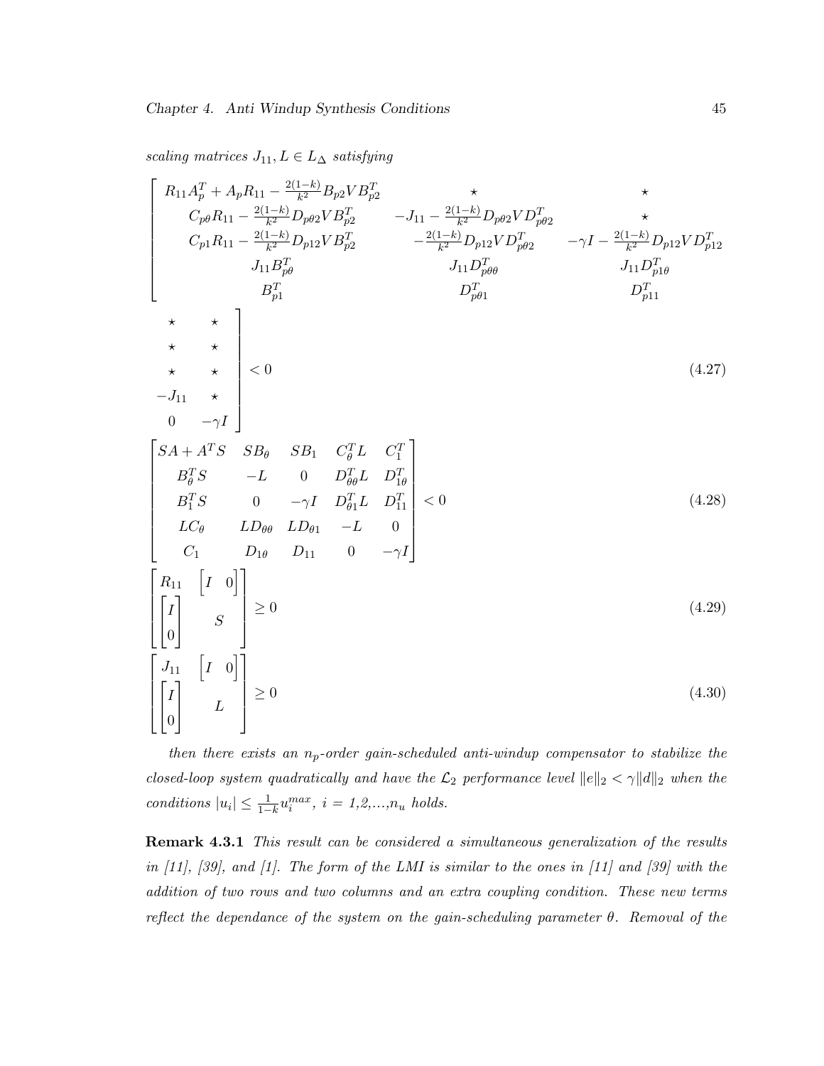*scaling matrices $J_{11}, L \in L_\Delta$ satisfying*

$$
\begin{bmatrix}
R_{11}A_p^T + A_p R_{11} - \frac{2(1-k)}{k^2}B_{p2}VB_{p2}^T & \star & \star & \star & \star \\
C_{p\theta}R_{11} - \frac{2(1-k)}{k^2}D_{p\theta 2}VB_{p2}^T & -J_{11} - \frac{2(1-k)}{k^2}D_{p\theta 2}VD_{p\theta 2}^T & \star & \star & \star \\
C_{p1}R_{11} - \frac{2(1-k)}{k^2}D_{p12}VB_{p2}^T & -\frac{2(1-k)}{k^2}D_{p12}VD_{p\theta 2}^T & -\gamma I - \frac{2(1-k)}{k^2}D_{p12}VD_{p12}^T & \star & \star \\
J_{11}B_{p\theta}^T & J_{11}D_{p\theta\theta}^T & J_{11}D_{p1\theta}^T & -J_{11} & \star \\
B_{p1}^T & D_{p\theta 1}^T & D_{p11}^T & 0 & -\gamma I
\end{bmatrix} < 0 \tag{4.27}
$$

$$
\begin{bmatrix}
SA + A^T S & SB_\theta & SB_1 & C_\theta^T L & C_1^T \\
B_\theta^T S & -L & 0 & D_{\theta\theta}^T L & D_{1\theta}^T \\
B_1^T S & 0 & -\gamma I & D_{\theta 1}^T L & D_{11}^T \\
LC_\theta & LD_{\theta\theta} & LD_{\theta 1} & -L & 0 \\
C_1 & D_{1\theta} & D_{11} & 0 & -\gamma I
\end{bmatrix} < 0 \tag{4.28}
$$

$$
\begin{bmatrix}
R_{11} & \begin{bmatrix} I & 0 \end{bmatrix} \\
\begin{bmatrix} I \\ 0 \end{bmatrix} & S
\end{bmatrix} \geq 0 \tag{4.29}
$$

$$
\begin{bmatrix}
J_{11} & \begin{bmatrix} I & 0 \end{bmatrix} \\
\begin{bmatrix} I \\ 0 \end{bmatrix} & L
\end{bmatrix} \geq 0 \tag{4.30}
$$

*then there exists an $n_p$-order gain-scheduled anti-windup compensator to stabilize the closed-loop system quadratically and have the $\mathcal{L}_2$ performance level $\|e\|_2 < \gamma\|d\|_2$ when the conditions $|u_i| \leq \frac{1}{1-k}u_i^{max}$, $i$ = 1,2,...,$n_u$ holds.*

**Remark 4.3.1** *This result can be considered a simultaneous generalization of the results in [11], [39], and [1]. The form of the LMI is similar to the ones in [11] and [39] with the addition of two rows and two columns and an extra coupling condition. These new terms reflect the dependance of the system on the gain-scheduling parameter $\theta$. Removal of the*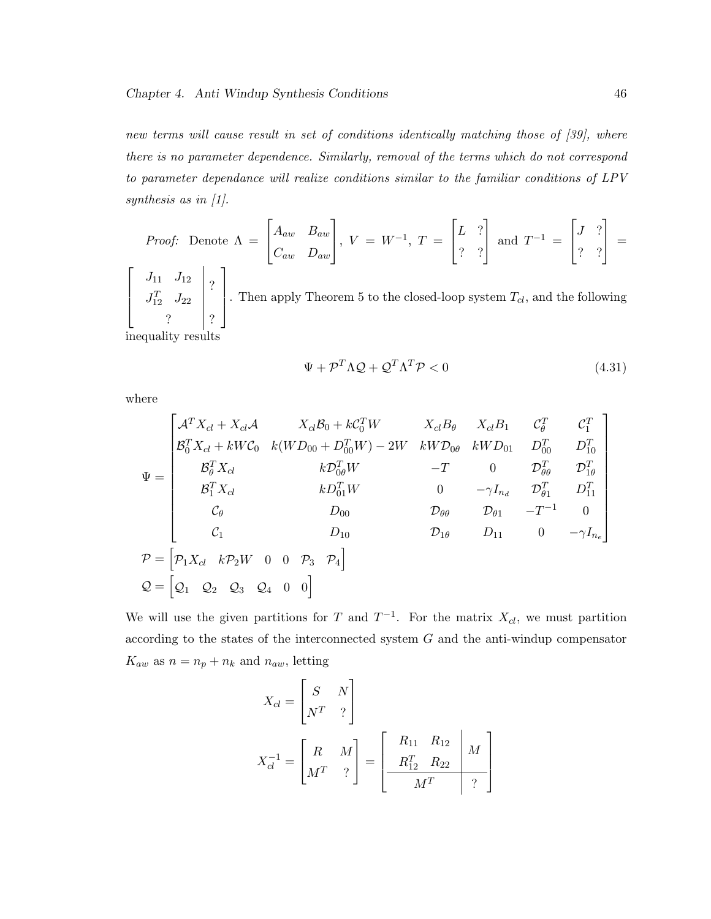*new terms will cause result in set of conditions identically matching those of [39], where there is no parameter dependence. Similarly, removal of the terms which do not correspond to parameter dependance will realize conditions similar to the familiar conditions of LPV synthesis as in [1].*

*Proof:* Denote $\Lambda = \begin{bmatrix} A_{aw} & B_{aw} \\ C_{aw} & D_{aw} \end{bmatrix}$, $V = W^{-1}$, $T = \begin{bmatrix} L & ? \\ ? & ? \end{bmatrix}$ and $T^{-1} = \begin{bmatrix} J & ? \\ ? & ? \end{bmatrix} = \left[\begin{array}{cc|c} J_{11} & J_{12} & \multirow{2}{*}{?} \\ J_{12}^T & J_{22} & \\ \multicolumn{2}{c|}{?} & ? \end{array}\right]$. Then apply Theorem 5 to the closed-loop system $T_{cl}$, and the following inequality results

$$\Psi + \mathcal{P}^T \Lambda \mathcal{Q} + \mathcal{Q}^T \Lambda^T \mathcal{P} < 0 \tag{4.31}$$

where

$$\Psi = \begin{bmatrix} \mathcal{A}^T X_{cl} + X_{cl}\mathcal{A} & X_{cl}\mathcal{B}_0 + k\mathcal{C}_0^T W & X_{cl}B_\theta & X_{cl}B_1 & \mathcal{C}_\theta^T & \mathcal{C}_1^T \\ \mathcal{B}_0^T X_{cl} + kW\mathcal{C}_0 & k(WD_{00} + D_{00}^T W) - 2W & kW\mathcal{D}_{0\theta} & kWD_{01} & D_{00}^T & D_{10}^T \\ \mathcal{B}_\theta^T X_{cl} & k\mathcal{D}_{0\theta}^T W & -T & 0 & \mathcal{D}_{\theta\theta}^T & \mathcal{D}_{1\theta}^T \\ \mathcal{B}_1^T X_{cl} & kD_{01}^T W & 0 & -\gamma I_{n_d} & \mathcal{D}_{\theta 1}^T & D_{11}^T \\ \mathcal{C}_\theta & D_{00} & \mathcal{D}_{\theta\theta} & \mathcal{D}_{\theta 1} & -T^{-1} & 0 \\ \mathcal{C}_1 & D_{10} & \mathcal{D}_{1\theta} & D_{11} & 0 & -\gamma I_{n_e} \end{bmatrix}$$

$$\mathcal{P} = \begin{bmatrix} \mathcal{P}_1 X_{cl} & k\mathcal{P}_2 W & 0 & 0 & \mathcal{P}_3 & \mathcal{P}_4 \end{bmatrix}$$

$$\mathcal{Q} = \begin{bmatrix} \mathcal{Q}_1 & \mathcal{Q}_2 & \mathcal{Q}_3 & \mathcal{Q}_4 & 0 & 0 \end{bmatrix}$$

We will use the given partitions for $T$ and $T^{-1}$. For the matrix $X_{cl}$, we must partition according to the states of the interconnected system $G$ and the anti-windup compensator $K_{aw}$ as $n = n_p + n_k$ and $n_{aw}$, letting

$$X_{cl} = \begin{bmatrix} S & N \\ N^T & ? \end{bmatrix}$$

$$X_{cl}^{-1} = \begin{bmatrix} R & M \\ M^T & ? \end{bmatrix} = \left[\begin{array}{cc|c} R_{11} & R_{12} & \multirow{2}{*}{M} \\ R_{12}^T & R_{22} & \\ \hline \multicolumn{2}{c|}{M^T} & ? \end{array}\right]$$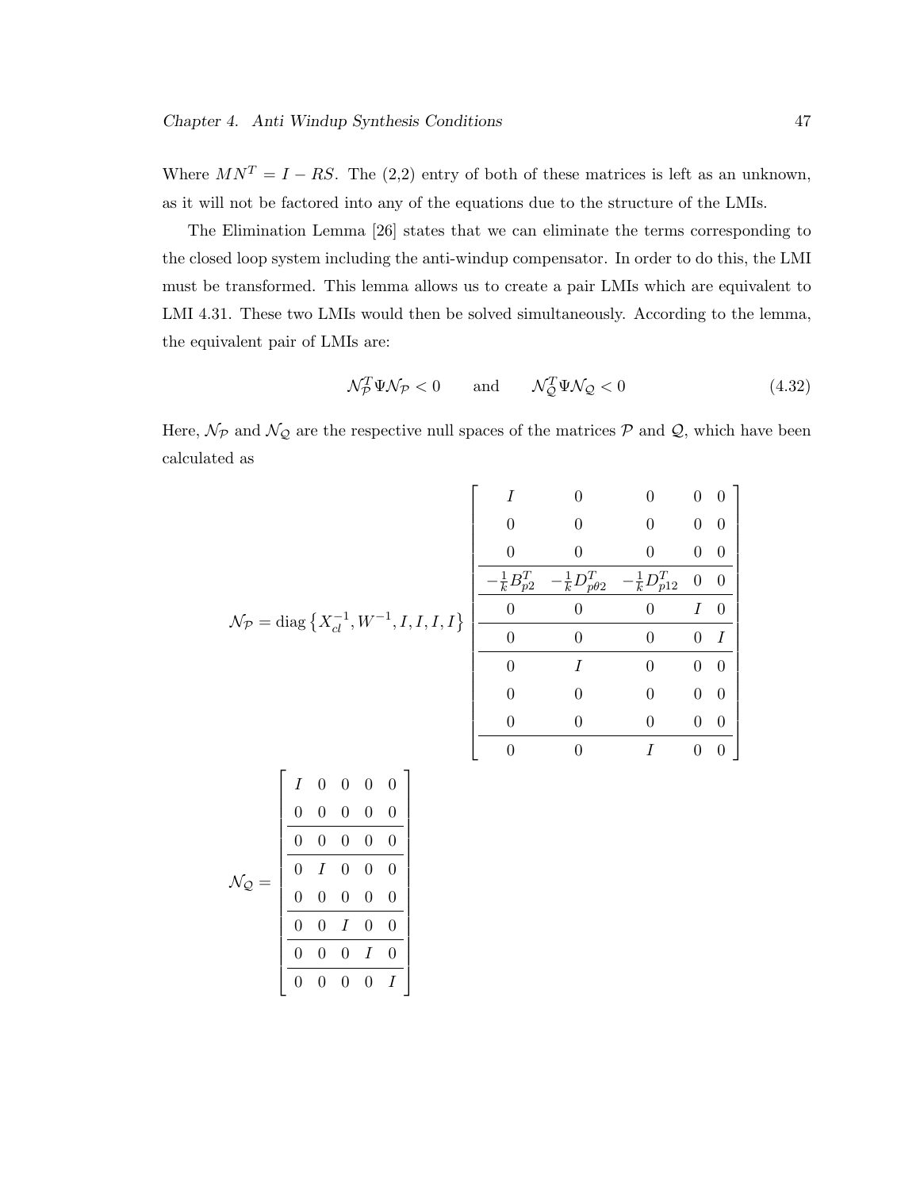Where $MN^T = I - RS$. The (2,2) entry of both of these matrices is left as an unknown, as it will not be factored into any of the equations due to the structure of the LMIs.

The Elimination Lemma [26] states that we can eliminate the terms corresponding to the closed loop system including the anti-windup compensator. In order to do this, the LMI must be transformed. This lemma allows us to create a pair LMIs which are equivalent to LMI 4.31. These two LMIs would then be solved simultaneously. According to the lemma, the equivalent pair of LMIs are:

$$\mathcal{N}_{\mathcal{P}}^T \Psi \mathcal{N}_{\mathcal{P}} < 0 \qquad \text{and} \qquad \mathcal{N}_{\mathcal{Q}}^T \Psi \mathcal{N}_{\mathcal{Q}} < 0 \tag{4.32}$$

Here, $\mathcal{N}_{\mathcal{P}}$ and $\mathcal{N}_{\mathcal{Q}}$ are the respective null spaces of the matrices $\mathcal{P}$ and $\mathcal{Q}$, which have been calculated as

$$\mathcal{N}_{\mathcal{P}} = \text{diag}\left\{X_{cl}^{-1}, W^{-1}, I, I, I\right\} \left[\begin{array}{ccccc} I & 0 & 0 & 0 & 0 \\ 0 & 0 & 0 & 0 & 0 \\ 0 & 0 & 0 & 0 & 0 \\ \hline -\frac{1}{k}B_{p2}^T & -\frac{1}{k}D_{p\theta2}^T & -\frac{1}{k}D_{p12}^T & 0 & 0 \\ \hline 0 & 0 & 0 & I & 0 \\ \hline 0 & 0 & 0 & 0 & I \\ \hline 0 & I & 0 & 0 & 0 \\ 0 & 0 & 0 & 0 & 0 \\ 0 & 0 & 0 & 0 & 0 \\ \hline 0 & 0 & I & 0 & 0 \end{array}\right]$$

$$\mathcal{N}_{\mathcal{Q}} = \left[\begin{array}{ccccc} I & 0 & 0 & 0 & 0 \\ 0 & 0 & 0 & 0 & 0 \\ \hline 0 & 0 & 0 & 0 & 0 \\ \hline 0 & I & 0 & 0 & 0 \\ 0 & 0 & 0 & 0 & 0 \\ \hline 0 & 0 & I & 0 & 0 \\ \hline 0 & 0 & 0 & I & 0 \\ \hline 0 & 0 & 0 & 0 & I \end{array}\right]$$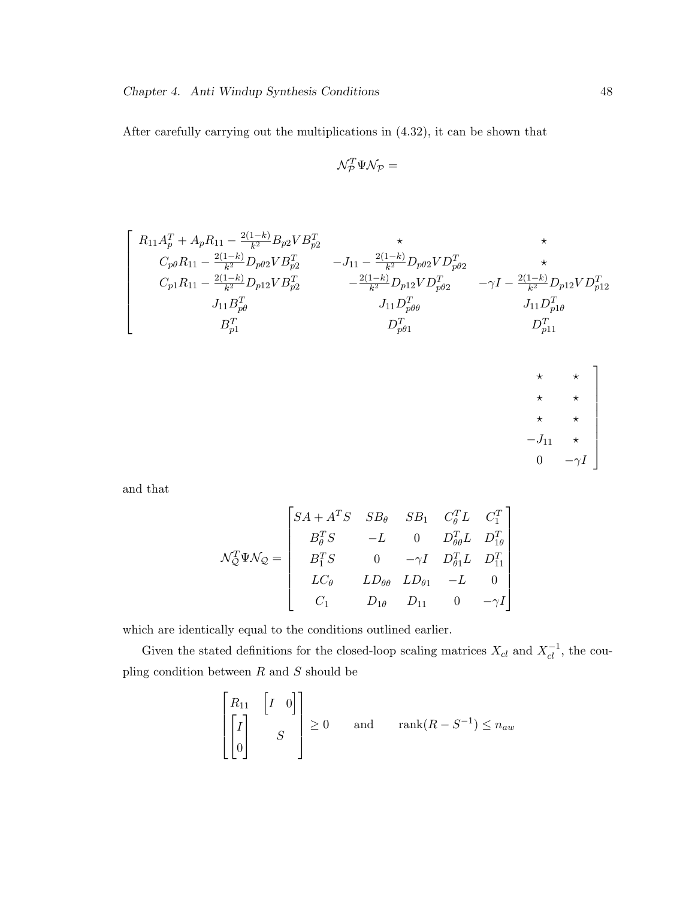After carefully carrying out the multiplications in (4.32), it can be shown that

$$\mathcal{N}_{\mathcal{P}}^T \Psi \mathcal{N}_{\mathcal{P}} =$$

$$\begin{bmatrix} R_{11}A_p^T + A_pR_{11} - \frac{2(1-k)}{k^2}B_{p2}VB_{p2}^T & \star & \star & \star & \star \\ C_{p\theta}R_{11} - \frac{2(1-k)}{k^2}D_{p\theta 2}VB_{p2}^T & -J_{11} - \frac{2(1-k)}{k^2}D_{p\theta 2}VD_{p\theta 2}^T & \star & \star & \star \\ C_{p1}R_{11} - \frac{2(1-k)}{k^2}D_{p12}VB_{p2}^T & -\frac{2(1-k)}{k^2}D_{p12}VD_{p\theta 2}^T & -\gamma I - \frac{2(1-k)}{k^2}D_{p12}VD_{p12}^T & \star & \star \\ J_{11}B_{p\theta}^T & J_{11}D_{p\theta\theta}^T & J_{11}D_{p1\theta}^T & -J_{11} & \star \\ B_{p1}^T & D_{p\theta 1}^T & D_{p11}^T & 0 & -\gamma I \end{bmatrix}$$

and that

$$\mathcal{N}_{\mathcal{Q}}^T \Psi \mathcal{N}_{\mathcal{Q}} = \begin{bmatrix} SA + A^T S & SB_\theta & SB_1 & C_\theta^T L & C_1^T \\ B_\theta^T S & -L & 0 & D_{\theta\theta}^T L & D_{1\theta}^T \\ B_1^T S & 0 & -\gamma I & D_{\theta 1}^T L & D_{11}^T \\ LC_\theta & LD_{\theta\theta} & LD_{\theta 1} & -L & 0 \\ C_1 & D_{1\theta} & D_{11} & 0 & -\gamma I \end{bmatrix}$$

which are identically equal to the conditions outlined earlier.

Given the stated definitions for the closed-loop scaling matrices $X_{cl}$ and $X_{cl}^{-1}$, the coupling condition between $R$ and $S$ should be

$$\begin{bmatrix} R_{11} & \begin{bmatrix} I & 0 \end{bmatrix} \\ \begin{bmatrix} I \\ 0 \end{bmatrix} & S \end{bmatrix} \geq 0 \qquad \text{and} \qquad \text{rank}(R - S^{-1}) \leq n_{aw}$$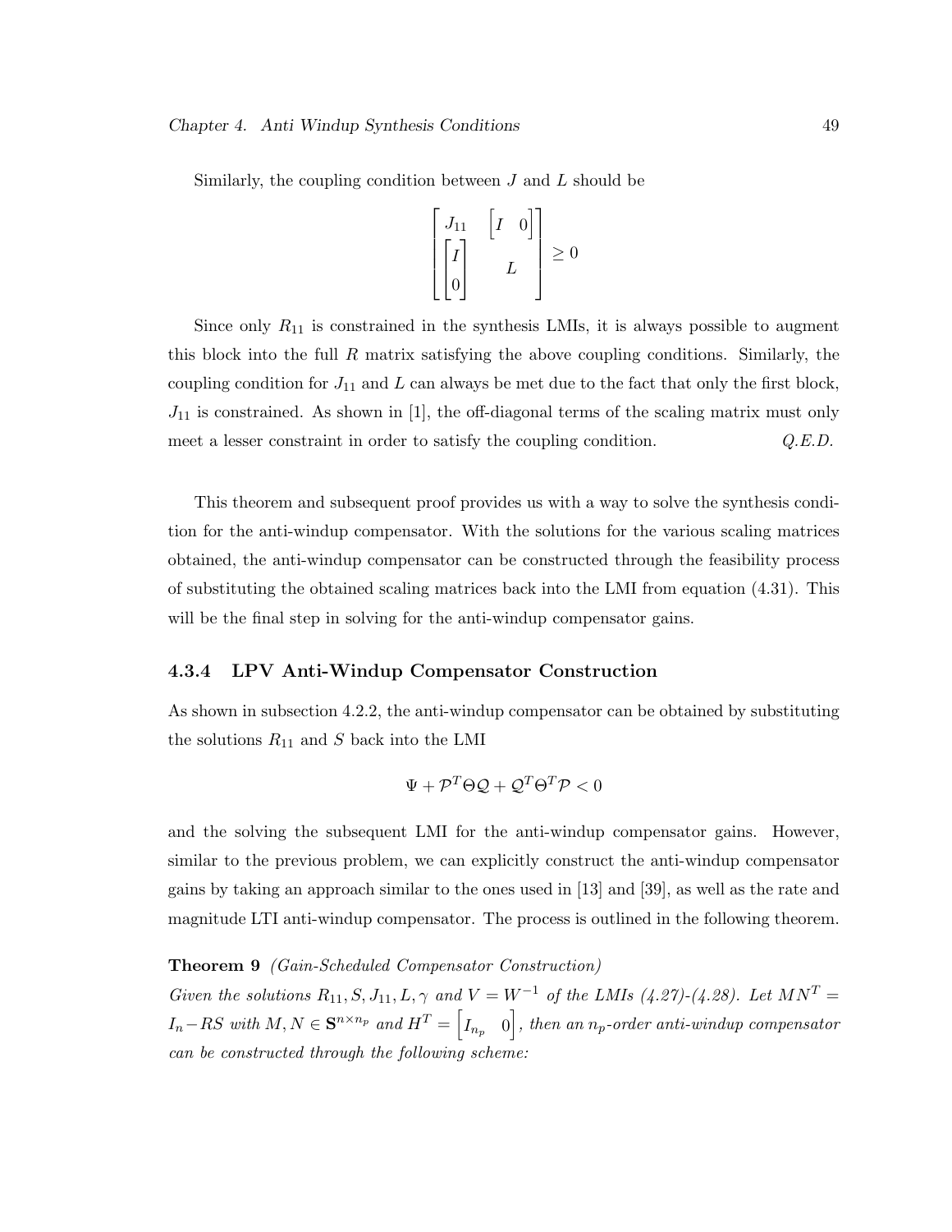Similarly, the coupling condition between $J$ and $L$ should be

$$\begin{bmatrix} J_{11} & \begin{bmatrix} I & 0 \end{bmatrix} \\ \begin{bmatrix} I \\ 0 \end{bmatrix} & L \end{bmatrix} \geq 0$$

Since only $R_{11}$ is constrained in the synthesis LMIs, it is always possible to augment this block into the full $R$ matrix satisfying the above coupling conditions. Similarly, the coupling condition for $J_{11}$ and $L$ can always be met due to the fact that only the first block, $J_{11}$ is constrained. As shown in [1], the off-diagonal terms of the scaling matrix must only meet a lesser constraint in order to satisfy the coupling condition. *Q.E.D.*

This theorem and subsequent proof provides us with a way to solve the synthesis condition for the anti-windup compensator. With the solutions for the various scaling matrices obtained, the anti-windup compensator can be constructed through the feasibility process of substituting the obtained scaling matrices back into the LMI from equation (4.31). This will be the final step in solving for the anti-windup compensator gains.

### 4.3.4 LPV Anti-Windup Compensator Construction

As shown in subsection 4.2.2, the anti-windup compensator can be obtained by substituting the solutions $R_{11}$ and $S$ back into the LMI

$$\Psi + \mathcal{P}^T \Theta \mathcal{Q} + \mathcal{Q}^T \Theta^T \mathcal{P} < 0$$

and the solving the subsequent LMI for the anti-windup compensator gains. However, similar to the previous problem, we can explicitly construct the anti-windup compensator gains by taking an approach similar to the ones used in [13] and [39], as well as the rate and magnitude LTI anti-windup compensator. The process is outlined in the following theorem.

**Theorem 9** *(Gain-Scheduled Compensator Construction)*
*Given the solutions $R_{11}, S, J_{11}, L, \gamma$ and $V = W^{-1}$ of the LMIs (4.27)-(4.28). Let $MN^T = I_n - RS$ with $M, N \in \mathbf{S}^{n \times n_p}$ and $H^T = \begin{bmatrix} I_{n_p} & 0 \end{bmatrix}$, then an $n_p$-order anti-windup compensator can be constructed through the following scheme:*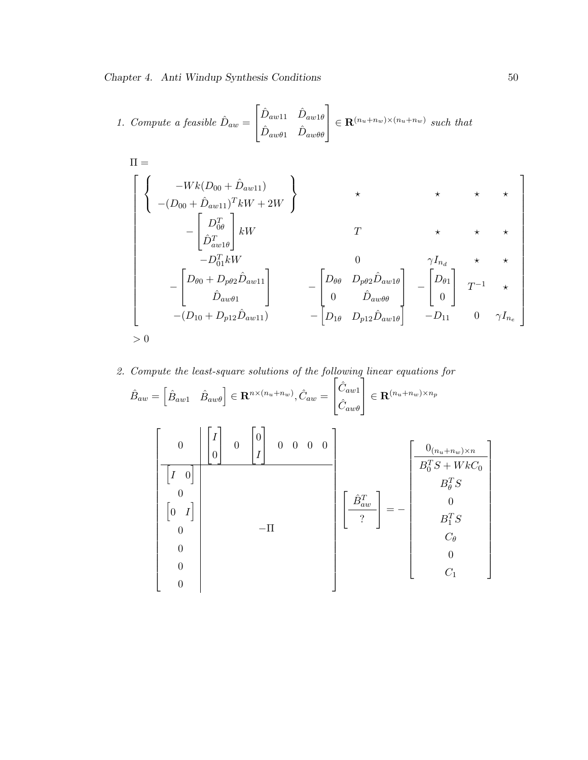1. *Compute a feasible* $\hat{D}_{aw} = \begin{bmatrix} \hat{D}_{aw11} & \hat{D}_{aw1\theta} \\ \hat{D}_{aw\theta 1} & \hat{D}_{aw\theta\theta} \end{bmatrix} \in \mathbf{R}^{(n_u+n_w)\times(n_u+n_w)}$ *such that*

$$
\Pi =
$$

$$
\begin{bmatrix}
\left\{ \begin{array}{c} -Wk(D_{00}+\hat{D}_{aw11}) \\ -(D_{00}+\hat{D}_{aw11})^T kW + 2W \end{array} \right\} & \star & \star & \star & \star \\
-\begin{bmatrix} D_{0\theta}^T \\ \hat{D}_{aw1\theta}^T \end{bmatrix} kW & T & \star & \star & \star \\
-D_{01}^T kW & 0 & \gamma I_{n_d} & \star & \star \\
-\begin{bmatrix} D_{\theta 0} + D_{p\theta 2}\hat{D}_{aw11} \\ \hat{D}_{aw\theta 1} \end{bmatrix} & -\begin{bmatrix} D_{\theta\theta} & D_{p\theta 2}\hat{D}_{aw1\theta} \\ 0 & \hat{D}_{aw\theta\theta} \end{bmatrix} & -\begin{bmatrix} D_{\theta 1} \\ 0 \end{bmatrix} & T^{-1} & \star \\
-(D_{10}+D_{p12}\hat{D}_{aw11}) & -\begin{bmatrix} D_{1\theta} & D_{p12}\hat{D}_{aw1\theta} \end{bmatrix} & -D_{11} & 0 & \gamma I_{n_e}
\end{bmatrix}
$$

$$
> 0
$$

2. *Compute the least-square solutions of the following linear equations for* $\hat{B}_{aw} = \begin{bmatrix} \hat{B}_{aw1} & \hat{B}_{aw\theta} \end{bmatrix} \in \mathbf{R}^{n\times(n_u+n_w)}$, $\hat{C}_{aw} = \begin{bmatrix} \hat{C}_{aw1} \\ \hat{C}_{aw\theta} \end{bmatrix} \in \mathbf{R}^{(n_u+n_w)\times n_p}$

$$
\left[\begin{array}{c|cccccccc}
0 & \begin{bmatrix} I \\ 0 \end{bmatrix} & 0 & \begin{bmatrix} 0 \\ I \end{bmatrix} & 0 & 0 & 0 & 0 \\
\hline
\begin{bmatrix} I & 0 \end{bmatrix} & & & & & & & \\
0 & & & & & & & \\
\begin{bmatrix} 0 & I \end{bmatrix} & & & & & & & \\
0 & & & & -\Pi & & & \\
0 & & & & & & & \\
0 & & & & & & & \\
0 & & & & & & &
\end{array}\right]
\left[\begin{array}{c} \hat{B}_{aw}^T \\ \hline ? \end{array}\right]
= -
\left[\begin{array}{c} 0_{(n_u+n_w)\times n} \\ \hline B_0^T S + WkC_0 \\ B_\theta^T S \\ 0 \\ B_1^T S \\ C_\theta \\ 0 \\ C_1 \end{array}\right]
$$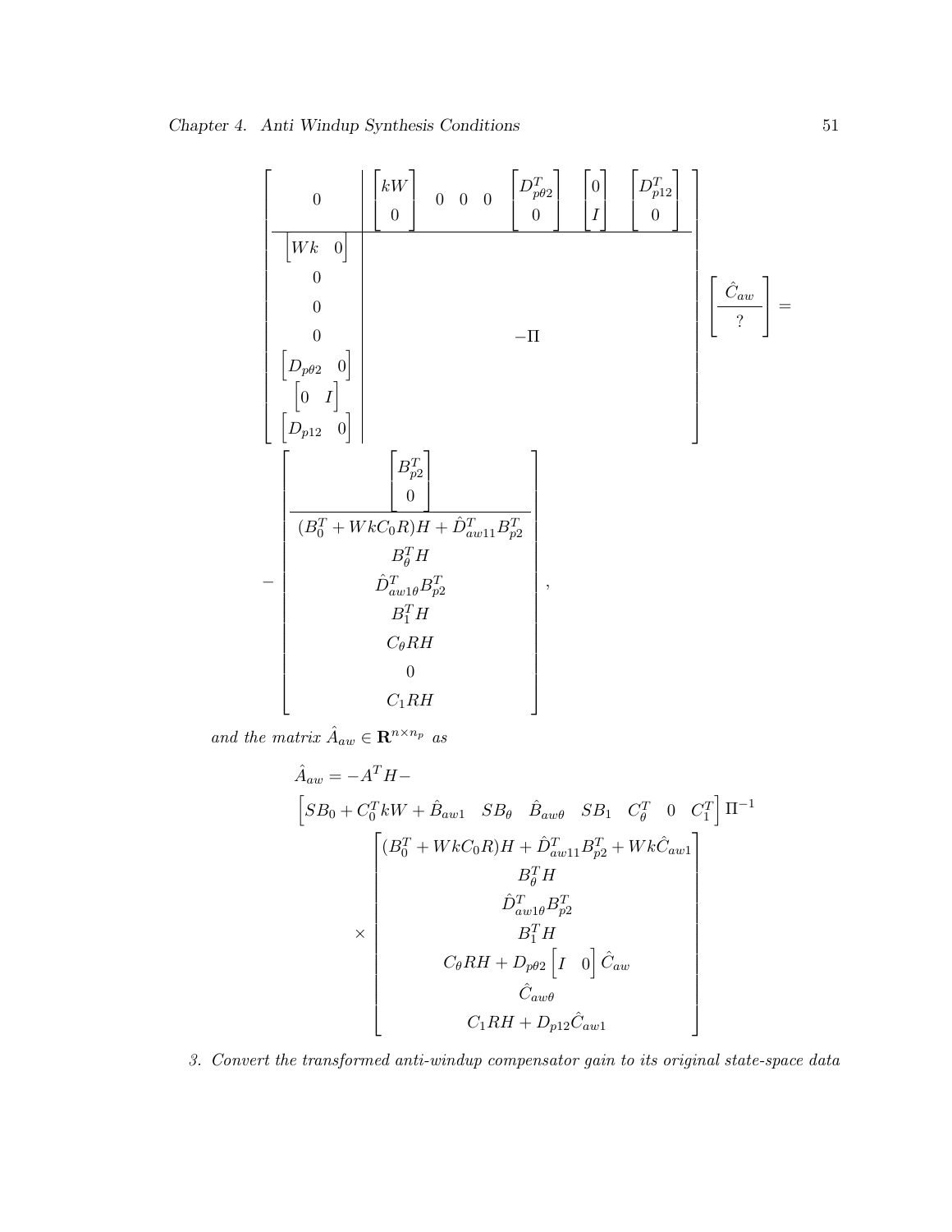$$
\left[\begin{array}{c|c}
0 & \begin{bmatrix} kW \\ 0 \end{bmatrix} \quad 0 \quad 0 \quad 0 \quad \begin{bmatrix} D_{p\theta 2}^T \\ 0 \end{bmatrix} \quad \begin{bmatrix} 0 \\ I \end{bmatrix} \quad \begin{bmatrix} D_{p12}^T \\ 0 \end{bmatrix} \\
\hline
\begin{bmatrix} Wk & 0 \end{bmatrix} & \\
0 & \\
0 & \\
0 & -\Pi \\
\begin{bmatrix} D_{p\theta 2} & 0 \end{bmatrix} & \\
\begin{bmatrix} 0 & I \end{bmatrix} & \\
\begin{bmatrix} D_{p12} & 0 \end{bmatrix} &
\end{array}\right]
\left[\begin{array}{c} \hat{C}_{aw} \\ \hline ? \end{array}\right] =
$$

$$
-\left[\begin{array}{c}
\begin{bmatrix} B_{p2}^T \\ 0 \end{bmatrix} \\
\hline
(B_0^T + WkC_0R)H + \hat{D}_{aw11}^T B_{p2}^T \\
B_\theta^T H \\
\hat{D}_{aw1\theta}^T B_{p2}^T \\
B_1^T H \\
C_\theta R H \\
0 \\
C_1 R H
\end{array}\right],
$$

*and the matrix* $\hat{A}_{aw} \in \mathbf{R}^{n \times n_p}$ *as*

$$
\begin{aligned}
\hat{A}_{aw} = & -A^T H - \\
& \begin{bmatrix} SB_0 + C_0^T kW + \hat{B}_{aw1} & SB_\theta & \hat{B}_{aw\theta} & SB_1 & C_\theta^T & 0 & C_1^T \end{bmatrix} \Pi^{-1} \\
& \times \begin{bmatrix}
(B_0^T + WkC_0R)H + \hat{D}_{aw11}^T B_{p2}^T + Wk\hat{C}_{aw1} \\
B_\theta^T H \\
\hat{D}_{aw1\theta}^T B_{p2}^T \\
B_1^T H \\
C_\theta R H + D_{p\theta 2} \begin{bmatrix} I & 0 \end{bmatrix} \hat{C}_{aw} \\
\hat{C}_{aw\theta} \\
C_1 R H + D_{p12} \hat{C}_{aw1}
\end{bmatrix}
\end{aligned}
$$

3. *Convert the transformed anti-windup compensator gain to its original state-space data*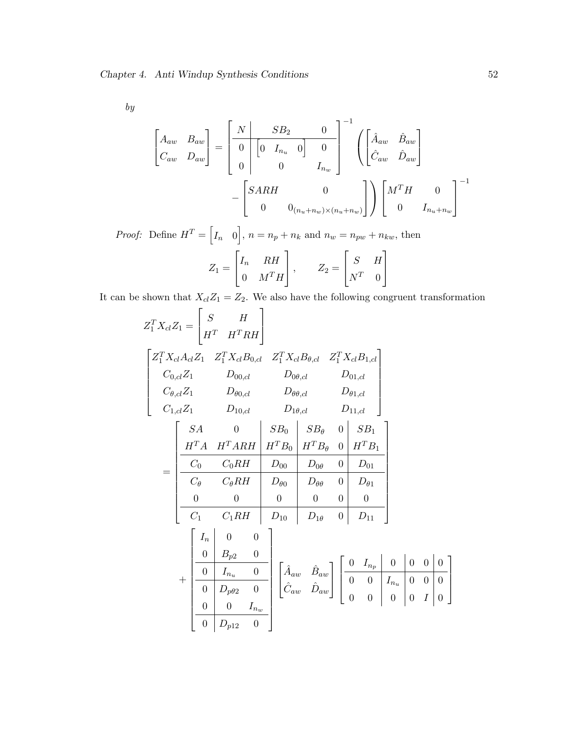*by*

$$
\begin{bmatrix} A_{aw} & B_{aw} \\ C_{aw} & D_{aw} \end{bmatrix} = \left[\begin{array}{c|cc} N & SB_2 & 0 \\ \hline 0 & \begin{bmatrix} 0 & I_{n_u} & 0 \end{bmatrix} & 0 \\ 0 & 0 & I_{n_w} \end{array}\right]^{-1} \left( \begin{bmatrix} \hat{A}_{aw} & \hat{B}_{aw} \\ \hat{C}_{aw} & \hat{D}_{aw} \end{bmatrix} - \begin{bmatrix} SARH & 0 \\ 0 & 0_{(n_u+n_w)\times(n_u+n_w)} \end{bmatrix} \right) \begin{bmatrix} M^T H & 0 \\ 0 & I_{n_u+n_w} \end{bmatrix}^{-1}
$$

*Proof:* Define $H^T = \begin{bmatrix} I_n & 0 \end{bmatrix}$, $n = n_p + n_k$ and $n_w = n_{pw} + n_{kw}$, then

$$
Z_1 = \begin{bmatrix} I_n & RH \\ 0 & M^T H \end{bmatrix}, \qquad Z_2 = \begin{bmatrix} S & H \\ N^T & 0 \end{bmatrix}
$$

It can be shown that $X_{cl} Z_1 = Z_2$. We also have the following congruent transformation

$$
Z_1^T X_{cl} Z_1 = \begin{bmatrix} S & H \\ H^T & H^T R H \end{bmatrix}
$$

$$
\begin{bmatrix} Z_1^T X_{cl} A_{cl} Z_1 & Z_1^T X_{cl} B_{0,cl} & Z_1^T X_{cl} B_{\theta,cl} & Z_1^T X_{cl} B_{1,cl} \\ C_{0,cl} Z_1 & D_{00,cl} & D_{0\theta,cl} & D_{01,cl} \\ C_{\theta,cl} Z_1 & D_{\theta 0,cl} & D_{\theta\theta,cl} & D_{\theta 1,cl} \\ C_{1,cl} Z_1 & D_{10,cl} & D_{1\theta,cl} & D_{11,cl} \end{bmatrix}
$$

$$
= \left[\begin{array}{cc|c|cc|c} SA & 0 & SB_0 & SB_\theta & 0 & SB_1 \\ H^T A & H^T ARH & H^T B_0 & H^T B_\theta & 0 & H^T B_1 \\ \hline C_0 & C_0 RH & D_{00} & D_{0\theta} & 0 & D_{01} \\ \hline C_\theta & C_\theta RH & D_{\theta 0} & D_{\theta\theta} & 0 & D_{\theta 1} \\ 0 & 0 & 0 & 0 & 0 & 0 \\ \hline C_1 & C_1 RH & D_{10} & D_{1\theta} & 0 & D_{11} \end{array}\right]
$$

$$
+ \left[\begin{array}{c|cc} I_n & 0 & 0 \\ 0 & B_{p2} & 0 \\ \hline 0 & I_{n_u} & 0 \\ \hline 0 & D_{p\theta 2} & 0 \\ 0 & 0 & I_{n_w} \\ \hline 0 & D_{p12} & 0 \end{array}\right] \begin{bmatrix} \hat{A}_{aw} & \hat{B}_{aw} \\ \hat{C}_{aw} & \hat{D}_{aw} \end{bmatrix} \left[\begin{array}{cc|c|cc|c} 0 & I_{n_p} & 0 & 0 & 0 & 0 \\ \hline 0 & 0 & I_{n_u} & 0 & 0 & 0 \\ 0 & 0 & 0 & 0 & I & 0 \end{array}\right]
$$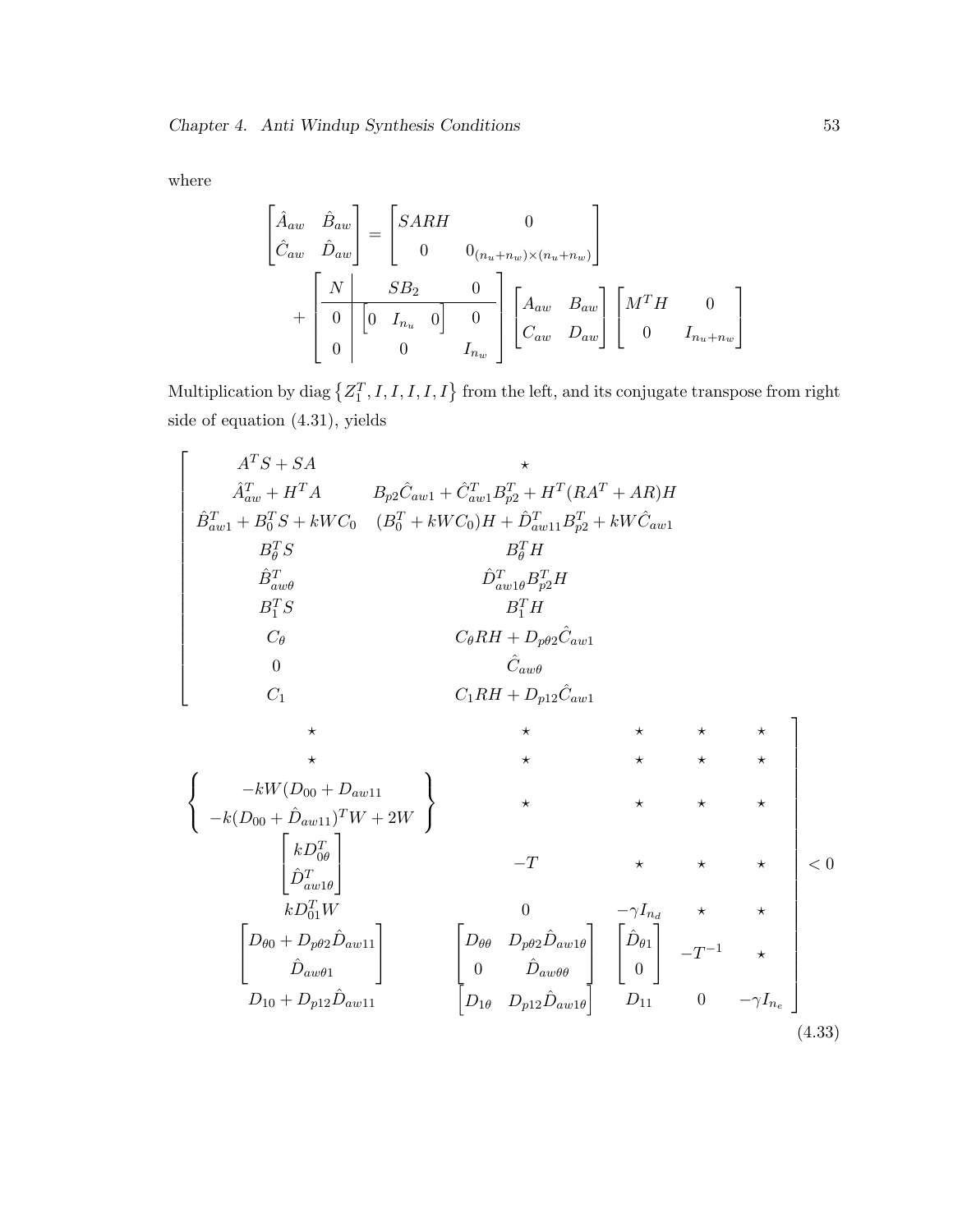where

$$
\begin{bmatrix} \hat{A}_{aw} & \hat{B}_{aw} \\ \hat{C}_{aw} & \hat{D}_{aw} \end{bmatrix} = \begin{bmatrix} SARH & 0 \\ 0 & 0_{(n_u+n_w)\times(n_u+n_w)} \end{bmatrix}
+ \left[\begin{array}{c|cc} N & SB_2 & 0 \\ \hline 0 & \begin{bmatrix} 0 & I_{n_u} & 0 \end{bmatrix} & 0 \\ 0 & 0 & I_{n_w} \end{array}\right] \begin{bmatrix} A_{aw} & B_{aw} \\ C_{aw} & D_{aw} \end{bmatrix} \begin{bmatrix} M^T H & 0 \\ 0 & I_{n_u+n_w} \end{bmatrix}
$$

Multiplication by diag $\left\{Z_1^T, I, I, I, I, I\right\}$ from the left, and its conjugate transpose from right side of equation (4.31), yields

$$
\left[\begin{array}{ccccccc}
A^T S + SA & \star & \star & \star & \star & \star & \star \\
\hat{A}_{aw}^T + H^T A & B_{p2}\hat{C}_{aw1} + \hat{C}_{aw1}^T B_{p2}^T + H^T(RA^T + AR)H & \star & \star & \star & \star & \star \\
\hat{B}_{aw1}^T + B_0^T S + kWC_0 & (B_0^T + kWC_0)H + \hat{D}_{aw11}^T B_{p2}^T + kW\hat{C}_{aw1} & \left\{\begin{array}{c} -kW(D_{00} + D_{aw11} \\ -k(D_{00} + \hat{D}_{aw11})^T W + 2W \end{array}\right\} & \star & \star & \star & \star \\
B_\theta^T S & B_\theta^T H & \begin{bmatrix} kD_{0\theta}^T \\ \hat{D}_{aw1\theta}^T \end{bmatrix} & -T & \star & \star & \star \\
\hat{B}_{aw\theta}^T & \hat{D}_{aw1\theta}^T B_{p2}^T H & & & & & \\
B_1^T S & B_1^T H & kD_{01}^T W & 0 & -\gamma I_{n_d} & \star & \star \\
C_\theta & C_\theta RH + D_{p\theta 2}\hat{C}_{aw1} & \begin{bmatrix} D_{\theta 0} + D_{p\theta 2}\hat{D}_{aw11} \\ \hat{D}_{aw\theta 1} \end{bmatrix} & \begin{bmatrix} D_{\theta\theta} & D_{p\theta 2}\hat{D}_{aw1\theta} \\ 0 & \hat{D}_{aw\theta\theta} \end{bmatrix} & \begin{bmatrix} \hat{D}_{\theta 1} \\ 0 \end{bmatrix} & -T^{-1} & \star \\
0 & \hat{C}_{aw\theta} & & & & & \\
C_1 & C_1 RH + D_{p12}\hat{C}_{aw1} & D_{10} + D_{p12}\hat{D}_{aw11} & \begin{bmatrix} D_{1\theta} & D_{p12}\hat{D}_{aw1\theta} \end{bmatrix} & D_{11} & 0 & -\gamma I_{n_e}
\end{array}\right] < 0
\tag{4.33}
$$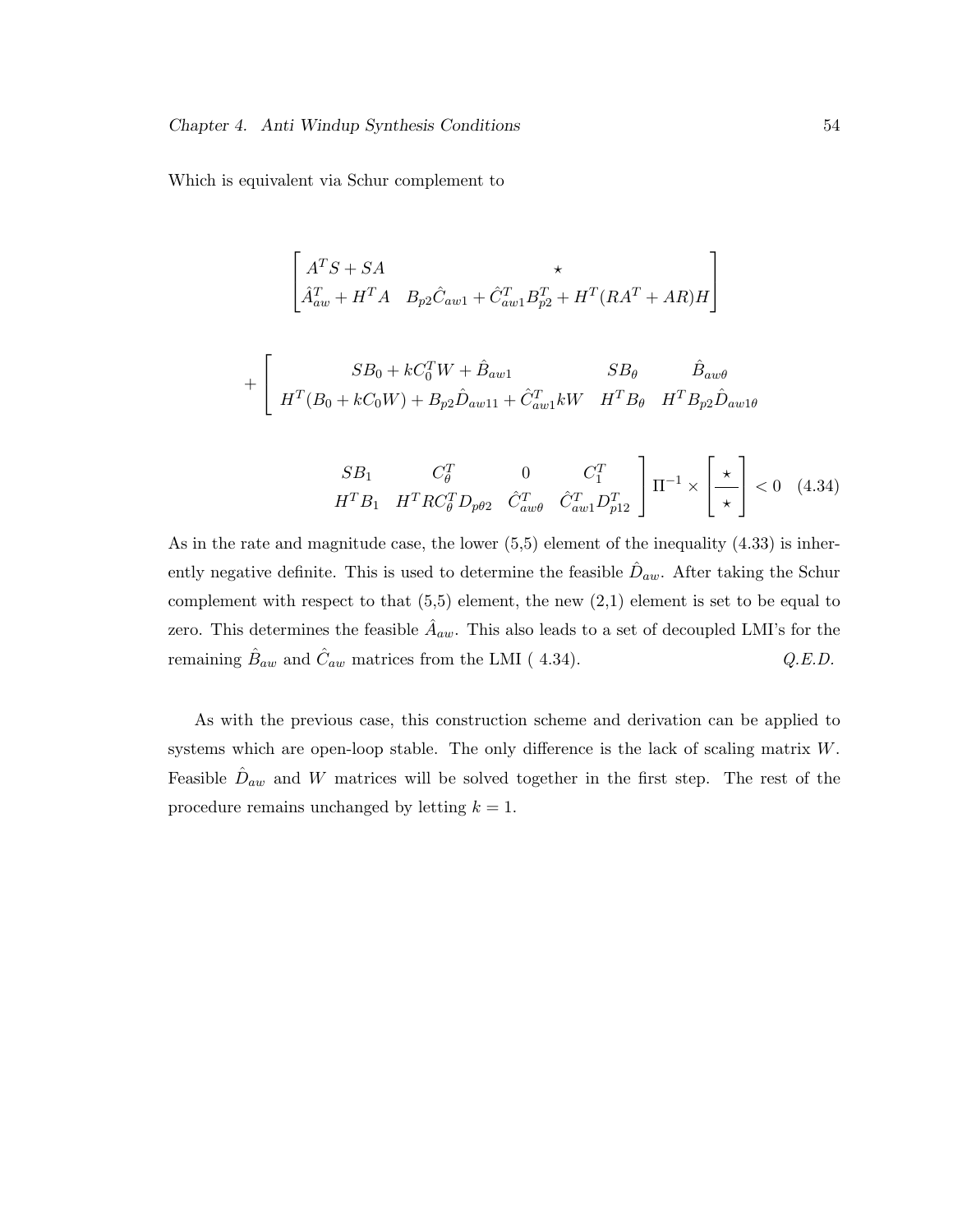Which is equivalent via Schur complement to

$$
\begin{bmatrix} A^T S + SA & \star \\ \hat{A}_{aw}^T + H^T A & B_{p2}\hat{C}_{aw1} + \hat{C}_{aw1}^T B_{p2}^T + H^T(RA^T + AR)H \end{bmatrix}
$$

$$
+ \left[ \begin{matrix} SB_0 + kC_0^T W + \hat{B}_{aw1} & SB_\theta & \hat{B}_{aw\theta} \\ H^T(B_0 + kC_0 W) + B_{p2}\hat{D}_{aw11} + \hat{C}_{aw1}^T kW & H^T B_\theta & H^T B_{p2}\hat{D}_{aw1\theta} \end{matrix} \right.
$$

$$
\left. \begin{matrix} SB_1 & C_\theta^T & 0 & C_1^T \\ H^T B_1 & H^T R C_\theta^T D_{p\theta 2} & \hat{C}_{aw\theta}^T & \hat{C}_{aw1}^T D_{p12}^T \end{matrix} \right] \Pi^{-1} \times \begin{bmatrix} \star \\ \hline \star \end{bmatrix} < 0 \quad (4.34)
$$

As in the rate and magnitude case, the lower (5,5) element of the inequality (4.33) is inherently negative definite. This is used to determine the feasible $\hat{D}_{aw}$. After taking the Schur complement with respect to that (5,5) element, the new (2,1) element is set to be equal to zero. This determines the feasible $\hat{A}_{aw}$. This also leads to a set of decoupled LMI's for the remaining $\hat{B}_{aw}$ and $\hat{C}_{aw}$ matrices from the LMI ( 4.34). *Q.E.D.*

As with the previous case, this construction scheme and derivation can be applied to systems which are open-loop stable. The only difference is the lack of scaling matrix $W$. Feasible $\hat{D}_{aw}$ and $W$ matrices will be solved together in the first step. The rest of the procedure remains unchanged by letting $k = 1$.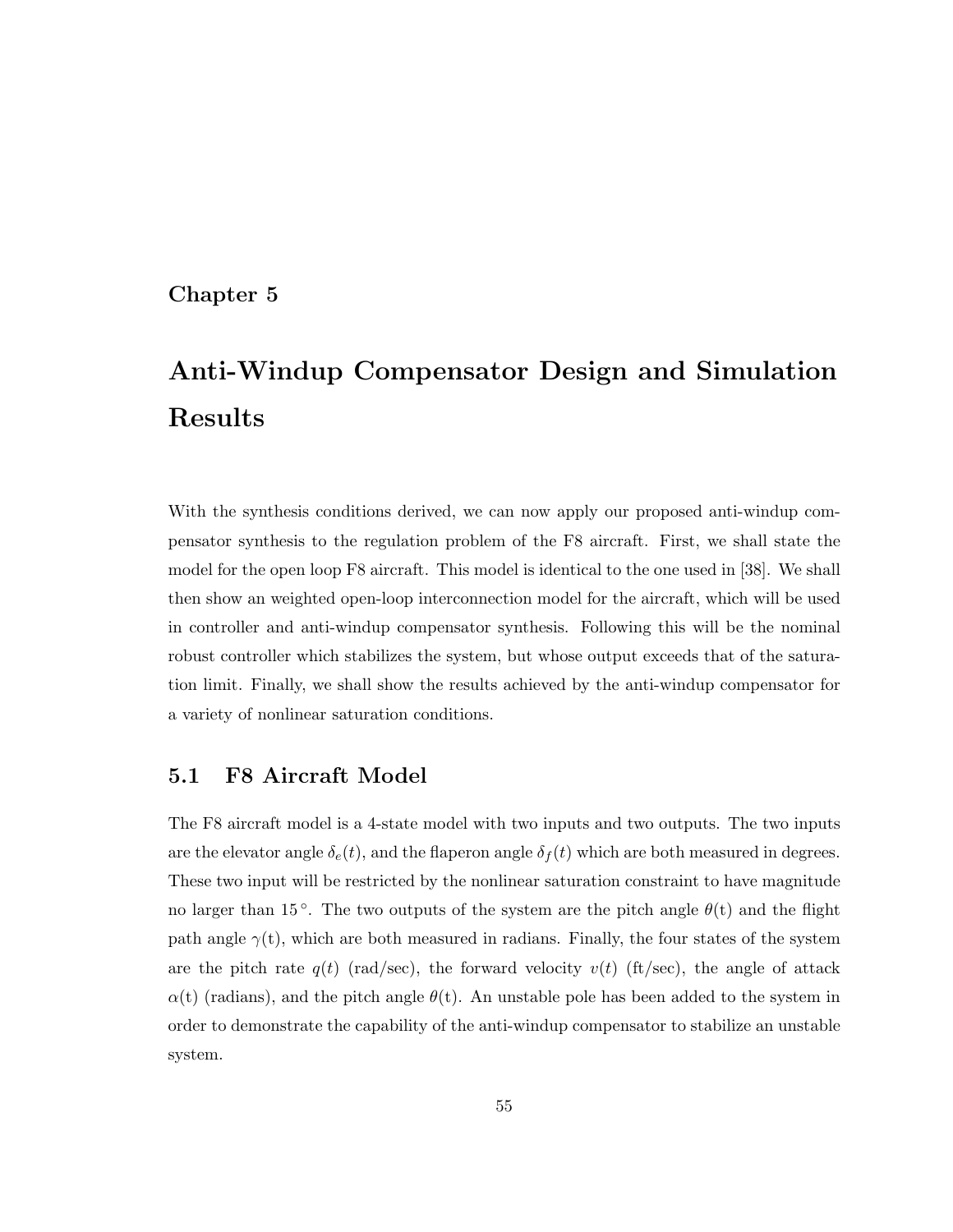# Chapter 5

# Anti-Windup Compensator Design and Simulation Results

With the synthesis conditions derived, we can now apply our proposed anti-windup compensator synthesis to the regulation problem of the F8 aircraft. First, we shall state the model for the open loop F8 aircraft. This model is identical to the one used in [38]. We shall then show an weighted open-loop interconnection model for the aircraft, which will be used in controller and anti-windup compensator synthesis. Following this will be the nominal robust controller which stabilizes the system, but whose output exceeds that of the saturation limit. Finally, we shall show the results achieved by the anti-windup compensator for a variety of nonlinear saturation conditions.

## 5.1 F8 Aircraft Model

The F8 aircraft model is a 4-state model with two inputs and two outputs. The two inputs are the elevator angle $\delta_e(t)$, and the flaperon angle $\delta_f(t)$ which are both measured in degrees. These two input will be restricted by the nonlinear saturation constraint to have magnitude no larger than $15^\circ$. The two outputs of the system are the pitch angle $\theta$(t) and the flight path angle $\gamma$(t), which are both measured in radians. Finally, the four states of the system are the pitch rate $q(t)$ (rad/sec), the forward velocity $v(t)$ (ft/sec), the angle of attack $\alpha$(t) (radians), and the pitch angle $\theta$(t). An unstable pole has been added to the system in order to demonstrate the capability of the anti-windup compensator to stabilize an unstable system.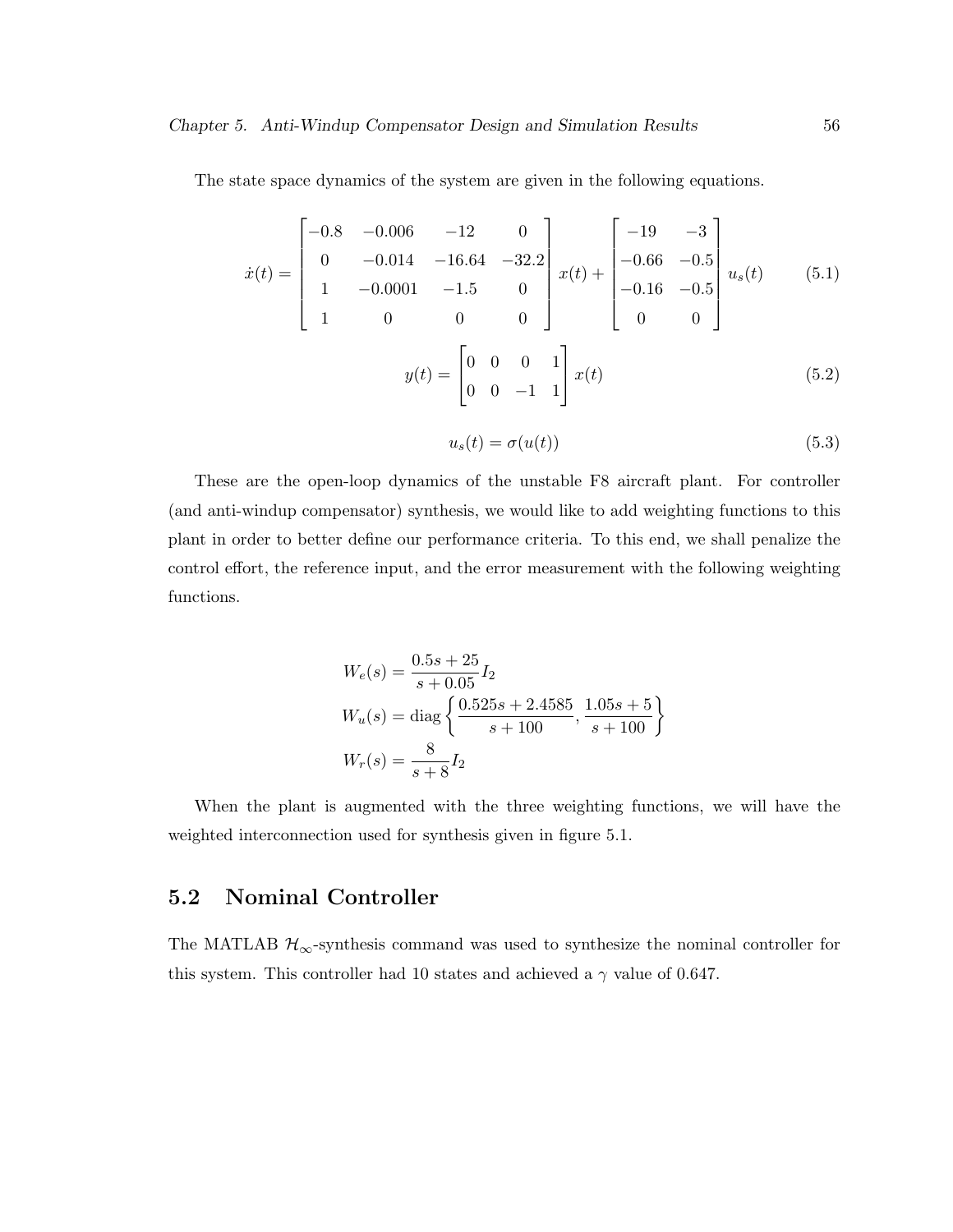The state space dynamics of the system are given in the following equations.

$$\dot{x}(t) = \begin{bmatrix} -0.8 & -0.006 & -12 & 0 \\ 0 & -0.014 & -16.64 & -32.2 \\ 1 & -0.0001 & -1.5 & 0 \\ 1 & 0 & 0 & 0 \end{bmatrix} x(t) + \begin{bmatrix} -19 & -3 \\ -0.66 & -0.5 \\ -0.16 & -0.5 \\ 0 & 0 \end{bmatrix} u_s(t) \tag{5.1}$$

$$y(t) = \begin{bmatrix} 0 & 0 & 0 & 1 \\ 0 & 0 & -1 & 1 \end{bmatrix} x(t) \tag{5.2}$$

$$u_s(t) = \sigma(u(t)) \tag{5.3}$$

These are the open-loop dynamics of the unstable F8 aircraft plant. For controller (and anti-windup compensator) synthesis, we would like to add weighting functions to this plant in order to better define our performance criteria. To this end, we shall penalize the control effort, the reference input, and the error measurement with the following weighting functions.

$$W_e(s) = \frac{0.5s + 25}{s + 0.05} I_2$$

$$W_u(s) = \text{diag}\left\{ \frac{0.525s + 2.4585}{s + 100}, \frac{1.05s + 5}{s + 100} \right\}$$

$$W_r(s) = \frac{8}{s + 8} I_2$$

When the plant is augmented with the three weighting functions, we will have the weighted interconnection used for synthesis given in figure 5.1.

## 5.2 Nominal Controller

The MATLAB $\mathcal{H}_\infty$-synthesis command was used to synthesize the nominal controller for this system. This controller had 10 states and achieved a $\gamma$ value of 0.647.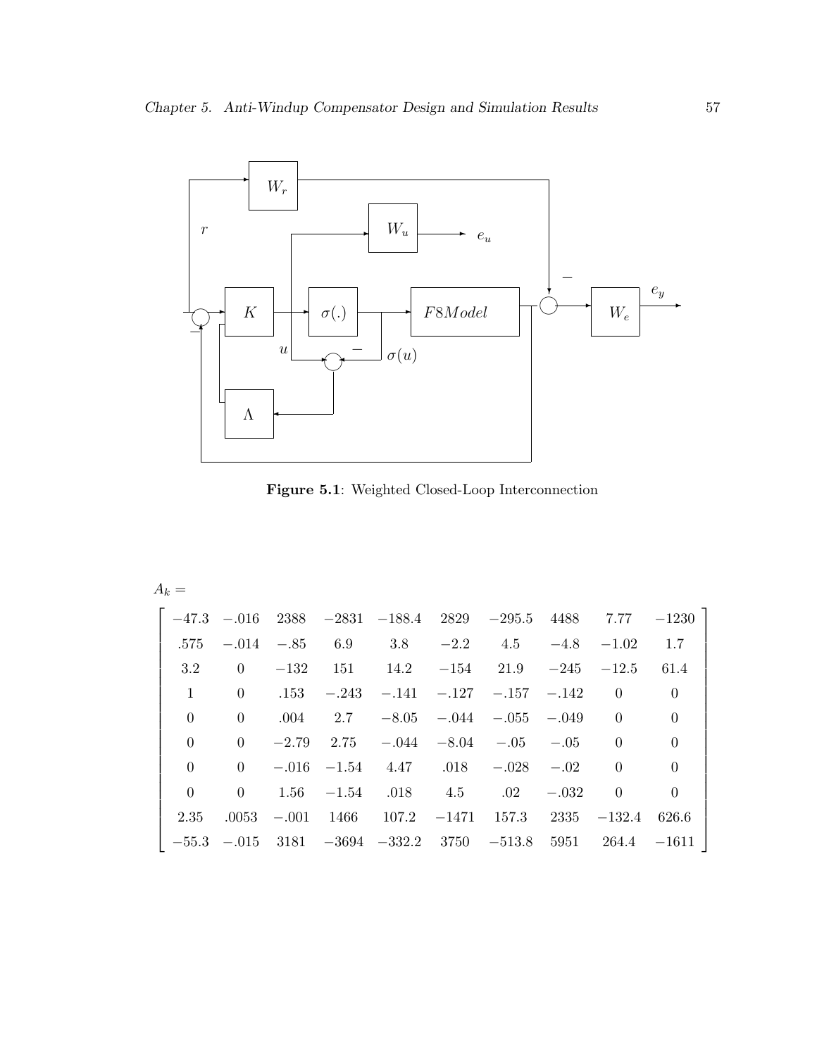**Figure 5.1**: Weighted Closed-Loop Interconnection

$A_k =$

$$
\begin{bmatrix}
-47.3 & -.016 & 2388 & -2831 & -188.4 & 2829 & -295.5 & 4488 & 7.77 & -1230 \\
.575 & -.014 & -.85 & 6.9 & 3.8 & -2.2 & 4.5 & -4.8 & -1.02 & 1.7 \\
3.2 & 0 & -132 & 151 & 14.2 & -154 & 21.9 & -245 & -12.5 & 61.4 \\
1 & 0 & .153 & -.243 & -.141 & -.127 & -.157 & -.142 & 0 & 0 \\
0 & 0 & .004 & 2.7 & -8.05 & -.044 & -.055 & -.049 & 0 & 0 \\
0 & 0 & -2.79 & 2.75 & -.044 & -8.04 & -.05 & -.05 & 0 & 0 \\
0 & 0 & -.016 & -1.54 & 4.47 & .018 & -.028 & -.02 & 0 & 0 \\
0 & 0 & 1.56 & -1.54 & .018 & 4.5 & .02 & -.032 & 0 & 0 \\
2.35 & .0053 & -.001 & 1466 & 107.2 & -1471 & 157.3 & 2335 & -132.4 & 626.6 \\
-55.3 & -.015 & 3181 & -3694 & -332.2 & 3750 & -513.8 & 5951 & 264.4 & -1611
\end{bmatrix}
$$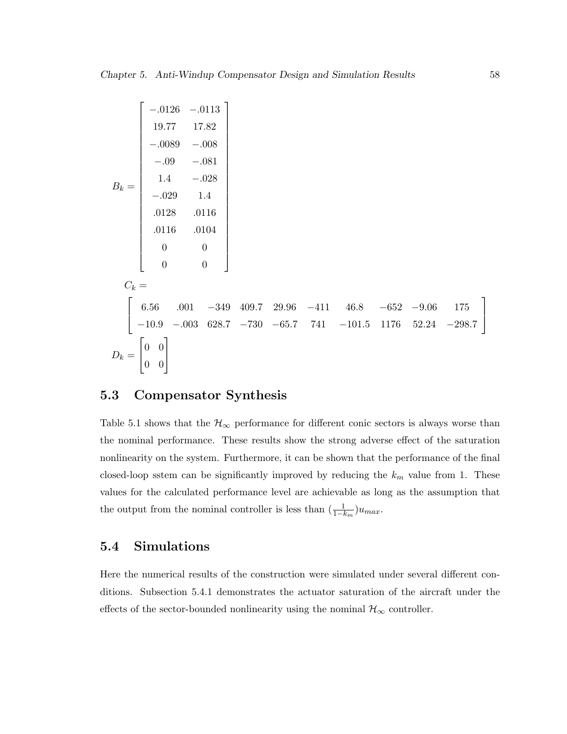$$
B_k = \begin{bmatrix} -.0126 & -.0113 \\ 19.77 & 17.82 \\ -.0089 & -.008 \\ -.09 & -.081 \\ 1.4 & -.028 \\ -.029 & 1.4 \\ .0128 & .0116 \\ .0116 & .0104 \\ 0 & 0 \\ 0 & 0 \end{bmatrix}
$$

$C_k =$

$$
\begin{bmatrix} 6.56 & .001 & -349 & 409.7 & 29.96 & -411 & 46.8 & -652 & -9.06 & 175 \\ -10.9 & -.003 & 628.7 & -730 & -65.7 & 741 & -101.5 & 1176 & 52.24 & -298.7 \end{bmatrix}
$$

$$
D_k = \begin{bmatrix} 0 & 0 \\ 0 & 0 \end{bmatrix}
$$

## 5.3 Compensator Synthesis

Table 5.1 shows that the $\mathcal{H}_\infty$ performance for different conic sectors is always worse than the nominal performance. These results show the strong adverse effect of the saturation nonlinearity on the system. Furthermore, it can be shown that the performance of the final closed-loop sstem can be significantly improved by reducing the $k_m$ value from 1. These values for the calculated performance level are achievable as long as the assumption that the output from the nominal controller is less than $(\frac{1}{1-k_m})u_{max}$.

## 5.4 Simulations

Here the numerical results of the construction were simulated under several different conditions. Subsection 5.4.1 demonstrates the actuator saturation of the aircraft under the effects of the sector-bounded nonlinearity using the nominal $\mathcal{H}_\infty$ controller.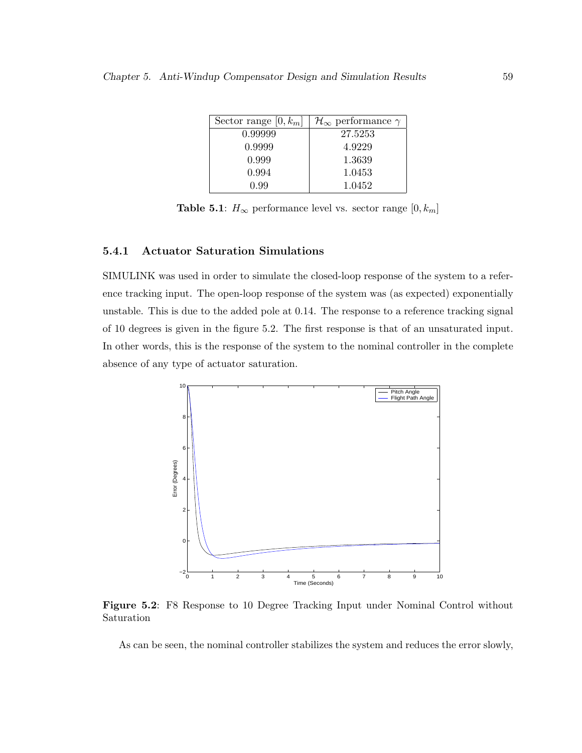| Sector range $[0, k_m]$ | $\mathcal{H}_\infty$ performance $\gamma$ |
| --- | --- |
| 0.99999 | 27.5253 |
| 0.9999 | 4.9229 |
| 0.999 | 1.3639 |
| 0.994 | 1.0453 |
| 0.99 | 1.0452 |

**Table 5.1**: $H_\infty$ performance level vs. sector range $[0, k_m]$

### 5.4.1 Actuator Saturation Simulations

SIMULINK was used in order to simulate the closed-loop response of the system to a reference tracking input. The open-loop response of the system was (as expected) exponentially unstable. This is due to the added pole at 0.14. The response to a reference tracking signal of 10 degrees is given in the figure 5.2. The first response is that of an unsaturated input. In other words, this is the response of the system to the nominal controller in the complete absence of any type of actuator saturation.

**Figure 5.2**: F8 Response to 10 Degree Tracking Input under Nominal Control without Saturation

As can be seen, the nominal controller stabilizes the system and reduces the error slowly,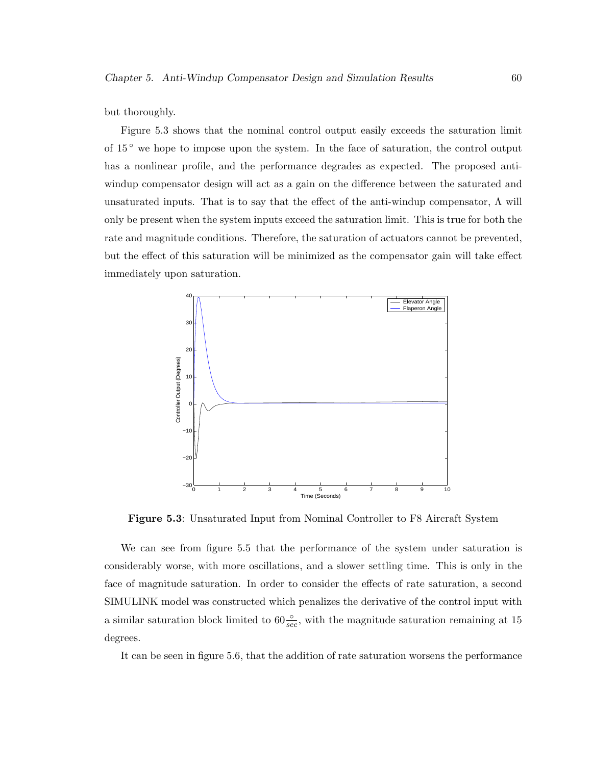but thoroughly.

Figure 5.3 shows that the nominal control output easily exceeds the saturation limit of $15^\circ$ we hope to impose upon the system. In the face of saturation, the control output has a nonlinear profile, and the performance degrades as expected. The proposed anti-windup compensator design will act as a gain on the difference between the saturated and unsaturated inputs. That is to say that the effect of the anti-windup compensator, $\Lambda$ will only be present when the system inputs exceed the saturation limit. This is true for both the rate and magnitude conditions. Therefore, the saturation of actuators cannot be prevented, but the effect of this saturation will be minimized as the compensator gain will take effect immediately upon saturation.

**Figure 5.3**: Unsaturated Input from Nominal Controller to F8 Aircraft System

We can see from figure 5.5 that the performance of the system under saturation is considerably worse, with more oscillations, and a slower settling time. This is only in the face of magnitude saturation. In order to consider the effects of rate saturation, a second SIMULINK model was constructed which penalizes the derivative of the control input with a similar saturation block limited to $60\frac{\circ}{sec}$, with the magnitude saturation remaining at 15 degrees.

It can be seen in figure 5.6, that the addition of rate saturation worsens the performance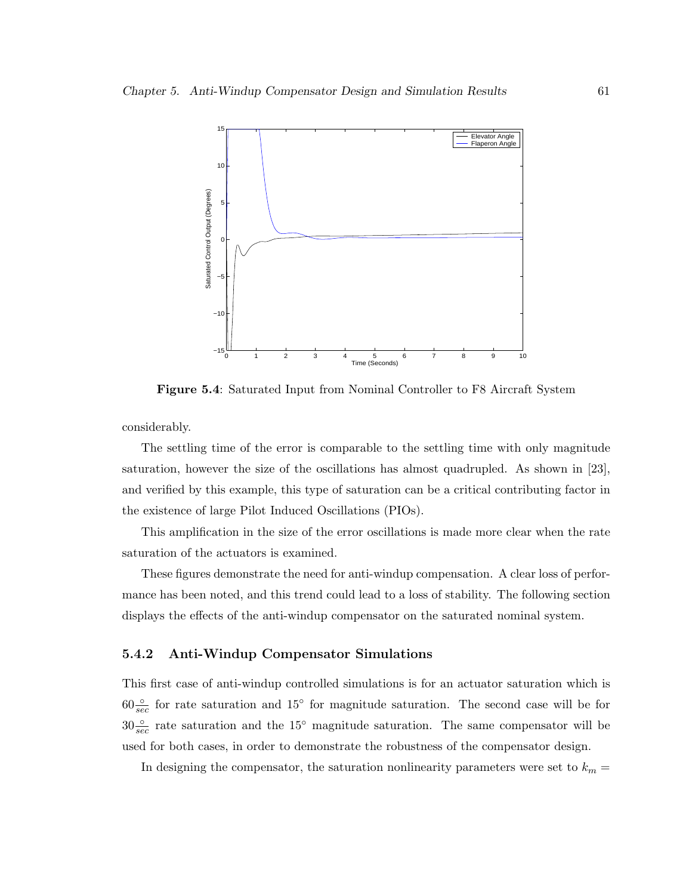**Figure 5.4**: Saturated Input from Nominal Controller to F8 Aircraft System

considerably.

The settling time of the error is comparable to the settling time with only magnitude saturation, however the size of the oscillations has almost quadrupled. As shown in [23], and verified by this example, this type of saturation can be a critical contributing factor in the existence of large Pilot Induced Oscillations (PIOs).

This amplification in the size of the error oscillations is made more clear when the rate saturation of the actuators is examined.

These figures demonstrate the need for anti-windup compensation. A clear loss of performance has been noted, and this trend could lead to a loss of stability. The following section displays the effects of the anti-windup compensator on the saturated nominal system.

### 5.4.2 Anti-Windup Compensator Simulations

This first case of anti-windup controlled simulations is for an actuator saturation which is $60\frac{\circ}{sec}$ for rate saturation and $15^{\circ}$ for magnitude saturation. The second case will be for $30\frac{\circ}{sec}$ rate saturation and the $15^{\circ}$ magnitude saturation. The same compensator will be used for both cases, in order to demonstrate the robustness of the compensator design.

In designing the compensator, the saturation nonlinearity parameters were set to $k_m =$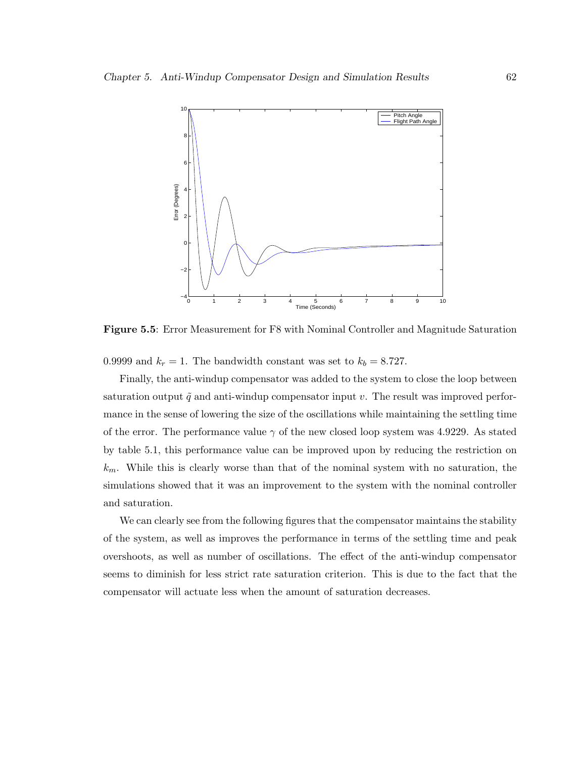**Figure 5.5**: Error Measurement for F8 with Nominal Controller and Magnitude Saturation

0.9999 and $k_r = 1$. The bandwidth constant was set to $k_b = 8.727$.

Finally, the anti-windup compensator was added to the system to close the loop between saturation output $\tilde{q}$ and anti-windup compensator input $v$. The result was improved performance in the sense of lowering the size of the oscillations while maintaining the settling time of the error. The performance value $\gamma$ of the new closed loop system was 4.9229. As stated by table 5.1, this performance value can be improved upon by reducing the restriction on $k_m$. While this is clearly worse than that of the nominal system with no saturation, the simulations showed that it was an improvement to the system with the nominal controller and saturation.

We can clearly see from the following figures that the compensator maintains the stability of the system, as well as improves the performance in terms of the settling time and peak overshoots, as well as number of oscillations. The effect of the anti-windup compensator seems to diminish for less strict rate saturation criterion. This is due to the fact that the compensator will actuate less when the amount of saturation decreases.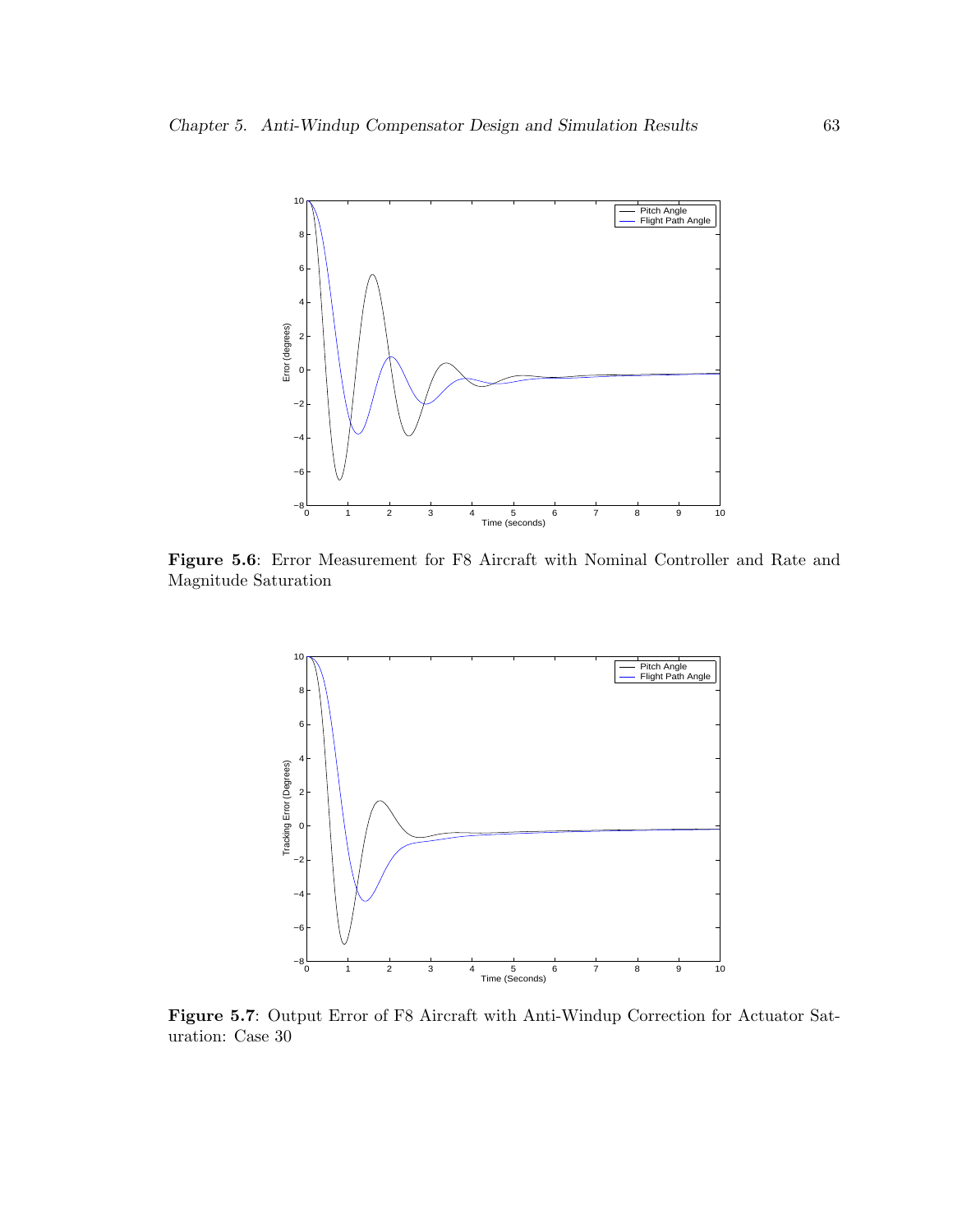**Figure 5.6**: Error Measurement for F8 Aircraft with Nominal Controller and Rate and Magnitude Saturation

**Figure 5.7**: Output Error of F8 Aircraft with Anti-Windup Correction for Actuator Saturation: Case 30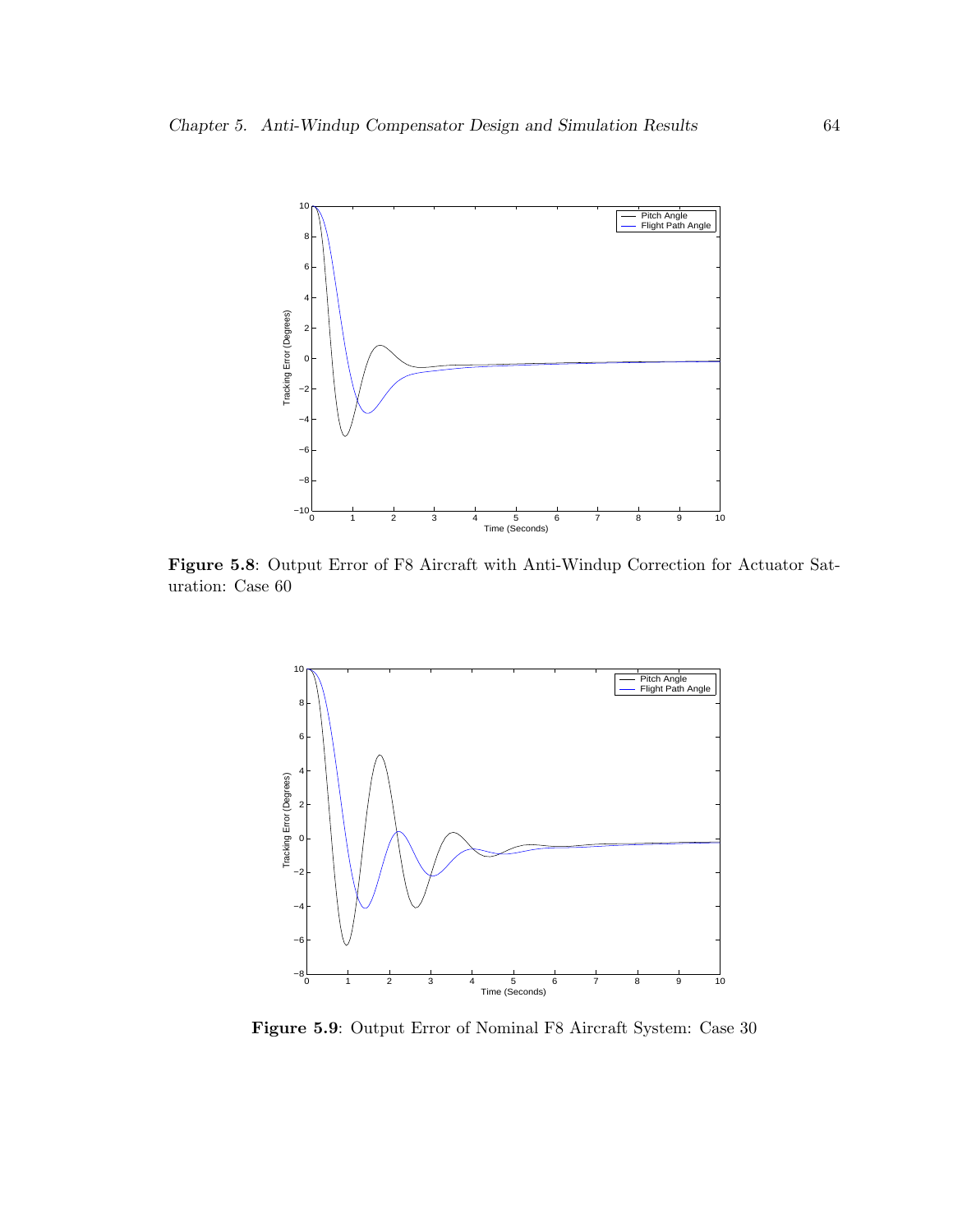**Figure 5.8**: Output Error of F8 Aircraft with Anti-Windup Correction for Actuator Saturation: Case 60

**Figure 5.9**: Output Error of Nominal F8 Aircraft System: Case 30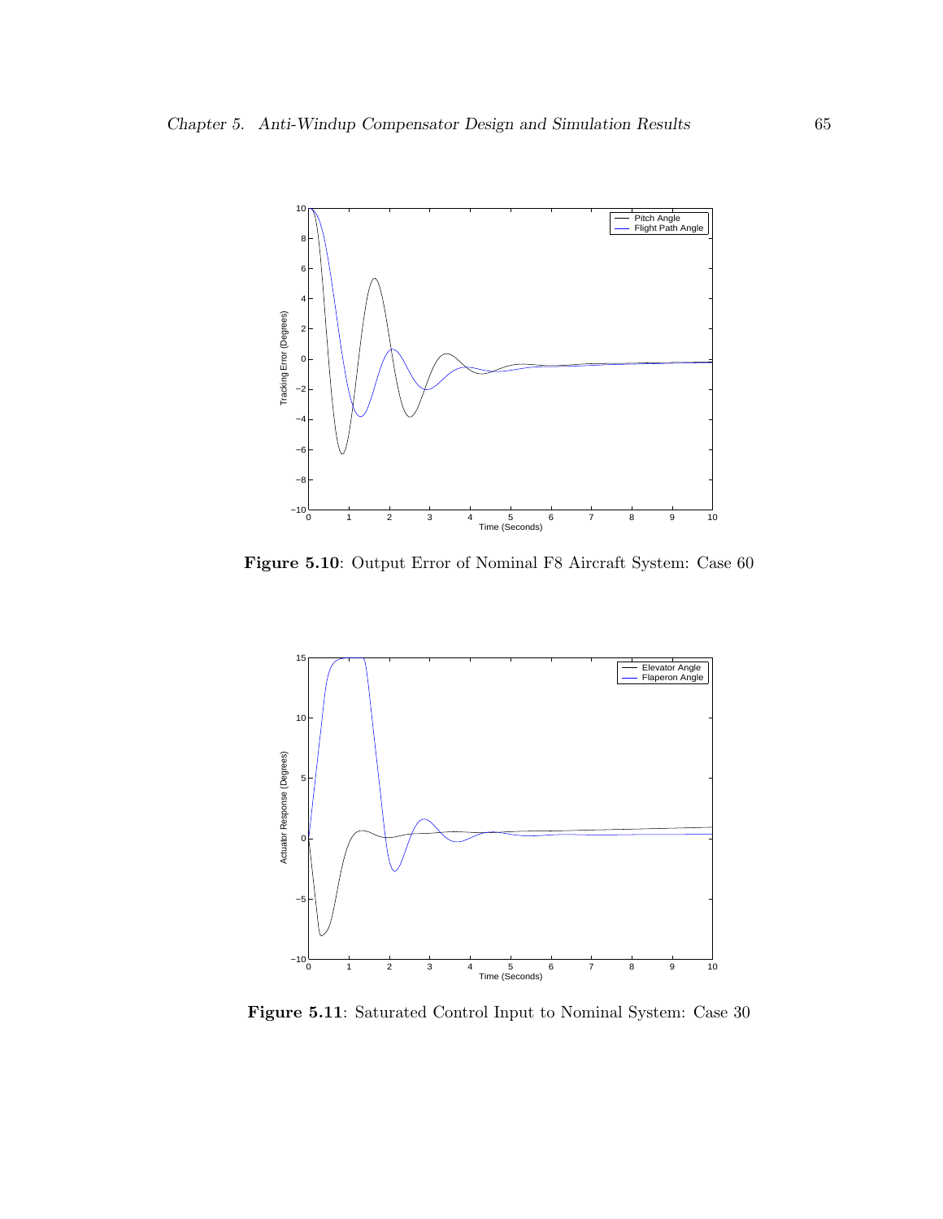**Figure 5.10**: Output Error of Nominal F8 Aircraft System: Case 60

**Figure 5.11**: Saturated Control Input to Nominal System: Case 30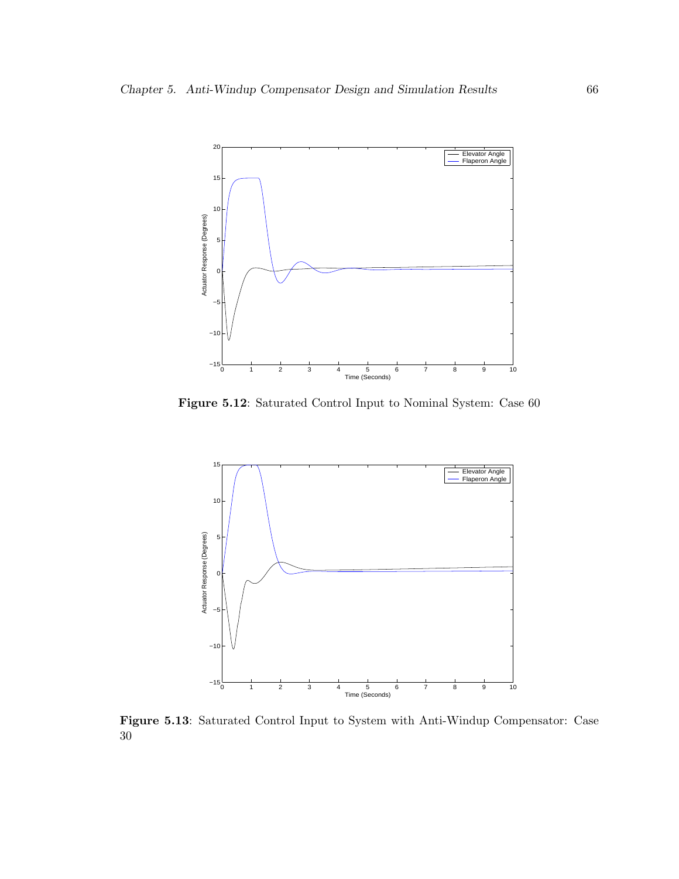**Figure 5.12**: Saturated Control Input to Nominal System: Case 60

**Figure 5.13**: Saturated Control Input to System with Anti-Windup Compensator: Case 30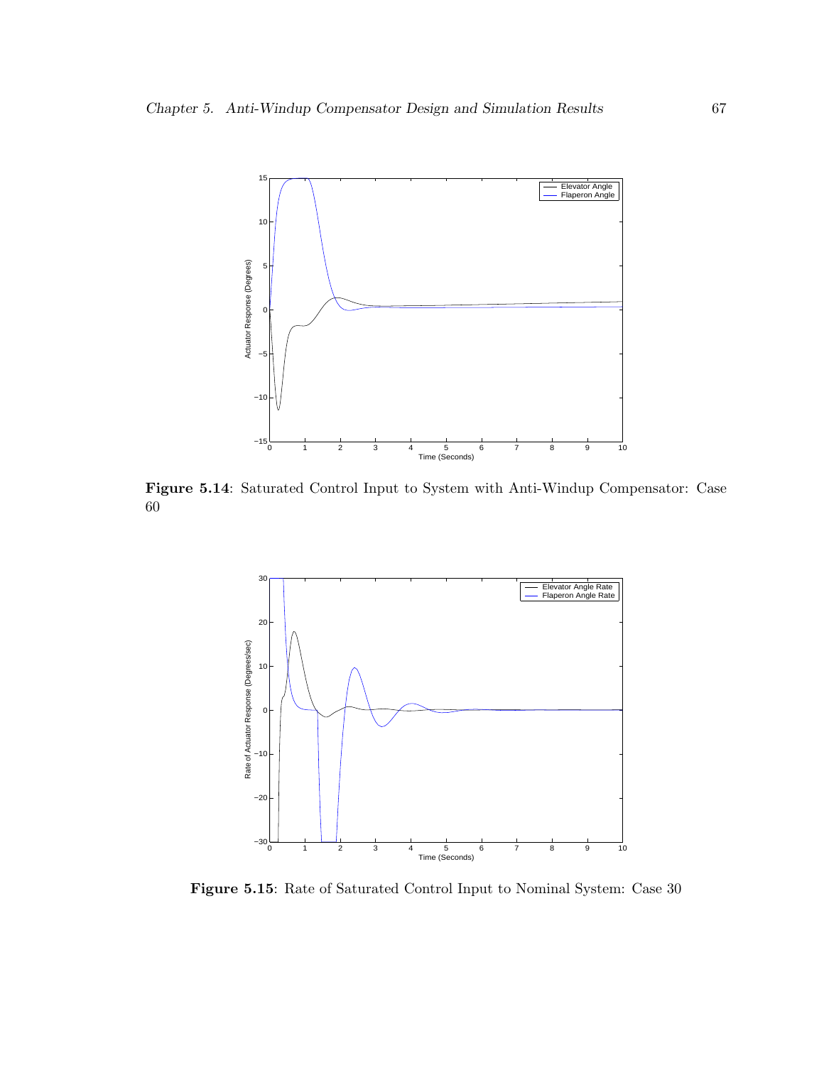**Figure 5.14**: Saturated Control Input to System with Anti-Windup Compensator: Case 60

**Figure 5.15**: Rate of Saturated Control Input to Nominal System: Case 30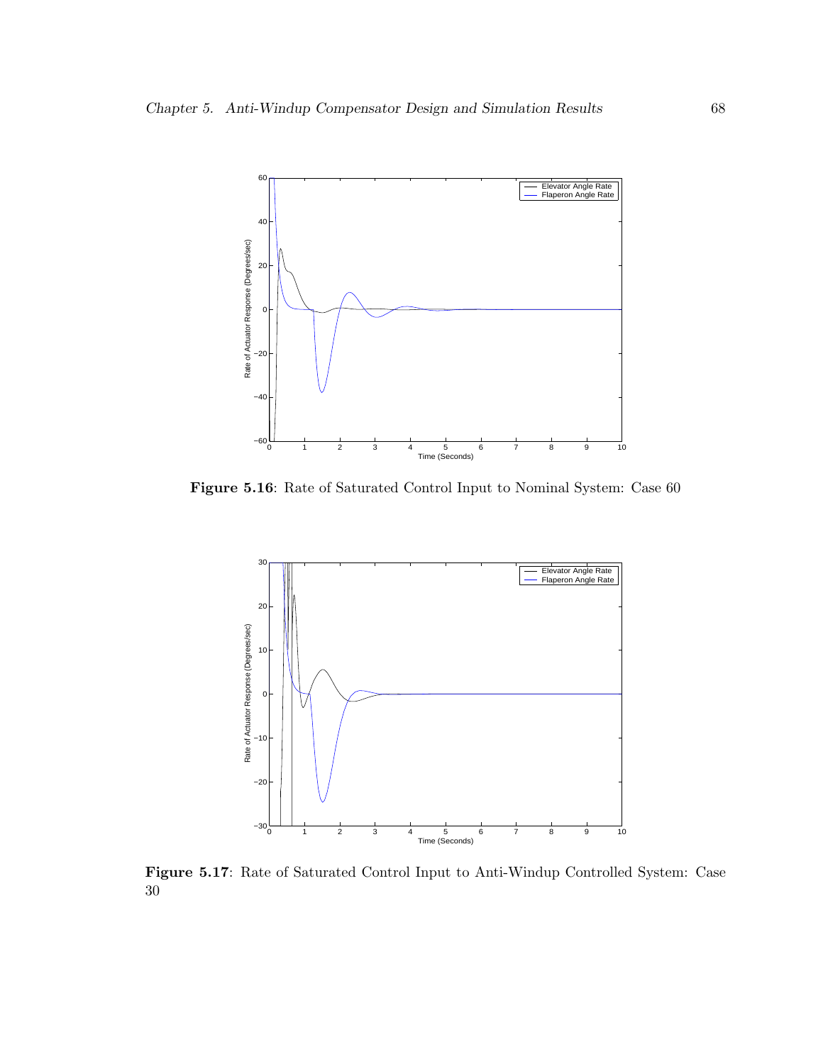**Figure 5.16**: Rate of Saturated Control Input to Nominal System: Case 60

**Figure 5.17**: Rate of Saturated Control Input to Anti-Windup Controlled System: Case 30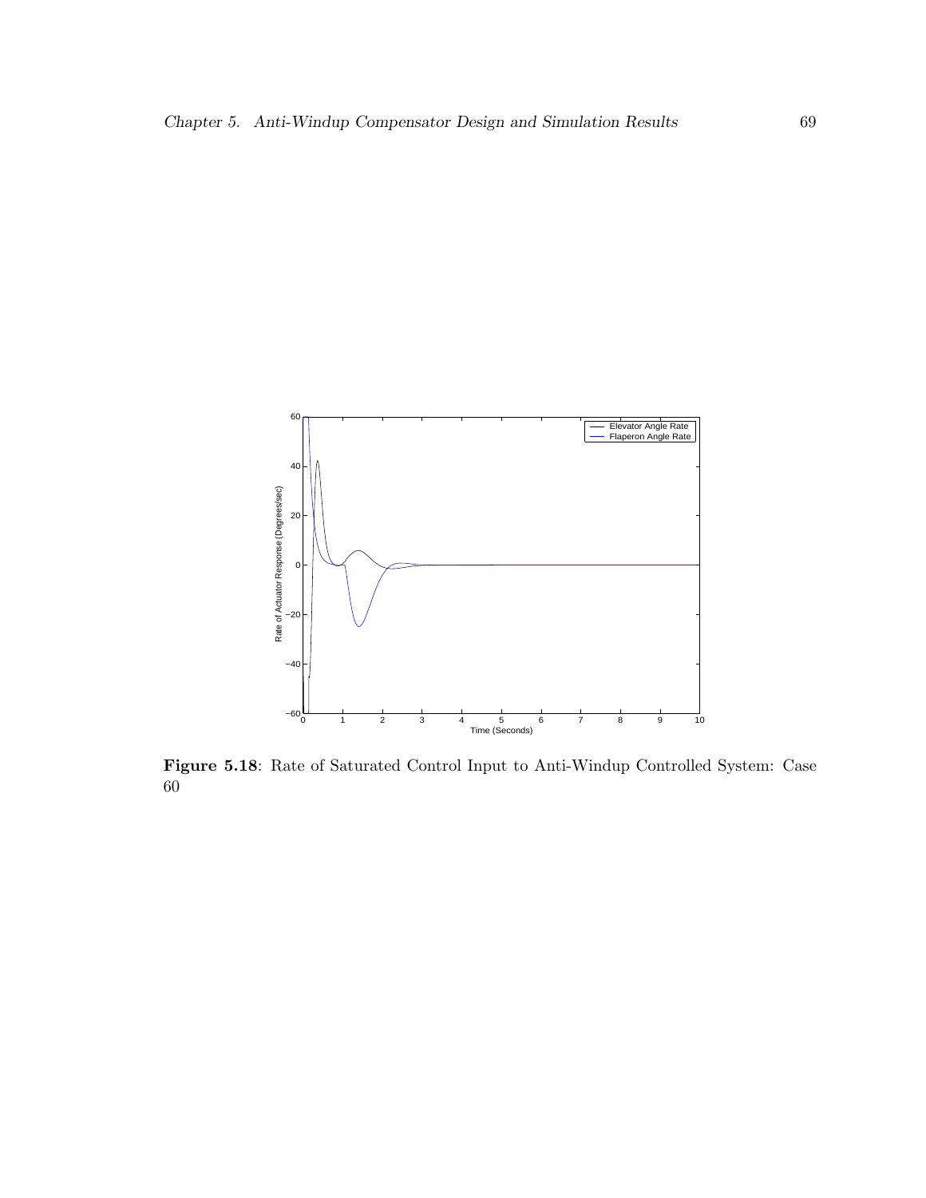**Figure 5.18**: Rate of Saturated Control Input to Anti-Windup Controlled System: Case 60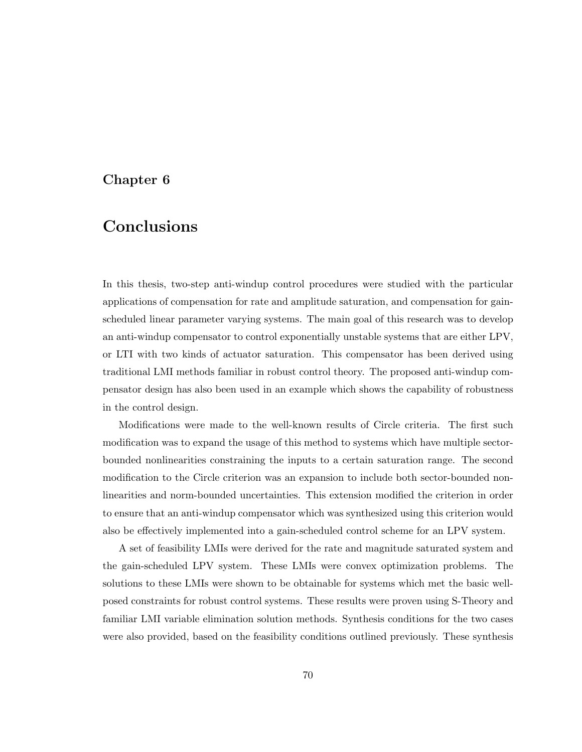# Chapter 6

# Conclusions

In this thesis, two-step anti-windup control procedures were studied with the particular applications of compensation for rate and amplitude saturation, and compensation for gain-scheduled linear parameter varying systems. The main goal of this research was to develop an anti-windup compensator to control exponentially unstable systems that are either LPV, or LTI with two kinds of actuator saturation. This compensator has been derived using traditional LMI methods familiar in robust control theory. The proposed anti-windup compensator design has also been used in an example which shows the capability of robustness in the control design.

Modifications were made to the well-known results of Circle criteria. The first such modification was to expand the usage of this method to systems which have multiple sector-bounded nonlinearities constraining the inputs to a certain saturation range. The second modification to the Circle criterion was an expansion to include both sector-bounded nonlinearities and norm-bounded uncertainties. This extension modified the criterion in order to ensure that an anti-windup compensator which was synthesized using this criterion would also be effectively implemented into a gain-scheduled control scheme for an LPV system.

A set of feasibility LMIs were derived for the rate and magnitude saturated system and the gain-scheduled LPV system. These LMIs were convex optimization problems. The solutions to these LMIs were shown to be obtainable for systems which met the basic well-posed constraints for robust control systems. These results were proven using S-Theory and familiar LMI variable elimination solution methods. Synthesis conditions for the two cases were also provided, based on the feasibility conditions outlined previously. These synthesis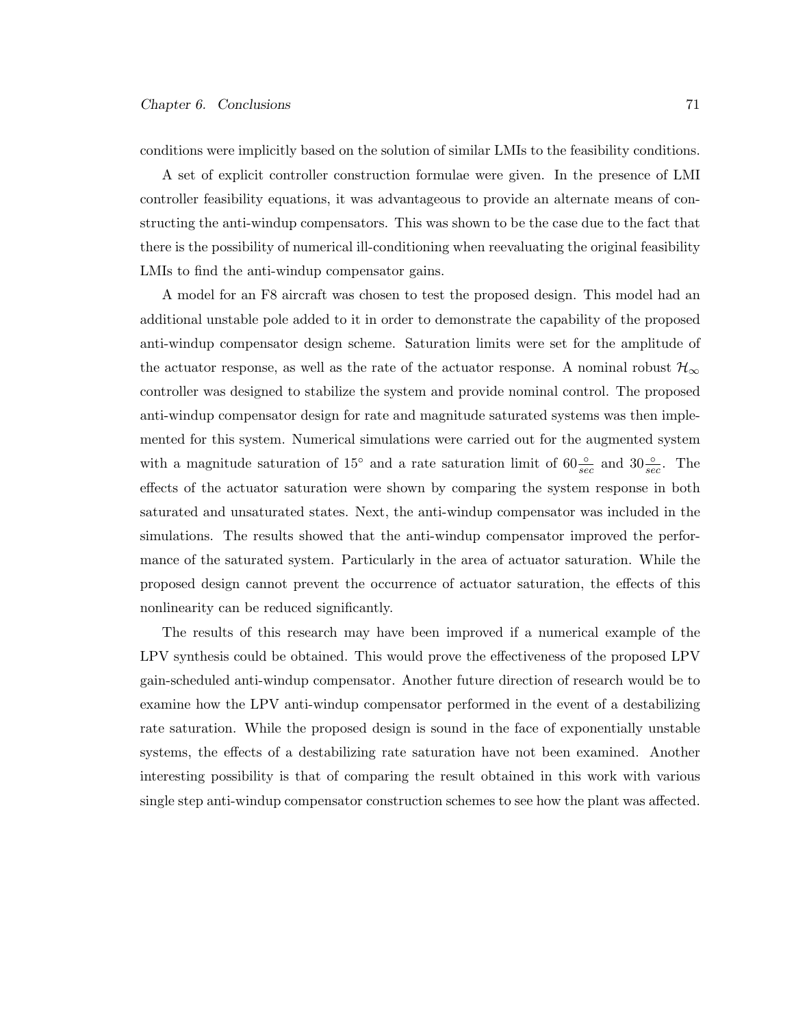conditions were implicitly based on the solution of similar LMIs to the feasibility conditions.

A set of explicit controller construction formulae were given. In the presence of LMI controller feasibility equations, it was advantageous to provide an alternate means of constructing the anti-windup compensators. This was shown to be the case due to the fact that there is the possibility of numerical ill-conditioning when reevaluating the original feasibility LMIs to find the anti-windup compensator gains.

A model for an F8 aircraft was chosen to test the proposed design. This model had an additional unstable pole added to it in order to demonstrate the capability of the proposed anti-windup compensator design scheme. Saturation limits were set for the amplitude of the actuator response, as well as the rate of the actuator response. A nominal robust $\mathcal{H}_\infty$ controller was designed to stabilize the system and provide nominal control. The proposed anti-windup compensator design for rate and magnitude saturated systems was then implemented for this system. Numerical simulations were carried out for the augmented system with a magnitude saturation of $15^\circ$ and a rate saturation limit of $60\frac{\circ}{sec}$ and $30\frac{\circ}{sec}$. The effects of the actuator saturation were shown by comparing the system response in both saturated and unsaturated states. Next, the anti-windup compensator was included in the simulations. The results showed that the anti-windup compensator improved the performance of the saturated system. Particularly in the area of actuator saturation. While the proposed design cannot prevent the occurrence of actuator saturation, the effects of this nonlinearity can be reduced significantly.

The results of this research may have been improved if a numerical example of the LPV synthesis could be obtained. This would prove the effectiveness of the proposed LPV gain-scheduled anti-windup compensator. Another future direction of research would be to examine how the LPV anti-windup compensator performed in the event of a destabilizing rate saturation. While the proposed design is sound in the face of exponentially unstable systems, the effects of a destabilizing rate saturation have not been examined. Another interesting possibility is that of comparing the result obtained in this work with various single step anti-windup compensator construction schemes to see how the plant was affected.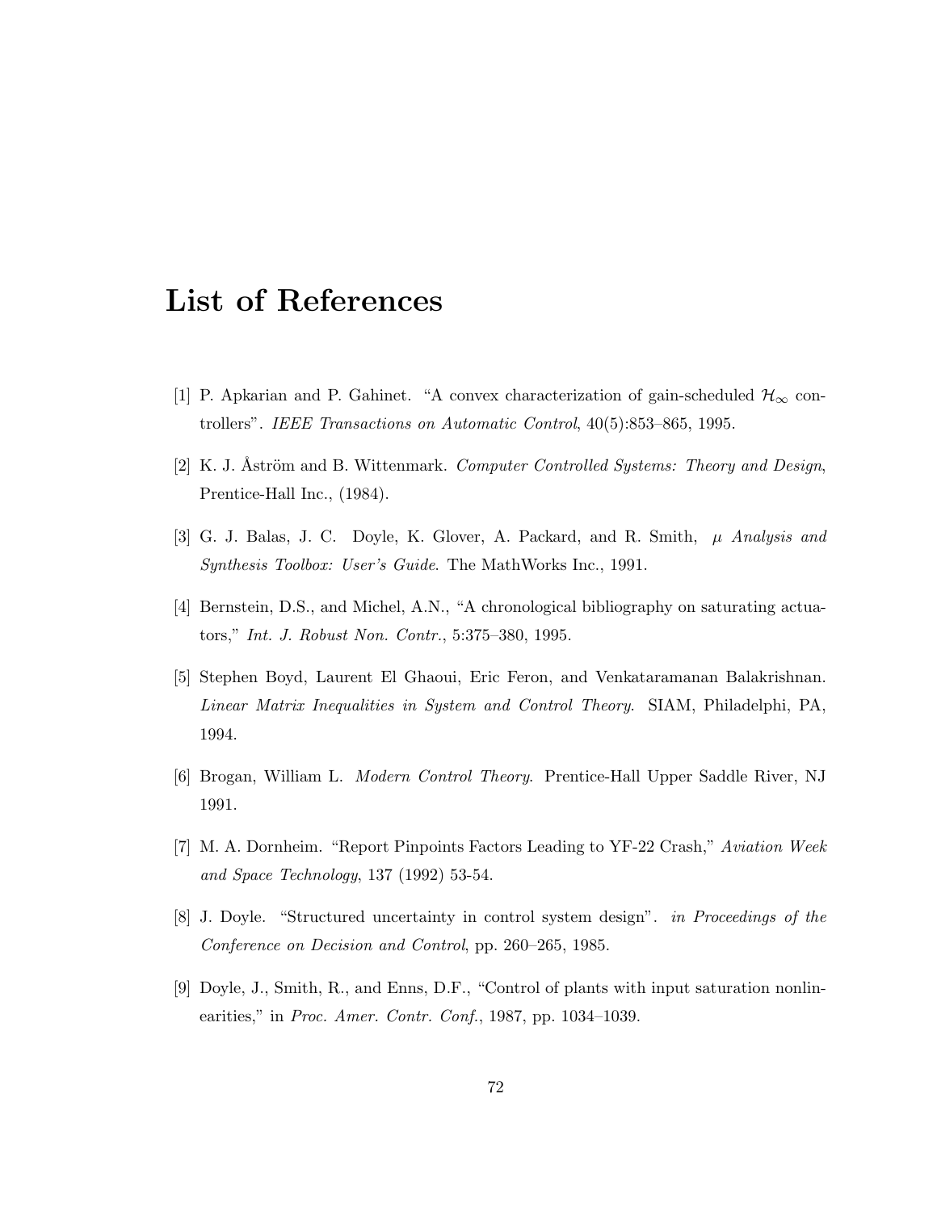# List of References

[1] P. Apkarian and P. Gahinet. "A convex characterization of gain-scheduled $\mathcal{H}_\infty$ controllers". *IEEE Transactions on Automatic Control*, 40(5):853–865, 1995.

[2] K. J. Åström and B. Wittenmark. *Computer Controlled Systems: Theory and Design*, Prentice-Hall Inc., (1984).

[3] G. J. Balas, J. C. Doyle, K. Glover, A. Packard, and R. Smith, *$\mu$ Analysis and Synthesis Toolbox: User's Guide*. The MathWorks Inc., 1991.

[4] Bernstein, D.S., and Michel, A.N., "A chronological bibliography on saturating actuators," *Int. J. Robust Non. Contr.*, 5:375–380, 1995.

[5] Stephen Boyd, Laurent El Ghaoui, Eric Feron, and Venkataramanan Balakrishnan. *Linear Matrix Inequalities in System and Control Theory.* SIAM, Philadelphi, PA, 1994.

[6] Brogan, William L. *Modern Control Theory*. Prentice-Hall Upper Saddle River, NJ 1991.

[7] M. A. Dornheim. "Report Pinpoints Factors Leading to YF-22 Crash," *Aviation Week and Space Technology*, 137 (1992) 53-54.

[8] J. Doyle. "Structured uncertainty in control system design". *in Proceedings of the Conference on Decision and Control*, pp. 260–265, 1985.

[9] Doyle, J., Smith, R., and Enns, D.F., "Control of plants with input saturation nonlinearities," in *Proc. Amer. Contr. Conf.*, 1987, pp. 1034–1039.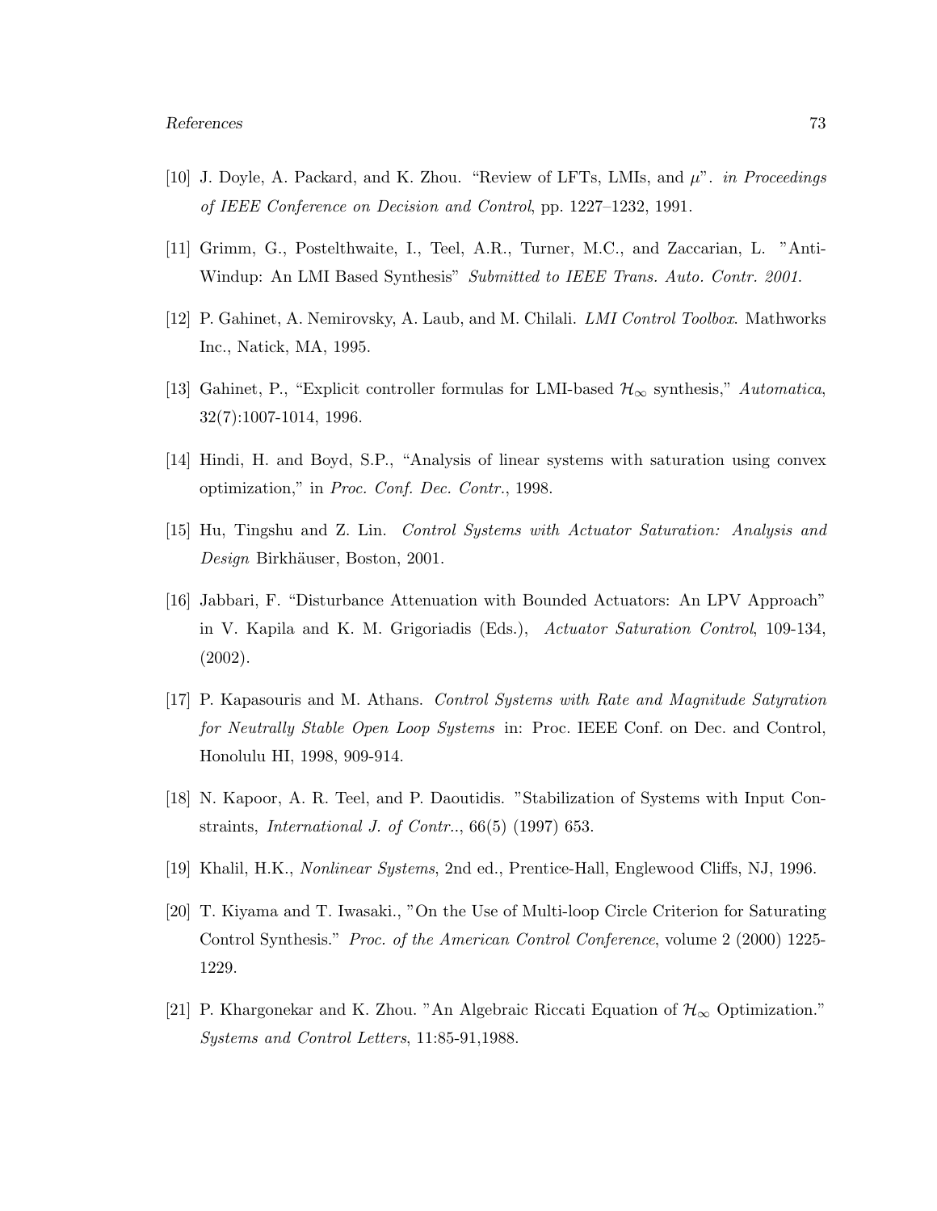[10] J. Doyle, A. Packard, and K. Zhou. "Review of LFTs, LMIs, and $\mu$". *in Proceedings of IEEE Conference on Decision and Control*, pp. 1227–1232, 1991.

[11] Grimm, G., Postelthwaite, I., Teel, A.R., Turner, M.C., and Zaccarian, L. "Anti-Windup: An LMI Based Synthesis" *Submitted to IEEE Trans. Auto. Contr. 2001.*

[12] P. Gahinet, A. Nemirovsky, A. Laub, and M. Chilali. *LMI Control Toolbox*. Mathworks Inc., Natick, MA, 1995.

[13] Gahinet, P., "Explicit controller formulas for LMI-based $\mathcal{H}_\infty$ synthesis," *Automatica*, 32(7):1007-1014, 1996.

[14] Hindi, H. and Boyd, S.P., "Analysis of linear systems with saturation using convex optimization," in *Proc. Conf. Dec. Contr.*, 1998.

[15] Hu, Tingshu and Z. Lin. *Control Systems with Actuator Saturation: Analysis and Design* Birkhäuser, Boston, 2001.

[16] Jabbari, F. "Disturbance Attenuation with Bounded Actuators: An LPV Approach" in V. Kapila and K. M. Grigoriadis (Eds.), *Actuator Saturation Control*, 109-134, (2002).

[17] P. Kapasouris and M. Athans. *Control Systems with Rate and Magnitude Satyration for Neutrally Stable Open Loop Systems* in: Proc. IEEE Conf. on Dec. and Control, Honolulu HI, 1998, 909-914.

[18] N. Kapoor, A. R. Teel, and P. Daoutidis. "Stabilization of Systems with Input Constraints, *International J. of Contr..*, 66(5) (1997) 653.

[19] Khalil, H.K., *Nonlinear Systems*, 2nd ed., Prentice-Hall, Englewood Cliffs, NJ, 1996.

[20] T. Kiyama and T. Iwasaki., "On the Use of Multi-loop Circle Criterion for Saturating Control Synthesis." *Proc. of the American Control Conference*, volume 2 (2000) 1225-1229.

[21] P. Khargonekar and K. Zhou. "An Algebraic Riccati Equation of $\mathcal{H}_\infty$ Optimization." *Systems and Control Letters*, 11:85-91,1988.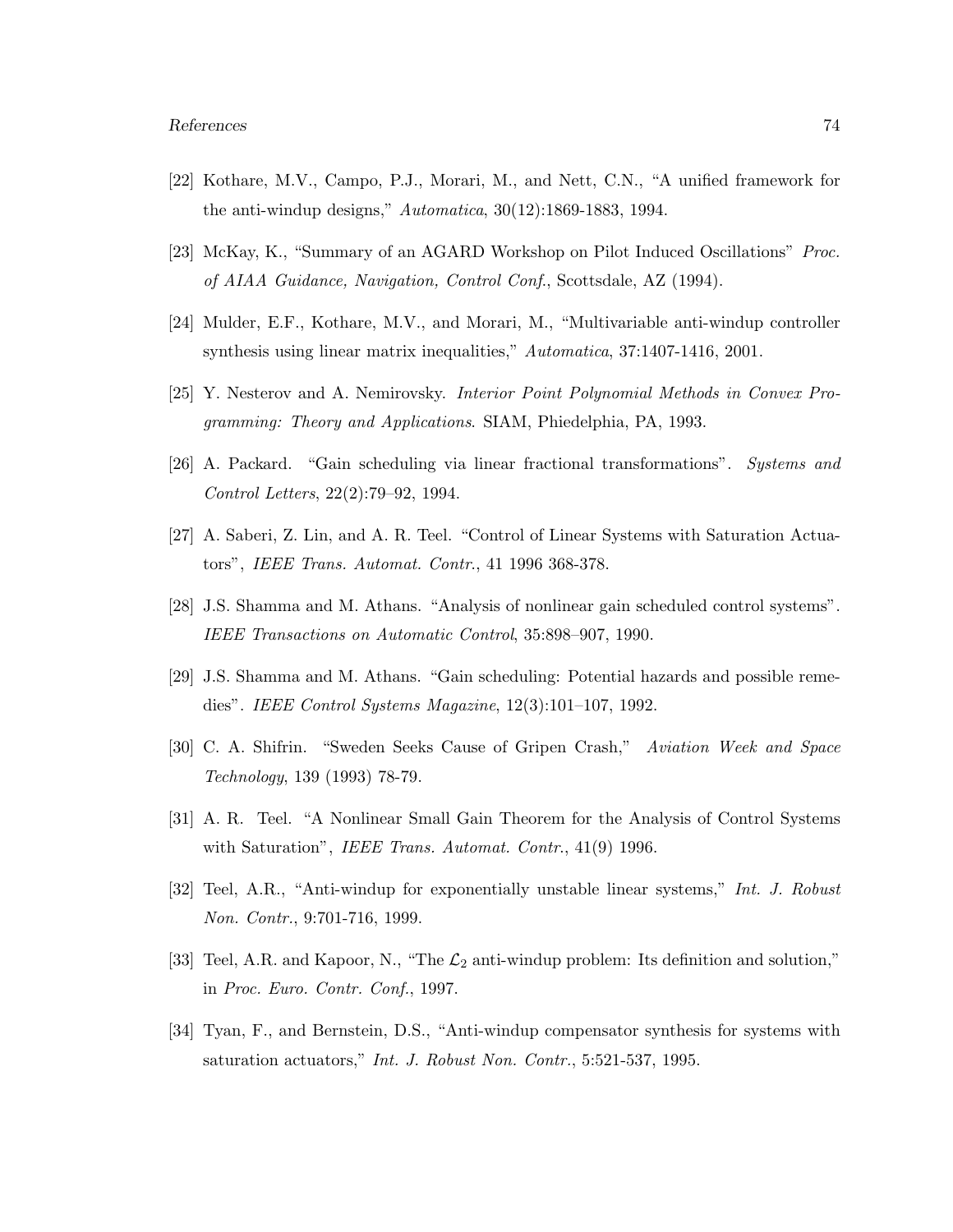[22] Kothare, M.V., Campo, P.J., Morari, M., and Nett, C.N., "A unified framework for the anti-windup designs," *Automatica*, 30(12):1869-1883, 1994.

[23] McKay, K., "Summary of an AGARD Workshop on Pilot Induced Oscillations" *Proc. of AIAA Guidance, Navigation, Control Conf.*, Scottsdale, AZ (1994).

[24] Mulder, E.F., Kothare, M.V., and Morari, M., "Multivariable anti-windup controller synthesis using linear matrix inequalities," *Automatica*, 37:1407-1416, 2001.

[25] Y. Nesterov and A. Nemirovsky. *Interior Point Polynomial Methods in Convex Programming: Theory and Applications*. SIAM, Phiedelphia, PA, 1993.

[26] A. Packard. "Gain scheduling via linear fractional transformations". *Systems and Control Letters*, 22(2):79–92, 1994.

[27] A. Saberi, Z. Lin, and A. R. Teel. "Control of Linear Systems with Saturation Actuators", *IEEE Trans. Automat. Contr.*, 41 1996 368-378.

[28] J.S. Shamma and M. Athans. "Analysis of nonlinear gain scheduled control systems". *IEEE Transactions on Automatic Control*, 35:898–907, 1990.

[29] J.S. Shamma and M. Athans. "Gain scheduling: Potential hazards and possible remedies". *IEEE Control Systems Magazine*, 12(3):101–107, 1992.

[30] C. A. Shifrin. "Sweden Seeks Cause of Gripen Crash," *Aviation Week and Space Technology*, 139 (1993) 78-79.

[31] A. R. Teel. "A Nonlinear Small Gain Theorem for the Analysis of Control Systems with Saturation", *IEEE Trans. Automat. Contr.*, 41(9) 1996.

[32] Teel, A.R., "Anti-windup for exponentially unstable linear systems," *Int. J. Robust Non. Contr.*, 9:701-716, 1999.

[33] Teel, A.R. and Kapoor, N., "The $\mathcal{L}_2$ anti-windup problem: Its definition and solution," in *Proc. Euro. Contr. Conf.*, 1997.

[34] Tyan, F., and Bernstein, D.S., "Anti-windup compensator synthesis for systems with saturation actuators," *Int. J. Robust Non. Contr.*, 5:521-537, 1995.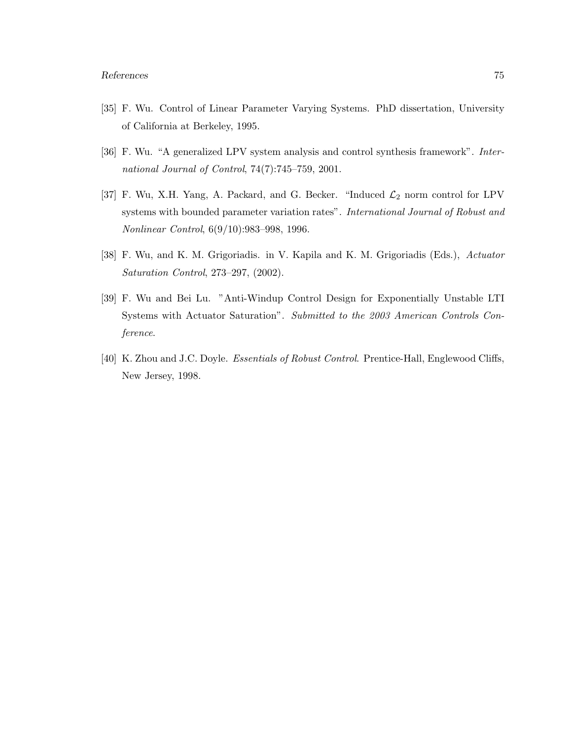[35] F. Wu. Control of Linear Parameter Varying Systems. PhD dissertation, University of California at Berkeley, 1995.

[36] F. Wu. "A generalized LPV system analysis and control synthesis framework". *International Journal of Control*, 74(7):745–759, 2001.

[37] F. Wu, X.H. Yang, A. Packard, and G. Becker. "Induced $\mathcal{L}_2$ norm control for LPV systems with bounded parameter variation rates". *International Journal of Robust and Nonlinear Control*, 6(9/10):983–998, 1996.

[38] F. Wu, and K. M. Grigoriadis. in V. Kapila and K. M. Grigoriadis (Eds.), *Actuator Saturation Control*, 273–297, (2002).

[39] F. Wu and Bei Lu. "Anti-Windup Control Design for Exponentially Unstable LTI Systems with Actuator Saturation". *Submitted to the 2003 American Controls Conference*.

[40] K. Zhou and J.C. Doyle. *Essentials of Robust Control*. Prentice-Hall, Englewood Cliffs, New Jersey, 1998.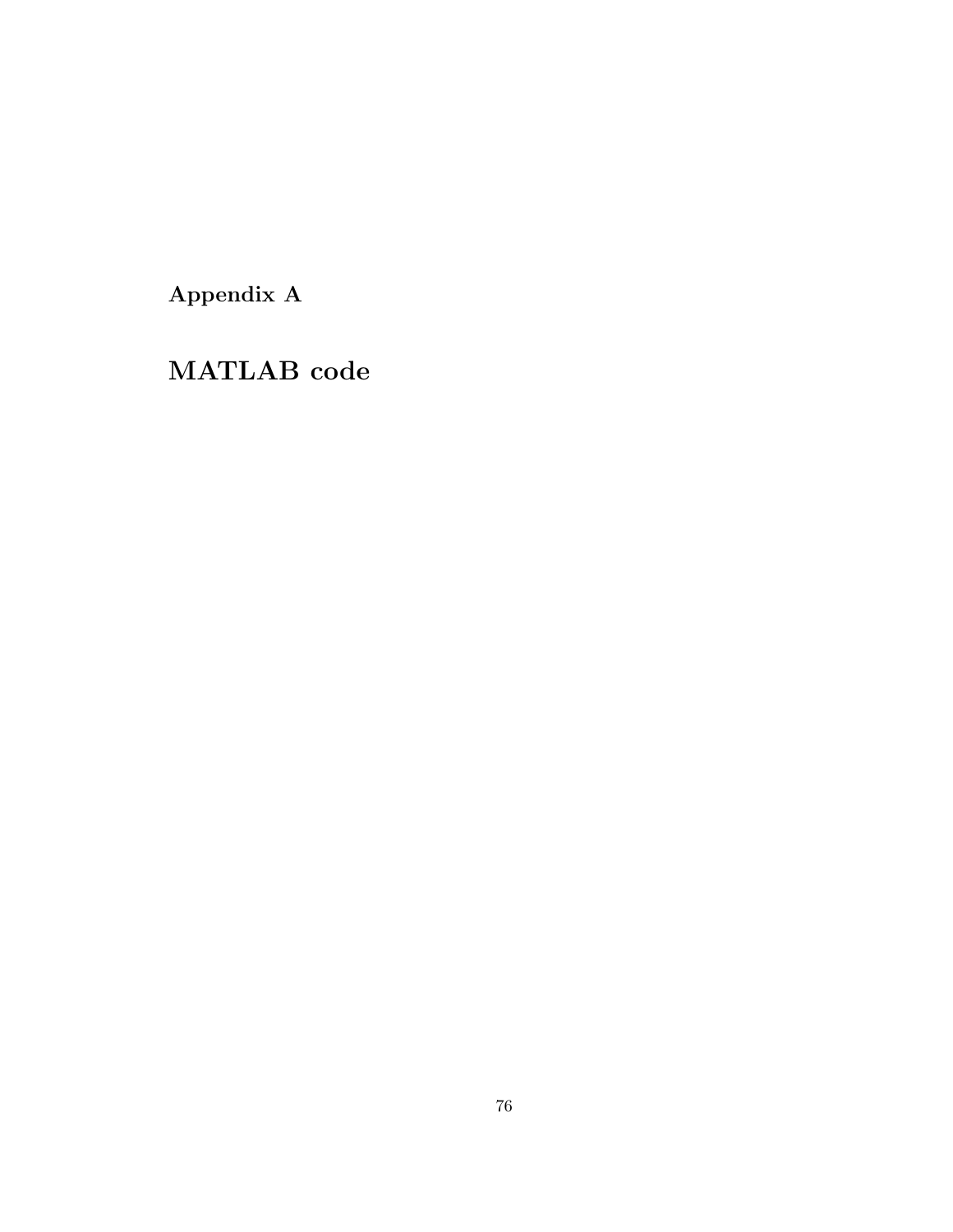# Appendix A

# MATLAB code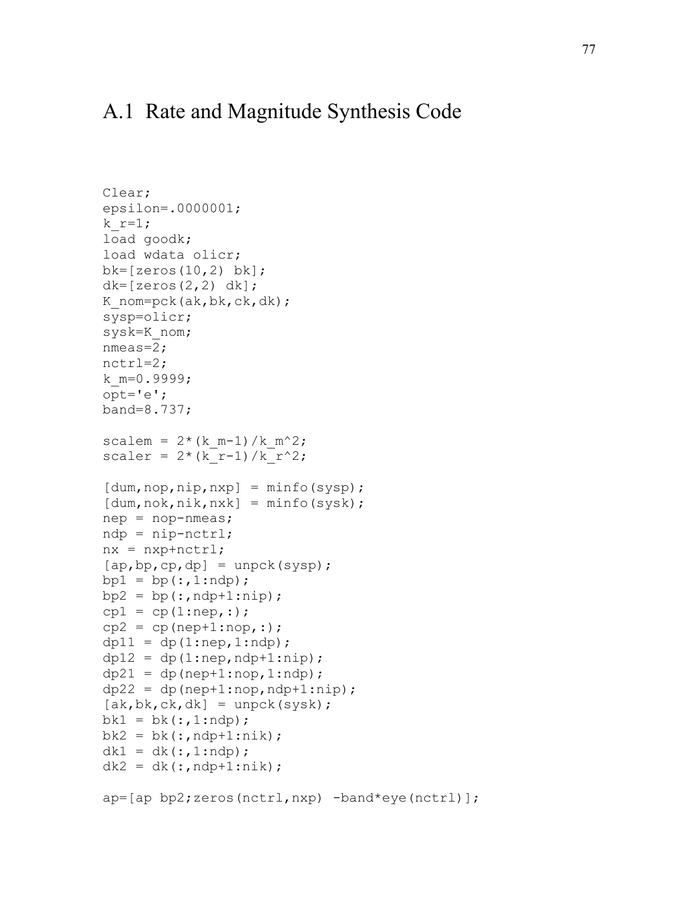## A.1 Rate and Magnitude Synthesis Code

```
Clear;
epsilon=.0000001;
k_r=1;
load goodk;
load wdata olicr;
bk=[zeros(10,2) bk];
dk=[zeros(2,2) dk];
K_nom=pck(ak,bk,ck,dk);
sysp=olicr;
sysk=K_nom;
nmeas=2;
nctrl=2;
k_m=0.9999;
opt='e';
band=8.737;

scalem = 2*(k_m-1)/k_m^2;
scaler = 2*(k_r-1)/k_r^2;

[dum,nop,nip,nxp] = minfo(sysp);
[dum,nok,nik,nxk] = minfo(sysk);
nep = nop-nmeas;
ndp = nip-nctrl;
nx = nxp+nctrl;
[ap,bp,cp,dp] = unpck(sysp);
bp1 = bp(:,1:ndp);
bp2 = bp(:,ndp+1:nip);
cp1 = cp(1:nep,:);
cp2 = cp(nep+1:nop,:);
dp11 = dp(1:nep,1:ndp);
dp12 = dp(1:nep,ndp+1:nip);
dp21 = dp(nep+1:nop,1:ndp);
dp22 = dp(nep+1:nop,ndp+1:nip);
[ak,bk,ck,dk] = unpck(sysk);
bk1 = bk(:,1:ndp);
bk2 = bk(:,ndp+1:nik);
dk1 = dk(:,1:ndp);
dk2 = dk(:,ndp+1:nik);

ap=[ap bp2;zeros(nctrl,nxp) -band*eye(nctrl)];
```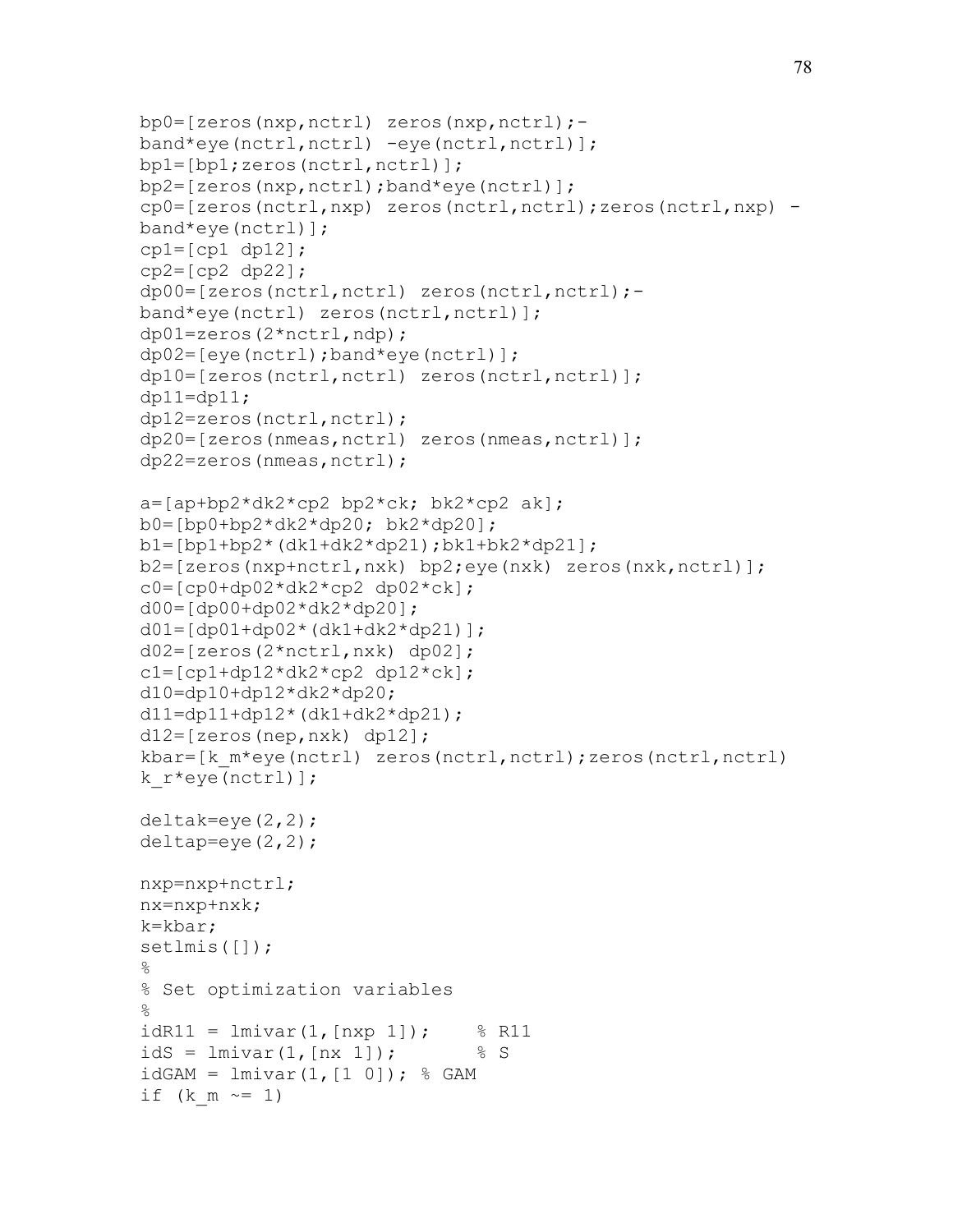```
bp0=[zeros(nxp,nctrl) zeros(nxp,nctrl);-
band*eye(nctrl,nctrl) -eye(nctrl,nctrl)];
bp1=[bp1;zeros(nctrl,nctrl)];
bp2=[zeros(nxp,nctrl);band*eye(nctrl)];
cp0=[zeros(nctrl,nxp) zeros(nctrl,nctrl);zeros(nctrl,nxp) -
band*eye(nctrl)];
cp1=[cp1 dp12];
cp2=[cp2 dp22];
dp00=[zeros(nctrl,nctrl) zeros(nctrl,nctrl);-
band*eye(nctrl) zeros(nctrl,nctrl)];
dp01=zeros(2*nctrl,ndp);
dp02=[eye(nctrl);band*eye(nctrl)];
dp10=[zeros(nctrl,nctrl) zeros(nctrl,nctrl)];
dp11=dp11;
dp12=zeros(nctrl,nctrl);
dp20=[zeros(nmeas,nctrl) zeros(nmeas,nctrl)];
dp22=zeros(nmeas,nctrl);

a=[ap+bp2*dk2*cp2 bp2*ck; bk2*cp2 ak];
b0=[bp0+bp2*dk2*dp20; bk2*dp20];
b1=[bp1+bp2*(dk1+dk2*dp21);bk1+bk2*dp21];
b2=[zeros(nxp+nctrl,nxk) bp2;eye(nxk) zeros(nxk,nctrl)];
c0=[cp0+dp02*dk2*cp2 dp02*ck];
d00=[dp00+dp02*dk2*dp20];
d01=[dp01+dp02*(dk1+dk2*dp21)];
d02=[zeros(2*nctrl,nxk) dp02];
c1=[cp1+dp12*dk2*cp2 dp12*ck];
d10=dp10+dp12*dk2*dp20;
d11=dp11+dp12*(dk1+dk2*dp21);
d12=[zeros(nep,nxk) dp12];
kbar=[k_m*eye(nctrl) zeros(nctrl,nctrl);zeros(nctrl,nctrl)
k_r*eye(nctrl)];

deltak=eye(2,2);
deltap=eye(2,2);

nxp=nxp+nctrl;
nx=nxp+nxk;
k=kbar;
setlmis([]);
%
% Set optimization variables
%
idR11 = lmivar(1,[nxp 1]);    % R11
idS = lmivar(1,[nx 1]);       % S
idGAM = lmivar(1,[1 0]); % GAM
if (k_m ~= 1)
```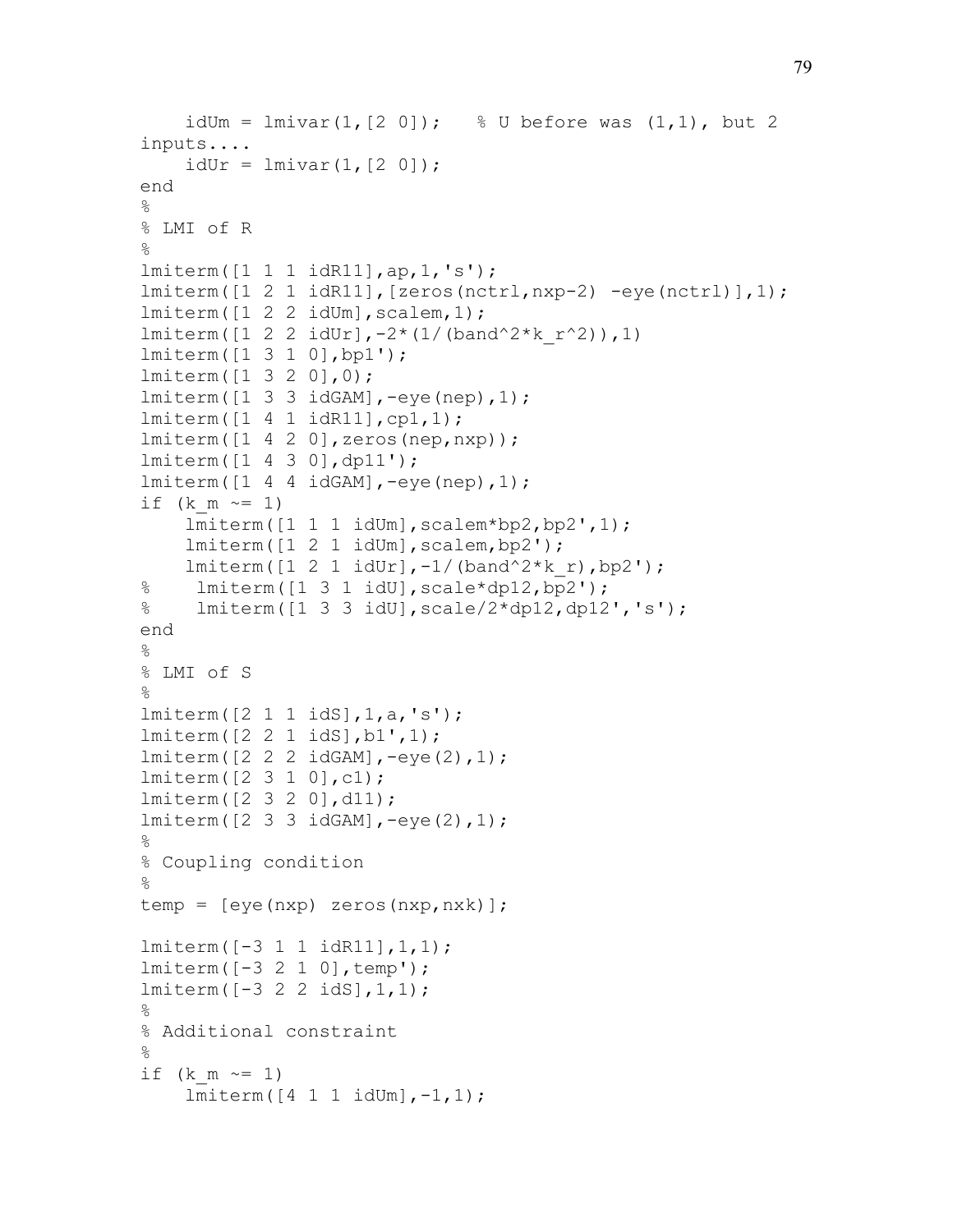```
    idUm = lmivar(1,[2 0]);   % U before was (1,1), but 2
inputs....
    idUr = lmivar(1,[2 0]);
end
%
% LMI of R
%
lmiterm([1 1 1 idR11],ap,1,'s');
lmiterm([1 2 1 idR11],[zeros(nctrl,nxp-2) -eye(nctrl)],1);
lmiterm([1 2 2 idUm],scalem,1);
lmiterm([1 2 2 idUr],-2*(1/(band^2*k_r^2)),1)
lmiterm([1 3 1 0],bp1');
lmiterm([1 3 2 0],0);
lmiterm([1 3 3 idGAM],-eye(nep),1);
lmiterm([1 4 1 idR11],cp1,1);
lmiterm([1 4 2 0],zeros(nep,nxp));
lmiterm([1 4 3 0],dp11');
lmiterm([1 4 4 idGAM],-eye(nep),1);
if (k_m ~= 1)
    lmiterm([1 1 1 idUm],scalem*bp2,bp2',1);
    lmiterm([1 2 1 idUm],scalem,bp2');
    lmiterm([1 2 1 idUr],-1/(band^2*k_r),bp2');
%    lmiterm([1 3 1 idU],scale*dp12,bp2');
%    lmiterm([1 3 3 idU],scale/2*dp12,dp12','s');
end
%
% LMI of S
%
lmiterm([2 1 1 idS],1,a,'s');
lmiterm([2 2 1 idS],b1',1);
lmiterm([2 2 2 idGAM],-eye(2),1);
lmiterm([2 3 1 0],c1);
lmiterm([2 3 2 0],d11);
lmiterm([2 3 3 idGAM],-eye(2),1);
%
% Coupling condition
%
temp = [eye(nxp) zeros(nxp,nxk)];

lmiterm([-3 1 1 idR11],1,1);
lmiterm([-3 2 1 0],temp');
lmiterm([-3 2 2 idS],1,1);
%
% Additional constraint
%
if (k_m ~= 1)
    lmiterm([4 1 1 idUm],-1,1);
```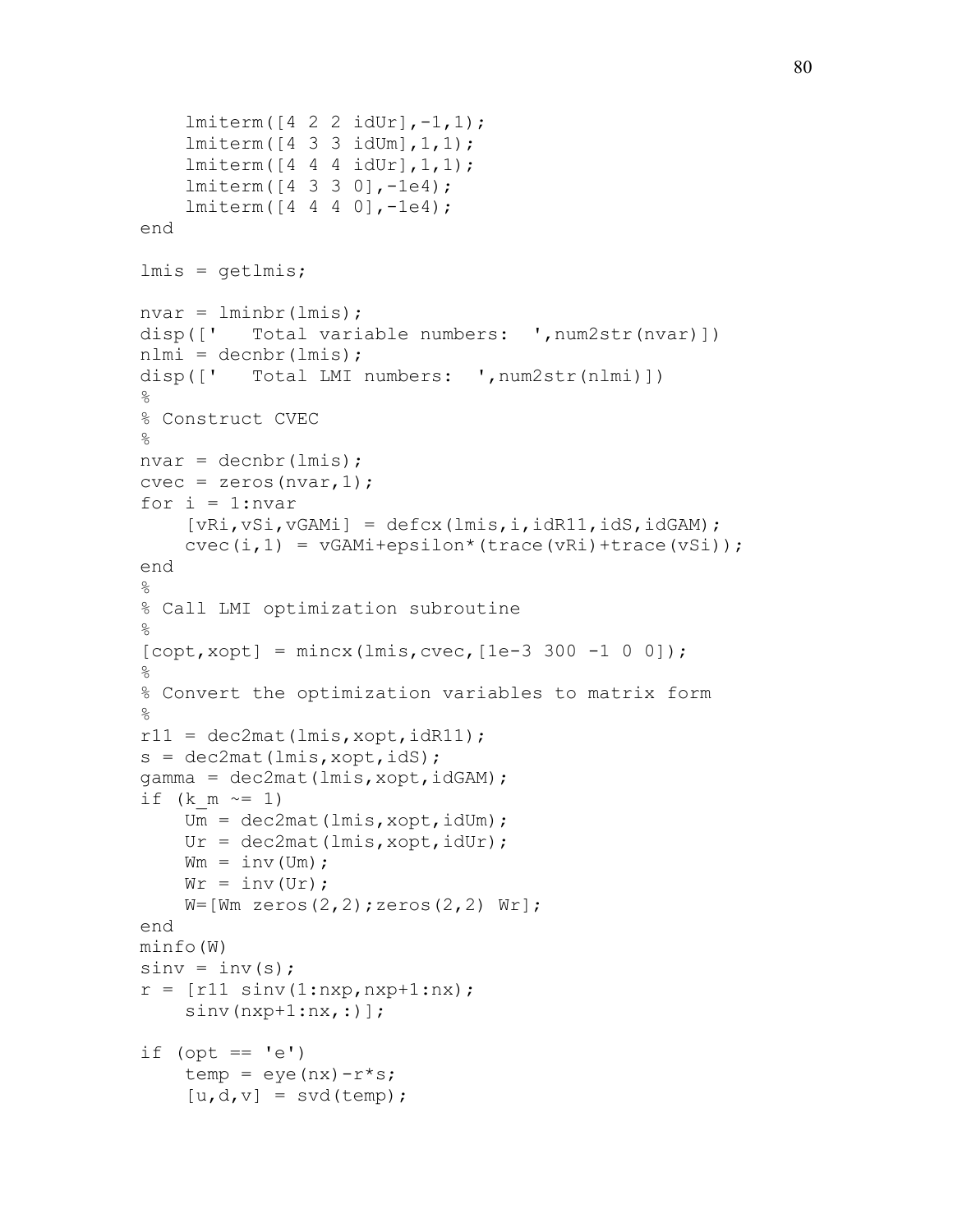```
    lmiterm([4 2 2 idUr],-1,1);
    lmiterm([4 3 3 idUm],1,1);
    lmiterm([4 4 4 idUr],1,1);
    lmiterm([4 3 3 0],-1e4);
    lmiterm([4 4 4 0],-1e4);
end

lmis = getlmis;

nvar = lminbr(lmis);
disp(['   Total variable numbers:  ',num2str(nvar)])
nlmi = decnbr(lmis);
disp(['   Total LMI numbers:  ',num2str(nlmi)])
%
% Construct CVEC
%
nvar = decnbr(lmis);
cvec = zeros(nvar,1);
for i = 1:nvar
    [vRi,vSi,vGAMi] = defcx(lmis,i,idR11,idS,idGAM);
    cvec(i,1) = vGAMi+epsilon*(trace(vRi)+trace(vSi));
end
%
% Call LMI optimization subroutine
%
[copt,xopt] = mincx(lmis,cvec,[1e-3 300 -1 0 0]);
%
% Convert the optimization variables to matrix form
%
r11 = dec2mat(lmis,xopt,idR11);
s = dec2mat(lmis,xopt,idS);
gamma = dec2mat(lmis,xopt,idGAM);
if (k_m ~= 1)
    Um = dec2mat(lmis,xopt,idUm);
    Ur = dec2mat(lmis,xopt,idUr);
    Wm = inv(Um);
    Wr = inv(Ur);
    W=[Wm zeros(2,2);zeros(2,2) Wr];
end
minfo(W)
sinv = inv(s);
r = [r11 sinv(1:nxp,nxp+1:nx);
    sinv(nxp+1:nx,:)];

if (opt == 'e')
    temp = eye(nx)-r*s;
    [u,d,v] = svd(temp);
```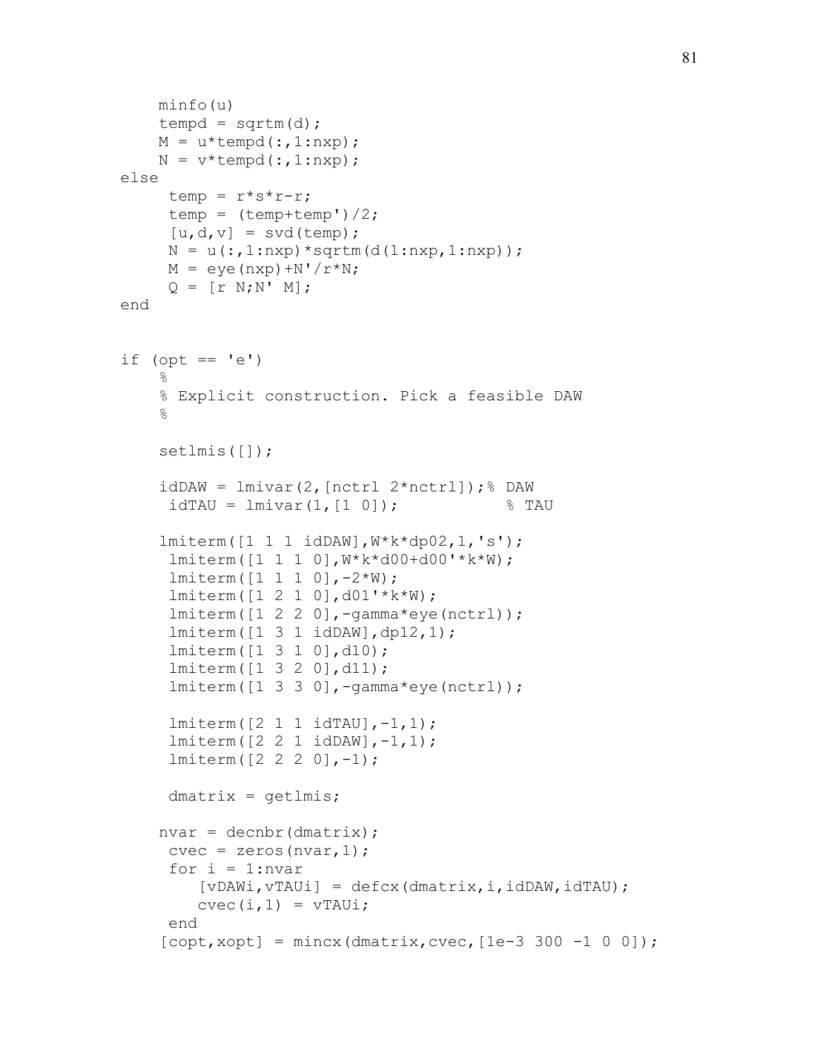```
    minfo(u)
    tempd = sqrtm(d);
    M = u*tempd(:,1:nxp);
    N = v*tempd(:,1:nxp);
else
     temp = r*s*r-r;
     temp = (temp+temp')/2;
     [u,d,v] = svd(temp);
     N = u(:,1:nxp)*sqrtm(d(1:nxp,1:nxp));
     M = eye(nxp)+N'/r*N;
     Q = [r N;N' M];
end


if (opt == 'e')
    %
    % Explicit construction. Pick a feasible DAW
    %

    setlmis([]);

    idDAW = lmivar(2,[nctrl 2*nctrl]);% DAW
     idTAU = lmivar(1,[1 0]);           % TAU

    lmiterm([1 1 1 idDAW],W*k*dp02,1,'s');
     lmiterm([1 1 1 0],W*k*d00+d00'*k*W);
     lmiterm([1 1 1 0],-2*W);
     lmiterm([1 2 1 0],d01'*k*W);
     lmiterm([1 2 2 0],-gamma*eye(nctrl));
     lmiterm([1 3 1 idDAW],dp12,1);
     lmiterm([1 3 1 0],d10);
     lmiterm([1 3 2 0],d11);
     lmiterm([1 3 3 0],-gamma*eye(nctrl));

     lmiterm([2 1 1 idTAU],-1,1);
     lmiterm([2 2 1 idDAW],-1,1);
     lmiterm([2 2 2 0],-1);

     dmatrix = getlmis;

    nvar = decnbr(dmatrix);
     cvec = zeros(nvar,1);
     for i = 1:nvar
        [vDAWi,vTAUi] = defcx(dmatrix,i,idDAW,idTAU);
        cvec(i,1) = vTAUi;
     end
    [copt,xopt] = mincx(dmatrix,cvec,[1e-3 300 -1 0 0]);
```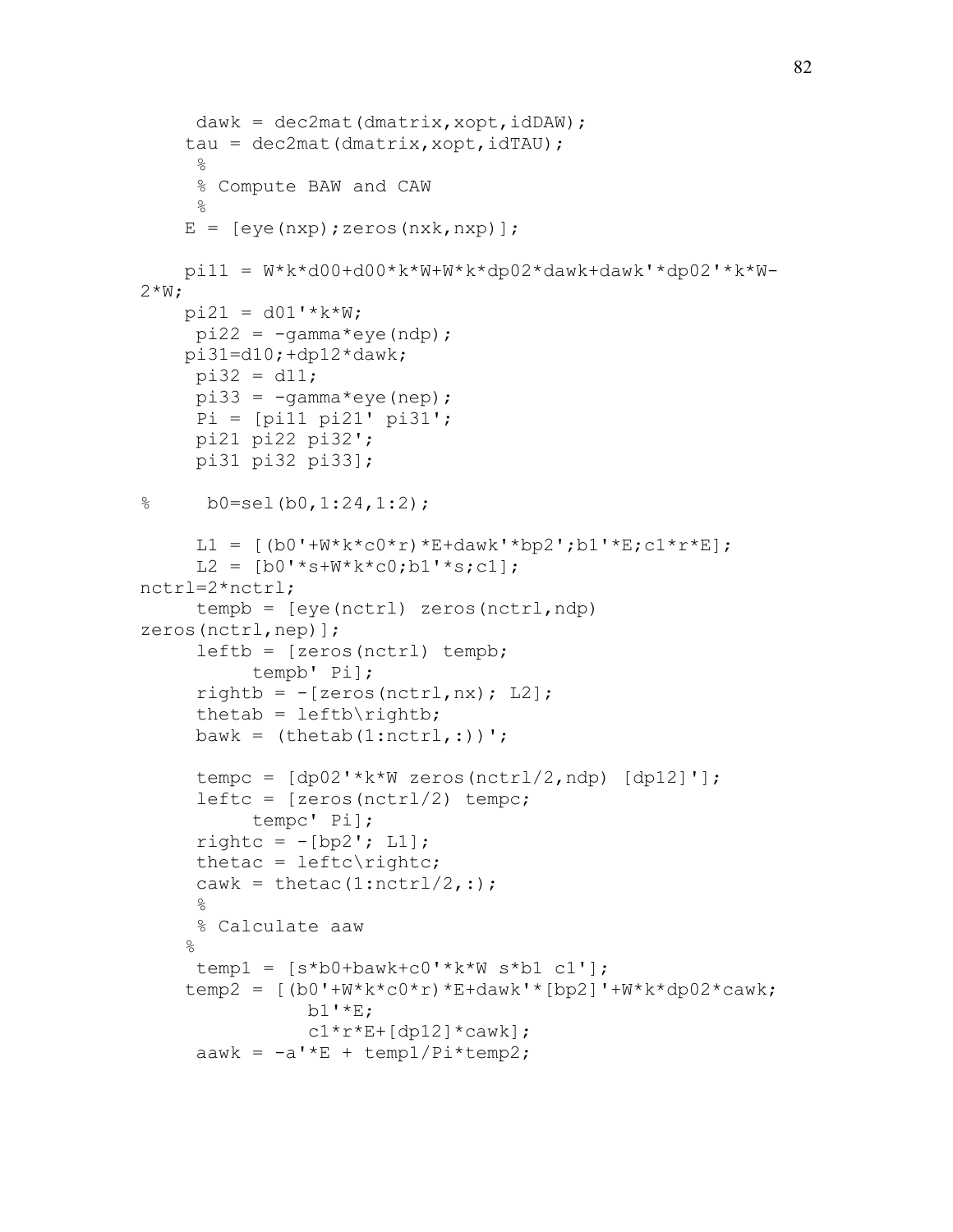```
     dawk = dec2mat(dmatrix,xopt,idDAW);
    tau = dec2mat(dmatrix,xopt,idTAU);
     %
     % Compute BAW and CAW
     %
    E = [eye(nxp);zeros(nxk,nxp)];

    pi11 = W*k*d00+d00*k*W+W*k*dp02*dawk+dawk'*dp02'*k*W-
2*W;
    pi21 = d01'*k*W;
     pi22 = -gamma*eye(ndp);
    pi31=d10;+dp12*dawk;
     pi32 = d11;
     pi33 = -gamma*eye(nep);
     Pi = [pi11 pi21' pi31';
     pi21 pi22 pi32';
     pi31 pi32 pi33];

%      b0=sel(b0,1:24,1:2);

     L1 = [(b0'+W*k*c0*r)*E+dawk'*bp2';b1'*E;c1*r*E];
     L2 = [b0'*s+W*k*c0;b1'*s;c1];
nctrl=2*nctrl;
     tempb = [eye(nctrl) zeros(nctrl,ndp)
zeros(nctrl,nep)];
     leftb = [zeros(nctrl) tempb;
          tempb' Pi];
     rightb = -[zeros(nctrl,nx); L2];
     thetab = leftb\rightb;
     bawk = (thetab(1:nctrl,:))';

     tempc = [dp02'*k*W zeros(nctrl/2,ndp) [dp12]'];
     leftc = [zeros(nctrl/2) tempc;
          tempc' Pi];
     rightc = -[bp2'; L1];
     thetac = leftc\rightc;
     cawk = thetac(1:nctrl/2,:);
     %
     % Calculate aaw
    %
     temp1 = [s*b0+bawk+c0'*k*W s*b1 c1'];
    temp2 = [(b0'+W*k*c0*r)*E+dawk'*[bp2]'+W*k*dp02*cawk;
               b1'*E;
               c1*r*E+[dp12]*cawk];
     aawk = -a'*E + temp1/Pi*temp2;
```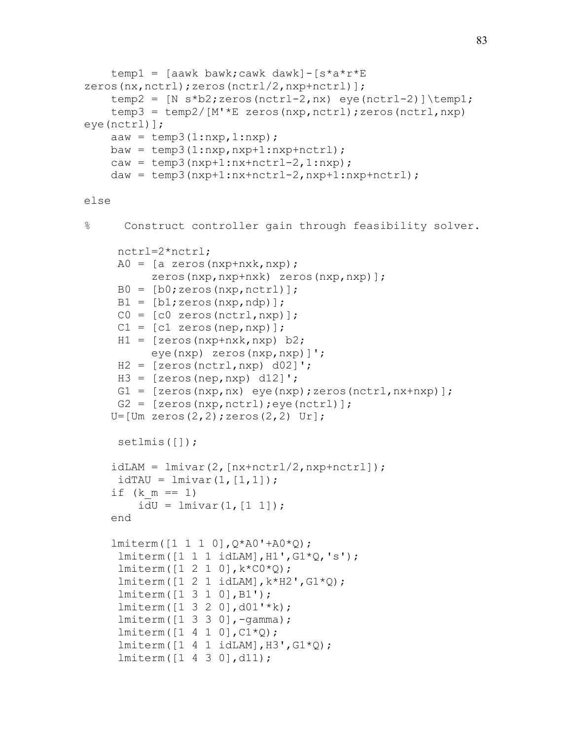```
    temp1 = [aawk bawk;cawk dawk]-[s*a*r*E
zeros(nx,nctrl);zeros(nctrl/2,nxp+nctrl)];
    temp2 = [N s*b2;zeros(nctrl-2,nx) eye(nctrl-2)]\temp1;
    temp3 = temp2/[M'*E zeros(nxp,nctrl);zeros(nctrl,nxp)
eye(nctrl)];
    aaw = temp3(1:nxp,1:nxp);
    baw = temp3(1:nxp,nxp+1:nxp+nctrl);
    caw = temp3(nxp+1:nx+nctrl-2,1:nxp);
    daw = temp3(nxp+1:nx+nctrl-2,nxp+1:nxp+nctrl);

else

%     Construct controller gain through feasibility solver.

     nctrl=2*nctrl;
     A0 = [a zeros(nxp+nxk,nxp);
          zeros(nxp,nxp+nxk) zeros(nxp,nxp)];
     B0 = [b0;zeros(nxp,nctrl)];
     B1 = [b1;zeros(nxp,ndp)];
     C0 = [c0 zeros(nctrl,nxp)];
     C1 = [c1 zeros(nep,nxp)];
     H1 = [zeros(nxp+nxk,nxp) b2;
          eye(nxp) zeros(nxp,nxp)]';
     H2 = [zeros(nctrl,nxp) d02]';
     H3 = [zeros(nep,nxp) d12]';
     G1 = [zeros(nxp,nx) eye(nxp);zeros(nctrl,nx+nxp)];
     G2 = [zeros(nxp,nctrl);eye(nctrl)];
    U=[Um zeros(2,2);zeros(2,2) Ur];

     setlmis([]);

    idLAM = lmivar(2,[nx+nctrl/2,nxp+nctrl]);
     idTAU = lmivar(1,[1,1]);
    if (k_m == 1)
        idU = lmivar(1,[1 1]);
    end

    lmiterm([1 1 1 0],Q*A0'+A0*Q);
     lmiterm([1 1 1 idLAM],H1',G1*Q,'s');
     lmiterm([1 2 1 0],k*C0*Q);
     lmiterm([1 2 1 idLAM],k*H2',G1*Q);
     lmiterm([1 3 1 0],B1');
     lmiterm([1 3 2 0],d01'*k);
     lmiterm([1 3 3 0],-gamma);
     lmiterm([1 4 1 0],C1*Q);
     lmiterm([1 4 1 idLAM],H3',G1*Q);
     lmiterm([1 4 3 0],d11);
```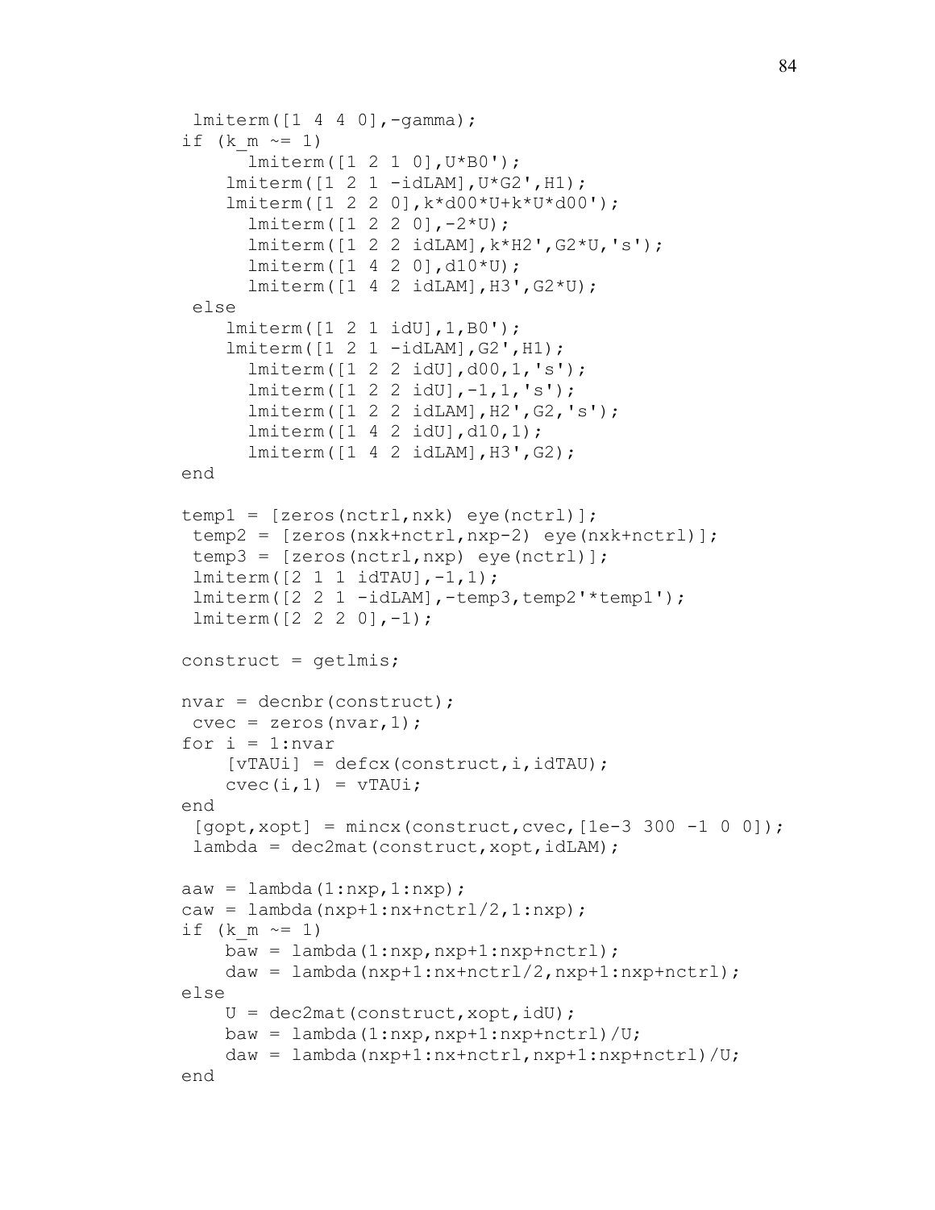```
 lmiterm([1 4 4 0],-gamma);
if (k_m ~= 1)
      lmiterm([1 2 1 0],U*B0');
    lmiterm([1 2 1 -idLAM],U*G2',H1);
    lmiterm([1 2 2 0],k*d00*U+k*U*d00');
      lmiterm([1 2 2 0],-2*U);
      lmiterm([1 2 2 idLAM],k*H2',G2*U,'s');
      lmiterm([1 4 2 0],d10*U);
      lmiterm([1 4 2 idLAM],H3',G2*U);
 else
    lmiterm([1 2 1 idU],1,B0');
    lmiterm([1 2 1 -idLAM],G2',H1);
      lmiterm([1 2 2 idU],d00,1,'s');
      lmiterm([1 2 2 idU],-1,1,'s');
      lmiterm([1 2 2 idLAM],H2',G2,'s');
      lmiterm([1 4 2 idU],d10,1);
      lmiterm([1 4 2 idLAM],H3',G2);
end

temp1 = [zeros(nctrl,nxk) eye(nctrl)];
 temp2 = [zeros(nxk+nctrl,nxp-2) eye(nxk+nctrl)];
 temp3 = [zeros(nctrl,nxp) eye(nctrl)];
 lmiterm([2 1 1 idTAU],-1,1);
 lmiterm([2 2 1 -idLAM],-temp3,temp2'*temp1');
 lmiterm([2 2 2 0],-1);

construct = getlmis;

nvar = decnbr(construct);
 cvec = zeros(nvar,1);
for i = 1:nvar
    [vTAUi] = defcx(construct,i,idTAU);
    cvec(i,1) = vTAUi;
end
 [gopt,xopt] = mincx(construct,cvec,[1e-3 300 -1 0 0]);
 lambda = dec2mat(construct,xopt,idLAM);

aaw = lambda(1:nxp,1:nxp);
caw = lambda(nxp+1:nx+nctrl/2,1:nxp);
if (k_m ~= 1)
    baw = lambda(1:nxp,nxp+1:nxp+nctrl);
    daw = lambda(nxp+1:nx+nctrl/2,nxp+1:nxp+nctrl);
else
    U = dec2mat(construct,xopt,idU);
    baw = lambda(1:nxp,nxp+1:nxp+nctrl)/U;
    daw = lambda(nxp+1:nx+nctrl,nxp+1:nxp+nctrl)/U;
end
```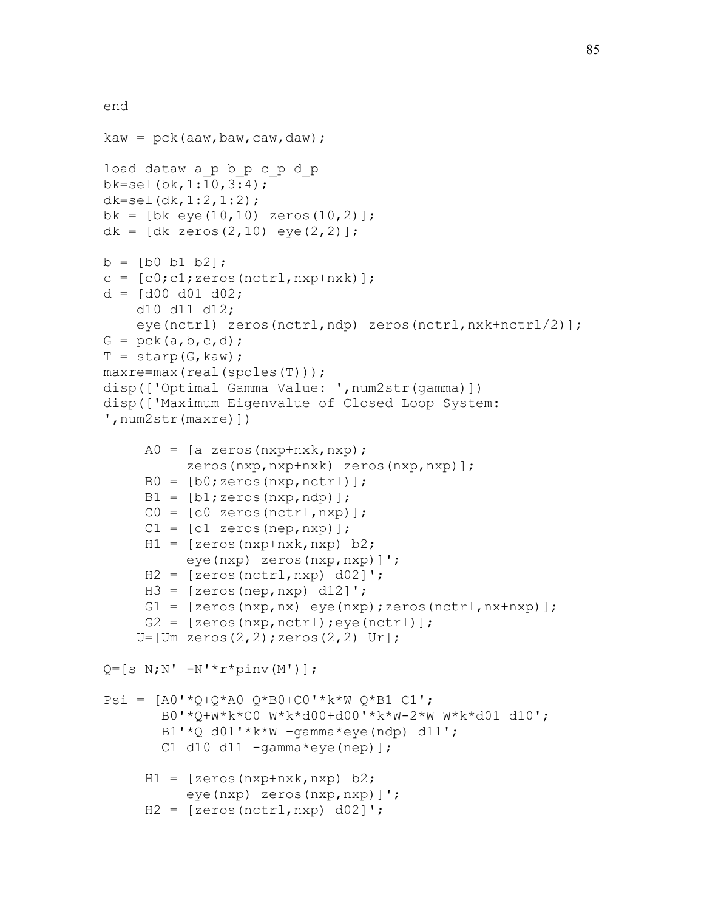```
end

kaw = pck(aaw,baw,caw,daw);

load dataw a_p b_p c_p d_p
bk=sel(bk,1:10,3:4);
dk=sel(dk,1:2,1:2);
bk = [bk eye(10,10) zeros(10,2)];
dk = [dk zeros(2,10) eye(2,2)];

b = [b0 b1 b2];
c = [c0;c1;zeros(nctrl,nxp+nxk)];
d = [d00 d01 d02;
    d10 d11 d12;
    eye(nctrl) zeros(nctrl,ndp) zeros(nctrl,nxk+nctrl/2)];
G = pck(a,b,c,d);
T = starp(G,kaw);
maxre=max(real(spoles(T)));
disp(['Optimal Gamma Value: ',num2str(gamma)])
disp(['Maximum Eigenvalue of Closed Loop System:
',num2str(maxre)])

     A0 = [a zeros(nxp+nxk,nxp);
          zeros(nxp,nxp+nxk) zeros(nxp,nxp)];
     B0 = [b0;zeros(nxp,nctrl)];
     B1 = [b1;zeros(nxp,ndp)];
     C0 = [c0 zeros(nctrl,nxp)];
     C1 = [c1 zeros(nep,nxp)];
     H1 = [zeros(nxp+nxk,nxp) b2;
          eye(nxp) zeros(nxp,nxp)]';
     H2 = [zeros(nctrl,nxp) d02]';
     H3 = [zeros(nep,nxp) d12]';
     G1 = [zeros(nxp,nx) eye(nxp);zeros(nctrl,nx+nxp)];
     G2 = [zeros(nxp,nctrl);eye(nctrl)];
    U=[Um zeros(2,2);zeros(2,2) Ur];

Q=[s N;N' -N'*r*pinv(M')];

Psi = [A0'*Q+Q*A0 Q*B0+C0'*k*W Q*B1 C1';
       B0'*Q+W*k*C0 W*k*d00+d00'*k*W-2*W W*k*d01 d10';
       B1'*Q d01'*k*W -gamma*eye(ndp) d11';
       C1 d10 d11 -gamma*eye(nep)];

     H1 = [zeros(nxp+nxk,nxp) b2;
          eye(nxp) zeros(nxp,nxp)]';
     H2 = [zeros(nctrl,nxp) d02]';
```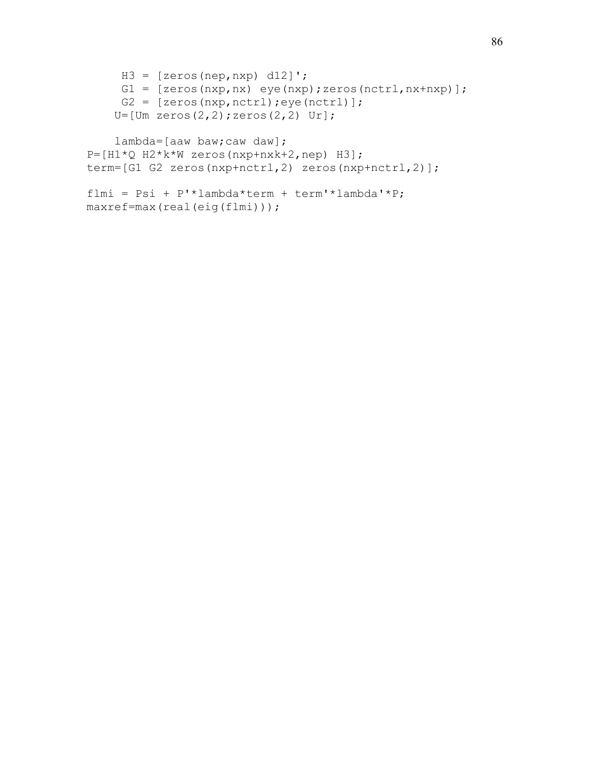```
     H3 = [zeros(nep,nxp) d12]';
     G1 = [zeros(nxp,nx) eye(nxp);zeros(nctrl,nx+nxp)];
     G2 = [zeros(nxp,nctrl);eye(nctrl)];
    U=[Um zeros(2,2);zeros(2,2) Ur];

    lambda=[aaw baw;caw daw];
P=[H1*Q H2*k*W zeros(nxp+nxk+2,nep) H3];
term=[G1 G2 zeros(nxp+nctrl,2) zeros(nxp+nctrl,2)];

flmi = Psi + P'*lambda*term + term'*lambda'*P;
maxref=max(real(eig(flmi)));
```